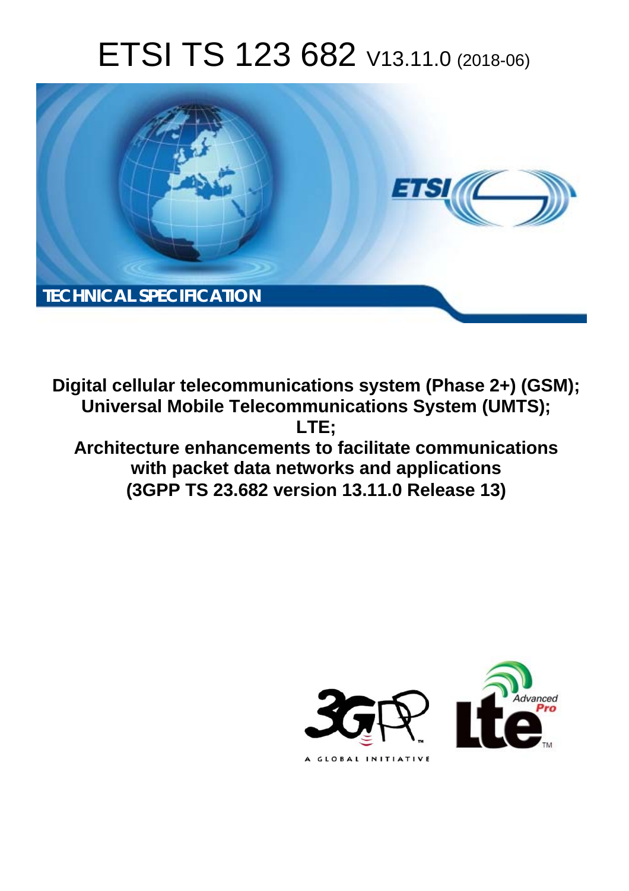# ETSI TS 123 682 V13.11.0 (2018-06)

TECHNICAL SPECIFICATION

**Digital cellular telecommunications system (Phase 2+) (GSM);**
**Universal Mobile Telecommunications System (UMTS);**
**LTE;**
**Architecture enhancements to facilitate communications with packet data networks and applications**
**(3GPP TS 23.682 version 13.11.0 Release 13)**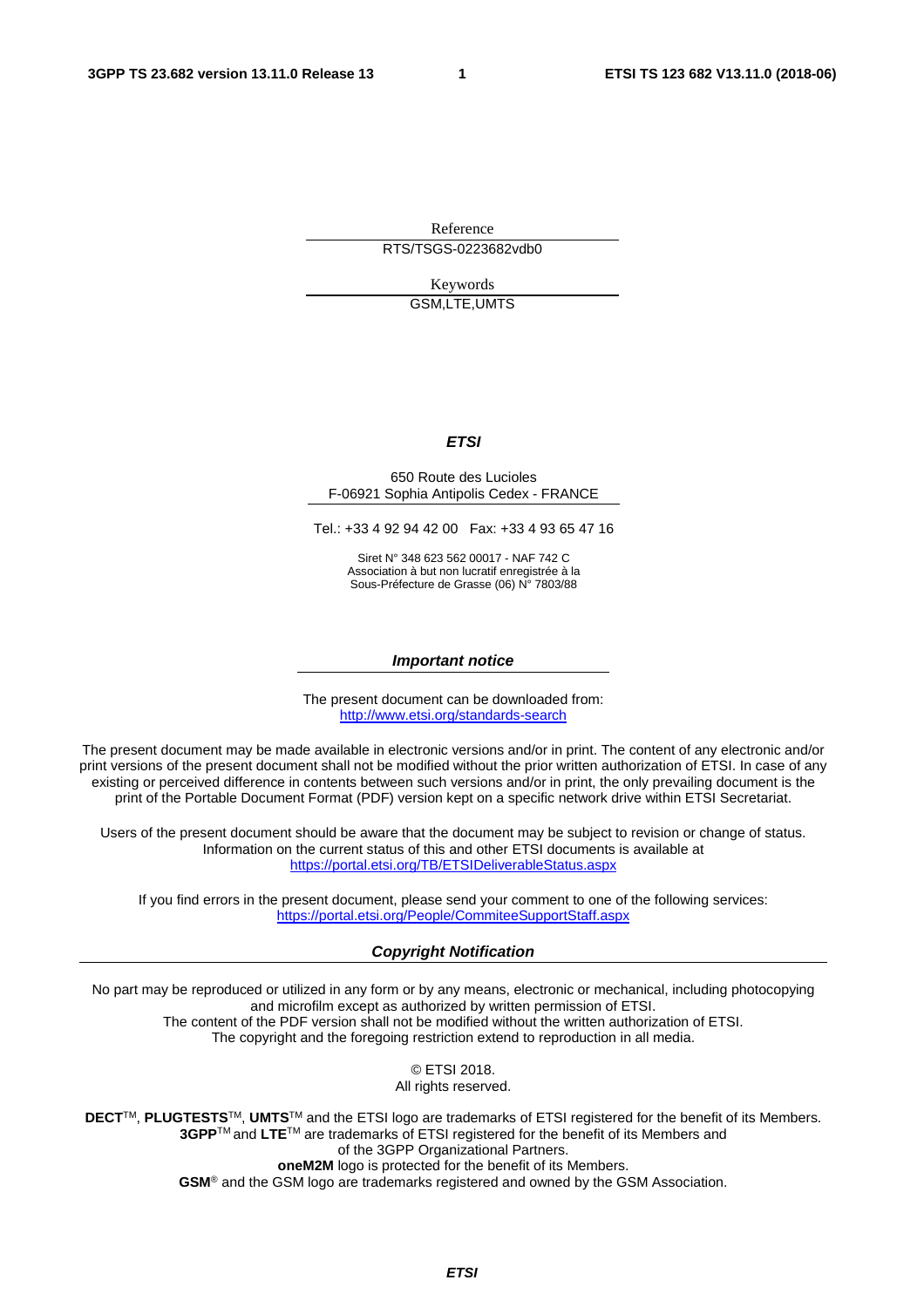Reference

RTS/TSGS-0223682vdb0

Keywords

GSM,LTE,UMTS

***ETSI***

650 Route des Lucioles
F-06921 Sophia Antipolis Cedex - FRANCE

Tel.: +33 4 92 94 42 00   Fax: +33 4 93 65 47 16

Siret N° 348 623 562 00017 - NAF 742 C
Association à but non lucratif enregistrée à la
Sous-Préfecture de Grasse (06) N° 7803/88

***Important notice***

The present document can be downloaded from:
http://www.etsi.org/standards-search

The present document may be made available in electronic versions and/or in print. The content of any electronic and/or print versions of the present document shall not be modified without the prior written authorization of ETSI. In case of any existing or perceived difference in contents between such versions and/or in print, the only prevailing document is the print of the Portable Document Format (PDF) version kept on a specific network drive within ETSI Secretariat.

Users of the present document should be aware that the document may be subject to revision or change of status. Information on the current status of this and other ETSI documents is available at
https://portal.etsi.org/TB/ETSIDeliverableStatus.aspx

If you find errors in the present document, please send your comment to one of the following services:
https://portal.etsi.org/People/CommiteeSupportStaff.aspx

***Copyright Notification***

No part may be reproduced or utilized in any form or by any means, electronic or mechanical, including photocopying and microfilm except as authorized by written permission of ETSI.
The content of the PDF version shall not be modified without the written authorization of ETSI.
The copyright and the foregoing restriction extend to reproduction in all media.

© ETSI 2018.
All rights reserved.

**DECT**™, **PLUGTESTS**™, **UMTS**™ and the ETSI logo are trademarks of ETSI registered for the benefit of its Members.
**3GPP**™ and **LTE**™ are trademarks of ETSI registered for the benefit of its Members and of the 3GPP Organizational Partners.
**oneM2M** logo is protected for the benefit of its Members.
**GSM**® and the GSM logo are trademarks registered and owned by the GSM Association.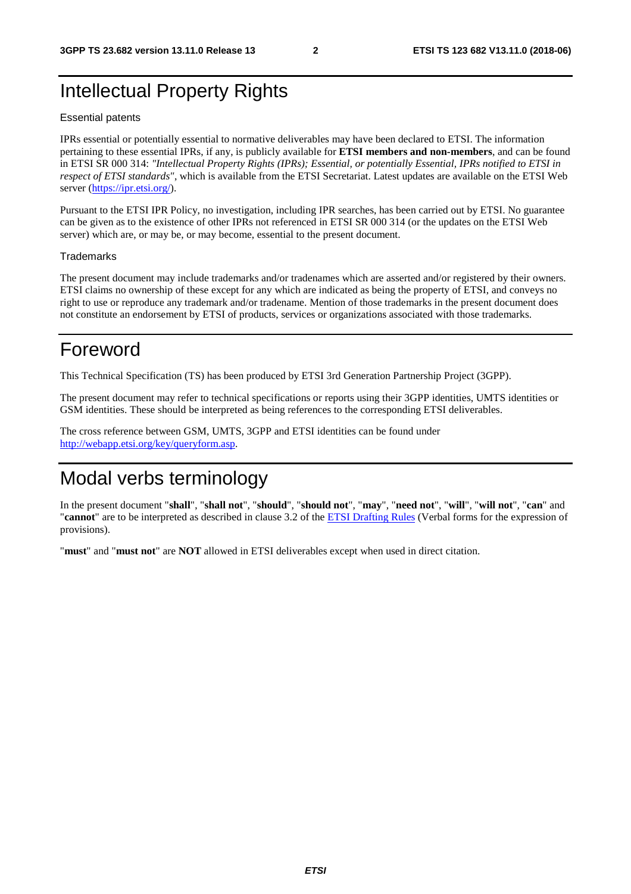# Intellectual Property Rights

## Essential patents

IPRs essential or potentially essential to normative deliverables may have been declared to ETSI. The information pertaining to these essential IPRs, if any, is publicly available for **ETSI members and non-members**, and can be found in ETSI SR 000 314: *"Intellectual Property Rights (IPRs); Essential, or potentially Essential, IPRs notified to ETSI in respect of ETSI standards"*, which is available from the ETSI Secretariat. Latest updates are available on the ETSI Web server (https://ipr.etsi.org/).

Pursuant to the ETSI IPR Policy, no investigation, including IPR searches, has been carried out by ETSI. No guarantee can be given as to the existence of other IPRs not referenced in ETSI SR 000 314 (or the updates on the ETSI Web server) which are, or may be, or may become, essential to the present document.

## Trademarks

The present document may include trademarks and/or tradenames which are asserted and/or registered by their owners. ETSI claims no ownership of these except for any which are indicated as being the property of ETSI, and conveys no right to use or reproduce any trademark and/or tradename. Mention of those trademarks in the present document does not constitute an endorsement by ETSI of products, services or organizations associated with those trademarks.

# Foreword

This Technical Specification (TS) has been produced by ETSI 3rd Generation Partnership Project (3GPP).

The present document may refer to technical specifications or reports using their 3GPP identities, UMTS identities or GSM identities. These should be interpreted as being references to the corresponding ETSI deliverables.

The cross reference between GSM, UMTS, 3GPP and ETSI identities can be found under http://webapp.etsi.org/key/queryform.asp.

# Modal verbs terminology

In the present document "**shall**", "**shall not**", "**should**", "**should not**", "**may**", "**need not**", "**will**", "**will not**", "**can**" and "**cannot**" are to be interpreted as described in clause 3.2 of the ETSI Drafting Rules (Verbal forms for the expression of provisions).

"**must**" and "**must not**" are **NOT** allowed in ETSI deliverables except when used in direct citation.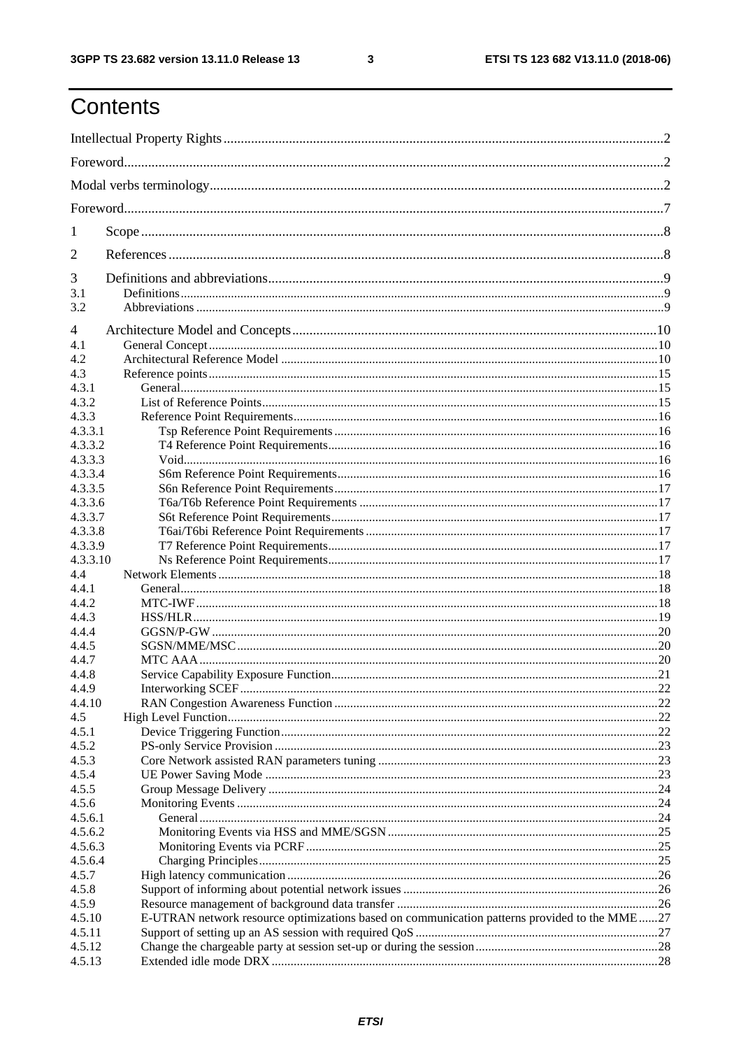# Contents

Intellectual Property Rights ........................................................................................................................2

Foreword.....................................................................................................................................................2

Modal verbs terminology.............................................................................................................................2

Foreword.....................................................................................................................................................7

1 Scope ......................................................................................................................................................8

2 References ..............................................................................................................................................8

3 Definitions and abbreviations..................................................................................................................9

3.1 Definitions..........................................................................................................................................9

3.2 Abbreviations .....................................................................................................................................9

4 Architecture Model and Concepts .........................................................................................................10

4.1 General Concept...............................................................................................................................10

4.2 Architectural Reference Model ........................................................................................................10

4.3 Reference points...............................................................................................................................15

4.3.1 General.........................................................................................................................................15

4.3.2 List of Reference Points...............................................................................................................15

4.3.3 Reference Point Requirements.....................................................................................................16

4.3.3.1 Tsp Reference Point Requirements ..........................................................................................16

4.3.3.2 T4 Reference Point Requirements............................................................................................16

4.3.3.3 Void..........................................................................................................................................16

4.3.3.4 S6m Reference Point Requirements.........................................................................................16

4.3.3.5 S6n Reference Point Requirements..........................................................................................17

4.3.3.6 T6a/T6b Reference Point Requirements ..................................................................................17

4.3.3.7 S6t Reference Point Requirements...........................................................................................17

4.3.3.8 T6ai/T6bi Reference Point Requirements .................................................................................17

4.3.3.9 T7 Reference Point Requirements............................................................................................17

4.3.3.10 Ns Reference Point Requirements............................................................................................17

4.4 Network Elements ............................................................................................................................18

4.4.1 General.........................................................................................................................................18

4.4.2 MTC-IWF ....................................................................................................................................18

4.4.3 HSS/HLR.....................................................................................................................................19

4.4.4 GGSN/P-GW ...............................................................................................................................20

4.4.5 SGSN/MME/MSC.......................................................................................................................20

4.4.7 MTC AAA...................................................................................................................................20

4.4.8 Service Capability Exposure Function.........................................................................................21

4.4.9 Interworking SCEF......................................................................................................................22

4.4.10 RAN Congestion Awareness Function ........................................................................................22

4.5 High Level Function..........................................................................................................................22

4.5.1 Device Triggering Function.........................................................................................................22

4.5.2 PS-only Service Provision ...........................................................................................................23

4.5.3 Core Network assisted RAN parameters tuning ..........................................................................23

4.5.4 UE Power Saving Mode ..............................................................................................................23

4.5.5 Group Message Delivery .............................................................................................................24

4.5.6 Monitoring Events .......................................................................................................................24

4.5.6.1 General......................................................................................................................................24

4.5.6.2 Monitoring Events via HSS and MME/SGSN..........................................................................25

4.5.6.3 Monitoring Events via PCRF ....................................................................................................25

4.5.6.4 Charging Principles...................................................................................................................25

4.5.7 High latency communication.......................................................................................................26

4.5.8 Support of informing about potential network issues ..................................................................26

4.5.9 Resource management of background data transfer ....................................................................26

4.5.10 E-UTRAN network resource optimizations based on communication patterns provided to the MME......27

4.5.11 Support of setting up an AS session with required QoS ..............................................................27

4.5.12 Change the chargeable party at session set-up or during the session...........................................28

4.5.13 Extended idle mode DRX ............................................................................................................28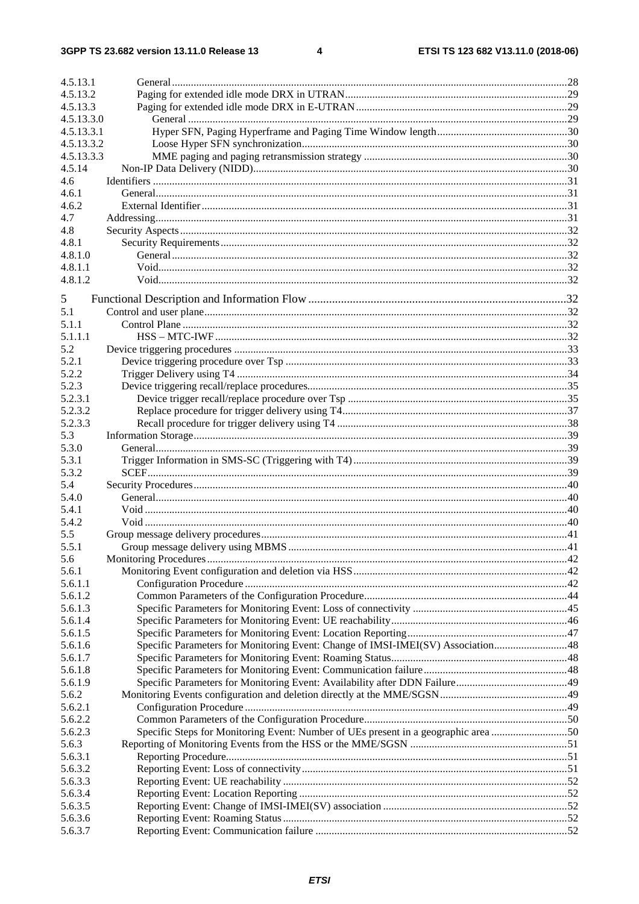4.5.13.1 General ... 28
4.5.13.2 Paging for extended idle mode DRX in UTRAN ... 29
4.5.13.3 Paging for extended idle mode DRX in E-UTRAN ... 29
4.5.13.3.0 General ... 29
4.5.13.3.1 Hyper SFN, Paging Hyperframe and Paging Time Window length ... 30
4.5.13.3.2 Loose Hyper SFN synchronization ... 30
4.5.13.3.3 MME paging and paging retransmission strategy ... 30
4.5.14 Non-IP Data Delivery (NIDD) ... 30
4.6 Identifiers ... 31
4.6.1 General ... 31
4.6.2 External Identifier ... 31
4.7 Addressing ... 31
4.8 Security Aspects ... 32
4.8.1 Security Requirements ... 32
4.8.1.0 General ... 32
4.8.1.1 Void ... 32
4.8.1.2 Void ... 32

5 Functional Description and Information Flow ... 32
5.1 Control and user plane ... 32
5.1.1 Control Plane ... 32
5.1.1.1 HSS – MTC-IWF ... 32
5.2 Device triggering procedures ... 33
5.2.1 Device triggering procedure over Tsp ... 33
5.2.2 Trigger Delivery using T4 ... 34
5.2.3 Device triggering recall/replace procedures ... 35
5.2.3.1 Device trigger recall/replace procedure over Tsp ... 35
5.2.3.2 Replace procedure for trigger delivery using T4 ... 37
5.2.3.3 Recall procedure for trigger delivery using T4 ... 38
5.3 Information Storage ... 39
5.3.0 General ... 39
5.3.1 Trigger Information in SMS-SC (Triggering with T4) ... 39
5.3.2 SCEF ... 39
5.4 Security Procedures ... 40
5.4.0 General ... 40
5.4.1 Void ... 40
5.4.2 Void ... 40
5.5 Group message delivery procedures ... 41
5.5.1 Group message delivery using MBMS ... 41
5.6 Monitoring Procedures ... 42
5.6.1 Monitoring Event configuration and deletion via HSS ... 42
5.6.1.1 Configuration Procedure ... 42
5.6.1.2 Common Parameters of the Configuration Procedure ... 44
5.6.1.3 Specific Parameters for Monitoring Event: Loss of connectivity ... 45
5.6.1.4 Specific Parameters for Monitoring Event: UE reachability ... 46
5.6.1.5 Specific Parameters for Monitoring Event: Location Reporting ... 47
5.6.1.6 Specific Parameters for Monitoring Event: Change of IMSI-IMEI(SV) Association ... 48
5.6.1.7 Specific Parameters for Monitoring Event: Roaming Status ... 48
5.6.1.8 Specific Parameters for Monitoring Event: Communication failure ... 48
5.6.1.9 Specific Parameters for Monitoring Event: Availability after DDN Failure ... 49
5.6.2 Monitoring Events configuration and deletion directly at the MME/SGSN ... 49
5.6.2.1 Configuration Procedure ... 49
5.6.2.2 Common Parameters of the Configuration Procedure ... 50
5.6.2.3 Specific Steps for Monitoring Event: Number of UEs present in a geographic area ... 50
5.6.3 Reporting of Monitoring Events from the HSS or the MME/SGSN ... 51
5.6.3.1 Reporting Procedure ... 51
5.6.3.2 Reporting Event: Loss of connectivity ... 51
5.6.3.3 Reporting Event: UE reachability ... 52
5.6.3.4 Reporting Event: Location Reporting ... 52
5.6.3.5 Reporting Event: Change of IMSI-IMEI(SV) association ... 52
5.6.3.6 Reporting Event: Roaming Status ... 52
5.6.3.7 Reporting Event: Communication failure ... 52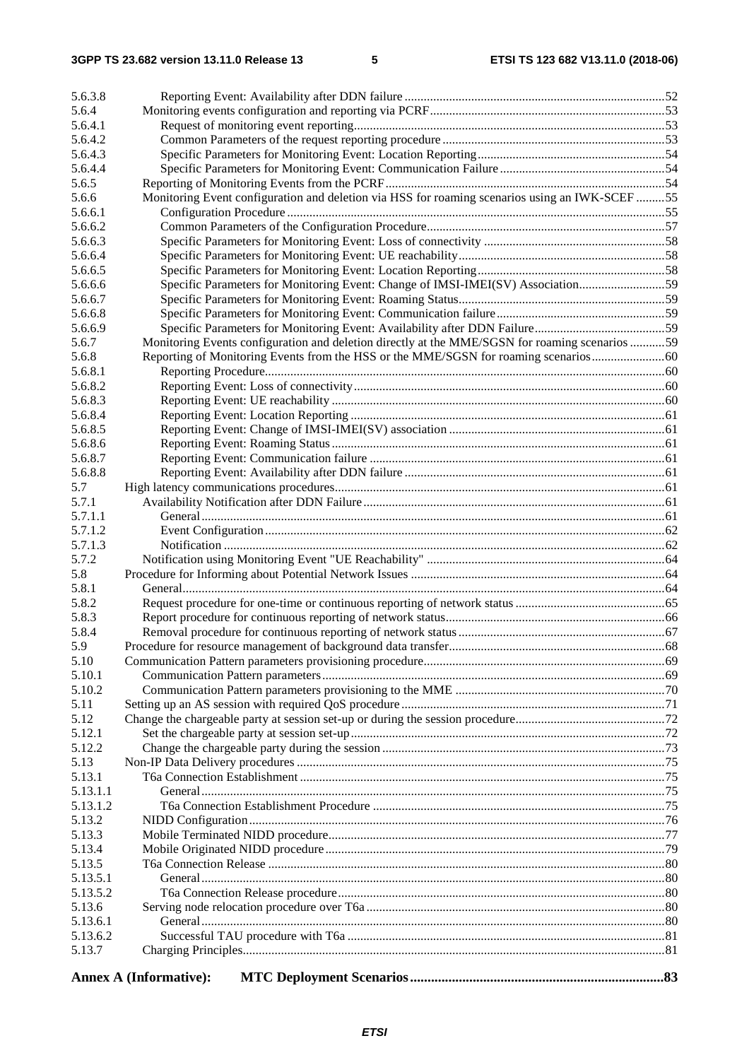| | | |
|---|---|---|
| 5.6.3.8 | Reporting Event: Availability after DDN failure | 52 |
| 5.6.4 | Monitoring events configuration and reporting via PCRF | 53 |
| 5.6.4.1 | Request of monitoring event reporting | 53 |
| 5.6.4.2 | Common Parameters of the request reporting procedure | 53 |
| 5.6.4.3 | Specific Parameters for Monitoring Event: Location Reporting | 54 |
| 5.6.4.4 | Specific Parameters for Monitoring Event: Communication Failure | 54 |
| 5.6.5 | Reporting of Monitoring Events from the PCRF | 54 |
| 5.6.6 | Monitoring Event configuration and deletion via HSS for roaming scenarios using an IWK-SCEF | 55 |
| 5.6.6.1 | Configuration Procedure | 55 |
| 5.6.6.2 | Common Parameters of the Configuration Procedure | 57 |
| 5.6.6.3 | Specific Parameters for Monitoring Event: Loss of connectivity | 58 |
| 5.6.6.4 | Specific Parameters for Monitoring Event: UE reachability | 58 |
| 5.6.6.5 | Specific Parameters for Monitoring Event: Location Reporting | 58 |
| 5.6.6.6 | Specific Parameters for Monitoring Event: Change of IMSI-IMEI(SV) Association | 59 |
| 5.6.6.7 | Specific Parameters for Monitoring Event: Roaming Status | 59 |
| 5.6.6.8 | Specific Parameters for Monitoring Event: Communication failure | 59 |
| 5.6.6.9 | Specific Parameters for Monitoring Event: Availability after DDN Failure | 59 |
| 5.6.7 | Monitoring Events configuration and deletion directly at the MME/SGSN for roaming scenarios | 59 |
| 5.6.8 | Reporting of Monitoring Events from the HSS or the MME/SGSN for roaming scenarios | 60 |
| 5.6.8.1 | Reporting Procedure | 60 |
| 5.6.8.2 | Reporting Event: Loss of connectivity | 60 |
| 5.6.8.3 | Reporting Event: UE reachability | 60 |
| 5.6.8.4 | Reporting Event: Location Reporting | 61 |
| 5.6.8.5 | Reporting Event: Change of IMSI-IMEI(SV) association | 61 |
| 5.6.8.6 | Reporting Event: Roaming Status | 61 |
| 5.6.8.7 | Reporting Event: Communication failure | 61 |
| 5.6.8.8 | Reporting Event: Availability after DDN failure | 61 |
| 5.7 | High latency communications procedures | 61 |
| 5.7.1 | Availability Notification after DDN Failure | 61 |
| 5.7.1.1 | General | 61 |
| 5.7.1.2 | Event Configuration | 62 |
| 5.7.1.3 | Notification | 62 |
| 5.7.2 | Notification using Monitoring Event "UE Reachability" | 64 |
| 5.8 | Procedure for Informing about Potential Network Issues | 64 |
| 5.8.1 | General | 64 |
| 5.8.2 | Request procedure for one-time or continuous reporting of network status | 65 |
| 5.8.3 | Report procedure for continuous reporting of network status | 66 |
| 5.8.4 | Removal procedure for continuous reporting of network status | 67 |
| 5.9 | Procedure for resource management of background data transfer | 68 |
| 5.10 | Communication Pattern parameters provisioning procedure | 69 |
| 5.10.1 | Communication Pattern parameters | 69 |
| 5.10.2 | Communication Pattern parameters provisioning to the MME | 70 |
| 5.11 | Setting up an AS session with required QoS procedure | 71 |
| 5.12 | Change the chargeable party at session set-up or during the session procedure | 72 |
| 5.12.1 | Set the chargeable party at session set-up | 72 |
| 5.12.2 | Change the chargeable party during the session | 73 |
| 5.13 | Non-IP Data Delivery procedures | 75 |
| 5.13.1 | T6a Connection Establishment | 75 |
| 5.13.1.1 | General | 75 |
| 5.13.1.2 | T6a Connection Establishment Procedure | 75 |
| 5.13.2 | NIDD Configuration | 76 |
| 5.13.3 | Mobile Terminated NIDD procedure | 77 |
| 5.13.4 | Mobile Originated NIDD procedure | 79 |
| 5.13.5 | T6a Connection Release | 80 |
| 5.13.5.1 | General | 80 |
| 5.13.5.2 | T6a Connection Release procedure | 80 |
| 5.13.6 | Serving node relocation procedure over T6a | 80 |
| 5.13.6.1 | General | 80 |
| 5.13.6.2 | Successful TAU procedure with T6a | 81 |
| 5.13.7 | Charging Principles | 81 |
| **Annex A (Informative):** | **MTC Deployment Scenarios** | **83** |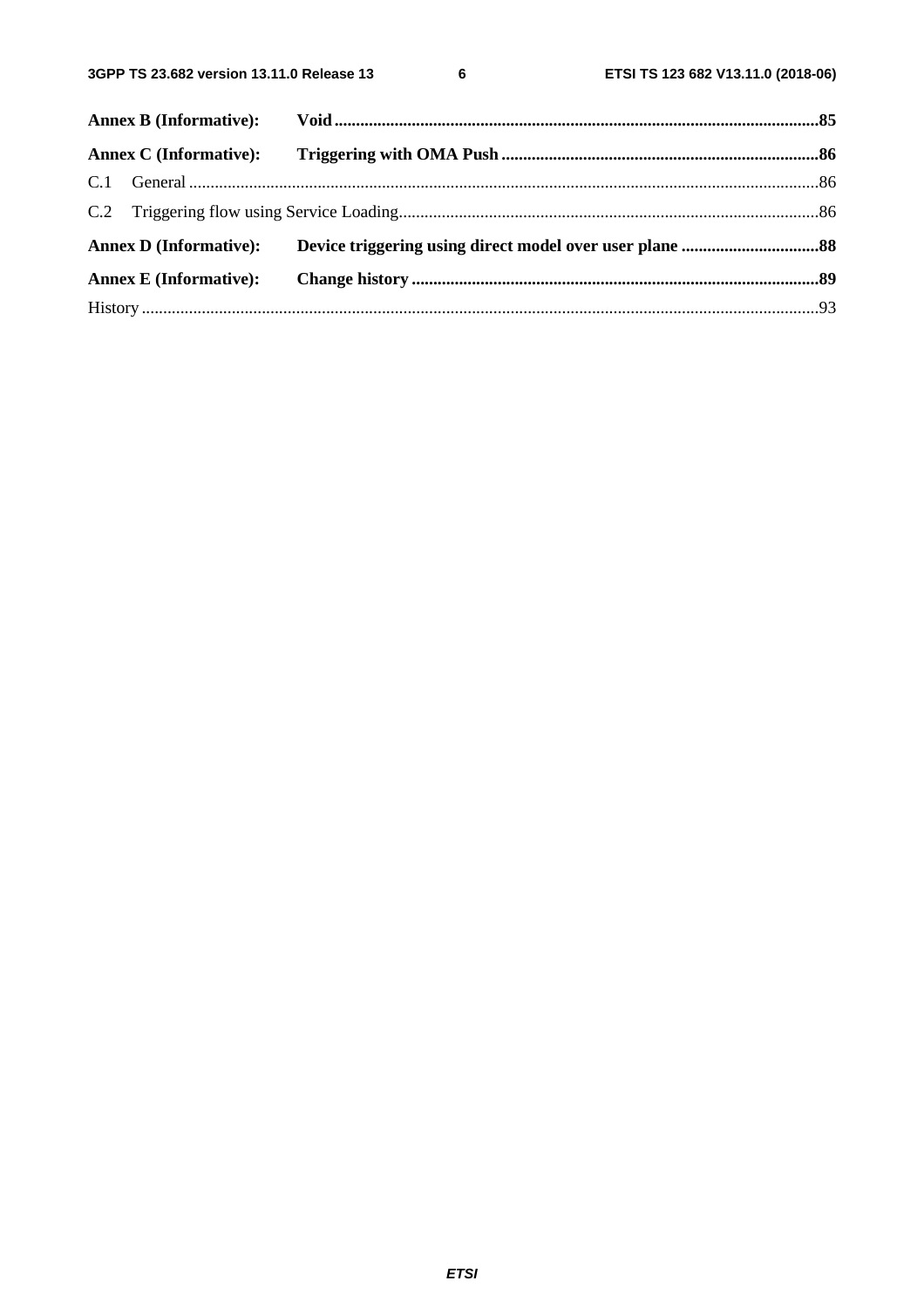**Annex B (Informative): Void** .....85

**Annex C (Informative): Triggering with OMA Push** .....86

C.1 General .....86

C.2 Triggering flow using Service Loading .....86

**Annex D (Informative): Device triggering using direct model over user plane** .....88

**Annex E (Informative): Change history** .....89

History .....93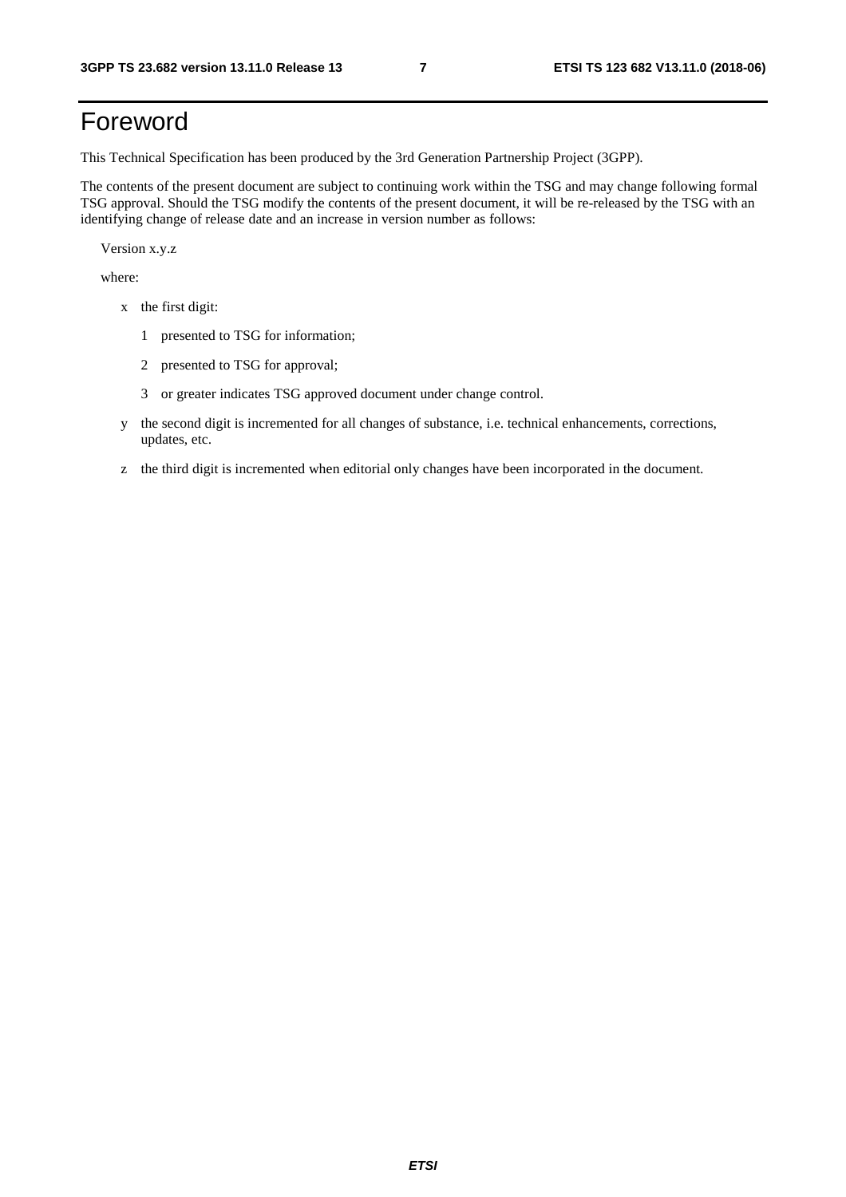# Foreword

This Technical Specification has been produced by the 3rd Generation Partnership Project (3GPP).

The contents of the present document are subject to continuing work within the TSG and may change following formal TSG approval. Should the TSG modify the contents of the present document, it will be re-released by the TSG with an identifying change of release date and an increase in version number as follows:

Version x.y.z

where:

- x the first digit:
  - 1 presented to TSG for information;
  - 2 presented to TSG for approval;
  - 3 or greater indicates TSG approved document under change control.
- y the second digit is incremented for all changes of substance, i.e. technical enhancements, corrections, updates, etc.
- z the third digit is incremented when editorial only changes have been incorporated in the document.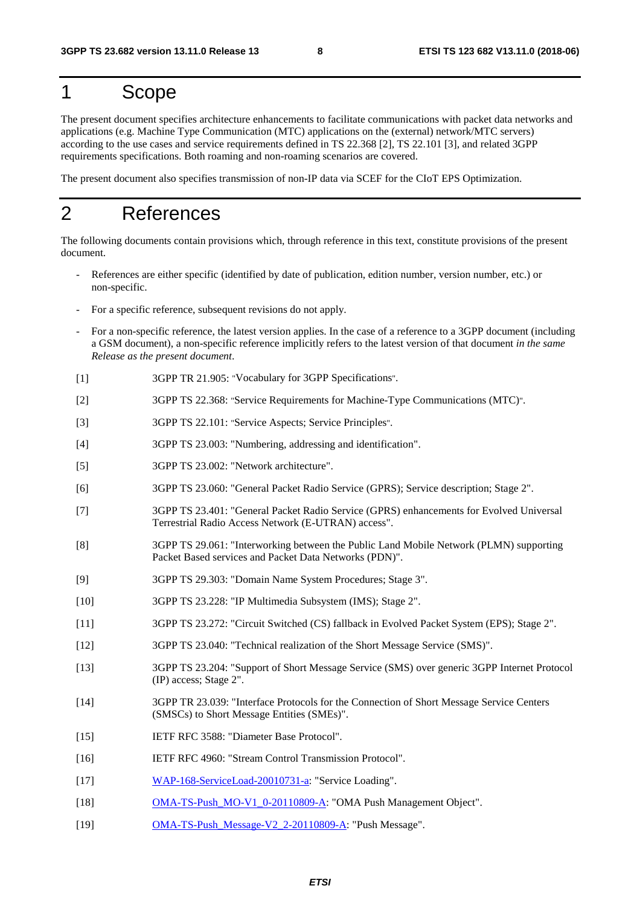# 1 Scope

The present document specifies architecture enhancements to facilitate communications with packet data networks and applications (e.g. Machine Type Communication (MTC) applications on the (external) network/MTC servers) according to the use cases and service requirements defined in TS 22.368 [2], TS 22.101 [3], and related 3GPP requirements specifications. Both roaming and non-roaming scenarios are covered.

The present document also specifies transmission of non-IP data via SCEF for the CIoT EPS Optimization.

# 2 References

The following documents contain provisions which, through reference in this text, constitute provisions of the present document.

- References are either specific (identified by date of publication, edition number, version number, etc.) or non-specific.
- For a specific reference, subsequent revisions do not apply.
- For a non-specific reference, the latest version applies. In the case of a reference to a 3GPP document (including a GSM document), a non-specific reference implicitly refers to the latest version of that document *in the same Release as the present document*.

[1] 3GPP TR 21.905: "Vocabulary for 3GPP Specifications".

[2] 3GPP TS 22.368: "Service Requirements for Machine-Type Communications (MTC)".

[3] 3GPP TS 22.101: "Service Aspects; Service Principles".

[4] 3GPP TS 23.003: "Numbering, addressing and identification".

[5] 3GPP TS 23.002: "Network architecture".

[6] 3GPP TS 23.060: "General Packet Radio Service (GPRS); Service description; Stage 2".

[7] 3GPP TS 23.401: "General Packet Radio Service (GPRS) enhancements for Evolved Universal Terrestrial Radio Access Network (E-UTRAN) access".

[8] 3GPP TS 29.061: "Interworking between the Public Land Mobile Network (PLMN) supporting Packet Based services and Packet Data Networks (PDN)".

[9] 3GPP TS 29.303: "Domain Name System Procedures; Stage 3".

[10] 3GPP TS 23.228: "IP Multimedia Subsystem (IMS); Stage 2".

[11] 3GPP TS 23.272: "Circuit Switched (CS) fallback in Evolved Packet System (EPS); Stage 2".

[12] 3GPP TS 23.040: "Technical realization of the Short Message Service (SMS)".

[13] 3GPP TS 23.204: "Support of Short Message Service (SMS) over generic 3GPP Internet Protocol (IP) access; Stage 2".

[14] 3GPP TR 23.039: "Interface Protocols for the Connection of Short Message Service Centers (SMSCs) to Short Message Entities (SMEs)".

[15] IETF RFC 3588: "Diameter Base Protocol".

[16] IETF RFC 4960: "Stream Control Transmission Protocol".

[17] WAP-168-ServiceLoad-20010731-a: "Service Loading".

[18] OMA-TS-Push_MO-V1_0-20110809-A: "OMA Push Management Object".

[19] OMA-TS-Push_Message-V2_2-20110809-A: "Push Message".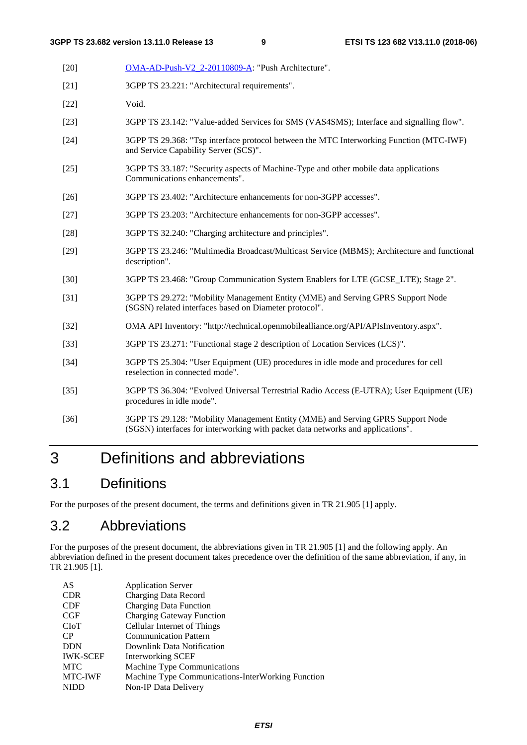[20] OMA-AD-Push-V2_2-20110809-A: "Push Architecture".

[21] 3GPP TS 23.221: "Architectural requirements".

[22] Void.

[23] 3GPP TS 23.142: "Value-added Services for SMS (VAS4SMS); Interface and signalling flow".

[24] 3GPP TS 29.368: "Tsp interface protocol between the MTC Interworking Function (MTC-IWF) and Service Capability Server (SCS)".

[25] 3GPP TS 33.187: "Security aspects of Machine-Type and other mobile data applications Communications enhancements".

[26] 3GPP TS 23.402: "Architecture enhancements for non-3GPP accesses".

[27] 3GPP TS 23.203: "Architecture enhancements for non-3GPP accesses".

[28] 3GPP TS 32.240: "Charging architecture and principles".

[29] 3GPP TS 23.246: "Multimedia Broadcast/Multicast Service (MBMS); Architecture and functional description".

[30] 3GPP TS 23.468: "Group Communication System Enablers for LTE (GCSE_LTE); Stage 2".

[31] 3GPP TS 29.272: "Mobility Management Entity (MME) and Serving GPRS Support Node (SGSN) related interfaces based on Diameter protocol".

[32] OMA API Inventory: "http://technical.openmobilealliance.org/API/APIsInventory.aspx".

[33] 3GPP TS 23.271: "Functional stage 2 description of Location Services (LCS)".

[34] 3GPP TS 25.304: "User Equipment (UE) procedures in idle mode and procedures for cell reselection in connected mode".

[35] 3GPP TS 36.304: "Evolved Universal Terrestrial Radio Access (E-UTRA); User Equipment (UE) procedures in idle mode".

[36] 3GPP TS 29.128: "Mobility Management Entity (MME) and Serving GPRS Support Node (SGSN) interfaces for interworking with packet data networks and applications".

# 3 Definitions and abbreviations

## 3.1 Definitions

For the purposes of the present document, the terms and definitions given in TR 21.905 [1] apply.

## 3.2 Abbreviations

For the purposes of the present document, the abbreviations given in TR 21.905 [1] and the following apply. An abbreviation defined in the present document takes precedence over the definition of the same abbreviation, if any, in TR 21.905 [1].

AS Application Server
CDR Charging Data Record
CDF Charging Data Function
CGF Charging Gateway Function
CIoT Cellular Internet of Things
CP Communication Pattern
DDN Downlink Data Notification
IWK-SCEF Interworking SCEF
MTC Machine Type Communications
MTC-IWF Machine Type Communications-InterWorking Function
NIDD Non-IP Data Delivery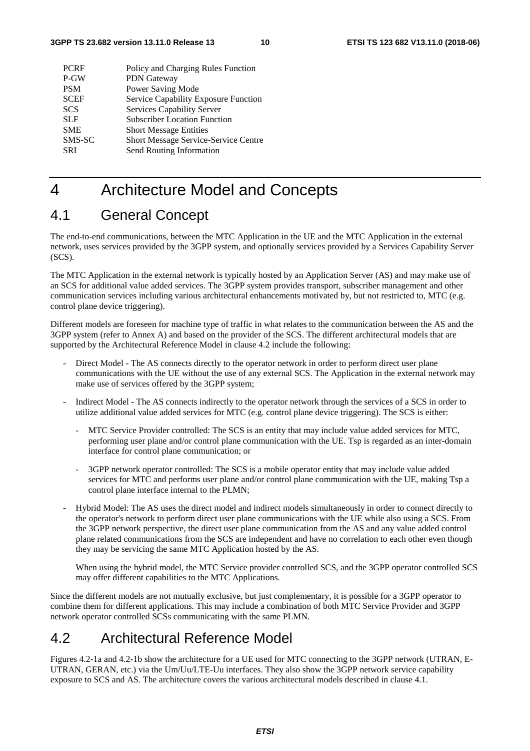| | |
|---|---|
| PCRF | Policy and Charging Rules Function |
| P-GW | PDN Gateway |
| PSM | Power Saving Mode |
| SCEF | Service Capability Exposure Function |
| SCS | Services Capability Server |
| SLF | Subscriber Location Function |
| SME | Short Message Entities |
| SMS-SC | Short Message Service-Service Centre |
| SRI | Send Routing Information |

# 4 Architecture Model and Concepts

## 4.1 General Concept

The end-to-end communications, between the MTC Application in the UE and the MTC Application in the external network, uses services provided by the 3GPP system, and optionally services provided by a Services Capability Server (SCS).

The MTC Application in the external network is typically hosted by an Application Server (AS) and may make use of an SCS for additional value added services. The 3GPP system provides transport, subscriber management and other communication services including various architectural enhancements motivated by, but not restricted to, MTC (e.g. control plane device triggering).

Different models are foreseen for machine type of traffic in what relates to the communication between the AS and the 3GPP system (refer to Annex A) and based on the provider of the SCS. The different architectural models that are supported by the Architectural Reference Model in clause 4.2 include the following:

- Direct Model - The AS connects directly to the operator network in order to perform direct user plane communications with the UE without the use of any external SCS. The Application in the external network may make use of services offered by the 3GPP system;
- Indirect Model - The AS connects indirectly to the operator network through the services of a SCS in order to utilize additional value added services for MTC (e.g. control plane device triggering). The SCS is either:
  - MTC Service Provider controlled: The SCS is an entity that may include value added services for MTC, performing user plane and/or control plane communication with the UE. Tsp is regarded as an inter-domain interface for control plane communication; or
  - 3GPP network operator controlled: The SCS is a mobile operator entity that may include value added services for MTC and performs user plane and/or control plane communication with the UE, making Tsp a control plane interface internal to the PLMN;
- Hybrid Model: The AS uses the direct model and indirect models simultaneously in order to connect directly to the operator's network to perform direct user plane communications with the UE while also using a SCS. From the 3GPP network perspective, the direct user plane communication from the AS and any value added control plane related communications from the SCS are independent and have no correlation to each other even though they may be servicing the same MTC Application hosted by the AS.

  When using the hybrid model, the MTC Service provider controlled SCS, and the 3GPP operator controlled SCS may offer different capabilities to the MTC Applications.

Since the different models are not mutually exclusive, but just complementary, it is possible for a 3GPP operator to combine them for different applications. This may include a combination of both MTC Service Provider and 3GPP network operator controlled SCSs communicating with the same PLMN.

## 4.2 Architectural Reference Model

Figures 4.2-1a and 4.2-1b show the architecture for a UE used for MTC connecting to the 3GPP network (UTRAN, E-UTRAN, GERAN, etc.) via the Um/Uu/LTE-Uu interfaces. They also show the 3GPP network service capability exposure to SCS and AS. The architecture covers the various architectural models described in clause 4.1.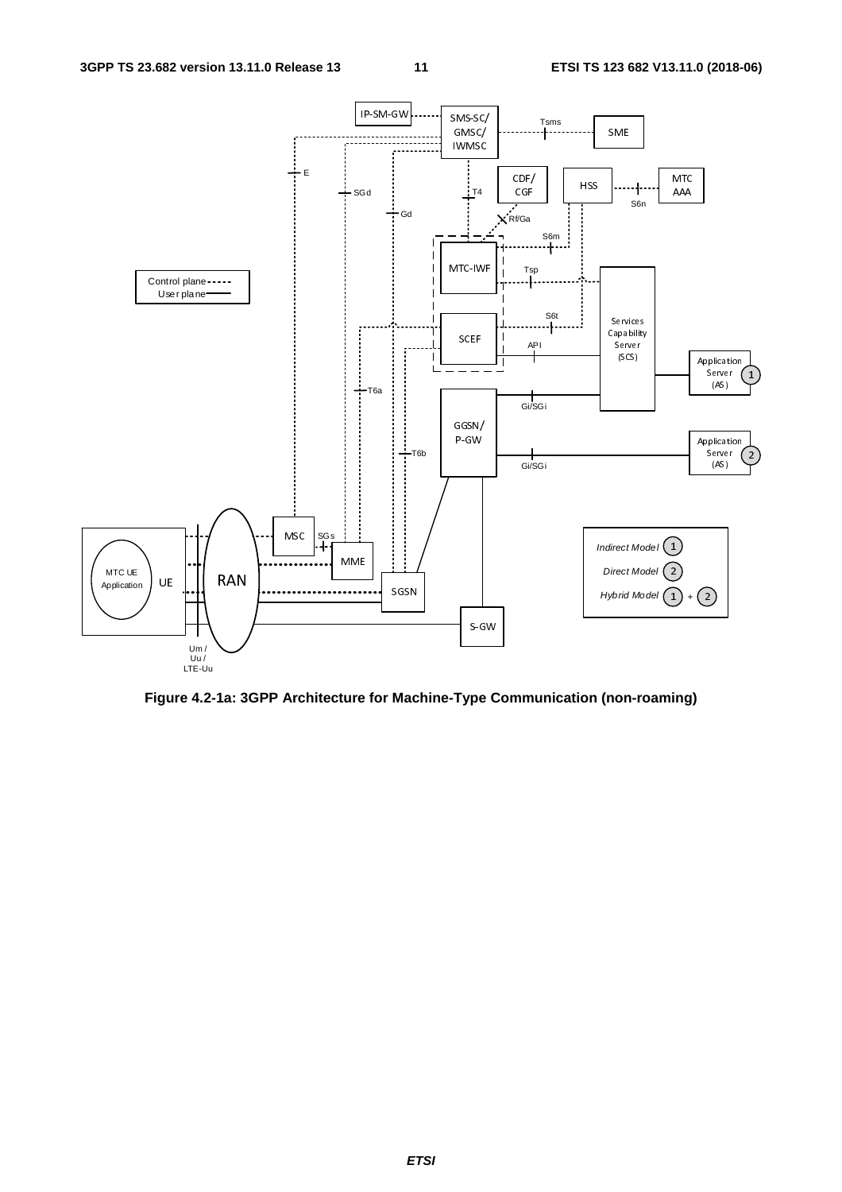**Figure 4.2-1a: 3GPP Architecture for Machine-Type Communication (non-roaming)**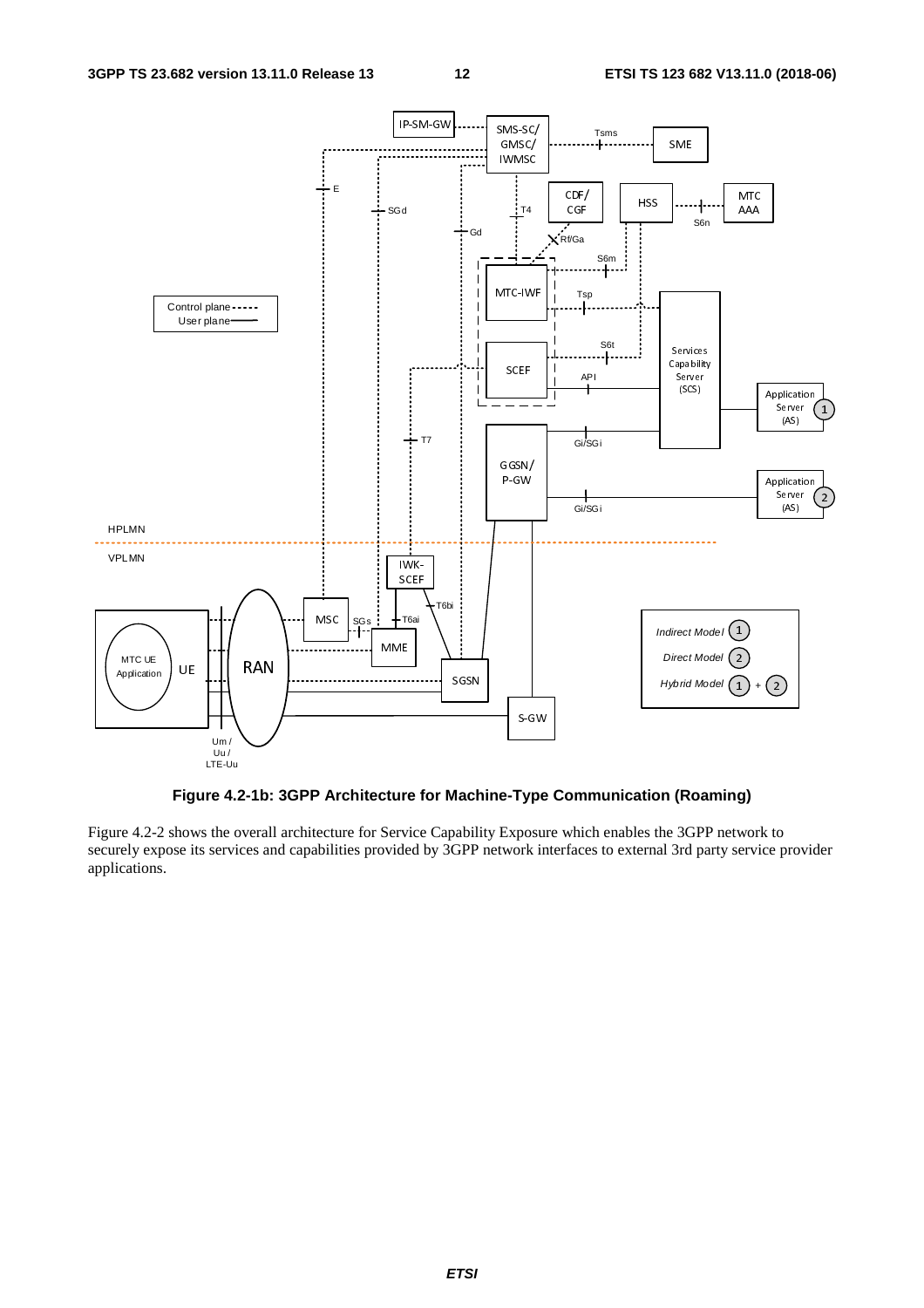**Figure 4.2-1b: 3GPP Architecture for Machine-Type Communication (Roaming)**

Figure 4.2-2 shows the overall architecture for Service Capability Exposure which enables the 3GPP network to securely expose its services and capabilities provided by 3GPP network interfaces to external 3rd party service provider applications.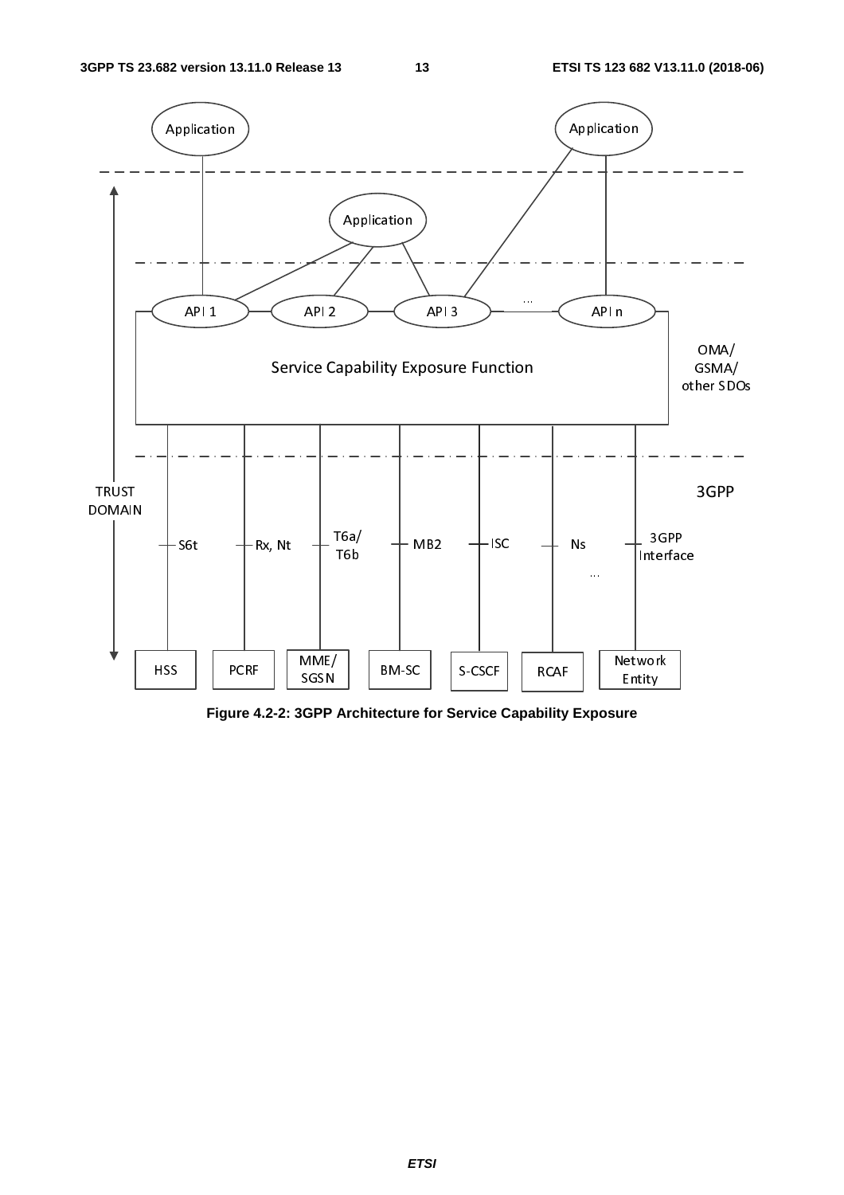**Figure 4.2-2: 3GPP Architecture for Service Capability Exposure**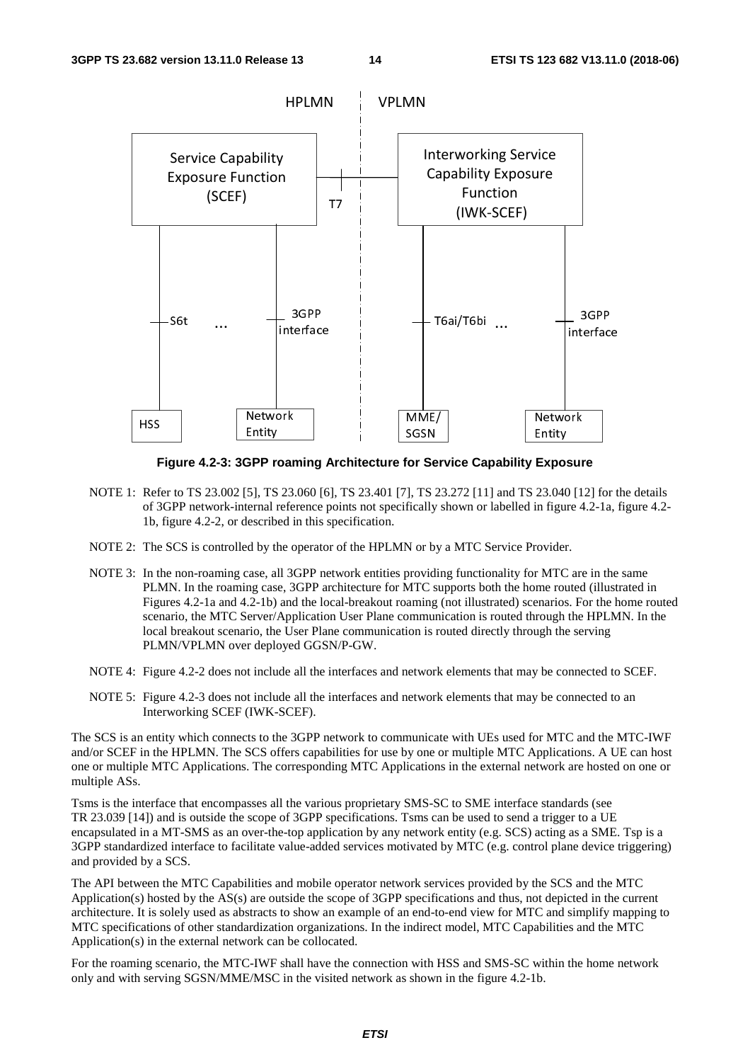**Figure 4.2-3: 3GPP roaming Architecture for Service Capability Exposure**

NOTE 1: Refer to TS 23.002 [5], TS 23.060 [6], TS 23.401 [7], TS 23.272 [11] and TS 23.040 [12] for the details of 3GPP network-internal reference points not specifically shown or labelled in figure 4.2-1a, figure 4.2-1b, figure 4.2-2, or described in this specification.

NOTE 2: The SCS is controlled by the operator of the HPLMN or by a MTC Service Provider.

NOTE 3: In the non-roaming case, all 3GPP network entities providing functionality for MTC are in the same PLMN. In the roaming case, 3GPP architecture for MTC supports both the home routed (illustrated in Figures 4.2-1a and 4.2-1b) and the local-breakout roaming (not illustrated) scenarios. For the home routed scenario, the MTC Server/Application User Plane communication is routed through the HPLMN. In the local breakout scenario, the User Plane communication is routed directly through the serving PLMN/VPLMN over deployed GGSN/P-GW.

NOTE 4: Figure 4.2-2 does not include all the interfaces and network elements that may be connected to SCEF.

NOTE 5: Figure 4.2-3 does not include all the interfaces and network elements that may be connected to an Interworking SCEF (IWK-SCEF).

The SCS is an entity which connects to the 3GPP network to communicate with UEs used for MTC and the MTC-IWF and/or SCEF in the HPLMN. The SCS offers capabilities for use by one or multiple MTC Applications. A UE can host one or multiple MTC Applications. The corresponding MTC Applications in the external network are hosted on one or multiple ASs.

Tsms is the interface that encompasses all the various proprietary SMS-SC to SME interface standards (see TR 23.039 [14]) and is outside the scope of 3GPP specifications. Tsms can be used to send a trigger to a UE encapsulated in a MT-SMS as an over-the-top application by any network entity (e.g. SCS) acting as a SME. Tsp is a 3GPP standardized interface to facilitate value-added services motivated by MTC (e.g. control plane device triggering) and provided by a SCS.

The API between the MTC Capabilities and mobile operator network services provided by the SCS and the MTC Application(s) hosted by the AS(s) are outside the scope of 3GPP specifications and thus, not depicted in the current architecture. It is solely used as abstracts to show an example of an end-to-end view for MTC and simplify mapping to MTC specifications of other standardization organizations. In the indirect model, MTC Capabilities and the MTC Application(s) in the external network can be collocated.

For the roaming scenario, the MTC-IWF shall have the connection with HSS and SMS-SC within the home network only and with serving SGSN/MME/MSC in the visited network as shown in the figure 4.2-1b.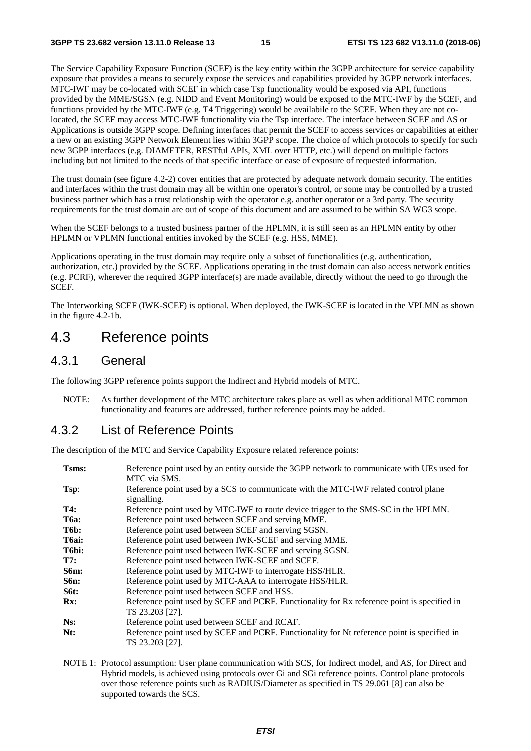The Service Capability Exposure Function (SCEF) is the key entity within the 3GPP architecture for service capability exposure that provides a means to securely expose the services and capabilities provided by 3GPP network interfaces. MTC-IWF may be co-located with SCEF in which case Tsp functionality would be exposed via API, functions provided by the MME/SGSN (e.g. NIDD and Event Monitoring) would be exposed to the MTC-IWF by the SCEF, and functions provided by the MTC-IWF (e.g. T4 Triggering) would be availabile to the SCEF. When they are not co-located, the SCEF may access MTC-IWF functionality via the Tsp interface. The interface between SCEF and AS or Applications is outside 3GPP scope. Defining interfaces that permit the SCEF to access services or capabilities at either a new or an existing 3GPP Network Element lies within 3GPP scope. The choice of which protocols to specify for such new 3GPP interfaces (e.g. DIAMETER, RESTful APIs, XML over HTTP, etc.) will depend on multiple factors including but not limited to the needs of that specific interface or ease of exposure of requested information.

The trust domain (see figure 4.2-2) cover entities that are protected by adequate network domain security. The entities and interfaces within the trust domain may all be within one operator's control, or some may be controlled by a trusted business partner which has a trust relationship with the operator e.g. another operator or a 3rd party. The security requirements for the trust domain are out of scope of this document and are assumed to be within SA WG3 scope.

When the SCEF belongs to a trusted business partner of the HPLMN, it is still seen as an HPLMN entity by other HPLMN or VPLMN functional entities invoked by the SCEF (e.g. HSS, MME).

Applications operating in the trust domain may require only a subset of functionalities (e.g. authentication, authorization, etc.) provided by the SCEF. Applications operating in the trust domain can also access network entities (e.g. PCRF), wherever the required 3GPP interface(s) are made available, directly without the need to go through the SCEF.

The Interworking SCEF (IWK-SCEF) is optional. When deployed, the IWK-SCEF is located in the VPLMN as shown in the figure 4.2-1b.

# 4.3 Reference points

## 4.3.1 General

The following 3GPP reference points support the Indirect and Hybrid models of MTC.

NOTE: As further development of the MTC architecture takes place as well as when additional MTC common functionality and features are addressed, further reference points may be added.

## 4.3.2 List of Reference Points

The description of the MTC and Service Capability Exposure related reference points:

**Tsms:** Reference point used by an entity outside the 3GPP network to communicate with UEs used for MTC via SMS.

**Tsp**: Reference point used by a SCS to communicate with the MTC-IWF related control plane signalling.

**T4:** Reference point used by MTC-IWF to route device trigger to the SMS-SC in the HPLMN.

**T6a:** Reference point used between SCEF and serving MME.

**T6b:** Reference point used between SCEF and serving SGSN.

**T6ai:** Reference point used between IWK-SCEF and serving MME.

**T6bi:** Reference point used between IWK-SCEF and serving SGSN.

**T7:** Reference point used between IWK-SCEF and SCEF.

**S6m:** Reference point used by MTC-IWF to interrogate HSS/HLR.

**S6n:** Reference point used by MTC-AAA to interrogate HSS/HLR.

**S6t:** Reference point used between SCEF and HSS.

**Rx:** Reference point used by SCEF and PCRF. Functionality for Rx reference point is specified in TS 23.203 [27].

**Ns:** Reference point used between SCEF and RCAF.

**Nt:** Reference point used by SCEF and PCRF. Functionality for Nt reference point is specified in TS 23.203 [27].

NOTE 1: Protocol assumption: User plane communication with SCS, for Indirect model, and AS, for Direct and Hybrid models, is achieved using protocols over Gi and SGi reference points. Control plane protocols over those reference points such as RADIUS/Diameter as specified in TS 29.061 [8] can also be supported towards the SCS.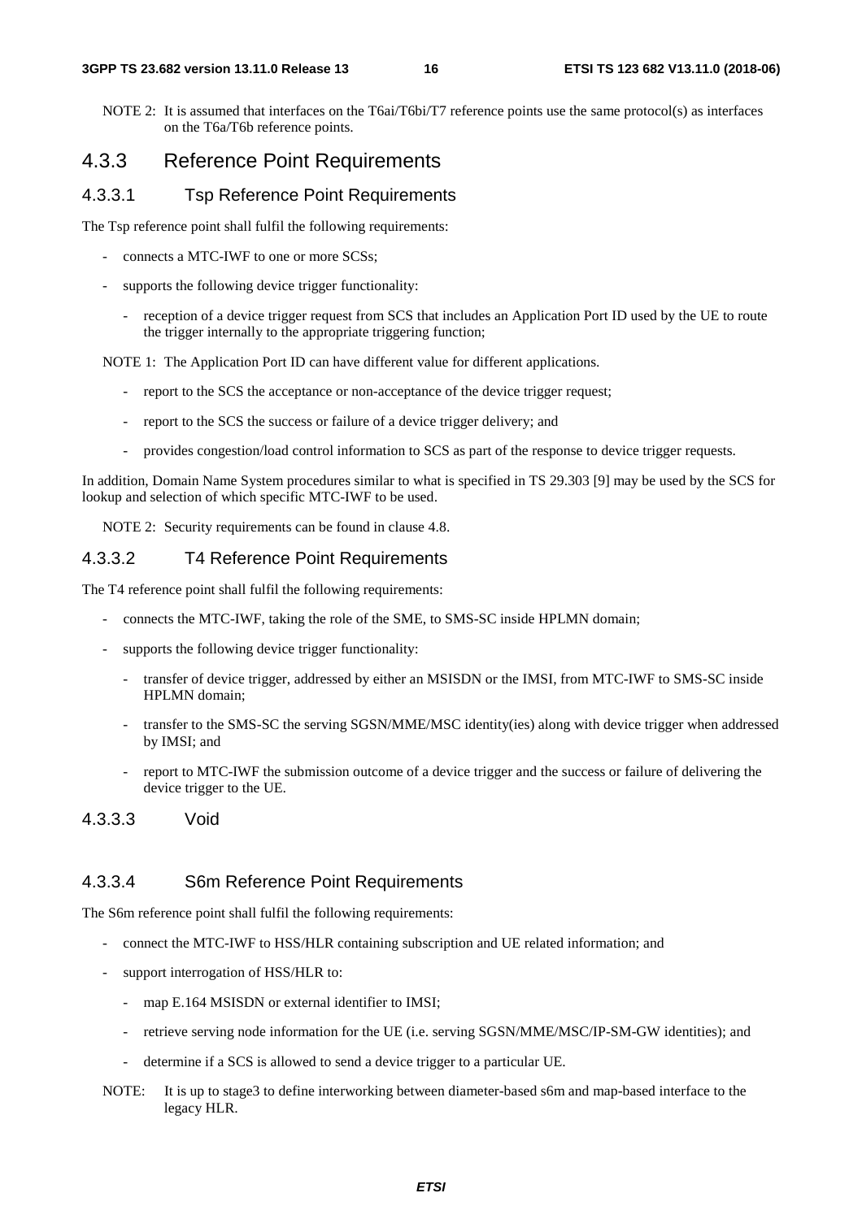NOTE 2: It is assumed that interfaces on the T6ai/T6bi/T7 reference points use the same protocol(s) as interfaces on the T6a/T6b reference points.

### 4.3.3 Reference Point Requirements

#### 4.3.3.1 Tsp Reference Point Requirements

The Tsp reference point shall fulfil the following requirements:

- connects a MTC-IWF to one or more SCSs;
- supports the following device trigger functionality:
  - reception of a device trigger request from SCS that includes an Application Port ID used by the UE to route the trigger internally to the appropriate triggering function;

NOTE 1: The Application Port ID can have different value for different applications.

  - report to the SCS the acceptance or non-acceptance of the device trigger request;
  - report to the SCS the success or failure of a device trigger delivery; and
  - provides congestion/load control information to SCS as part of the response to device trigger requests.

In addition, Domain Name System procedures similar to what is specified in TS 29.303 [9] may be used by the SCS for lookup and selection of which specific MTC-IWF to be used.

NOTE 2: Security requirements can be found in clause 4.8.

#### 4.3.3.2 T4 Reference Point Requirements

The T4 reference point shall fulfil the following requirements:

- connects the MTC-IWF, taking the role of the SME, to SMS-SC inside HPLMN domain;
- supports the following device trigger functionality:
  - transfer of device trigger, addressed by either an MSISDN or the IMSI, from MTC-IWF to SMS-SC inside HPLMN domain;
  - transfer to the SMS-SC the serving SGSN/MME/MSC identity(ies) along with device trigger when addressed by IMSI; and
  - report to MTC-IWF the submission outcome of a device trigger and the success or failure of delivering the device trigger to the UE.

#### 4.3.3.3 Void

#### 4.3.3.4 S6m Reference Point Requirements

The S6m reference point shall fulfil the following requirements:

- connect the MTC-IWF to HSS/HLR containing subscription and UE related information; and
- support interrogation of HSS/HLR to:
  - map E.164 MSISDN or external identifier to IMSI;
  - retrieve serving node information for the UE (i.e. serving SGSN/MME/MSC/IP-SM-GW identities); and
  - determine if a SCS is allowed to send a device trigger to a particular UE.

NOTE: It is up to stage3 to define interworking between diameter-based s6m and map-based interface to the legacy HLR.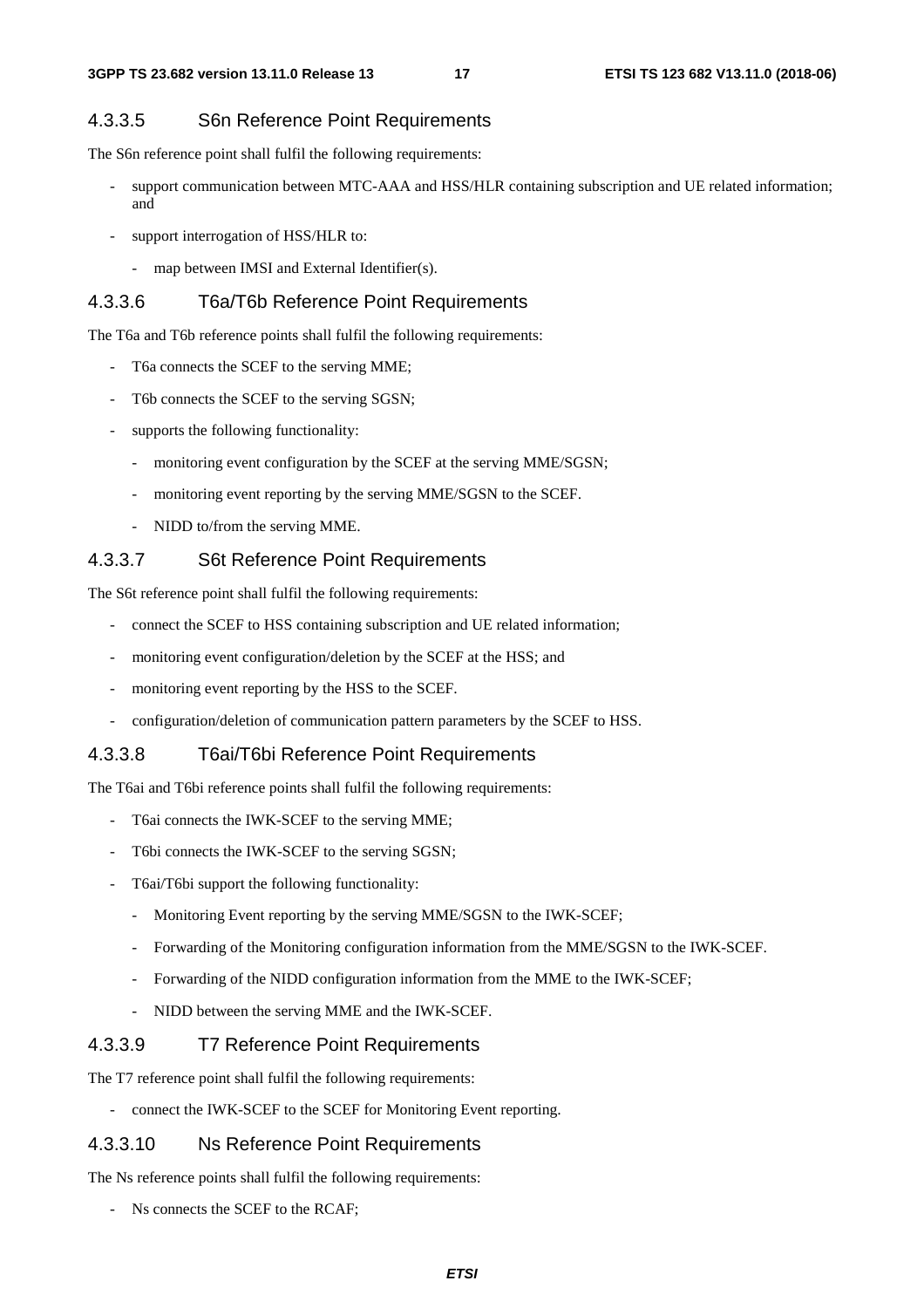#### 4.3.3.5 S6n Reference Point Requirements

The S6n reference point shall fulfil the following requirements:

- support communication between MTC-AAA and HSS/HLR containing subscription and UE related information; and
- support interrogation of HSS/HLR to:
  - map between IMSI and External Identifier(s).

#### 4.3.3.6 T6a/T6b Reference Point Requirements

The T6a and T6b reference points shall fulfil the following requirements:

- T6a connects the SCEF to the serving MME;
- T6b connects the SCEF to the serving SGSN;
- supports the following functionality:
  - monitoring event configuration by the SCEF at the serving MME/SGSN;
  - monitoring event reporting by the serving MME/SGSN to the SCEF.
  - NIDD to/from the serving MME.

#### 4.3.3.7 S6t Reference Point Requirements

The S6t reference point shall fulfil the following requirements:

- connect the SCEF to HSS containing subscription and UE related information;
- monitoring event configuration/deletion by the SCEF at the HSS; and
- monitoring event reporting by the HSS to the SCEF.
- configuration/deletion of communication pattern parameters by the SCEF to HSS.

#### 4.3.3.8 T6ai/T6bi Reference Point Requirements

The T6ai and T6bi reference points shall fulfil the following requirements:

- T6ai connects the IWK-SCEF to the serving MME;
- T6bi connects the IWK-SCEF to the serving SGSN;
- T6ai/T6bi support the following functionality:
  - Monitoring Event reporting by the serving MME/SGSN to the IWK-SCEF;
  - Forwarding of the Monitoring configuration information from the MME/SGSN to the IWK-SCEF.
  - Forwarding of the NIDD configuration information from the MME to the IWK-SCEF;
  - NIDD between the serving MME and the IWK-SCEF.

#### 4.3.3.9 T7 Reference Point Requirements

The T7 reference point shall fulfil the following requirements:

- connect the IWK-SCEF to the SCEF for Monitoring Event reporting.

#### 4.3.3.10 Ns Reference Point Requirements

The Ns reference points shall fulfil the following requirements:

- Ns connects the SCEF to the RCAF;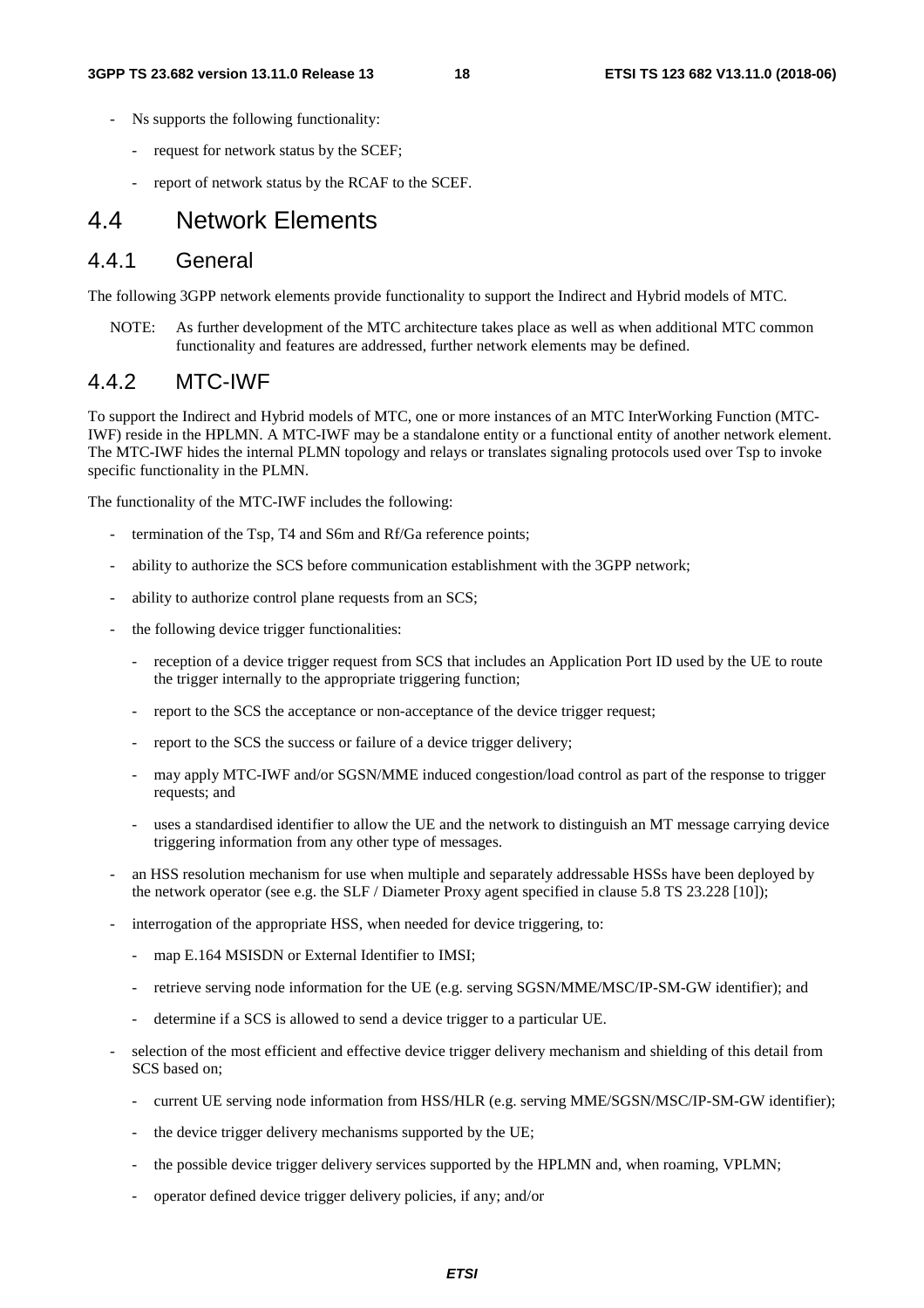- Ns supports the following functionality:
  - request for network status by the SCEF;
  - report of network status by the RCAF to the SCEF.

# 4.4 Network Elements

## 4.4.1 General

The following 3GPP network elements provide functionality to support the Indirect and Hybrid models of MTC.

NOTE: As further development of the MTC architecture takes place as well as when additional MTC common functionality and features are addressed, further network elements may be defined.

## 4.4.2 MTC-IWF

To support the Indirect and Hybrid models of MTC, one or more instances of an MTC InterWorking Function (MTC-IWF) reside in the HPLMN. A MTC-IWF may be a standalone entity or a functional entity of another network element. The MTC-IWF hides the internal PLMN topology and relays or translates signaling protocols used over Tsp to invoke specific functionality in the PLMN.

The functionality of the MTC-IWF includes the following:

- termination of the Tsp, T4 and S6m and Rf/Ga reference points;
- ability to authorize the SCS before communication establishment with the 3GPP network;
- ability to authorize control plane requests from an SCS;
- the following device trigger functionalities:
  - reception of a device trigger request from SCS that includes an Application Port ID used by the UE to route the trigger internally to the appropriate triggering function;
  - report to the SCS the acceptance or non-acceptance of the device trigger request;
  - report to the SCS the success or failure of a device trigger delivery;
  - may apply MTC-IWF and/or SGSN/MME induced congestion/load control as part of the response to trigger requests; and
  - uses a standardised identifier to allow the UE and the network to distinguish an MT message carrying device triggering information from any other type of messages.
- an HSS resolution mechanism for use when multiple and separately addressable HSSs have been deployed by the network operator (see e.g. the SLF / Diameter Proxy agent specified in clause 5.8 TS 23.228 [10]);
- interrogation of the appropriate HSS, when needed for device triggering, to:
  - map E.164 MSISDN or External Identifier to IMSI;
  - retrieve serving node information for the UE (e.g. serving SGSN/MME/MSC/IP-SM-GW identifier); and
  - determine if a SCS is allowed to send a device trigger to a particular UE.
- selection of the most efficient and effective device trigger delivery mechanism and shielding of this detail from SCS based on;
  - current UE serving node information from HSS/HLR (e.g. serving MME/SGSN/MSC/IP-SM-GW identifier);
  - the device trigger delivery mechanisms supported by the UE;
  - the possible device trigger delivery services supported by the HPLMN and, when roaming, VPLMN;
  - operator defined device trigger delivery policies, if any; and/or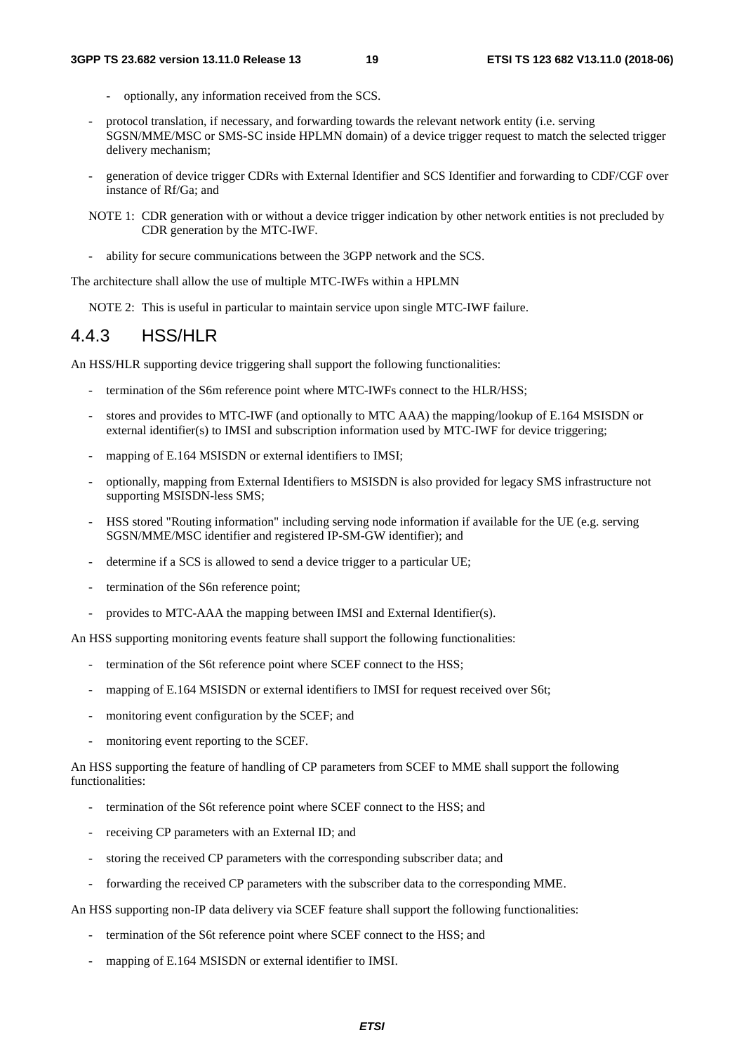- optionally, any information received from the SCS.

- protocol translation, if necessary, and forwarding towards the relevant network entity (i.e. serving SGSN/MME/MSC or SMS-SC inside HPLMN domain) of a device trigger request to match the selected trigger delivery mechanism;
- generation of device trigger CDRs with External Identifier and SCS Identifier and forwarding to CDF/CGF over instance of Rf/Ga; and

NOTE 1: CDR generation with or without a device trigger indication by other network entities is not precluded by CDR generation by the MTC-IWF.

- ability for secure communications between the 3GPP network and the SCS.

The architecture shall allow the use of multiple MTC-IWFs within a HPLMN

NOTE 2: This is useful in particular to maintain service upon single MTC-IWF failure.

### 4.4.3 HSS/HLR

An HSS/HLR supporting device triggering shall support the following functionalities:

- termination of the S6m reference point where MTC-IWFs connect to the HLR/HSS;
- stores and provides to MTC-IWF (and optionally to MTC AAA) the mapping/lookup of E.164 MSISDN or external identifier(s) to IMSI and subscription information used by MTC-IWF for device triggering;
- mapping of E.164 MSISDN or external identifiers to IMSI;
- optionally, mapping from External Identifiers to MSISDN is also provided for legacy SMS infrastructure not supporting MSISDN-less SMS;
- HSS stored "Routing information" including serving node information if available for the UE (e.g. serving SGSN/MME/MSC identifier and registered IP-SM-GW identifier); and
- determine if a SCS is allowed to send a device trigger to a particular UE;
- termination of the S6n reference point;
- provides to MTC-AAA the mapping between IMSI and External Identifier(s).

An HSS supporting monitoring events feature shall support the following functionalities:

- termination of the S6t reference point where SCEF connect to the HSS;
- mapping of E.164 MSISDN or external identifiers to IMSI for request received over S6t;
- monitoring event configuration by the SCEF; and
- monitoring event reporting to the SCEF.

An HSS supporting the feature of handling of CP parameters from SCEF to MME shall support the following functionalities:

- termination of the S6t reference point where SCEF connect to the HSS; and
- receiving CP parameters with an External ID; and
- storing the received CP parameters with the corresponding subscriber data; and
- forwarding the received CP parameters with the subscriber data to the corresponding MME.

An HSS supporting non-IP data delivery via SCEF feature shall support the following functionalities:

- termination of the S6t reference point where SCEF connect to the HSS; and
- mapping of E.164 MSISDN or external identifier to IMSI.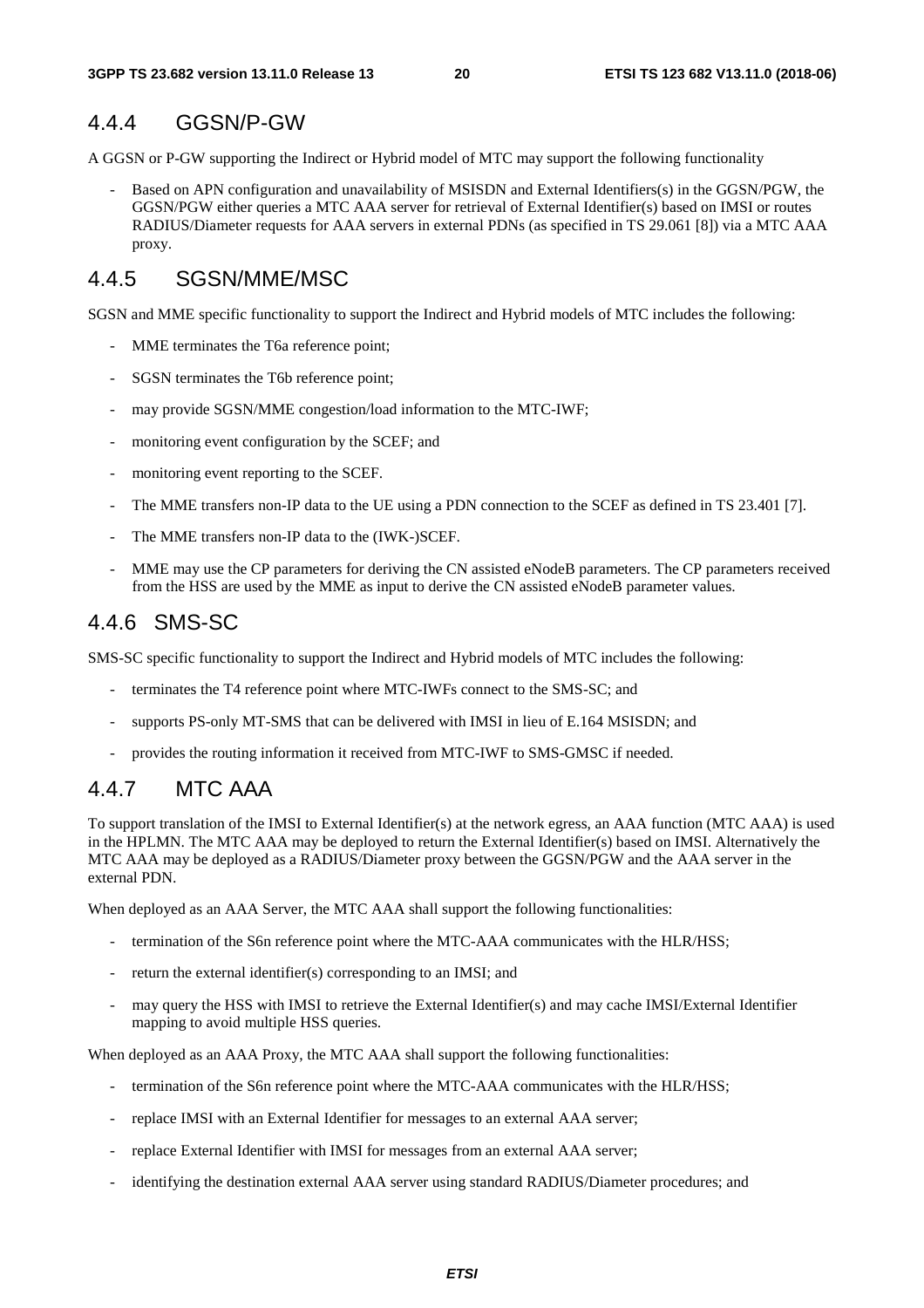## 4.4.4 GGSN/P-GW

A GGSN or P-GW supporting the Indirect or Hybrid model of MTC may support the following functionality

- Based on APN configuration and unavailability of MSISDN and External Identifiers(s) in the GGSN/PGW, the GGSN/PGW either queries a MTC AAA server for retrieval of External Identifier(s) based on IMSI or routes RADIUS/Diameter requests for AAA servers in external PDNs (as specified in TS 29.061 [8]) via a MTC AAA proxy.

## 4.4.5 SGSN/MME/MSC

SGSN and MME specific functionality to support the Indirect and Hybrid models of MTC includes the following:

- MME terminates the T6a reference point;
- SGSN terminates the T6b reference point;
- may provide SGSN/MME congestion/load information to the MTC-IWF;
- monitoring event configuration by the SCEF; and
- monitoring event reporting to the SCEF.
- The MME transfers non-IP data to the UE using a PDN connection to the SCEF as defined in TS 23.401 [7].
- The MME transfers non-IP data to the (IWK-)SCEF.
- MME may use the CP parameters for deriving the CN assisted eNodeB parameters. The CP parameters received from the HSS are used by the MME as input to derive the CN assisted eNodeB parameter values.

## 4.4.6 SMS-SC

SMS-SC specific functionality to support the Indirect and Hybrid models of MTC includes the following:

- terminates the T4 reference point where MTC-IWFs connect to the SMS-SC; and
- supports PS-only MT-SMS that can be delivered with IMSI in lieu of E.164 MSISDN; and
- provides the routing information it received from MTC-IWF to SMS-GMSC if needed.

## 4.4.7 MTC AAA

To support translation of the IMSI to External Identifier(s) at the network egress, an AAA function (MTC AAA) is used in the HPLMN. The MTC AAA may be deployed to return the External Identifier(s) based on IMSI. Alternatively the MTC AAA may be deployed as a RADIUS/Diameter proxy between the GGSN/PGW and the AAA server in the external PDN.

When deployed as an AAA Server, the MTC AAA shall support the following functionalities:

- termination of the S6n reference point where the MTC-AAA communicates with the HLR/HSS;
- return the external identifier(s) corresponding to an IMSI; and
- may query the HSS with IMSI to retrieve the External Identifier(s) and may cache IMSI/External Identifier mapping to avoid multiple HSS queries.

When deployed as an AAA Proxy, the MTC AAA shall support the following functionalities:

- termination of the S6n reference point where the MTC-AAA communicates with the HLR/HSS;
- replace IMSI with an External Identifier for messages to an external AAA server;
- replace External Identifier with IMSI for messages from an external AAA server;
- identifying the destination external AAA server using standard RADIUS/Diameter procedures; and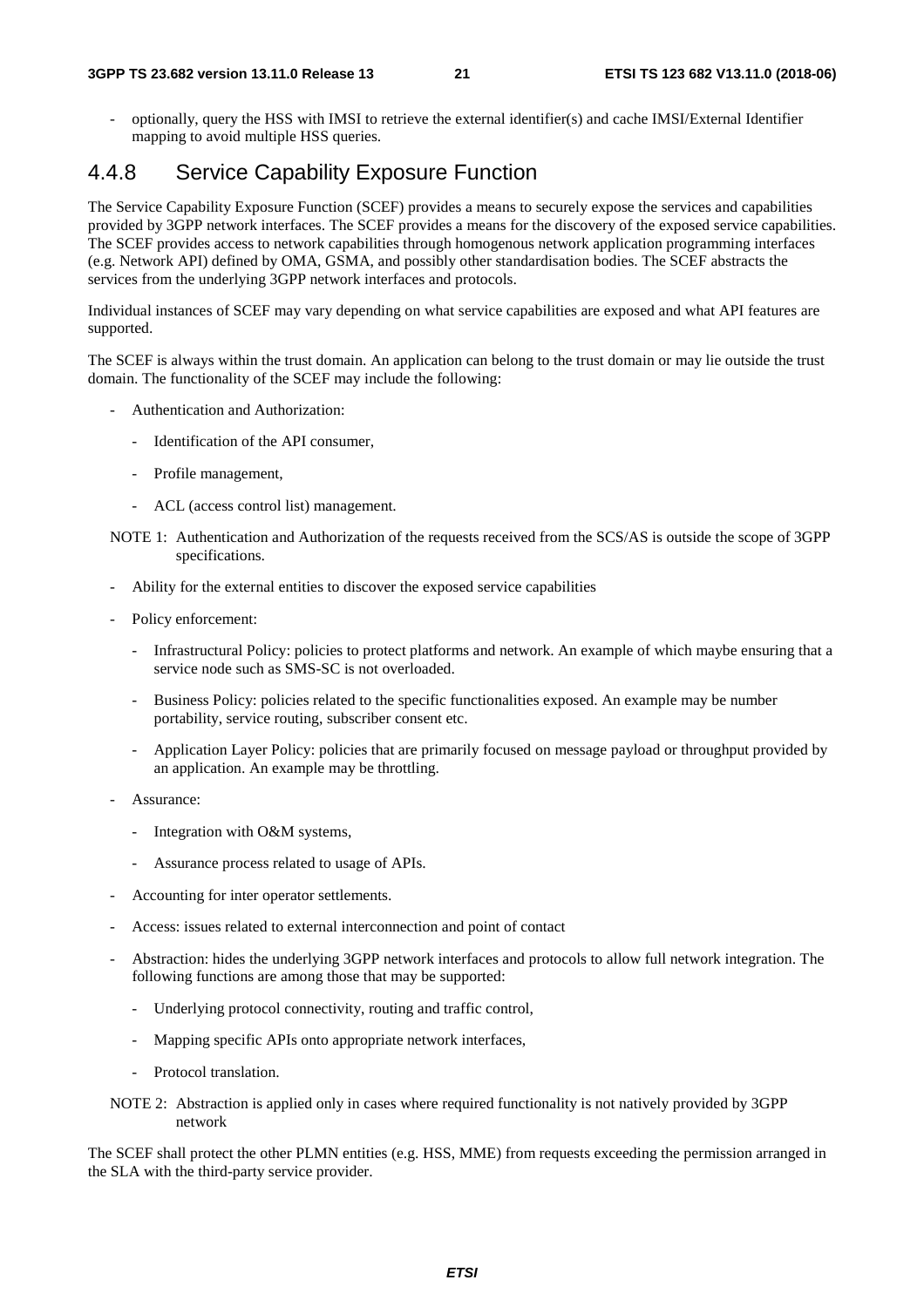- optionally, query the HSS with IMSI to retrieve the external identifier(s) and cache IMSI/External Identifier mapping to avoid multiple HSS queries.

### 4.4.8 Service Capability Exposure Function

The Service Capability Exposure Function (SCEF) provides a means to securely expose the services and capabilities provided by 3GPP network interfaces. The SCEF provides a means for the discovery of the exposed service capabilities. The SCEF provides access to network capabilities through homogenous network application programming interfaces (e.g. Network API) defined by OMA, GSMA, and possibly other standardisation bodies. The SCEF abstracts the services from the underlying 3GPP network interfaces and protocols.

Individual instances of SCEF may vary depending on what service capabilities are exposed and what API features are supported.

The SCEF is always within the trust domain. An application can belong to the trust domain or may lie outside the trust domain. The functionality of the SCEF may include the following:

- Authentication and Authorization:
  - Identification of the API consumer,
  - Profile management,
  - ACL (access control list) management.

NOTE 1: Authentication and Authorization of the requests received from the SCS/AS is outside the scope of 3GPP specifications.

- Ability for the external entities to discover the exposed service capabilities
- Policy enforcement:
  - Infrastructural Policy: policies to protect platforms and network. An example of which maybe ensuring that a service node such as SMS-SC is not overloaded.
  - Business Policy: policies related to the specific functionalities exposed. An example may be number portability, service routing, subscriber consent etc.
  - Application Layer Policy: policies that are primarily focused on message payload or throughput provided by an application. An example may be throttling.
- Assurance:
  - Integration with O&M systems,
  - Assurance process related to usage of APIs.
- Accounting for inter operator settlements.
- Access: issues related to external interconnection and point of contact
- Abstraction: hides the underlying 3GPP network interfaces and protocols to allow full network integration. The following functions are among those that may be supported:
  - Underlying protocol connectivity, routing and traffic control,
  - Mapping specific APIs onto appropriate network interfaces,
  - Protocol translation.

NOTE 2: Abstraction is applied only in cases where required functionality is not natively provided by 3GPP network

The SCEF shall protect the other PLMN entities (e.g. HSS, MME) from requests exceeding the permission arranged in the SLA with the third-party service provider.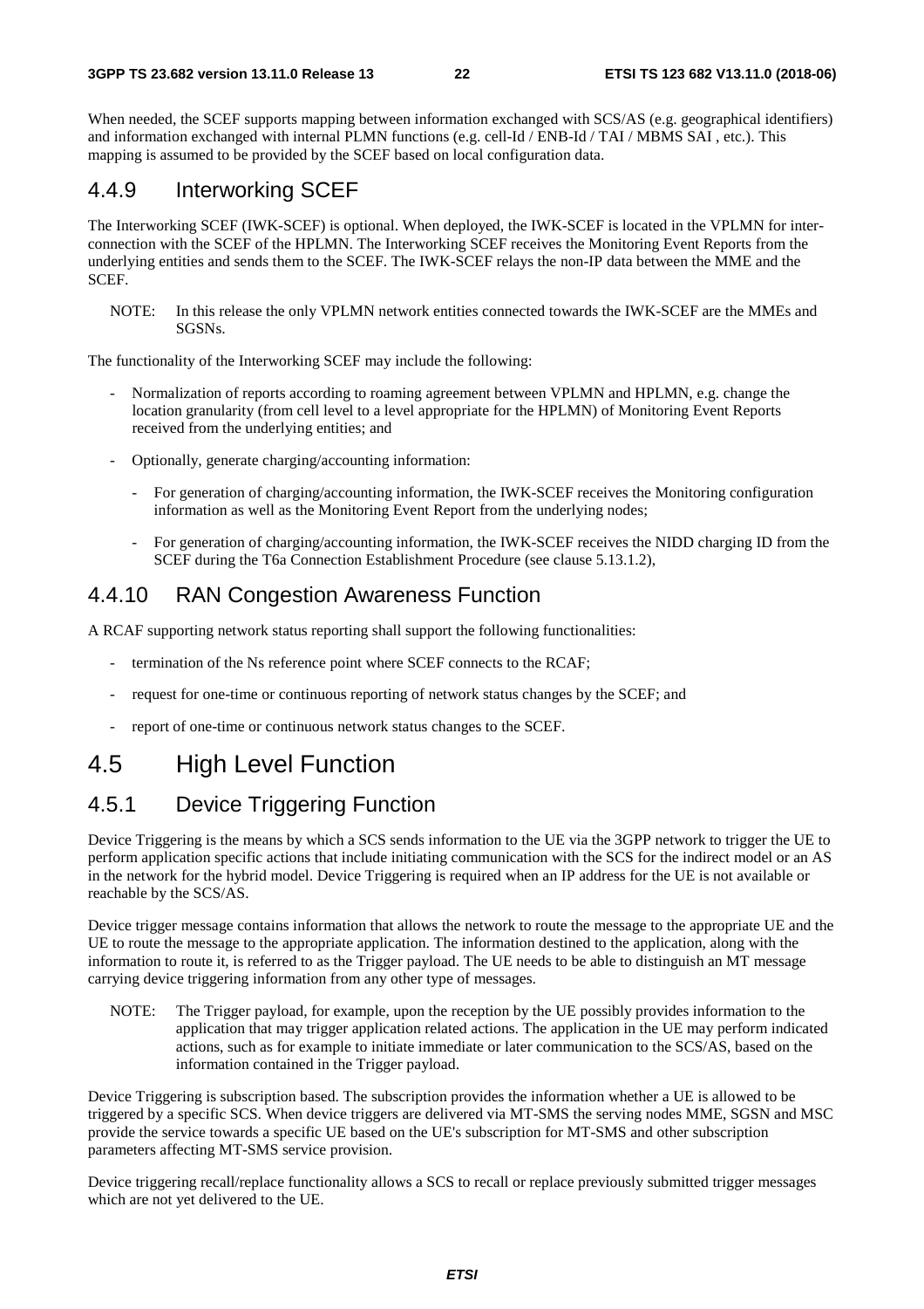When needed, the SCEF supports mapping between information exchanged with SCS/AS (e.g. geographical identifiers) and information exchanged with internal PLMN functions (e.g. cell-Id / ENB-Id / TAI / MBMS SAI , etc.). This mapping is assumed to be provided by the SCEF based on local configuration data.

### 4.4.9 Interworking SCEF

The Interworking SCEF (IWK-SCEF) is optional. When deployed, the IWK-SCEF is located in the VPLMN for inter-connection with the SCEF of the HPLMN. The Interworking SCEF receives the Monitoring Event Reports from the underlying entities and sends them to the SCEF. The IWK-SCEF relays the non-IP data between the MME and the SCEF.

NOTE: In this release the only VPLMN network entities connected towards the IWK-SCEF are the MMEs and SGSNs.

The functionality of the Interworking SCEF may include the following:

- Normalization of reports according to roaming agreement between VPLMN and HPLMN, e.g. change the location granularity (from cell level to a level appropriate for the HPLMN) of Monitoring Event Reports received from the underlying entities; and
- Optionally, generate charging/accounting information:
  - For generation of charging/accounting information, the IWK-SCEF receives the Monitoring configuration information as well as the Monitoring Event Report from the underlying nodes;
  - For generation of charging/accounting information, the IWK-SCEF receives the NIDD charging ID from the SCEF during the T6a Connection Establishment Procedure (see clause 5.13.1.2),

### 4.4.10 RAN Congestion Awareness Function

A RCAF supporting network status reporting shall support the following functionalities:

- termination of the Ns reference point where SCEF connects to the RCAF;
- request for one-time or continuous reporting of network status changes by the SCEF; and
- report of one-time or continuous network status changes to the SCEF.

## 4.5 High Level Function

### 4.5.1 Device Triggering Function

Device Triggering is the means by which a SCS sends information to the UE via the 3GPP network to trigger the UE to perform application specific actions that include initiating communication with the SCS for the indirect model or an AS in the network for the hybrid model. Device Triggering is required when an IP address for the UE is not available or reachable by the SCS/AS.

Device trigger message contains information that allows the network to route the message to the appropriate UE and the UE to route the message to the appropriate application. The information destined to the application, along with the information to route it, is referred to as the Trigger payload. The UE needs to be able to distinguish an MT message carrying device triggering information from any other type of messages.

NOTE: The Trigger payload, for example, upon the reception by the UE possibly provides information to the application that may trigger application related actions. The application in the UE may perform indicated actions, such as for example to initiate immediate or later communication to the SCS/AS, based on the information contained in the Trigger payload.

Device Triggering is subscription based. The subscription provides the information whether a UE is allowed to be triggered by a specific SCS. When device triggers are delivered via MT-SMS the serving nodes MME, SGSN and MSC provide the service towards a specific UE based on the UE's subscription for MT-SMS and other subscription parameters affecting MT-SMS service provision.

Device triggering recall/replace functionality allows a SCS to recall or replace previously submitted trigger messages which are not yet delivered to the UE.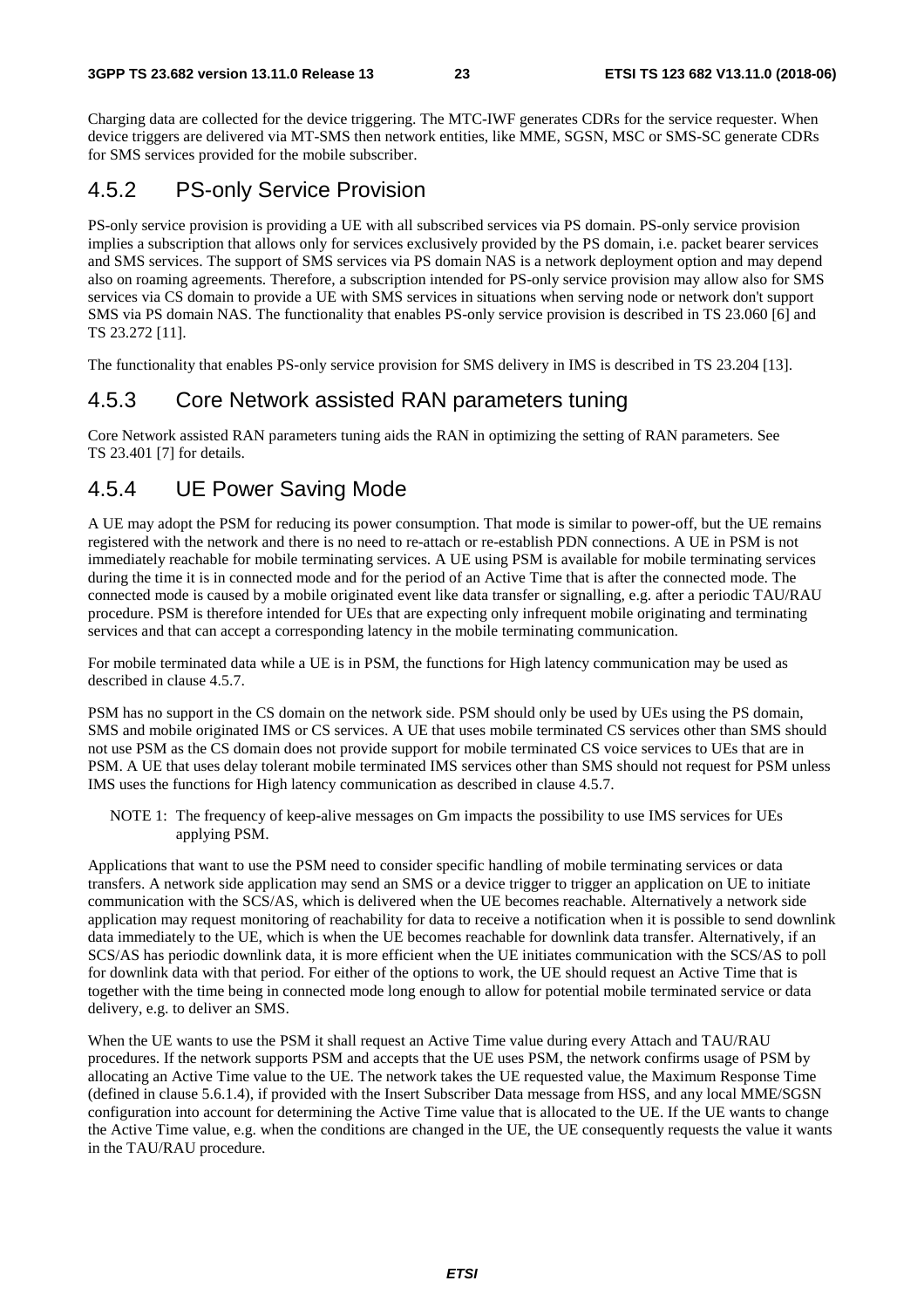Charging data are collected for the device triggering. The MTC-IWF generates CDRs for the service requester. When device triggers are delivered via MT-SMS then network entities, like MME, SGSN, MSC or SMS-SC generate CDRs for SMS services provided for the mobile subscriber.

### 4.5.2 PS-only Service Provision

PS-only service provision is providing a UE with all subscribed services via PS domain. PS-only service provision implies a subscription that allows only for services exclusively provided by the PS domain, i.e. packet bearer services and SMS services. The support of SMS services via PS domain NAS is a network deployment option and may depend also on roaming agreements. Therefore, a subscription intended for PS-only service provision may allow also for SMS services via CS domain to provide a UE with SMS services in situations when serving node or network don't support SMS via PS domain NAS. The functionality that enables PS-only service provision is described in TS 23.060 [6] and TS 23.272 [11].

The functionality that enables PS-only service provision for SMS delivery in IMS is described in TS 23.204 [13].

### 4.5.3 Core Network assisted RAN parameters tuning

Core Network assisted RAN parameters tuning aids the RAN in optimizing the setting of RAN parameters. See TS 23.401 [7] for details.

### 4.5.4 UE Power Saving Mode

A UE may adopt the PSM for reducing its power consumption. That mode is similar to power-off, but the UE remains registered with the network and there is no need to re-attach or re-establish PDN connections. A UE in PSM is not immediately reachable for mobile terminating services. A UE using PSM is available for mobile terminating services during the time it is in connected mode and for the period of an Active Time that is after the connected mode. The connected mode is caused by a mobile originated event like data transfer or signalling, e.g. after a periodic TAU/RAU procedure. PSM is therefore intended for UEs that are expecting only infrequent mobile originating and terminating services and that can accept a corresponding latency in the mobile terminating communication.

For mobile terminated data while a UE is in PSM, the functions for High latency communication may be used as described in clause 4.5.7.

PSM has no support in the CS domain on the network side. PSM should only be used by UEs using the PS domain, SMS and mobile originated IMS or CS services. A UE that uses mobile terminated CS services other than SMS should not use PSM as the CS domain does not provide support for mobile terminated CS voice services to UEs that are in PSM. A UE that uses delay tolerant mobile terminated IMS services other than SMS should not request for PSM unless IMS uses the functions for High latency communication as described in clause 4.5.7.

NOTE 1: The frequency of keep-alive messages on Gm impacts the possibility to use IMS services for UEs applying PSM.

Applications that want to use the PSM need to consider specific handling of mobile terminating services or data transfers. A network side application may send an SMS or a device trigger to trigger an application on UE to initiate communication with the SCS/AS, which is delivered when the UE becomes reachable. Alternatively a network side application may request monitoring of reachability for data to receive a notification when it is possible to send downlink data immediately to the UE, which is when the UE becomes reachable for downlink data transfer. Alternatively, if an SCS/AS has periodic downlink data, it is more efficient when the UE initiates communication with the SCS/AS to poll for downlink data with that period. For either of the options to work, the UE should request an Active Time that is together with the time being in connected mode long enough to allow for potential mobile terminated service or data delivery, e.g. to deliver an SMS.

When the UE wants to use the PSM it shall request an Active Time value during every Attach and TAU/RAU procedures. If the network supports PSM and accepts that the UE uses PSM, the network confirms usage of PSM by allocating an Active Time value to the UE. The network takes the UE requested value, the Maximum Response Time (defined in clause 5.6.1.4), if provided with the Insert Subscriber Data message from HSS, and any local MME/SGSN configuration into account for determining the Active Time value that is allocated to the UE. If the UE wants to change the Active Time value, e.g. when the conditions are changed in the UE, the UE consequently requests the value it wants in the TAU/RAU procedure.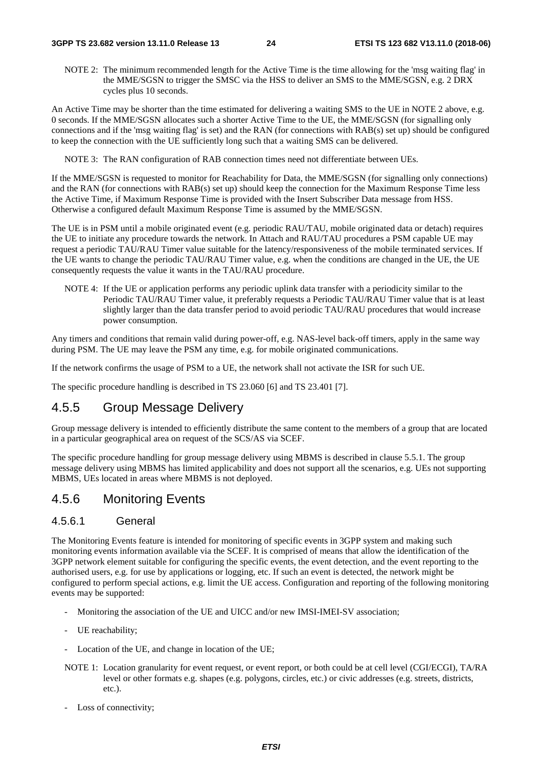NOTE 2: The minimum recommended length for the Active Time is the time allowing for the 'msg waiting flag' in the MME/SGSN to trigger the SMSC via the HSS to deliver an SMS to the MME/SGSN, e.g. 2 DRX cycles plus 10 seconds.

An Active Time may be shorter than the time estimated for delivering a waiting SMS to the UE in NOTE 2 above, e.g. 0 seconds. If the MME/SGSN allocates such a shorter Active Time to the UE, the MME/SGSN (for signalling only connections and if the 'msg waiting flag' is set) and the RAN (for connections with RAB(s) set up) should be configured to keep the connection with the UE sufficiently long such that a waiting SMS can be delivered.

NOTE 3: The RAN configuration of RAB connection times need not differentiate between UEs.

If the MME/SGSN is requested to monitor for Reachability for Data, the MME/SGSN (for signalling only connections) and the RAN (for connections with RAB(s) set up) should keep the connection for the Maximum Response Time less the Active Time, if Maximum Response Time is provided with the Insert Subscriber Data message from HSS. Otherwise a configured default Maximum Response Time is assumed by the MME/SGSN.

The UE is in PSM until a mobile originated event (e.g. periodic RAU/TAU, mobile originated data or detach) requires the UE to initiate any procedure towards the network. In Attach and RAU/TAU procedures a PSM capable UE may request a periodic TAU/RAU Timer value suitable for the latency/responsiveness of the mobile terminated services. If the UE wants to change the periodic TAU/RAU Timer value, e.g. when the conditions are changed in the UE, the UE consequently requests the value it wants in the TAU/RAU procedure.

NOTE 4: If the UE or application performs any periodic uplink data transfer with a periodicity similar to the Periodic TAU/RAU Timer value, it preferably requests a Periodic TAU/RAU Timer value that is at least slightly larger than the data transfer period to avoid periodic TAU/RAU procedures that would increase power consumption.

Any timers and conditions that remain valid during power-off, e.g. NAS-level back-off timers, apply in the same way during PSM. The UE may leave the PSM any time, e.g. for mobile originated communications.

If the network confirms the usage of PSM to a UE, the network shall not activate the ISR for such UE.

The specific procedure handling is described in TS 23.060 [6] and TS 23.401 [7].

## 4.5.5 Group Message Delivery

Group message delivery is intended to efficiently distribute the same content to the members of a group that are located in a particular geographical area on request of the SCS/AS via SCEF.

The specific procedure handling for group message delivery using MBMS is described in clause 5.5.1. The group message delivery using MBMS has limited applicability and does not support all the scenarios, e.g. UEs not supporting MBMS, UEs located in areas where MBMS is not deployed.

## 4.5.6 Monitoring Events

### 4.5.6.1 General

The Monitoring Events feature is intended for monitoring of specific events in 3GPP system and making such monitoring events information available via the SCEF. It is comprised of means that allow the identification of the 3GPP network element suitable for configuring the specific events, the event detection, and the event reporting to the authorised users, e.g. for use by applications or logging, etc. If such an event is detected, the network might be configured to perform special actions, e.g. limit the UE access. Configuration and reporting of the following monitoring events may be supported:

- Monitoring the association of the UE and UICC and/or new IMSI-IMEI-SV association;
- UE reachability;
- Location of the UE, and change in location of the UE;

NOTE 1: Location granularity for event request, or event report, or both could be at cell level (CGI/ECGI), TA/RA level or other formats e.g. shapes (e.g. polygons, circles, etc.) or civic addresses (e.g. streets, districts, etc.).

- Loss of connectivity;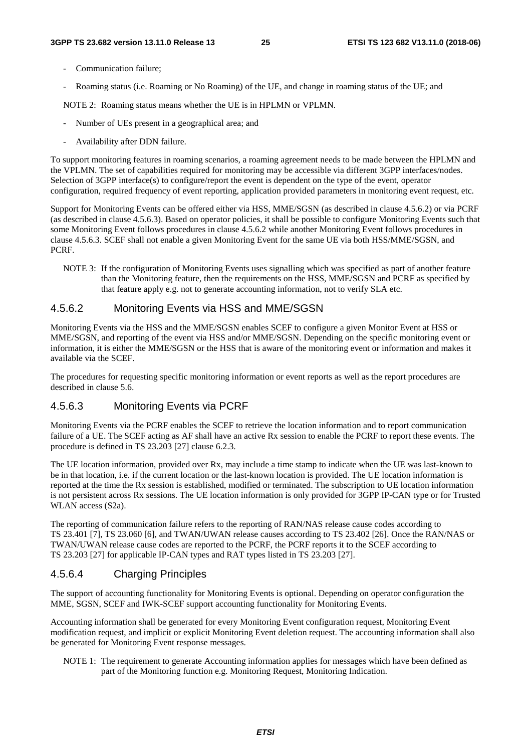- Communication failure;
- Roaming status (i.e. Roaming or No Roaming) of the UE, and change in roaming status of the UE; and

NOTE 2: Roaming status means whether the UE is in HPLMN or VPLMN.

- Number of UEs present in a geographical area; and
- Availability after DDN failure.

To support monitoring features in roaming scenarios, a roaming agreement needs to be made between the HPLMN and the VPLMN. The set of capabilities required for monitoring may be accessible via different 3GPP interfaces/nodes. Selection of 3GPP interface(s) to configure/report the event is dependent on the type of the event, operator configuration, required frequency of event reporting, application provided parameters in monitoring event request, etc.

Support for Monitoring Events can be offered either via HSS, MME/SGSN (as described in clause 4.5.6.2) or via PCRF (as described in clause 4.5.6.3). Based on operator policies, it shall be possible to configure Monitoring Events such that some Monitoring Event follows procedures in clause 4.5.6.2 while another Monitoring Event follows procedures in clause 4.5.6.3. SCEF shall not enable a given Monitoring Event for the same UE via both HSS/MME/SGSN, and PCRF.

NOTE 3: If the configuration of Monitoring Events uses signalling which was specified as part of another feature than the Monitoring feature, then the requirements on the HSS, MME/SGSN and PCRF as specified by that feature apply e.g. not to generate accounting information, not to verify SLA etc.

### 4.5.6.2 Monitoring Events via HSS and MME/SGSN

Monitoring Events via the HSS and the MME/SGSN enables SCEF to configure a given Monitor Event at HSS or MME/SGSN, and reporting of the event via HSS and/or MME/SGSN. Depending on the specific monitoring event or information, it is either the MME/SGSN or the HSS that is aware of the monitoring event or information and makes it available via the SCEF.

The procedures for requesting specific monitoring information or event reports as well as the report procedures are described in clause 5.6.

### 4.5.6.3 Monitoring Events via PCRF

Monitoring Events via the PCRF enables the SCEF to retrieve the location information and to report communication failure of a UE. The SCEF acting as AF shall have an active Rx session to enable the PCRF to report these events. The procedure is defined in TS 23.203 [27] clause 6.2.3.

The UE location information, provided over Rx, may include a time stamp to indicate when the UE was last-known to be in that location, i.e. if the current location or the last-known location is provided. The UE location information is reported at the time the Rx session is established, modified or terminated. The subscription to UE location information is not persistent across Rx sessions. The UE location information is only provided for 3GPP IP-CAN type or for Trusted WLAN access (S2a).

The reporting of communication failure refers to the reporting of RAN/NAS release cause codes according to TS 23.401 [7], TS 23.060 [6], and TWAN/UWAN release causes according to TS 23.402 [26]. Once the RAN/NAS or TWAN/UWAN release cause codes are reported to the PCRF, the PCRF reports it to the SCEF according to TS 23.203 [27] for applicable IP-CAN types and RAT types listed in TS 23.203 [27].

### 4.5.6.4 Charging Principles

The support of accounting functionality for Monitoring Events is optional. Depending on operator configuration the MME, SGSN, SCEF and IWK-SCEF support accounting functionality for Monitoring Events.

Accounting information shall be generated for every Monitoring Event configuration request, Monitoring Event modification request, and implicit or explicit Monitoring Event deletion request. The accounting information shall also be generated for Monitoring Event response messages.

NOTE 1: The requirement to generate Accounting information applies for messages which have been defined as part of the Monitoring function e.g. Monitoring Request, Monitoring Indication.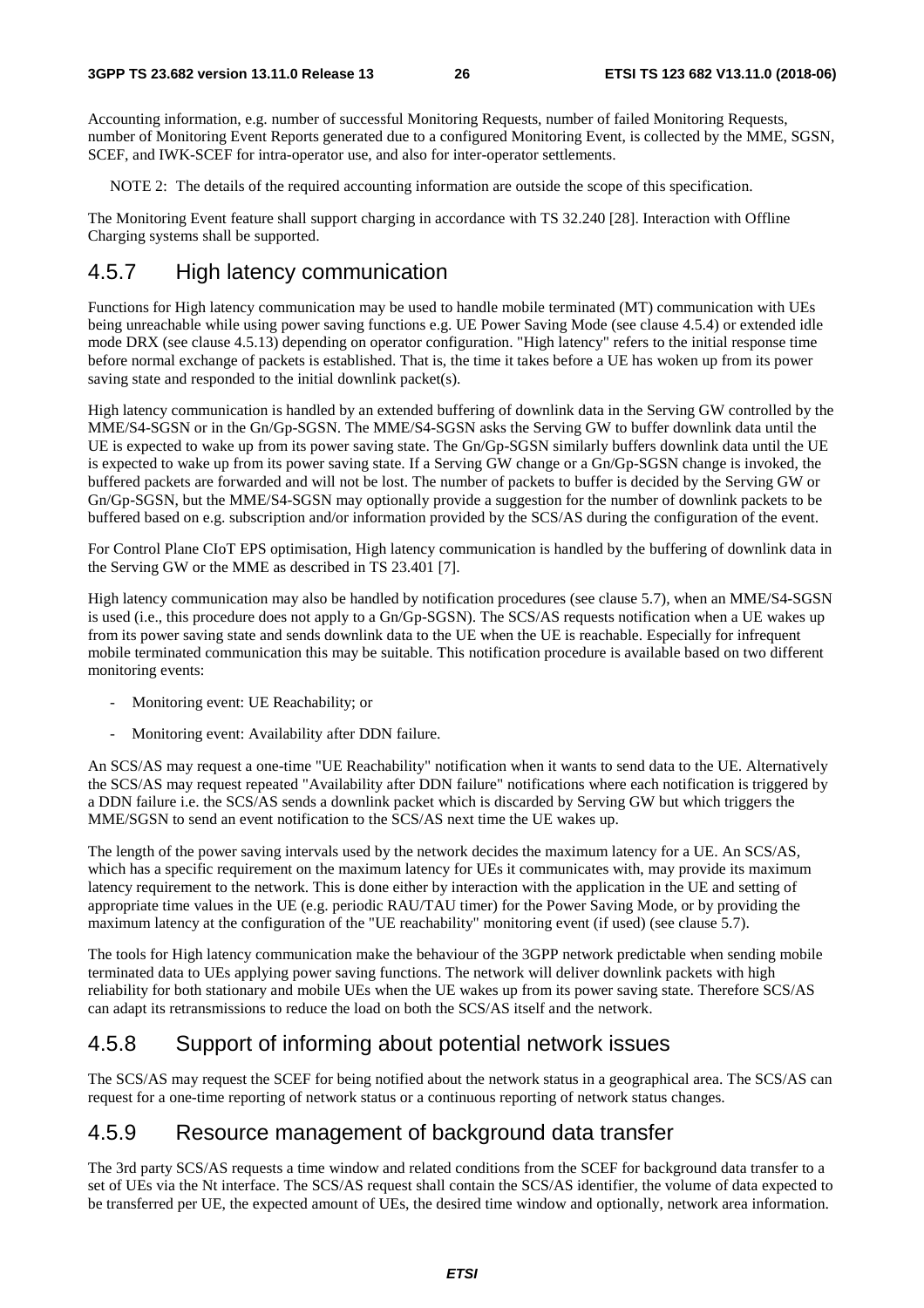Accounting information, e.g. number of successful Monitoring Requests, number of failed Monitoring Requests, number of Monitoring Event Reports generated due to a configured Monitoring Event, is collected by the MME, SGSN, SCEF, and IWK-SCEF for intra-operator use, and also for inter-operator settlements.

NOTE 2: The details of the required accounting information are outside the scope of this specification.

The Monitoring Event feature shall support charging in accordance with TS 32.240 [28]. Interaction with Offline Charging systems shall be supported.

## 4.5.7 High latency communication

Functions for High latency communication may be used to handle mobile terminated (MT) communication with UEs being unreachable while using power saving functions e.g. UE Power Saving Mode (see clause 4.5.4) or extended idle mode DRX (see clause 4.5.13) depending on operator configuration. "High latency" refers to the initial response time before normal exchange of packets is established. That is, the time it takes before a UE has woken up from its power saving state and responded to the initial downlink packet(s).

High latency communication is handled by an extended buffering of downlink data in the Serving GW controlled by the MME/S4-SGSN or in the Gn/Gp-SGSN. The MME/S4-SGSN asks the Serving GW to buffer downlink data until the UE is expected to wake up from its power saving state. The Gn/Gp-SGSN similarly buffers downlink data until the UE is expected to wake up from its power saving state. If a Serving GW change or a Gn/Gp-SGSN change is invoked, the buffered packets are forwarded and will not be lost. The number of packets to buffer is decided by the Serving GW or Gn/Gp-SGSN, but the MME/S4-SGSN may optionally provide a suggestion for the number of downlink packets to be buffered based on e.g. subscription and/or information provided by the SCS/AS during the configuration of the event.

For Control Plane CIoT EPS optimisation, High latency communication is handled by the buffering of downlink data in the Serving GW or the MME as described in TS 23.401 [7].

High latency communication may also be handled by notification procedures (see clause 5.7), when an MME/S4-SGSN is used (i.e., this procedure does not apply to a Gn/Gp-SGSN). The SCS/AS requests notification when a UE wakes up from its power saving state and sends downlink data to the UE when the UE is reachable. Especially for infrequent mobile terminated communication this may be suitable. This notification procedure is available based on two different monitoring events:

- Monitoring event: UE Reachability; or
- Monitoring event: Availability after DDN failure.

An SCS/AS may request a one-time "UE Reachability" notification when it wants to send data to the UE. Alternatively the SCS/AS may request repeated "Availability after DDN failure" notifications where each notification is triggered by a DDN failure i.e. the SCS/AS sends a downlink packet which is discarded by Serving GW but which triggers the MME/SGSN to send an event notification to the SCS/AS next time the UE wakes up.

The length of the power saving intervals used by the network decides the maximum latency for a UE. An SCS/AS, which has a specific requirement on the maximum latency for UEs it communicates with, may provide its maximum latency requirement to the network. This is done either by interaction with the application in the UE and setting of appropriate time values in the UE (e.g. periodic RAU/TAU timer) for the Power Saving Mode, or by providing the maximum latency at the configuration of the "UE reachability" monitoring event (if used) (see clause 5.7).

The tools for High latency communication make the behaviour of the 3GPP network predictable when sending mobile terminated data to UEs applying power saving functions. The network will deliver downlink packets with high reliability for both stationary and mobile UEs when the UE wakes up from its power saving state. Therefore SCS/AS can adapt its retransmissions to reduce the load on both the SCS/AS itself and the network.

## 4.5.8 Support of informing about potential network issues

The SCS/AS may request the SCEF for being notified about the network status in a geographical area. The SCS/AS can request for a one-time reporting of network status or a continuous reporting of network status changes.

## 4.5.9 Resource management of background data transfer

The 3rd party SCS/AS requests a time window and related conditions from the SCEF for background data transfer to a set of UEs via the Nt interface. The SCS/AS request shall contain the SCS/AS identifier, the volume of data expected to be transferred per UE, the expected amount of UEs, the desired time window and optionally, network area information.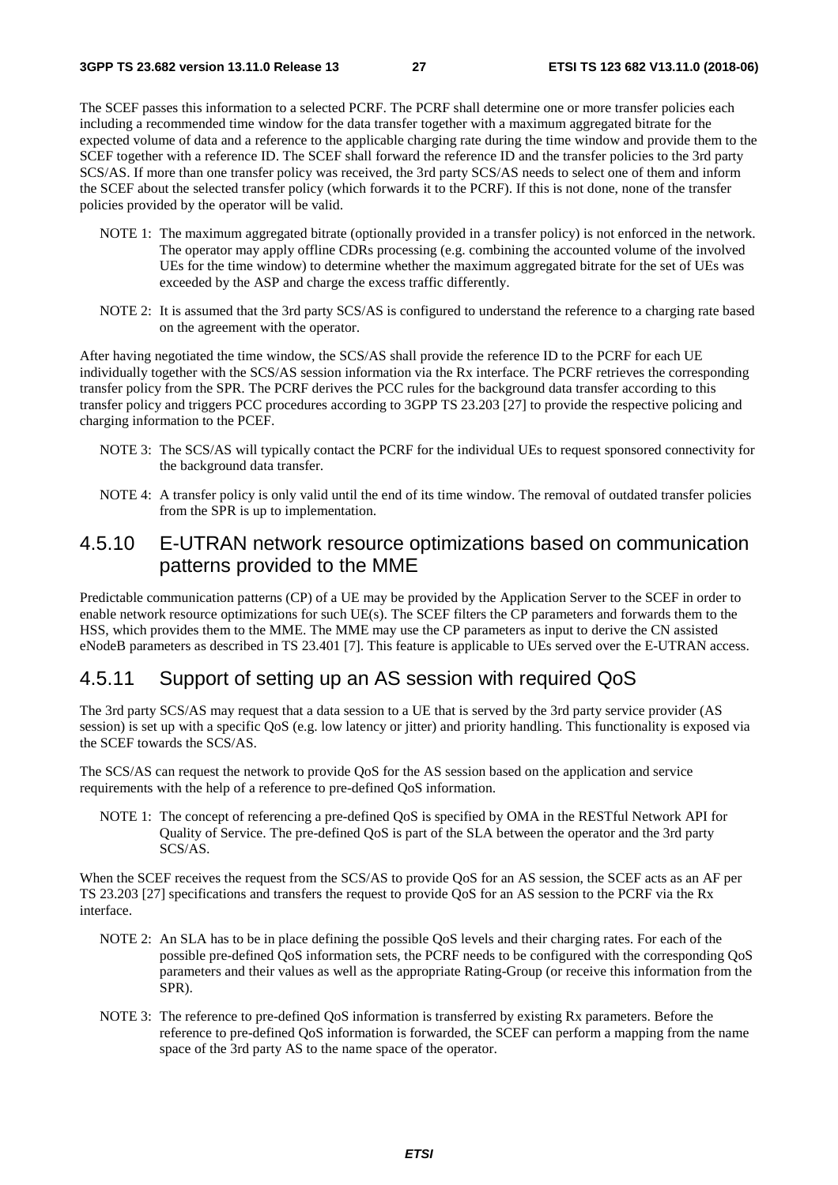The SCEF passes this information to a selected PCRF. The PCRF shall determine one or more transfer policies each including a recommended time window for the data transfer together with a maximum aggregated bitrate for the expected volume of data and a reference to the applicable charging rate during the time window and provide them to the SCEF together with a reference ID. The SCEF shall forward the reference ID and the transfer policies to the 3rd party SCS/AS. If more than one transfer policy was received, the 3rd party SCS/AS needs to select one of them and inform the SCEF about the selected transfer policy (which forwards it to the PCRF). If this is not done, none of the transfer policies provided by the operator will be valid.

NOTE 1: The maximum aggregated bitrate (optionally provided in a transfer policy) is not enforced in the network. The operator may apply offline CDRs processing (e.g. combining the accounted volume of the involved UEs for the time window) to determine whether the maximum aggregated bitrate for the set of UEs was exceeded by the ASP and charge the excess traffic differently.

NOTE 2: It is assumed that the 3rd party SCS/AS is configured to understand the reference to a charging rate based on the agreement with the operator.

After having negotiated the time window, the SCS/AS shall provide the reference ID to the PCRF for each UE individually together with the SCS/AS session information via the Rx interface. The PCRF retrieves the corresponding transfer policy from the SPR. The PCRF derives the PCC rules for the background data transfer according to this transfer policy and triggers PCC procedures according to 3GPP TS 23.203 [27] to provide the respective policing and charging information to the PCEF.

NOTE 3: The SCS/AS will typically contact the PCRF for the individual UEs to request sponsored connectivity for the background data transfer.

NOTE 4: A transfer policy is only valid until the end of its time window. The removal of outdated transfer policies from the SPR is up to implementation.

### 4.5.10 E-UTRAN network resource optimizations based on communication patterns provided to the MME

Predictable communication patterns (CP) of a UE may be provided by the Application Server to the SCEF in order to enable network resource optimizations for such UE(s). The SCEF filters the CP parameters and forwards them to the HSS, which provides them to the MME. The MME may use the CP parameters as input to derive the CN assisted eNodeB parameters as described in TS 23.401 [7]. This feature is applicable to UEs served over the E-UTRAN access.

### 4.5.11 Support of setting up an AS session with required QoS

The 3rd party SCS/AS may request that a data session to a UE that is served by the 3rd party service provider (AS session) is set up with a specific QoS (e.g. low latency or jitter) and priority handling. This functionality is exposed via the SCEF towards the SCS/AS.

The SCS/AS can request the network to provide QoS for the AS session based on the application and service requirements with the help of a reference to pre-defined QoS information.

NOTE 1: The concept of referencing a pre-defined QoS is specified by OMA in the RESTful Network API for Quality of Service. The pre-defined QoS is part of the SLA between the operator and the 3rd party SCS/AS.

When the SCEF receives the request from the SCS/AS to provide QoS for an AS session, the SCEF acts as an AF per TS 23.203 [27] specifications and transfers the request to provide QoS for an AS session to the PCRF via the Rx interface.

NOTE 2: An SLA has to be in place defining the possible QoS levels and their charging rates. For each of the possible pre-defined QoS information sets, the PCRF needs to be configured with the corresponding QoS parameters and their values as well as the appropriate Rating-Group (or receive this information from the SPR).

NOTE 3: The reference to pre-defined QoS information is transferred by existing Rx parameters. Before the reference to pre-defined QoS information is forwarded, the SCEF can perform a mapping from the name space of the 3rd party AS to the name space of the operator.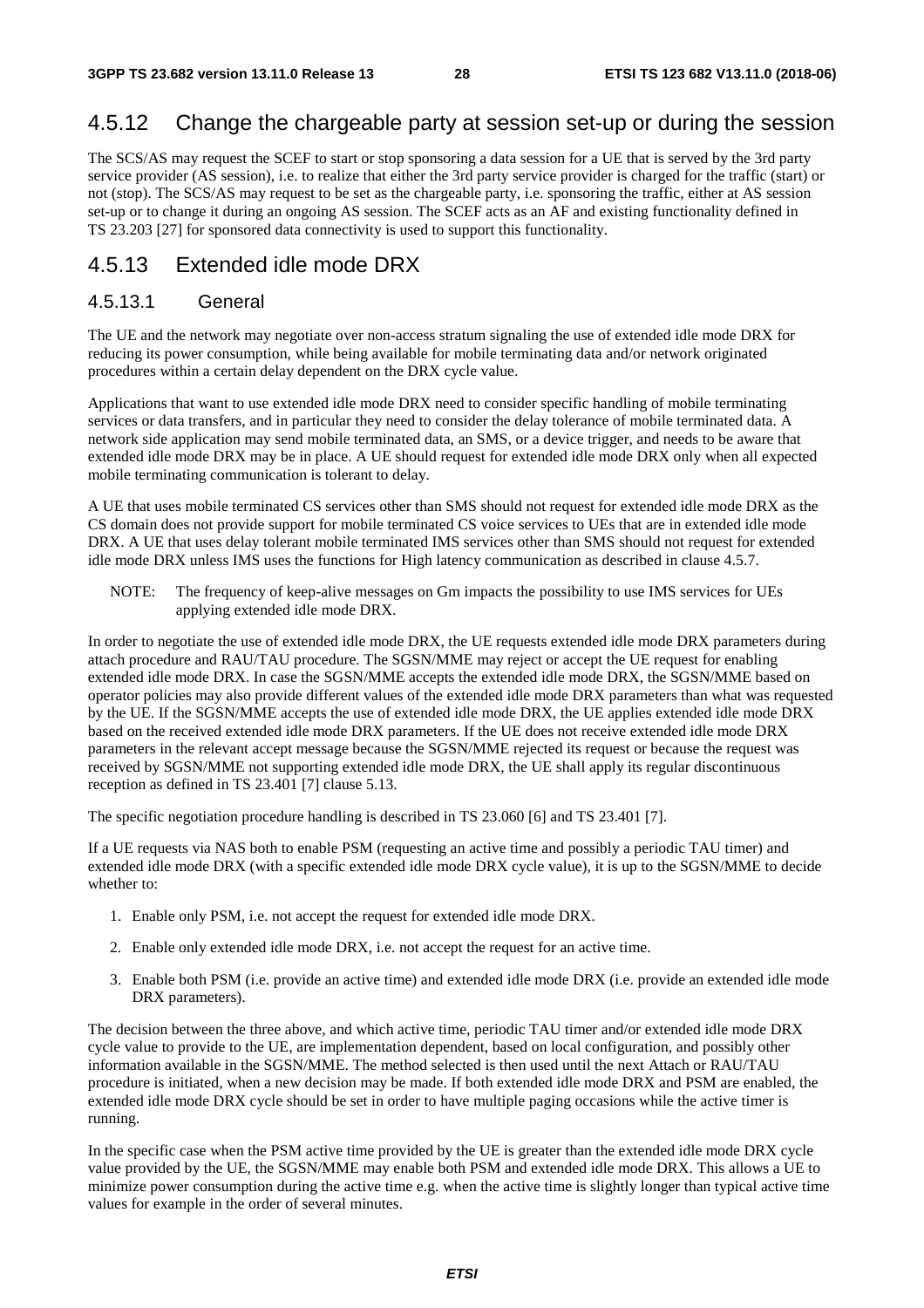## 4.5.12 Change the chargeable party at session set-up or during the session

The SCS/AS may request the SCEF to start or stop sponsoring a data session for a UE that is served by the 3rd party service provider (AS session), i.e. to realize that either the 3rd party service provider is charged for the traffic (start) or not (stop). The SCS/AS may request to be set as the chargeable party, i.e. sponsoring the traffic, either at AS session set-up or to change it during an ongoing AS session. The SCEF acts as an AF and existing functionality defined in TS 23.203 [27] for sponsored data connectivity is used to support this functionality.

## 4.5.13 Extended idle mode DRX

### 4.5.13.1 General

The UE and the network may negotiate over non-access stratum signaling the use of extended idle mode DRX for reducing its power consumption, while being available for mobile terminating data and/or network originated procedures within a certain delay dependent on the DRX cycle value.

Applications that want to use extended idle mode DRX need to consider specific handling of mobile terminating services or data transfers, and in particular they need to consider the delay tolerance of mobile terminated data. A network side application may send mobile terminated data, an SMS, or a device trigger, and needs to be aware that extended idle mode DRX may be in place. A UE should request for extended idle mode DRX only when all expected mobile terminating communication is tolerant to delay.

A UE that uses mobile terminated CS services other than SMS should not request for extended idle mode DRX as the CS domain does not provide support for mobile terminated CS voice services to UEs that are in extended idle mode DRX. A UE that uses delay tolerant mobile terminated IMS services other than SMS should not request for extended idle mode DRX unless IMS uses the functions for High latency communication as described in clause 4.5.7.

NOTE: The frequency of keep-alive messages on Gm impacts the possibility to use IMS services for UEs applying extended idle mode DRX.

In order to negotiate the use of extended idle mode DRX, the UE requests extended idle mode DRX parameters during attach procedure and RAU/TAU procedure. The SGSN/MME may reject or accept the UE request for enabling extended idle mode DRX. In case the SGSN/MME accepts the extended idle mode DRX, the SGSN/MME based on operator policies may also provide different values of the extended idle mode DRX parameters than what was requested by the UE. If the SGSN/MME accepts the use of extended idle mode DRX, the UE applies extended idle mode DRX based on the received extended idle mode DRX parameters. If the UE does not receive extended idle mode DRX parameters in the relevant accept message because the SGSN/MME rejected its request or because the request was received by SGSN/MME not supporting extended idle mode DRX, the UE shall apply its regular discontinuous reception as defined in TS 23.401 [7] clause 5.13.

The specific negotiation procedure handling is described in TS 23.060 [6] and TS 23.401 [7].

If a UE requests via NAS both to enable PSM (requesting an active time and possibly a periodic TAU timer) and extended idle mode DRX (with a specific extended idle mode DRX cycle value), it is up to the SGSN/MME to decide whether to:

1. Enable only PSM, i.e. not accept the request for extended idle mode DRX.
2. Enable only extended idle mode DRX, i.e. not accept the request for an active time.
3. Enable both PSM (i.e. provide an active time) and extended idle mode DRX (i.e. provide an extended idle mode DRX parameters).

The decision between the three above, and which active time, periodic TAU timer and/or extended idle mode DRX cycle value to provide to the UE, are implementation dependent, based on local configuration, and possibly other information available in the SGSN/MME. The method selected is then used until the next Attach or RAU/TAU procedure is initiated, when a new decision may be made. If both extended idle mode DRX and PSM are enabled, the extended idle mode DRX cycle should be set in order to have multiple paging occasions while the active timer is running.

In the specific case when the PSM active time provided by the UE is greater than the extended idle mode DRX cycle value provided by the UE, the SGSN/MME may enable both PSM and extended idle mode DRX. This allows a UE to minimize power consumption during the active time e.g. when the active time is slightly longer than typical active time values for example in the order of several minutes.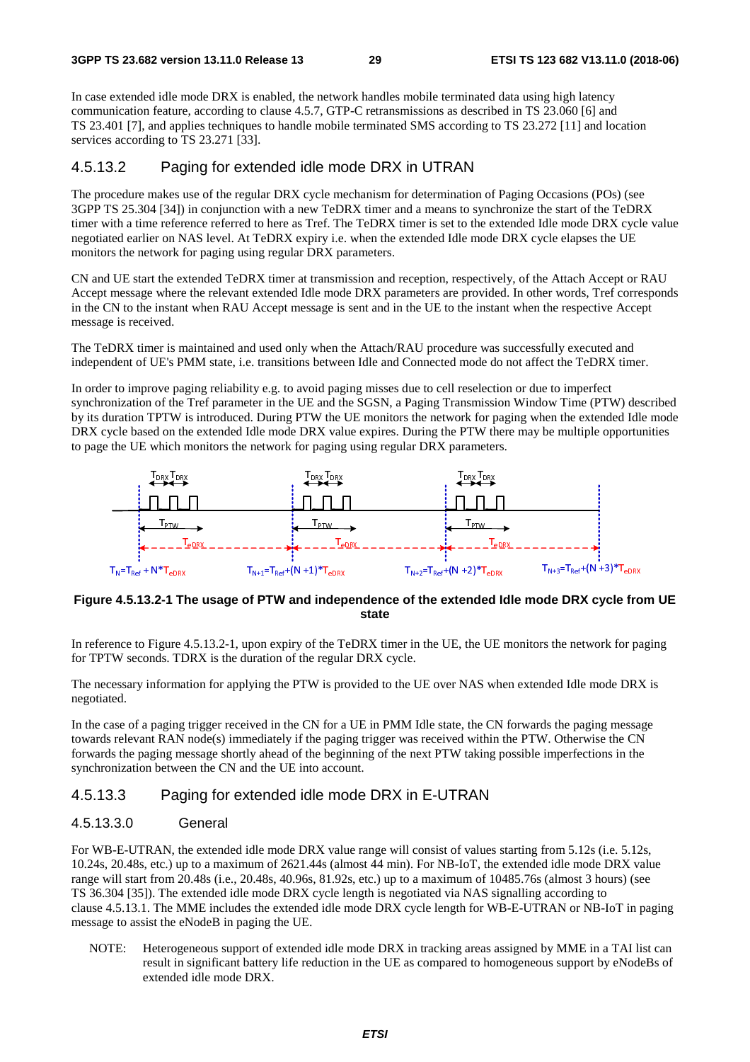In case extended idle mode DRX is enabled, the network handles mobile terminated data using high latency communication feature, according to clause 4.5.7, GTP-C retransmissions as described in TS 23.060 [6] and TS 23.401 [7], and applies techniques to handle mobile terminated SMS according to TS 23.272 [11] and location services according to TS 23.271 [33].

### 4.5.13.2 Paging for extended idle mode DRX in UTRAN

The procedure makes use of the regular DRX cycle mechanism for determination of Paging Occasions (POs) (see 3GPP TS 25.304 [34]) in conjunction with a new TeDRX timer and a means to synchronize the start of the TeDRX timer with a time reference referred to here as Tref. The TeDRX timer is set to the extended Idle mode DRX cycle value negotiated earlier on NAS level. At TeDRX expiry i.e. when the extended Idle mode DRX cycle elapses the UE monitors the network for paging using regular DRX parameters.

CN and UE start the extended TeDRX timer at transmission and reception, respectively, of the Attach Accept or RAU Accept message where the relevant extended Idle mode DRX parameters are provided. In other words, Tref corresponds in the CN to the instant when RAU Accept message is sent and in the UE to the instant when the respective Accept message is received.

The TeDRX timer is maintained and used only when the Attach/RAU procedure was successfully executed and independent of UE's PMM state, i.e. transitions between Idle and Connected mode do not affect the TeDRX timer.

In order to improve paging reliability e.g. to avoid paging misses due to cell reselection or due to imperfect synchronization of the Tref parameter in the UE and the SGSN, a Paging Transmission Window Time (PTW) described by its duration TPTW is introduced. During PTW the UE monitors the network for paging when the extended Idle mode DRX cycle based on the extended Idle mode DRX value expires. During the PTW there may be multiple opportunities to page the UE which monitors the network for paging using regular DRX parameters.

$T_{DRX}$ $T_{DRX}$ $T_{PTW}$ $T_{eDRX}$ $T_N = T_{Ref} + N*T_{eDRX}$ $T_{N+1} = T_{Ref} + (N+1)*T_{eDRX}$ $T_{N+2} = T_{Ref} + (N+2)*T_{eDRX}$ $T_{N+3} = T_{Ref} + (N+3)*T_{eDRX}$

**Figure 4.5.13.2-1 The usage of PTW and independence of the extended Idle mode DRX cycle from UE state**

In reference to Figure 4.5.13.2-1, upon expiry of the TeDRX timer in the UE, the UE monitors the network for paging for TPTW seconds. TDRX is the duration of the regular DRX cycle.

The necessary information for applying the PTW is provided to the UE over NAS when extended Idle mode DRX is negotiated.

In the case of a paging trigger received in the CN for a UE in PMM Idle state, the CN forwards the paging message towards relevant RAN node(s) immediately if the paging trigger was received within the PTW. Otherwise the CN forwards the paging message shortly ahead of the beginning of the next PTW taking possible imperfections in the synchronization between the CN and the UE into account.

### 4.5.13.3 Paging for extended idle mode DRX in E-UTRAN

#### 4.5.13.3.0 General

For WB-E-UTRAN, the extended idle mode DRX value range will consist of values starting from 5.12s (i.e. 5.12s, 10.24s, 20.48s, etc.) up to a maximum of 2621.44s (almost 44 min). For NB-IoT, the extended idle mode DRX value range will start from 20.48s (i.e., 20.48s, 40.96s, 81.92s, etc.) up to a maximum of 10485.76s (almost 3 hours) (see TS 36.304 [35]). The extended idle mode DRX cycle length is negotiated via NAS signalling according to clause 4.5.13.1. The MME includes the extended idle mode DRX cycle length for WB-E-UTRAN or NB-IoT in paging message to assist the eNodeB in paging the UE.

NOTE: Heterogeneous support of extended idle mode DRX in tracking areas assigned by MME in a TAI list can result in significant battery life reduction in the UE as compared to homogeneous support by eNodeBs of extended idle mode DRX.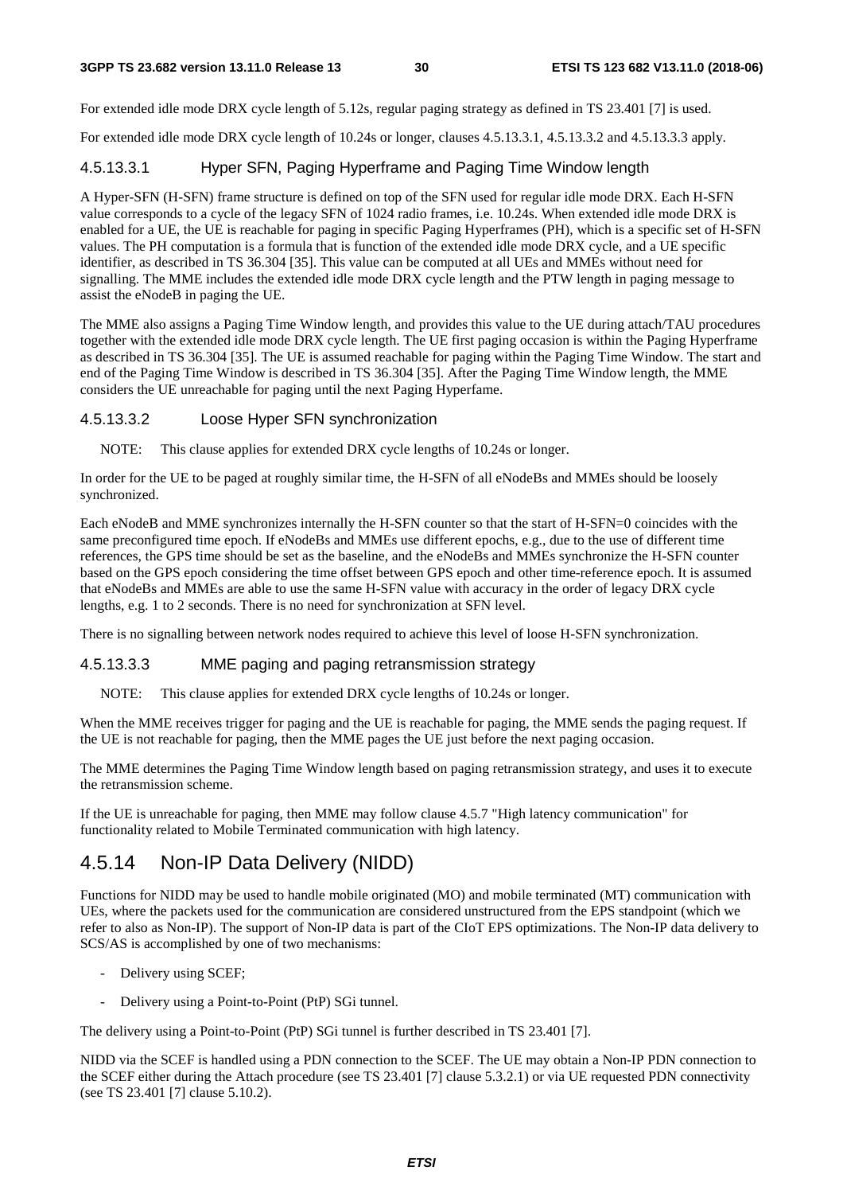For extended idle mode DRX cycle length of 5.12s, regular paging strategy as defined in TS 23.401 [7] is used.

For extended idle mode DRX cycle length of 10.24s or longer, clauses 4.5.13.3.1, 4.5.13.3.2 and 4.5.13.3.3 apply.

#### 4.5.13.3.1 Hyper SFN, Paging Hyperframe and Paging Time Window length

A Hyper-SFN (H-SFN) frame structure is defined on top of the SFN used for regular idle mode DRX. Each H-SFN value corresponds to a cycle of the legacy SFN of 1024 radio frames, i.e. 10.24s. When extended idle mode DRX is enabled for a UE, the UE is reachable for paging in specific Paging Hyperframes (PH), which is a specific set of H-SFN values. The PH computation is a formula that is function of the extended idle mode DRX cycle, and a UE specific identifier, as described in TS 36.304 [35]. This value can be computed at all UEs and MMEs without need for signalling. The MME includes the extended idle mode DRX cycle length and the PTW length in paging message to assist the eNodeB in paging the UE.

The MME also assigns a Paging Time Window length, and provides this value to the UE during attach/TAU procedures together with the extended idle mode DRX cycle length. The UE first paging occasion is within the Paging Hyperframe as described in TS 36.304 [35]. The UE is assumed reachable for paging within the Paging Time Window. The start and end of the Paging Time Window is described in TS 36.304 [35]. After the Paging Time Window length, the MME considers the UE unreachable for paging until the next Paging Hyperfame.

#### 4.5.13.3.2 Loose Hyper SFN synchronization

NOTE: This clause applies for extended DRX cycle lengths of 10.24s or longer.

In order for the UE to be paged at roughly similar time, the H-SFN of all eNodeBs and MMEs should be loosely synchronized.

Each eNodeB and MME synchronizes internally the H-SFN counter so that the start of H-SFN=0 coincides with the same preconfigured time epoch. If eNodeBs and MMEs use different epochs, e.g., due to the use of different time references, the GPS time should be set as the baseline, and the eNodeBs and MMEs synchronize the H-SFN counter based on the GPS epoch considering the time offset between GPS epoch and other time-reference epoch. It is assumed that eNodeBs and MMEs are able to use the same H-SFN value with accuracy in the order of legacy DRX cycle lengths, e.g. 1 to 2 seconds. There is no need for synchronization at SFN level.

There is no signalling between network nodes required to achieve this level of loose H-SFN synchronization.

#### 4.5.13.3.3 MME paging and paging retransmission strategy

NOTE: This clause applies for extended DRX cycle lengths of 10.24s or longer.

When the MME receives trigger for paging and the UE is reachable for paging, the MME sends the paging request. If the UE is not reachable for paging, then the MME pages the UE just before the next paging occasion.

The MME determines the Paging Time Window length based on paging retransmission strategy, and uses it to execute the retransmission scheme.

If the UE is unreachable for paging, then MME may follow clause 4.5.7 "High latency communication" for functionality related to Mobile Terminated communication with high latency.

### 4.5.14 Non-IP Data Delivery (NIDD)

Functions for NIDD may be used to handle mobile originated (MO) and mobile terminated (MT) communication with UEs, where the packets used for the communication are considered unstructured from the EPS standpoint (which we refer to also as Non-IP). The support of Non-IP data is part of the CIoT EPS optimizations. The Non-IP data delivery to SCS/AS is accomplished by one of two mechanisms:

- Delivery using SCEF;
- Delivery using a Point-to-Point (PtP) SGi tunnel.

The delivery using a Point-to-Point (PtP) SGi tunnel is further described in TS 23.401 [7].

NIDD via the SCEF is handled using a PDN connection to the SCEF. The UE may obtain a Non-IP PDN connection to the SCEF either during the Attach procedure (see TS 23.401 [7] clause 5.3.2.1) or via UE requested PDN connectivity (see TS 23.401 [7] clause 5.10.2).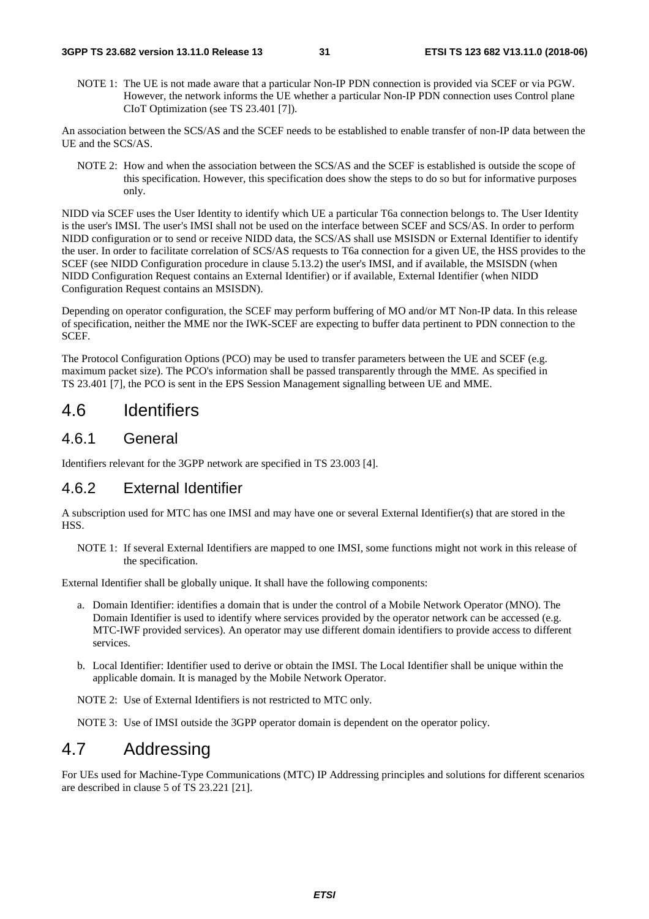NOTE 1: The UE is not made aware that a particular Non-IP PDN connection is provided via SCEF or via PGW. However, the network informs the UE whether a particular Non-IP PDN connection uses Control plane CIoT Optimization (see TS 23.401 [7]).

An association between the SCS/AS and the SCEF needs to be established to enable transfer of non-IP data between the UE and the SCS/AS.

NOTE 2: How and when the association between the SCS/AS and the SCEF is established is outside the scope of this specification. However, this specification does show the steps to do so but for informative purposes only.

NIDD via SCEF uses the User Identity to identify which UE a particular T6a connection belongs to. The User Identity is the user's IMSI. The user's IMSI shall not be used on the interface between SCEF and SCS/AS. In order to perform NIDD configuration or to send or receive NIDD data, the SCS/AS shall use MSISDN or External Identifier to identify the user. In order to facilitate correlation of SCS/AS requests to T6a connection for a given UE, the HSS provides to the SCEF (see NIDD Configuration procedure in clause 5.13.2) the user's IMSI, and if available, the MSISDN (when NIDD Configuration Request contains an External Identifier) or if available, External Identifier (when NIDD Configuration Request contains an MSISDN).

Depending on operator configuration, the SCEF may perform buffering of MO and/or MT Non-IP data. In this release of specification, neither the MME nor the IWK-SCEF are expecting to buffer data pertinent to PDN connection to the SCEF.

The Protocol Configuration Options (PCO) may be used to transfer parameters between the UE and SCEF (e.g. maximum packet size). The PCO's information shall be passed transparently through the MME. As specified in TS 23.401 [7], the PCO is sent in the EPS Session Management signalling between UE and MME.

# 4.6 Identifiers

## 4.6.1 General

Identifiers relevant for the 3GPP network are specified in TS 23.003 [4].

## 4.6.2 External Identifier

A subscription used for MTC has one IMSI and may have one or several External Identifier(s) that are stored in the HSS.

NOTE 1: If several External Identifiers are mapped to one IMSI, some functions might not work in this release of the specification.

External Identifier shall be globally unique. It shall have the following components:

a. Domain Identifier: identifies a domain that is under the control of a Mobile Network Operator (MNO). The Domain Identifier is used to identify where services provided by the operator network can be accessed (e.g. MTC-IWF provided services). An operator may use different domain identifiers to provide access to different services.

b. Local Identifier: Identifier used to derive or obtain the IMSI. The Local Identifier shall be unique within the applicable domain. It is managed by the Mobile Network Operator.

NOTE 2: Use of External Identifiers is not restricted to MTC only.

NOTE 3: Use of IMSI outside the 3GPP operator domain is dependent on the operator policy.

# 4.7 Addressing

For UEs used for Machine-Type Communications (MTC) IP Addressing principles and solutions for different scenarios are described in clause 5 of TS 23.221 [21].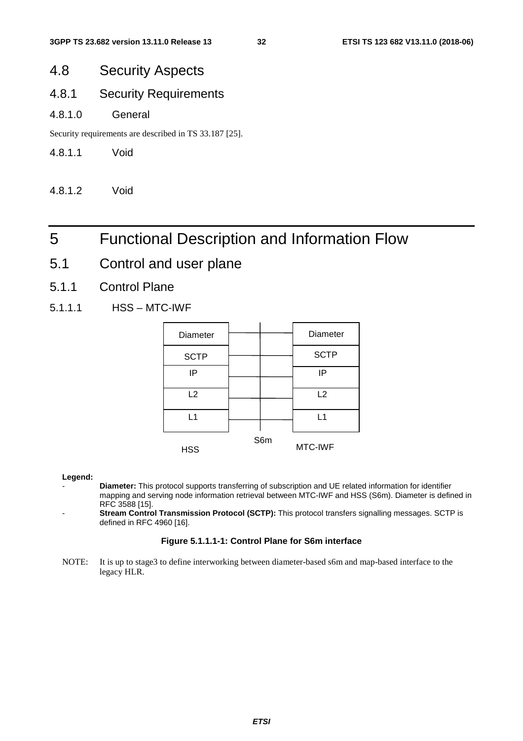## 4.8 Security Aspects

### 4.8.1 Security Requirements

#### 4.8.1.0 General

Security requirements are described in TS 33.187 [25].

#### 4.8.1.1 Void

#### 4.8.1.2 Void

# 5 Functional Description and Information Flow

## 5.1 Control and user plane

### 5.1.1 Control Plane

#### 5.1.1.1 HSS – MTC-IWF

| HSS | S6m | MTC-IWF |
|---|---|---|
| Diameter | | Diameter |
| SCTP | | SCTP |
| IP | | IP |
| L2 | | L2 |
| L1 | | L1 |

**Legend:**

- **Diameter:** This protocol supports transferring of subscription and UE related information for identifier mapping and serving node information retrieval between MTC-IWF and HSS (S6m). Diameter is defined in RFC 3588 [15].
- **Stream Control Transmission Protocol (SCTP):** This protocol transfers signalling messages. SCTP is defined in RFC 4960 [16].

**Figure 5.1.1.1-1: Control Plane for S6m interface**

NOTE: It is up to stage3 to define interworking between diameter-based s6m and map-based interface to the legacy HLR.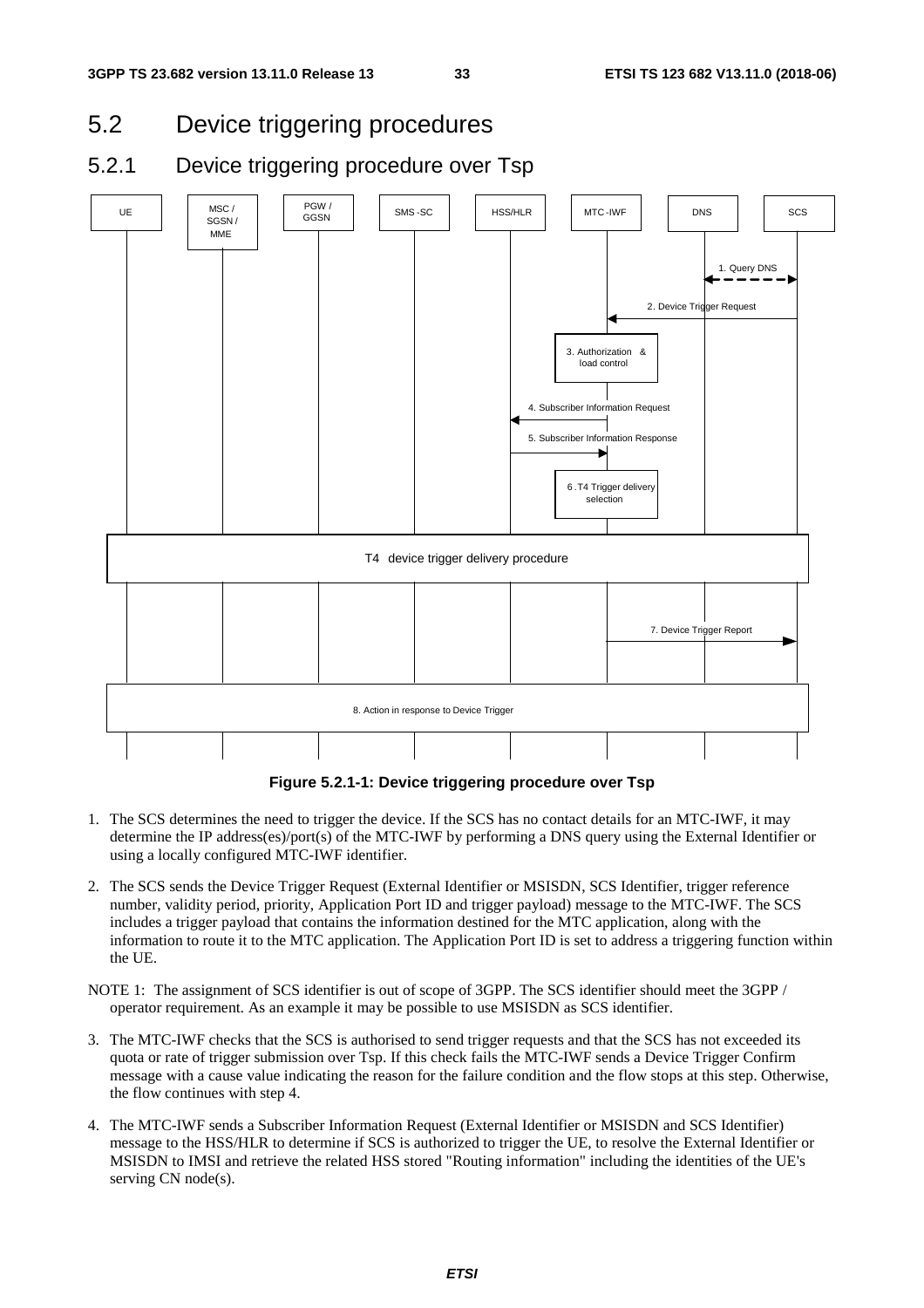## 5.2 Device triggering procedures

### 5.2.1 Device triggering procedure over Tsp

**Figure 5.2.1-1: Device triggering procedure over Tsp**

1. The SCS determines the need to trigger the device. If the SCS has no contact details for an MTC-IWF, it may determine the IP address(es)/port(s) of the MTC-IWF by performing a DNS query using the External Identifier or using a locally configured MTC-IWF identifier.

2. The SCS sends the Device Trigger Request (External Identifier or MSISDN, SCS Identifier, trigger reference number, validity period, priority, Application Port ID and trigger payload) message to the MTC-IWF. The SCS includes a trigger payload that contains the information destined for the MTC application, along with the information to route it to the MTC application. The Application Port ID is set to address a triggering function within the UE.

NOTE 1: The assignment of SCS identifier is out of scope of 3GPP. The SCS identifier should meet the 3GPP / operator requirement. As an example it may be possible to use MSISDN as SCS identifier.

3. The MTC-IWF checks that the SCS is authorised to send trigger requests and that the SCS has not exceeded its quota or rate of trigger submission over Tsp. If this check fails the MTC-IWF sends a Device Trigger Confirm message with a cause value indicating the reason for the failure condition and the flow stops at this step. Otherwise, the flow continues with step 4.

4. The MTC-IWF sends a Subscriber Information Request (External Identifier or MSISDN and SCS Identifier) message to the HSS/HLR to determine if SCS is authorized to trigger the UE, to resolve the External Identifier or MSISDN to IMSI and retrieve the related HSS stored "Routing information" including the identities of the UE's serving CN node(s).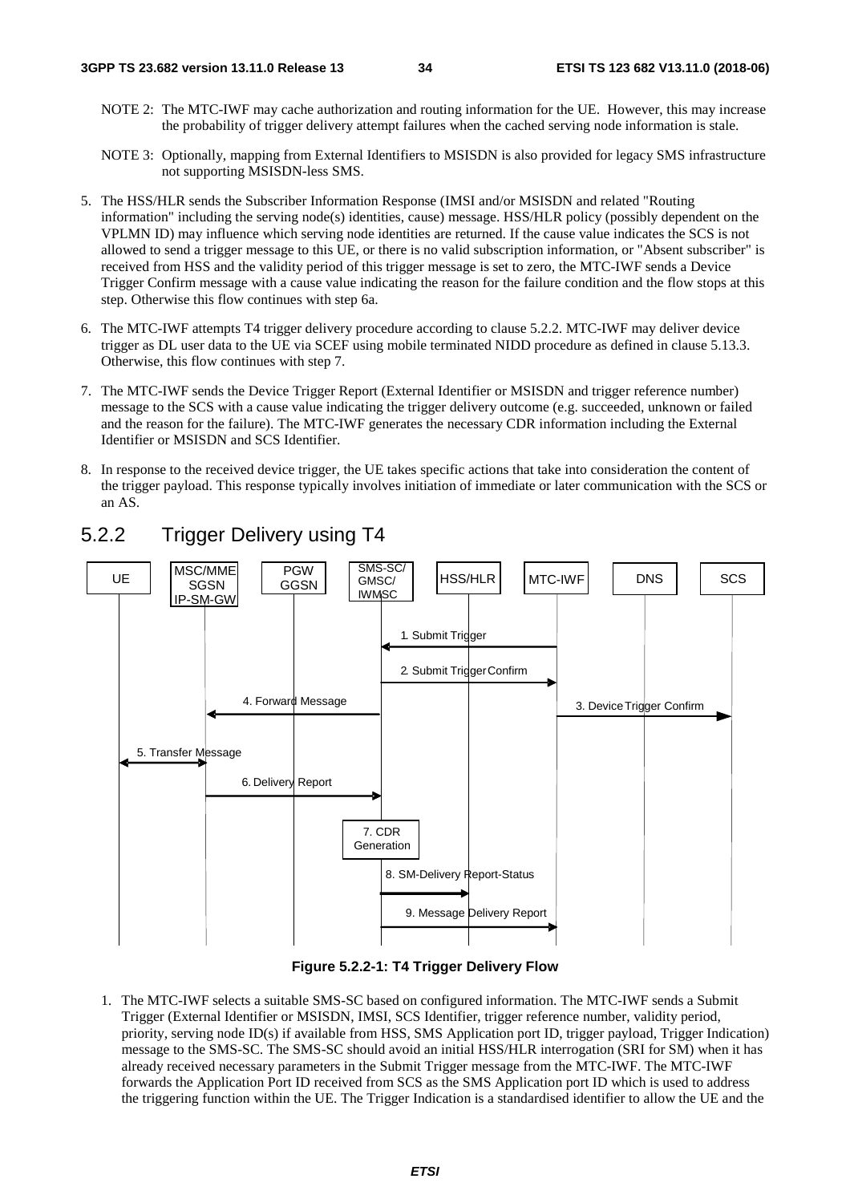NOTE 2: The MTC-IWF may cache authorization and routing information for the UE. However, this may increase the probability of trigger delivery attempt failures when the cached serving node information is stale.

NOTE 3: Optionally, mapping from External Identifiers to MSISDN is also provided for legacy SMS infrastructure not supporting MSISDN-less SMS.

5. The HSS/HLR sends the Subscriber Information Response (IMSI and/or MSISDN and related "Routing information" including the serving node(s) identities, cause) message. HSS/HLR policy (possibly dependent on the VPLMN ID) may influence which serving node identities are returned. If the cause value indicates the SCS is not allowed to send a trigger message to this UE, or there is no valid subscription information, or "Absent subscriber" is received from HSS and the validity period of this trigger message is set to zero, the MTC-IWF sends a Device Trigger Confirm message with a cause value indicating the reason for the failure condition and the flow stops at this step. Otherwise this flow continues with step 6a.

6. The MTC-IWF attempts T4 trigger delivery procedure according to clause 5.2.2. MTC-IWF may deliver device trigger as DL user data to the UE via SCEF using mobile terminated NIDD procedure as defined in clause 5.13.3. Otherwise, this flow continues with step 7.

7. The MTC-IWF sends the Device Trigger Report (External Identifier or MSISDN and trigger reference number) message to the SCS with a cause value indicating the trigger delivery outcome (e.g. succeeded, unknown or failed and the reason for the failure). The MTC-IWF generates the necessary CDR information including the External Identifier or MSISDN and SCS Identifier.

8. In response to the received device trigger, the UE takes specific actions that take into consideration the content of the trigger payload. This response typically involves initiation of immediate or later communication with the SCS or an AS.

## 5.2.2 Trigger Delivery using T4

UE | MSC/MME SGSN IP-SM-GW | PGW GGSN | SMS-SC/ GMSC/ IWMSC | HSS/HLR | MTC-IWF | DNS | SCS

1. Submit Trigger
2. Submit Trigger Confirm
3. Device Trigger Confirm
4. Forward Message
5. Transfer Message
6. Delivery Report
7. CDR Generation
8. SM-Delivery Report-Status
9. Message Delivery Report

**Figure 5.2.2-1: T4 Trigger Delivery Flow**

1. The MTC-IWF selects a suitable SMS-SC based on configured information. The MTC-IWF sends a Submit Trigger (External Identifier or MSISDN, IMSI, SCS Identifier, trigger reference number, validity period, priority, serving node ID(s) if available from HSS, SMS Application port ID, trigger payload, Trigger Indication) message to the SMS-SC. The SMS-SC should avoid an initial HSS/HLR interrogation (SRI for SM) when it has already received necessary parameters in the Submit Trigger message from the MTC-IWF. The MTC-IWF forwards the Application Port ID received from SCS as the SMS Application port ID which is used to address the triggering function within the UE. The Trigger Indication is a standardised identifier to allow the UE and the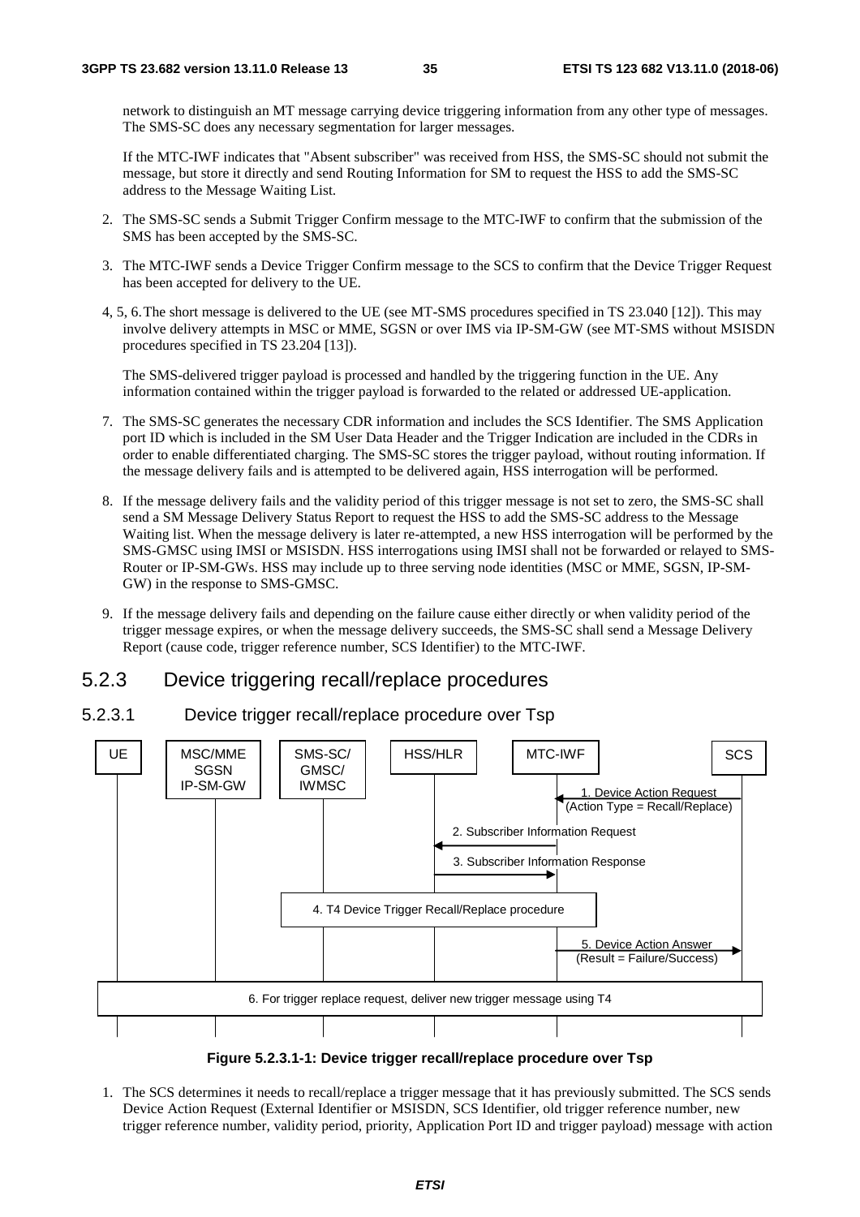network to distinguish an MT message carrying device triggering information from any other type of messages. The SMS-SC does any necessary segmentation for larger messages.

If the MTC-IWF indicates that "Absent subscriber" was received from HSS, the SMS-SC should not submit the message, but store it directly and send Routing Information for SM to request the HSS to add the SMS-SC address to the Message Waiting List.

2. The SMS-SC sends a Submit Trigger Confirm message to the MTC-IWF to confirm that the submission of the SMS has been accepted by the SMS-SC.

3. The MTC-IWF sends a Device Trigger Confirm message to the SCS to confirm that the Device Trigger Request has been accepted for delivery to the UE.

4, 5, 6. The short message is delivered to the UE (see MT-SMS procedures specified in TS 23.040 [12]). This may involve delivery attempts in MSC or MME, SGSN or over IMS via IP-SM-GW (see MT-SMS without MSISDN procedures specified in TS 23.204 [13]).

The SMS-delivered trigger payload is processed and handled by the triggering function in the UE. Any information contained within the trigger payload is forwarded to the related or addressed UE-application.

7. The SMS-SC generates the necessary CDR information and includes the SCS Identifier. The SMS Application port ID which is included in the SM User Data Header and the Trigger Indication are included in the CDRs in order to enable differentiated charging. The SMS-SC stores the trigger payload, without routing information. If the message delivery fails and is attempted to be delivered again, HSS interrogation will be performed.

8. If the message delivery fails and the validity period of this trigger message is not set to zero, the SMS-SC shall send a SM Message Delivery Status Report to request the HSS to add the SMS-SC address to the Message Waiting list. When the message delivery is later re-attempted, a new HSS interrogation will be performed by the SMS-GMSC using IMSI or MSISDN. HSS interrogations using IMSI shall not be forwarded or relayed to SMS-Router or IP-SM-GWs. HSS may include up to three serving node identities (MSC or MME, SGSN, IP-SM-GW) in the response to SMS-GMSC.

9. If the message delivery fails and depending on the failure cause either directly or when validity period of the trigger message expires, or when the message delivery succeeds, the SMS-SC shall send a Message Delivery Report (cause code, trigger reference number, SCS Identifier) to the MTC-IWF.

## 5.2.3 Device triggering recall/replace procedures

### 5.2.3.1 Device trigger recall/replace procedure over Tsp

**Figure 5.2.3.1-1: Device trigger recall/replace procedure over Tsp**

1. The SCS determines it needs to recall/replace a trigger message that it has previously submitted. The SCS sends Device Action Request (External Identifier or MSISDN, SCS Identifier, old trigger reference number, new trigger reference number, validity period, priority, Application Port ID and trigger payload) message with action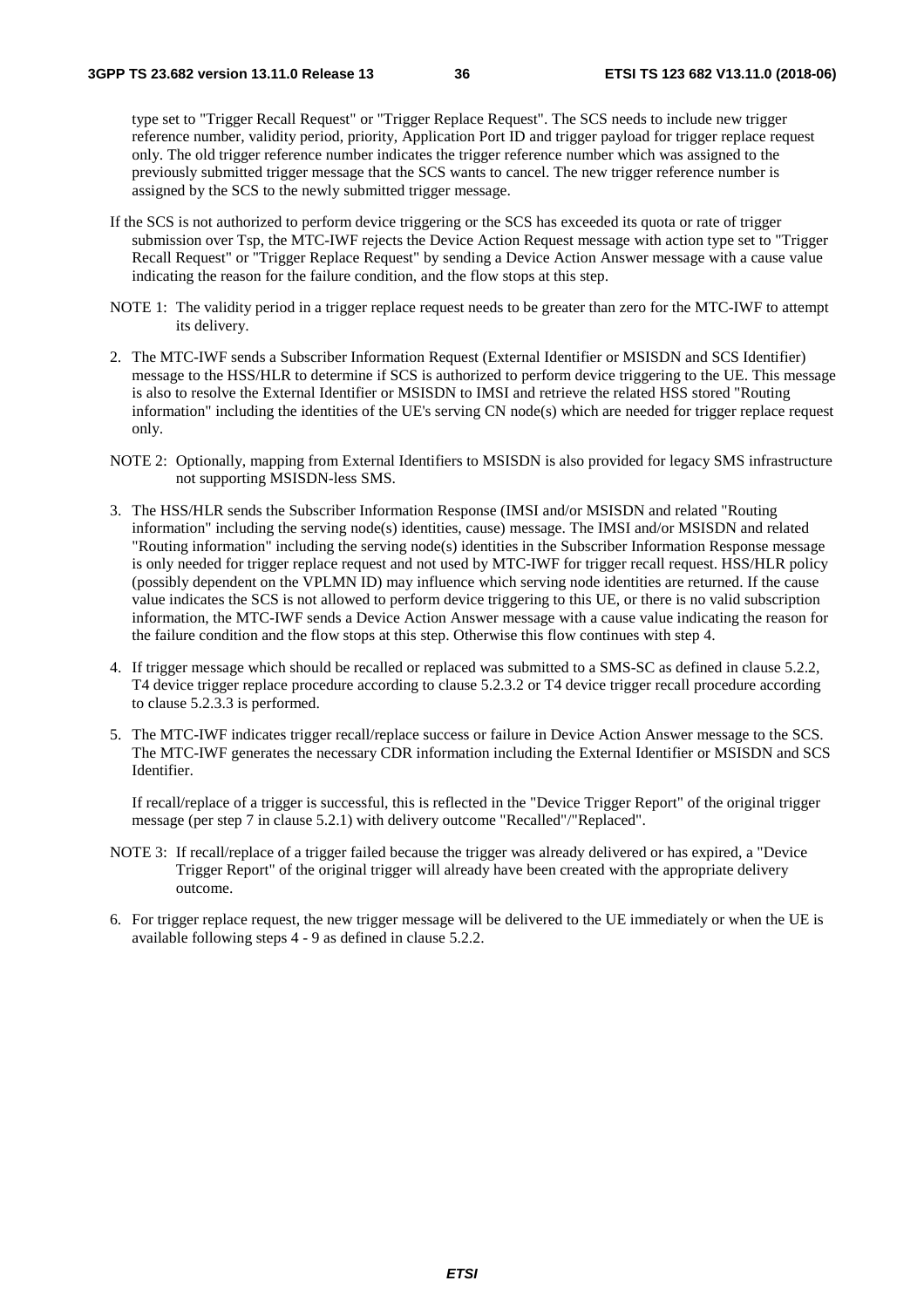type set to "Trigger Recall Request" or "Trigger Replace Request". The SCS needs to include new trigger reference number, validity period, priority, Application Port ID and trigger payload for trigger replace request only. The old trigger reference number indicates the trigger reference number which was assigned to the previously submitted trigger message that the SCS wants to cancel. The new trigger reference number is assigned by the SCS to the newly submitted trigger message.

If the SCS is not authorized to perform device triggering or the SCS has exceeded its quota or rate of trigger submission over Tsp, the MTC-IWF rejects the Device Action Request message with action type set to "Trigger Recall Request" or "Trigger Replace Request" by sending a Device Action Answer message with a cause value indicating the reason for the failure condition, and the flow stops at this step.

NOTE 1: The validity period in a trigger replace request needs to be greater than zero for the MTC-IWF to attempt its delivery.

2. The MTC-IWF sends a Subscriber Information Request (External Identifier or MSISDN and SCS Identifier) message to the HSS/HLR to determine if SCS is authorized to perform device triggering to the UE. This message is also to resolve the External Identifier or MSISDN to IMSI and retrieve the related HSS stored "Routing information" including the identities of the UE's serving CN node(s) which are needed for trigger replace request only.

NOTE 2: Optionally, mapping from External Identifiers to MSISDN is also provided for legacy SMS infrastructure not supporting MSISDN-less SMS.

3. The HSS/HLR sends the Subscriber Information Response (IMSI and/or MSISDN and related "Routing information" including the serving node(s) identities, cause) message. The IMSI and/or MSISDN and related "Routing information" including the serving node(s) identities in the Subscriber Information Response message is only needed for trigger replace request and not used by MTC-IWF for trigger recall request. HSS/HLR policy (possibly dependent on the VPLMN ID) may influence which serving node identities are returned. If the cause value indicates the SCS is not allowed to perform device triggering to this UE, or there is no valid subscription information, the MTC-IWF sends a Device Action Answer message with a cause value indicating the reason for the failure condition and the flow stops at this step. Otherwise this flow continues with step 4.

4. If trigger message which should be recalled or replaced was submitted to a SMS-SC as defined in clause 5.2.2, T4 device trigger replace procedure according to clause 5.2.3.2 or T4 device trigger recall procedure according to clause 5.2.3.3 is performed.

5. The MTC-IWF indicates trigger recall/replace success or failure in Device Action Answer message to the SCS. The MTC-IWF generates the necessary CDR information including the External Identifier or MSISDN and SCS Identifier.

   If recall/replace of a trigger is successful, this is reflected in the "Device Trigger Report" of the original trigger message (per step 7 in clause 5.2.1) with delivery outcome "Recalled"/"Replaced".

NOTE 3: If recall/replace of a trigger failed because the trigger was already delivered or has expired, a "Device Trigger Report" of the original trigger will already have been created with the appropriate delivery outcome.

6. For trigger replace request, the new trigger message will be delivered to the UE immediately or when the UE is available following steps 4 - 9 as defined in clause 5.2.2.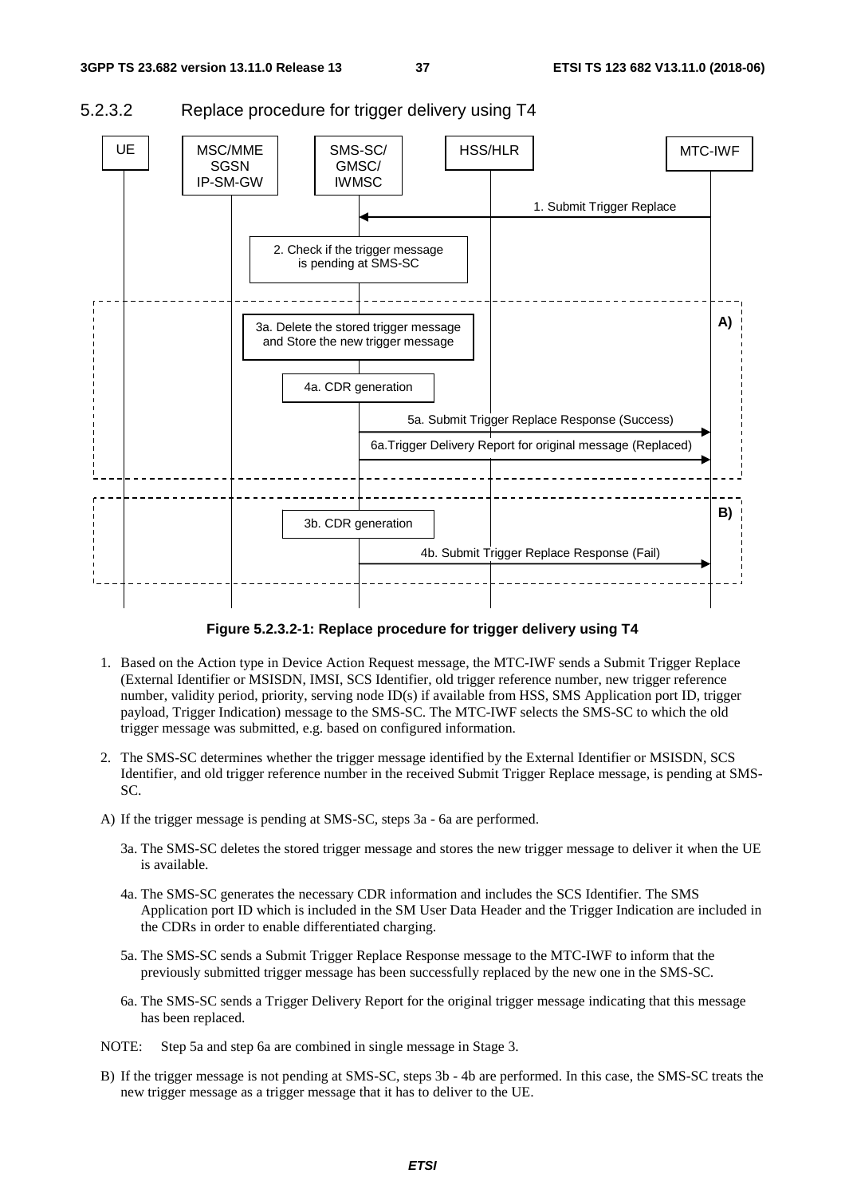### 5.2.3.2 Replace procedure for trigger delivery using T4

**Figure 5.2.3.2-1: Replace procedure for trigger delivery using T4**

1. Based on the Action type in Device Action Request message, the MTC-IWF sends a Submit Trigger Replace (External Identifier or MSISDN, IMSI, SCS Identifier, old trigger reference number, new trigger reference number, validity period, priority, serving node ID(s) if available from HSS, SMS Application port ID, trigger payload, Trigger Indication) message to the SMS-SC. The MTC-IWF selects the SMS-SC to which the old trigger message was submitted, e.g. based on configured information.

2. The SMS-SC determines whether the trigger message identified by the External Identifier or MSISDN, SCS Identifier, and old trigger reference number in the received Submit Trigger Replace message, is pending at SMS-SC.

A) If the trigger message is pending at SMS-SC, steps 3a - 6a are performed.

   3a. The SMS-SC deletes the stored trigger message and stores the new trigger message to deliver it when the UE is available.

   4a. The SMS-SC generates the necessary CDR information and includes the SCS Identifier. The SMS Application port ID which is included in the SM User Data Header and the Trigger Indication are included in the CDRs in order to enable differentiated charging.

   5a. The SMS-SC sends a Submit Trigger Replace Response message to the MTC-IWF to inform that the previously submitted trigger message has been successfully replaced by the new one in the SMS-SC.

   6a. The SMS-SC sends a Trigger Delivery Report for the original trigger message indicating that this message has been replaced.

NOTE: Step 5a and step 6a are combined in single message in Stage 3.

B) If the trigger message is not pending at SMS-SC, steps 3b - 4b are performed. In this case, the SMS-SC treats the new trigger message as a trigger message that it has to deliver to the UE.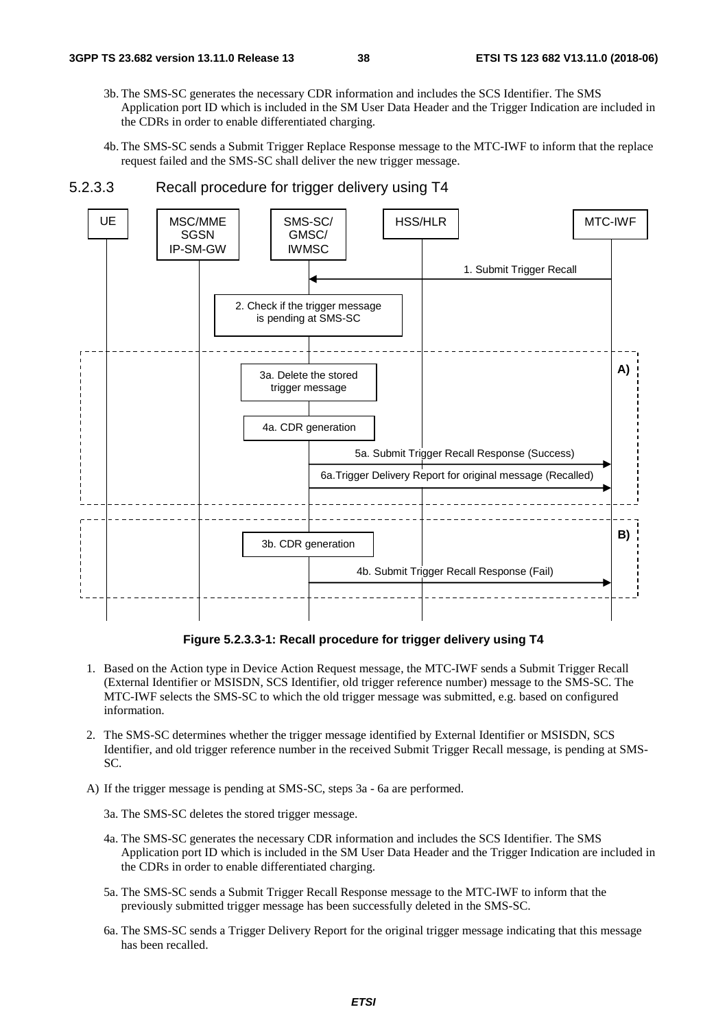3b. The SMS-SC generates the necessary CDR information and includes the SCS Identifier. The SMS Application port ID which is included in the SM User Data Header and the Trigger Indication are included in the CDRs in order to enable differentiated charging.

4b. The SMS-SC sends a Submit Trigger Replace Response message to the MTC-IWF to inform that the replace request failed and the SMS-SC shall deliver the new trigger message.

#### 5.2.3.3 Recall procedure for trigger delivery using T4

**Figure 5.2.3.3-1: Recall procedure for trigger delivery using T4**

1. Based on the Action type in Device Action Request message, the MTC-IWF sends a Submit Trigger Recall (External Identifier or MSISDN, SCS Identifier, old trigger reference number) message to the SMS-SC. The MTC-IWF selects the SMS-SC to which the old trigger message was submitted, e.g. based on configured information.

2. The SMS-SC determines whether the trigger message identified by External Identifier or MSISDN, SCS Identifier, and old trigger reference number in the received Submit Trigger Recall message, is pending at SMS-SC.

A) If the trigger message is pending at SMS-SC, steps 3a - 6a are performed.

3a. The SMS-SC deletes the stored trigger message.

4a. The SMS-SC generates the necessary CDR information and includes the SCS Identifier. The SMS Application port ID which is included in the SM User Data Header and the Trigger Indication are included in the CDRs in order to enable differentiated charging.

5a. The SMS-SC sends a Submit Trigger Recall Response message to the MTC-IWF to inform that the previously submitted trigger message has been successfully deleted in the SMS-SC.

6a. The SMS-SC sends a Trigger Delivery Report for the original trigger message indicating that this message has been recalled.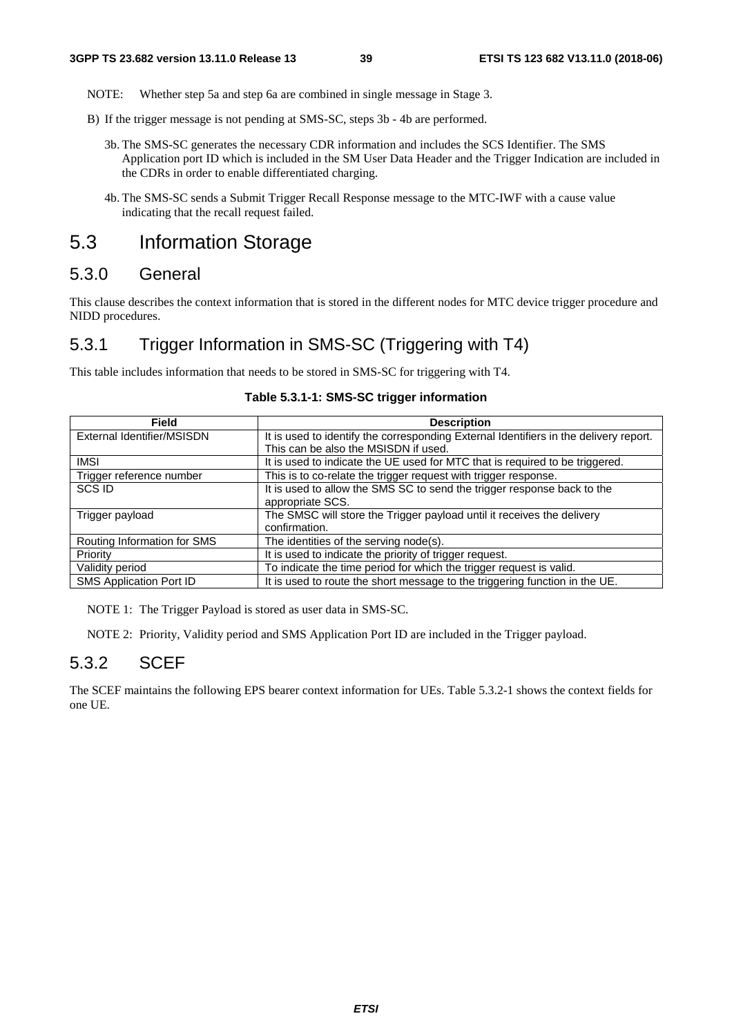NOTE: Whether step 5a and step 6a are combined in single message in Stage 3.

B) If the trigger message is not pending at SMS-SC, steps 3b - 4b are performed.

3b. The SMS-SC generates the necessary CDR information and includes the SCS Identifier. The SMS Application port ID which is included in the SM User Data Header and the Trigger Indication are included in the CDRs in order to enable differentiated charging.

4b. The SMS-SC sends a Submit Trigger Recall Response message to the MTC-IWF with a cause value indicating that the recall request failed.

# 5.3 Information Storage

## 5.3.0 General

This clause describes the context information that is stored in the different nodes for MTC device trigger procedure and NIDD procedures.

## 5.3.1 Trigger Information in SMS-SC (Triggering with T4)

This table includes information that needs to be stored in SMS-SC for triggering with T4.

**Table 5.3.1-1: SMS-SC trigger information**

| Field | Description |
|---|---|
| External Identifier/MSISDN | It is used to identify the corresponding External Identifiers in the delivery report. This can be also the MSISDN if used. |
| IMSI | It is used to indicate the UE used for MTC that is required to be triggered. |
| Trigger reference number | This is to co-relate the trigger request with trigger response. |
| SCS ID | It is used to allow the SMS SC to send the trigger response back to the appropriate SCS. |
| Trigger payload | The SMSC will store the Trigger payload until it receives the delivery confirmation. |
| Routing Information for SMS | The identities of the serving node(s). |
| Priority | It is used to indicate the priority of trigger request. |
| Validity period | To indicate the time period for which the trigger request is valid. |
| SMS Application Port ID | It is used to route the short message to the triggering function in the UE. |

NOTE 1: The Trigger Payload is stored as user data in SMS-SC.

NOTE 2: Priority, Validity period and SMS Application Port ID are included in the Trigger payload.

## 5.3.2 SCEF

The SCEF maintains the following EPS bearer context information for UEs. Table 5.3.2-1 shows the context fields for one UE.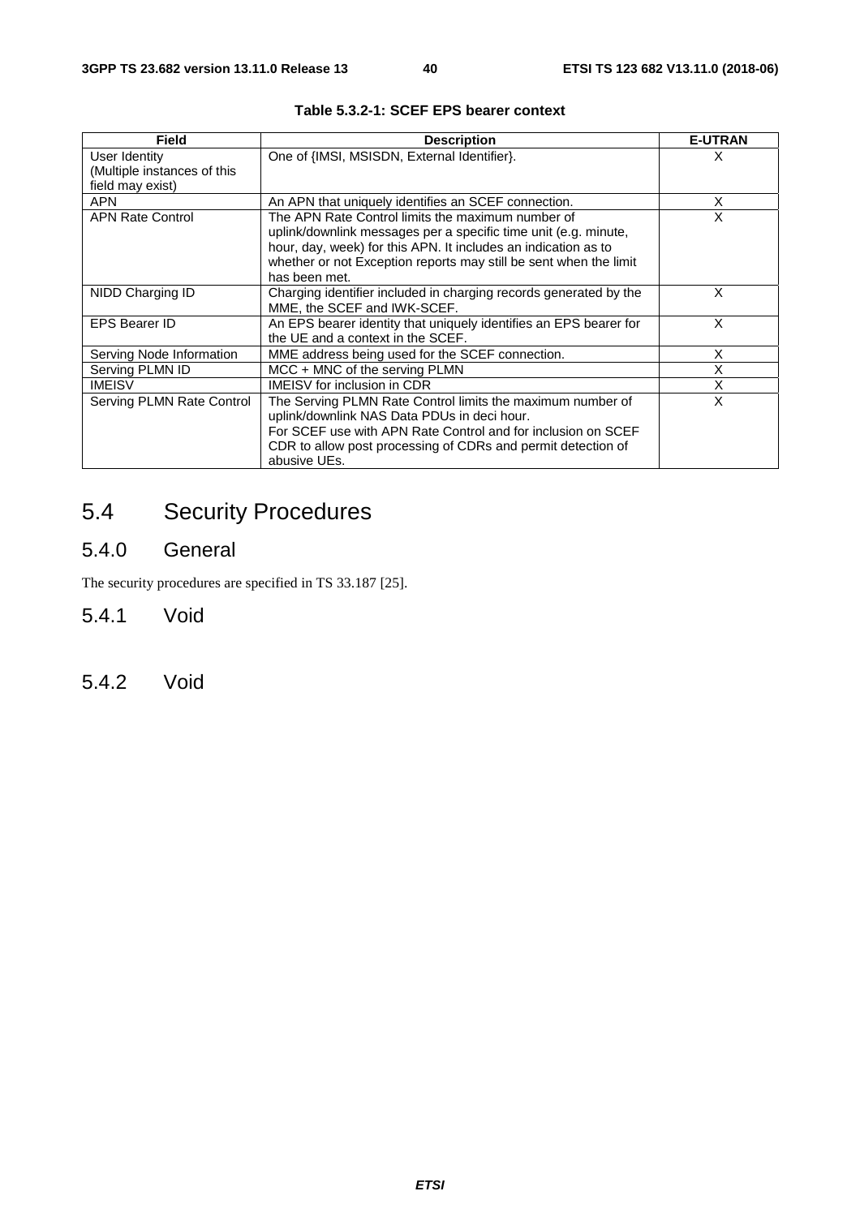**Table 5.3.2-1: SCEF EPS bearer context**

| Field | Description | E-UTRAN |
|---|---|---|
| User Identity (Multiple instances of this field may exist) | One of {IMSI, MSISDN, External Identifier}. | X |
| APN | An APN that uniquely identifies an SCEF connection. | X |
| APN Rate Control | The APN Rate Control limits the maximum number of uplink/downlink messages per a specific time unit (e.g. minute, hour, day, week) for this APN. It includes an indication as to whether or not Exception reports may still be sent when the limit has been met. | X |
| NIDD Charging ID | Charging identifier included in charging records generated by the MME, the SCEF and IWK-SCEF. | X |
| EPS Bearer ID | An EPS bearer identity that uniquely identifies an EPS bearer for the UE and a context in the SCEF. | X |
| Serving Node Information | MME address being used for the SCEF connection. | X |
| Serving PLMN ID | MCC + MNC of the serving PLMN | X |
| IMEISV | IMEISV for inclusion in CDR | X |
| Serving PLMN Rate Control | The Serving PLMN Rate Control limits the maximum number of uplink/downlink NAS Data PDUs in deci hour. For SCEF use with APN Rate Control and for inclusion on SCEF CDR to allow post processing of CDRs and permit detection of abusive UEs. | X |

# 5.4 Security Procedures

## 5.4.0 General

The security procedures are specified in TS 33.187 [25].

## 5.4.1 Void

## 5.4.2 Void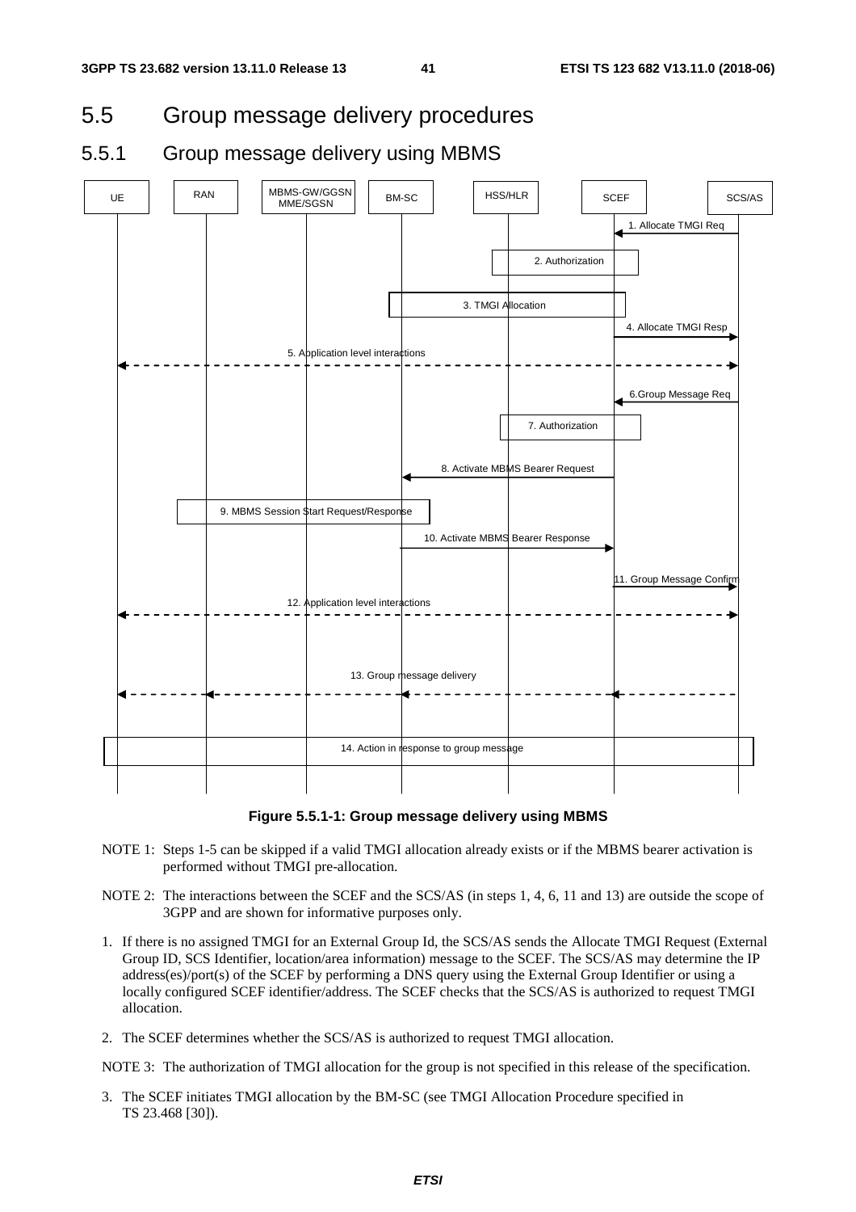## 5.5 Group message delivery procedures

### 5.5.1 Group message delivery using MBMS

**Figure 5.5.1-1: Group message delivery using MBMS**

NOTE 1: Steps 1-5 can be skipped if a valid TMGI allocation already exists or if the MBMS bearer activation is performed without TMGI pre-allocation.

NOTE 2: The interactions between the SCEF and the SCS/AS (in steps 1, 4, 6, 11 and 13) are outside the scope of 3GPP and are shown for informative purposes only.

1. If there is no assigned TMGI for an External Group Id, the SCS/AS sends the Allocate TMGI Request (External Group ID, SCS Identifier, location/area information) message to the SCEF. The SCS/AS may determine the IP address(es)/port(s) of the SCEF by performing a DNS query using the External Group Identifier or using a locally configured SCEF identifier/address. The SCEF checks that the SCS/AS is authorized to request TMGI allocation.

2. The SCEF determines whether the SCS/AS is authorized to request TMGI allocation.

NOTE 3: The authorization of TMGI allocation for the group is not specified in this release of the specification.

3. The SCEF initiates TMGI allocation by the BM-SC (see TMGI Allocation Procedure specified in TS 23.468 [30]).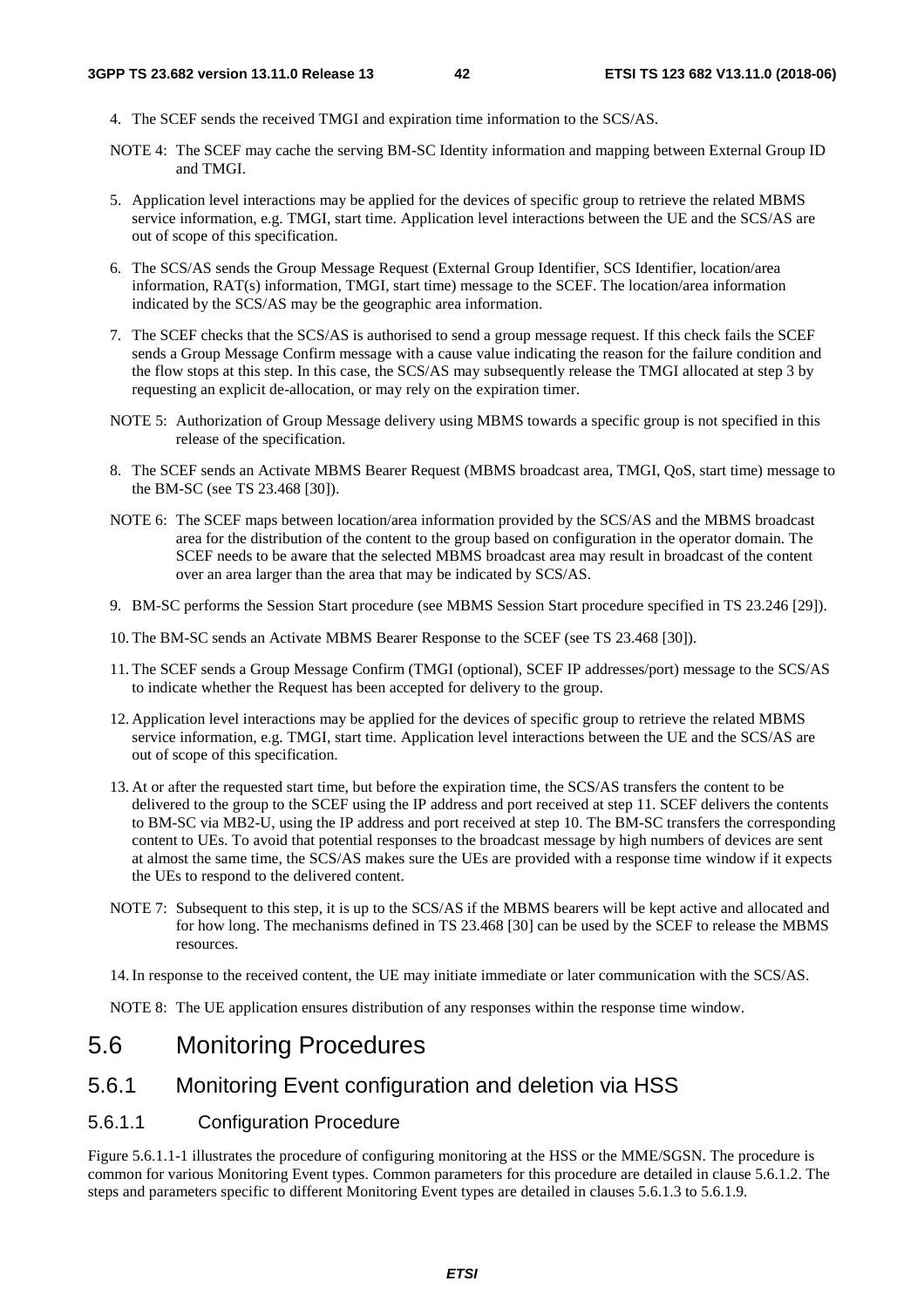4. The SCEF sends the received TMGI and expiration time information to the SCS/AS.

NOTE 4: The SCEF may cache the serving BM-SC Identity information and mapping between External Group ID and TMGI.

5. Application level interactions may be applied for the devices of specific group to retrieve the related MBMS service information, e.g. TMGI, start time. Application level interactions between the UE and the SCS/AS are out of scope of this specification.

6. The SCS/AS sends the Group Message Request (External Group Identifier, SCS Identifier, location/area information, RAT(s) information, TMGI, start time) message to the SCEF. The location/area information indicated by the SCS/AS may be the geographic area information.

7. The SCEF checks that the SCS/AS is authorised to send a group message request. If this check fails the SCEF sends a Group Message Confirm message with a cause value indicating the reason for the failure condition and the flow stops at this step. In this case, the SCS/AS may subsequently release the TMGI allocated at step 3 by requesting an explicit de-allocation, or may rely on the expiration timer.

NOTE 5: Authorization of Group Message delivery using MBMS towards a specific group is not specified in this release of the specification.

8. The SCEF sends an Activate MBMS Bearer Request (MBMS broadcast area, TMGI, QoS, start time) message to the BM-SC (see TS 23.468 [30]).

NOTE 6: The SCEF maps between location/area information provided by the SCS/AS and the MBMS broadcast area for the distribution of the content to the group based on configuration in the operator domain. The SCEF needs to be aware that the selected MBMS broadcast area may result in broadcast of the content over an area larger than the area that may be indicated by SCS/AS.

9. BM-SC performs the Session Start procedure (see MBMS Session Start procedure specified in TS 23.246 [29]).

10. The BM-SC sends an Activate MBMS Bearer Response to the SCEF (see TS 23.468 [30]).

11. The SCEF sends a Group Message Confirm (TMGI (optional), SCEF IP addresses/port) message to the SCS/AS to indicate whether the Request has been accepted for delivery to the group.

12. Application level interactions may be applied for the devices of specific group to retrieve the related MBMS service information, e.g. TMGI, start time. Application level interactions between the UE and the SCS/AS are out of scope of this specification.

13. At or after the requested start time, but before the expiration time, the SCS/AS transfers the content to be delivered to the group to the SCEF using the IP address and port received at step 11. SCEF delivers the contents to BM-SC via MB2-U, using the IP address and port received at step 10. The BM-SC transfers the corresponding content to UEs. To avoid that potential responses to the broadcast message by high numbers of devices are sent at almost the same time, the SCS/AS makes sure the UEs are provided with a response time window if it expects the UEs to respond to the delivered content.

NOTE 7: Subsequent to this step, it is up to the SCS/AS if the MBMS bearers will be kept active and allocated and for how long. The mechanisms defined in TS 23.468 [30] can be used by the SCEF to release the MBMS resources.

14. In response to the received content, the UE may initiate immediate or later communication with the SCS/AS.

NOTE 8: The UE application ensures distribution of any responses within the response time window.

# 5.6 Monitoring Procedures

## 5.6.1 Monitoring Event configuration and deletion via HSS

### 5.6.1.1 Configuration Procedure

Figure 5.6.1.1-1 illustrates the procedure of configuring monitoring at the HSS or the MME/SGSN. The procedure is common for various Monitoring Event types. Common parameters for this procedure are detailed in clause 5.6.1.2. The steps and parameters specific to different Monitoring Event types are detailed in clauses 5.6.1.3 to 5.6.1.9.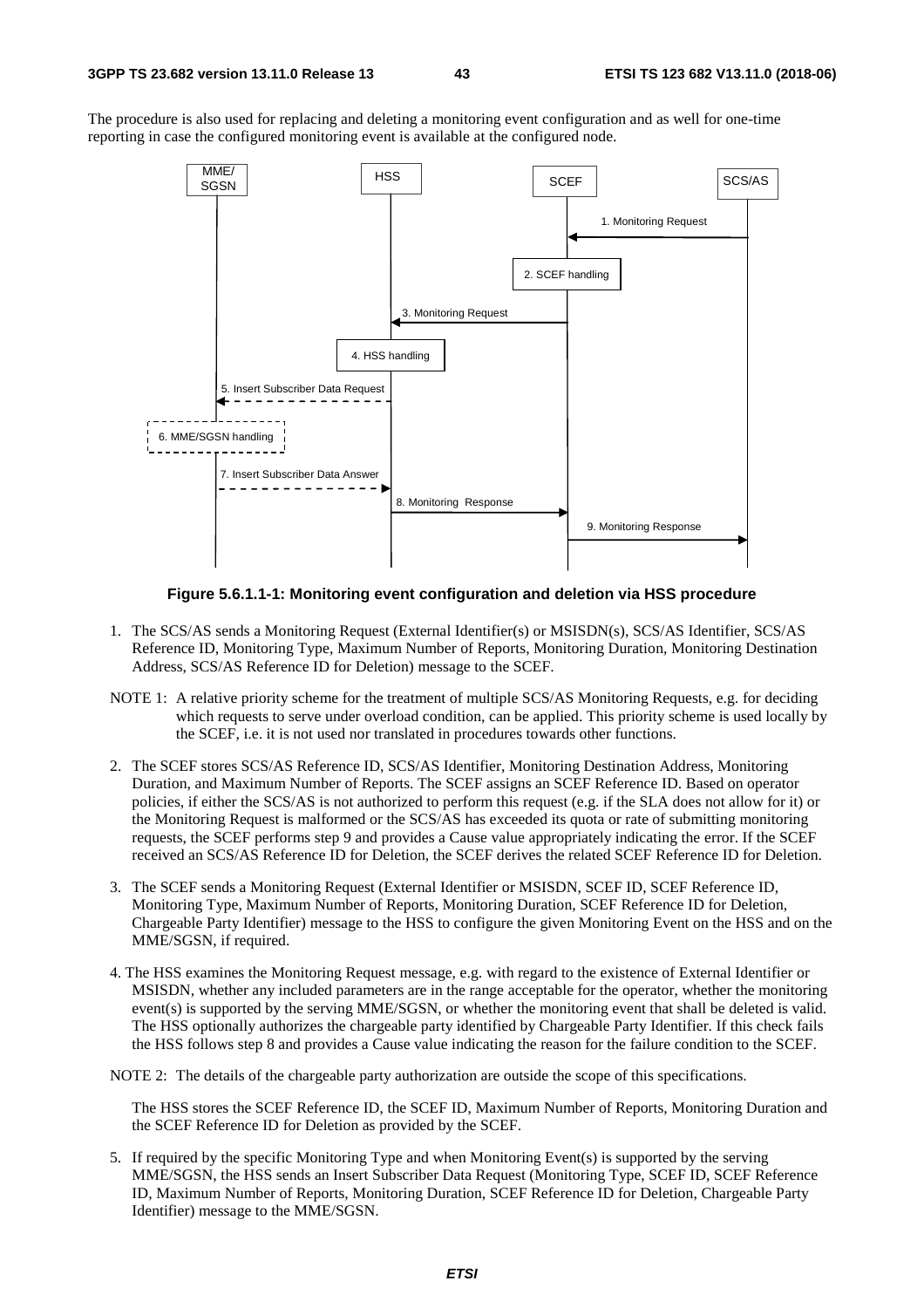The procedure is also used for replacing and deleting a monitoring event configuration and as well for one-time reporting in case the configured monitoring event is available at the configured node.

**Figure 5.6.1.1-1: Monitoring event configuration and deletion via HSS procedure**

1. The SCS/AS sends a Monitoring Request (External Identifier(s) or MSISDN(s), SCS/AS Identifier, SCS/AS Reference ID, Monitoring Type, Maximum Number of Reports, Monitoring Duration, Monitoring Destination Address, SCS/AS Reference ID for Deletion) message to the SCEF.

NOTE 1: A relative priority scheme for the treatment of multiple SCS/AS Monitoring Requests, e.g. for deciding which requests to serve under overload condition, can be applied. This priority scheme is used locally by the SCEF, i.e. it is not used nor translated in procedures towards other functions.

2. The SCEF stores SCS/AS Reference ID, SCS/AS Identifier, Monitoring Destination Address, Monitoring Duration, and Maximum Number of Reports. The SCEF assigns an SCEF Reference ID. Based on operator policies, if either the SCS/AS is not authorized to perform this request (e.g. if the SLA does not allow for it) or the Monitoring Request is malformed or the SCS/AS has exceeded its quota or rate of submitting monitoring requests, the SCEF performs step 9 and provides a Cause value appropriately indicating the error. If the SCEF received an SCS/AS Reference ID for Deletion, the SCEF derives the related SCEF Reference ID for Deletion.

3. The SCEF sends a Monitoring Request (External Identifier or MSISDN, SCEF ID, SCEF Reference ID, Monitoring Type, Maximum Number of Reports, Monitoring Duration, SCEF Reference ID for Deletion, Chargeable Party Identifier) message to the HSS to configure the given Monitoring Event on the HSS and on the MME/SGSN, if required.

4. The HSS examines the Monitoring Request message, e.g. with regard to the existence of External Identifier or MSISDN, whether any included parameters are in the range acceptable for the operator, whether the monitoring event(s) is supported by the serving MME/SGSN, or whether the monitoring event that shall be deleted is valid. The HSS optionally authorizes the chargeable party identified by Chargeable Party Identifier. If this check fails the HSS follows step 8 and provides a Cause value indicating the reason for the failure condition to the SCEF.

NOTE 2: The details of the chargeable party authorization are outside the scope of this specifications.

   The HSS stores the SCEF Reference ID, the SCEF ID, Maximum Number of Reports, Monitoring Duration and the SCEF Reference ID for Deletion as provided by the SCEF.

5. If required by the specific Monitoring Type and when Monitoring Event(s) is supported by the serving MME/SGSN, the HSS sends an Insert Subscriber Data Request (Monitoring Type, SCEF ID, SCEF Reference ID, Maximum Number of Reports, Monitoring Duration, SCEF Reference ID for Deletion, Chargeable Party Identifier) message to the MME/SGSN.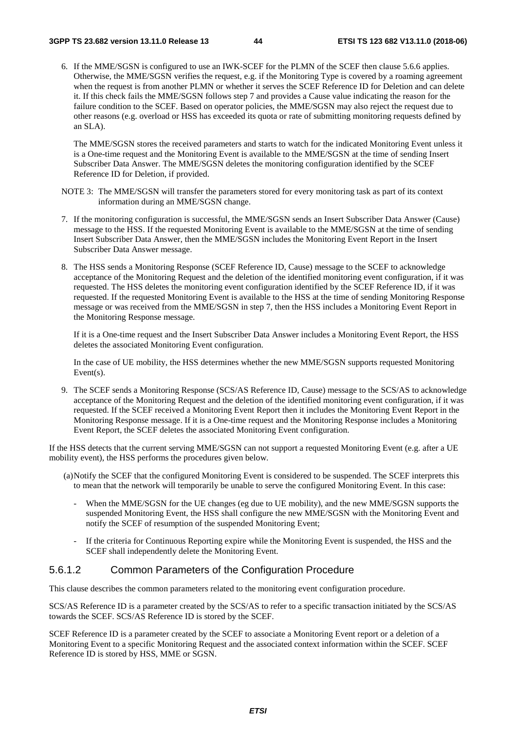6. If the MME/SGSN is configured to use an IWK-SCEF for the PLMN of the SCEF then clause 5.6.6 applies. Otherwise, the MME/SGSN verifies the request, e.g. if the Monitoring Type is covered by a roaming agreement when the request is from another PLMN or whether it serves the SCEF Reference ID for Deletion and can delete it. If this check fails the MME/SGSN follows step 7 and provides a Cause value indicating the reason for the failure condition to the SCEF. Based on operator policies, the MME/SGSN may also reject the request due to other reasons (e.g. overload or HSS has exceeded its quota or rate of submitting monitoring requests defined by an SLA).

   The MME/SGSN stores the received parameters and starts to watch for the indicated Monitoring Event unless it is a One-time request and the Monitoring Event is available to the MME/SGSN at the time of sending Insert Subscriber Data Answer. The MME/SGSN deletes the monitoring configuration identified by the SCEF Reference ID for Deletion, if provided.

NOTE 3: The MME/SGSN will transfer the parameters stored for every monitoring task as part of its context information during an MME/SGSN change.

7. If the monitoring configuration is successful, the MME/SGSN sends an Insert Subscriber Data Answer (Cause) message to the HSS. If the requested Monitoring Event is available to the MME/SGSN at the time of sending Insert Subscriber Data Answer, then the MME/SGSN includes the Monitoring Event Report in the Insert Subscriber Data Answer message.

8. The HSS sends a Monitoring Response (SCEF Reference ID, Cause) message to the SCEF to acknowledge acceptance of the Monitoring Request and the deletion of the identified monitoring event configuration, if it was requested. The HSS deletes the monitoring event configuration identified by the SCEF Reference ID, if it was requested. If the requested Monitoring Event is available to the HSS at the time of sending Monitoring Response message or was received from the MME/SGSN in step 7, then the HSS includes a Monitoring Event Report in the Monitoring Response message.

   If it is a One-time request and the Insert Subscriber Data Answer includes a Monitoring Event Report, the HSS deletes the associated Monitoring Event configuration.

   In the case of UE mobility, the HSS determines whether the new MME/SGSN supports requested Monitoring Event(s).

9. The SCEF sends a Monitoring Response (SCS/AS Reference ID, Cause) message to the SCS/AS to acknowledge acceptance of the Monitoring Request and the deletion of the identified monitoring event configuration, if it was requested. If the SCEF received a Monitoring Event Report then it includes the Monitoring Event Report in the Monitoring Response message. If it is a One-time request and the Monitoring Response includes a Monitoring Event Report, the SCEF deletes the associated Monitoring Event configuration.

If the HSS detects that the current serving MME/SGSN can not support a requested Monitoring Event (e.g. after a UE mobility event), the HSS performs the procedures given below.

(a) Notify the SCEF that the configured Monitoring Event is considered to be suspended. The SCEF interprets this to mean that the network will temporarily be unable to serve the configured Monitoring Event. In this case:

- When the MME/SGSN for the UE changes (eg due to UE mobility), and the new MME/SGSN supports the suspended Monitoring Event, the HSS shall configure the new MME/SGSN with the Monitoring Event and notify the SCEF of resumption of the suspended Monitoring Event;

- If the criteria for Continuous Reporting expire while the Monitoring Event is suspended, the HSS and the SCEF shall independently delete the Monitoring Event.

### 5.6.1.2 Common Parameters of the Configuration Procedure

This clause describes the common parameters related to the monitoring event configuration procedure.

SCS/AS Reference ID is a parameter created by the SCS/AS to refer to a specific transaction initiated by the SCS/AS towards the SCEF. SCS/AS Reference ID is stored by the SCEF.

SCEF Reference ID is a parameter created by the SCEF to associate a Monitoring Event report or a deletion of a Monitoring Event to a specific Monitoring Request and the associated context information within the SCEF. SCEF Reference ID is stored by HSS, MME or SGSN.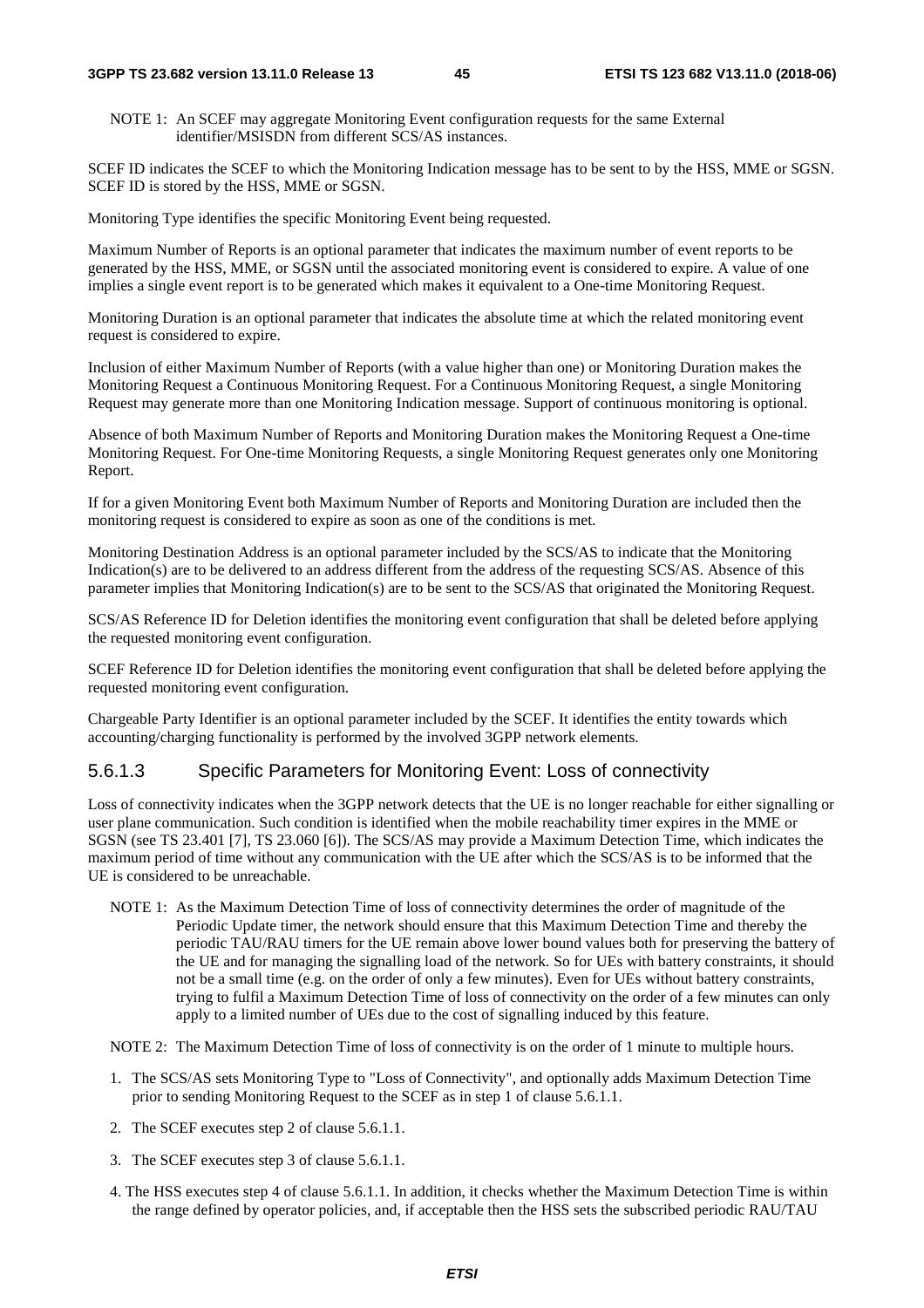NOTE 1: An SCEF may aggregate Monitoring Event configuration requests for the same External identifier/MSISDN from different SCS/AS instances.

SCEF ID indicates the SCEF to which the Monitoring Indication message has to be sent to by the HSS, MME or SGSN. SCEF ID is stored by the HSS, MME or SGSN.

Monitoring Type identifies the specific Monitoring Event being requested.

Maximum Number of Reports is an optional parameter that indicates the maximum number of event reports to be generated by the HSS, MME, or SGSN until the associated monitoring event is considered to expire. A value of one implies a single event report is to be generated which makes it equivalent to a One-time Monitoring Request.

Monitoring Duration is an optional parameter that indicates the absolute time at which the related monitoring event request is considered to expire.

Inclusion of either Maximum Number of Reports (with a value higher than one) or Monitoring Duration makes the Monitoring Request a Continuous Monitoring Request. For a Continuous Monitoring Request, a single Monitoring Request may generate more than one Monitoring Indication message. Support of continuous monitoring is optional.

Absence of both Maximum Number of Reports and Monitoring Duration makes the Monitoring Request a One-time Monitoring Request. For One-time Monitoring Requests, a single Monitoring Request generates only one Monitoring Report.

If for a given Monitoring Event both Maximum Number of Reports and Monitoring Duration are included then the monitoring request is considered to expire as soon as one of the conditions is met.

Monitoring Destination Address is an optional parameter included by the SCS/AS to indicate that the Monitoring Indication(s) are to be delivered to an address different from the address of the requesting SCS/AS. Absence of this parameter implies that Monitoring Indication(s) are to be sent to the SCS/AS that originated the Monitoring Request.

SCS/AS Reference ID for Deletion identifies the monitoring event configuration that shall be deleted before applying the requested monitoring event configuration.

SCEF Reference ID for Deletion identifies the monitoring event configuration that shall be deleted before applying the requested monitoring event configuration.

Chargeable Party Identifier is an optional parameter included by the SCEF. It identifies the entity towards which accounting/charging functionality is performed by the involved 3GPP network elements.

### 5.6.1.3 Specific Parameters for Monitoring Event: Loss of connectivity

Loss of connectivity indicates when the 3GPP network detects that the UE is no longer reachable for either signalling or user plane communication. Such condition is identified when the mobile reachability timer expires in the MME or SGSN (see TS 23.401 [7], TS 23.060 [6]). The SCS/AS may provide a Maximum Detection Time, which indicates the maximum period of time without any communication with the UE after which the SCS/AS is to be informed that the UE is considered to be unreachable.

NOTE 1: As the Maximum Detection Time of loss of connectivity determines the order of magnitude of the Periodic Update timer, the network should ensure that this Maximum Detection Time and thereby the periodic TAU/RAU timers for the UE remain above lower bound values both for preserving the battery of the UE and for managing the signalling load of the network. So for UEs with battery constraints, it should not be a small time (e.g. on the order of only a few minutes). Even for UEs without battery constraints, trying to fulfil a Maximum Detection Time of loss of connectivity on the order of a few minutes can only apply to a limited number of UEs due to the cost of signalling induced by this feature.

NOTE 2: The Maximum Detection Time of loss of connectivity is on the order of 1 minute to multiple hours.

1. The SCS/AS sets Monitoring Type to "Loss of Connectivity", and optionally adds Maximum Detection Time prior to sending Monitoring Request to the SCEF as in step 1 of clause 5.6.1.1.
2. The SCEF executes step 2 of clause 5.6.1.1.
3. The SCEF executes step 3 of clause 5.6.1.1.
4. The HSS executes step 4 of clause 5.6.1.1. In addition, it checks whether the Maximum Detection Time is within the range defined by operator policies, and, if acceptable then the HSS sets the subscribed periodic RAU/TAU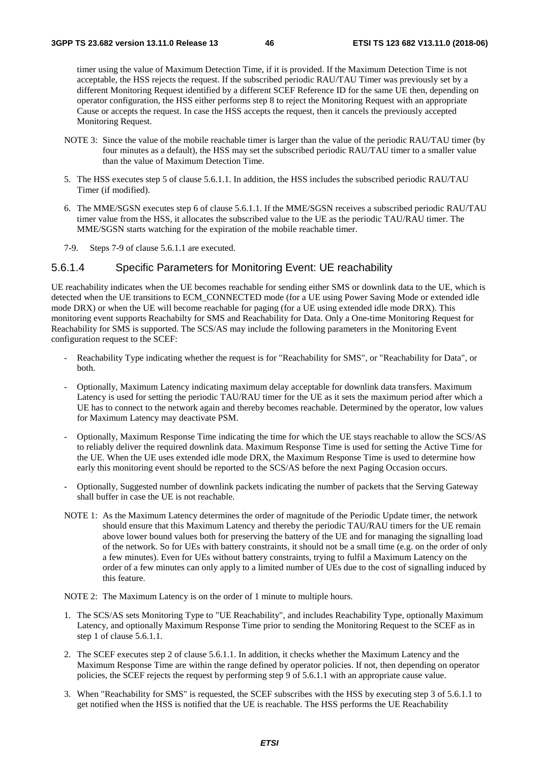timer using the value of Maximum Detection Time, if it is provided. If the Maximum Detection Time is not acceptable, the HSS rejects the request. If the subscribed periodic RAU/TAU Timer was previously set by a different Monitoring Request identified by a different SCEF Reference ID for the same UE then, depending on operator configuration, the HSS either performs step 8 to reject the Monitoring Request with an appropriate Cause or accepts the request. In case the HSS accepts the request, then it cancels the previously accepted Monitoring Request.

NOTE 3: Since the value of the mobile reachable timer is larger than the value of the periodic RAU/TAU timer (by four minutes as a default), the HSS may set the subscribed periodic RAU/TAU timer to a smaller value than the value of Maximum Detection Time.

5. The HSS executes step 5 of clause 5.6.1.1. In addition, the HSS includes the subscribed periodic RAU/TAU Timer (if modified).

6. The MME/SGSN executes step 6 of clause 5.6.1.1. If the MME/SGSN receives a subscribed periodic RAU/TAU timer value from the HSS, it allocates the subscribed value to the UE as the periodic TAU/RAU timer. The MME/SGSN starts watching for the expiration of the mobile reachable timer.

7-9. Steps 7-9 of clause 5.6.1.1 are executed.

#### 5.6.1.4 Specific Parameters for Monitoring Event: UE reachability

UE reachability indicates when the UE becomes reachable for sending either SMS or downlink data to the UE, which is detected when the UE transitions to ECM_CONNECTED mode (for a UE using Power Saving Mode or extended idle mode DRX) or when the UE will become reachable for paging (for a UE using extended idle mode DRX). This monitoring event supports Reachabilty for SMS and Reachability for Data. Only a One-time Monitoring Request for Reachability for SMS is supported. The SCS/AS may include the following parameters in the Monitoring Event configuration request to the SCEF:

- Reachability Type indicating whether the request is for "Reachability for SMS", or "Reachability for Data", or both.
- Optionally, Maximum Latency indicating maximum delay acceptable for downlink data transfers. Maximum Latency is used for setting the periodic TAU/RAU timer for the UE as it sets the maximum period after which a UE has to connect to the network again and thereby becomes reachable. Determined by the operator, low values for Maximum Latency may deactivate PSM.
- Optionally, Maximum Response Time indicating the time for which the UE stays reachable to allow the SCS/AS to reliably deliver the required downlink data. Maximum Response Time is used for setting the Active Time for the UE. When the UE uses extended idle mode DRX, the Maximum Response Time is used to determine how early this monitoring event should be reported to the SCS/AS before the next Paging Occasion occurs.
- Optionally, Suggested number of downlink packets indicating the number of packets that the Serving Gateway shall buffer in case the UE is not reachable.

NOTE 1: As the Maximum Latency determines the order of magnitude of the Periodic Update timer, the network should ensure that this Maximum Latency and thereby the periodic TAU/RAU timers for the UE remain above lower bound values both for preserving the battery of the UE and for managing the signalling load of the network. So for UEs with battery constraints, it should not be a small time (e.g. on the order of only a few minutes). Even for UEs without battery constraints, trying to fulfil a Maximum Latency on the order of a few minutes can only apply to a limited number of UEs due to the cost of signalling induced by this feature.

NOTE 2: The Maximum Latency is on the order of 1 minute to multiple hours.

1. The SCS/AS sets Monitoring Type to "UE Reachability", and includes Reachability Type, optionally Maximum Latency, and optionally Maximum Response Time prior to sending the Monitoring Request to the SCEF as in step 1 of clause 5.6.1.1.

2. The SCEF executes step 2 of clause 5.6.1.1. In addition, it checks whether the Maximum Latency and the Maximum Response Time are within the range defined by operator policies. If not, then depending on operator policies, the SCEF rejects the request by performing step 9 of 5.6.1.1 with an appropriate cause value.

3. When "Reachability for SMS" is requested, the SCEF subscribes with the HSS by executing step 3 of 5.6.1.1 to get notified when the HSS is notified that the UE is reachable. The HSS performs the UE Reachability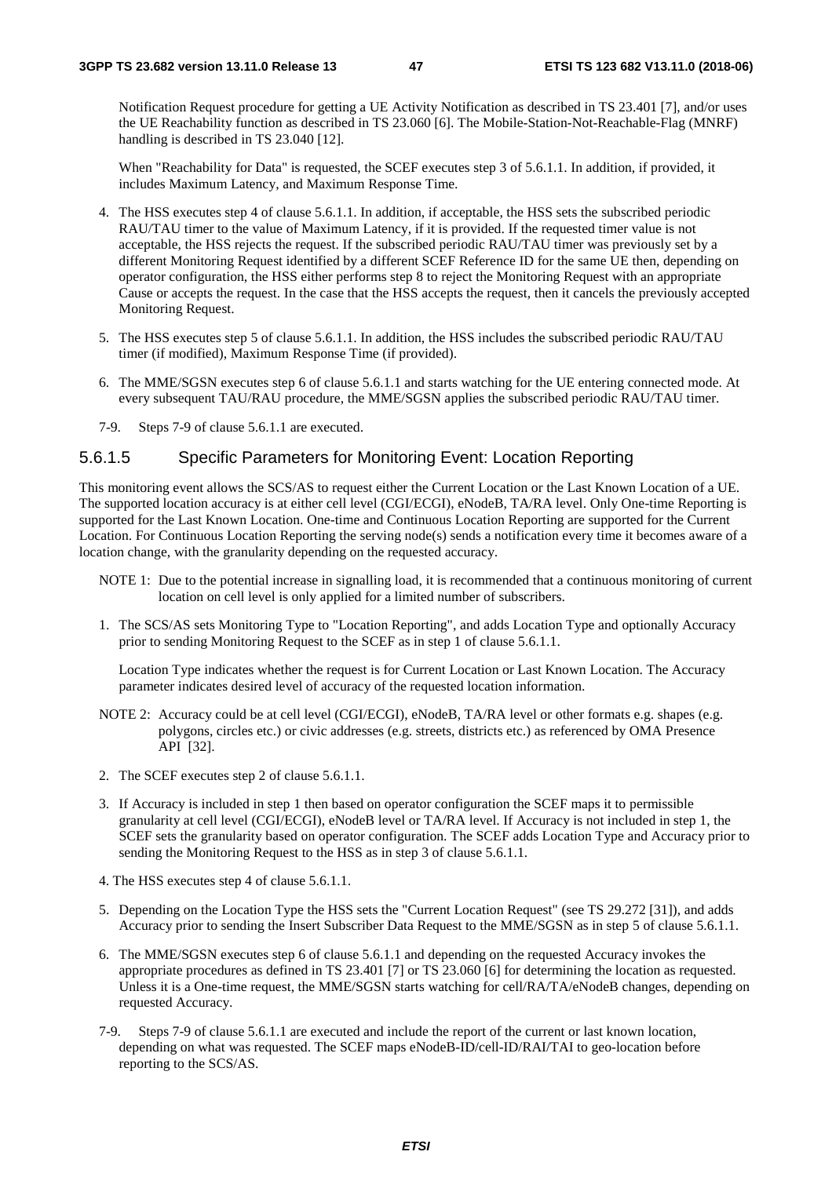Notification Request procedure for getting a UE Activity Notification as described in TS 23.401 [7], and/or uses the UE Reachability function as described in TS 23.060 [6]. The Mobile-Station-Not-Reachable-Flag (MNRF) handling is described in TS 23.040 [12].

When "Reachability for Data" is requested, the SCEF executes step 3 of 5.6.1.1. In addition, if provided, it includes Maximum Latency, and Maximum Response Time.

4. The HSS executes step 4 of clause 5.6.1.1. In addition, if acceptable, the HSS sets the subscribed periodic RAU/TAU timer to the value of Maximum Latency, if it is provided. If the requested timer value is not acceptable, the HSS rejects the request. If the subscribed periodic RAU/TAU timer was previously set by a different Monitoring Request identified by a different SCEF Reference ID for the same UE then, depending on operator configuration, the HSS either performs step 8 to reject the Monitoring Request with an appropriate Cause or accepts the request. In the case that the HSS accepts the request, then it cancels the previously accepted Monitoring Request.

5. The HSS executes step 5 of clause 5.6.1.1. In addition, the HSS includes the subscribed periodic RAU/TAU timer (if modified), Maximum Response Time (if provided).

6. The MME/SGSN executes step 6 of clause 5.6.1.1 and starts watching for the UE entering connected mode. At every subsequent TAU/RAU procedure, the MME/SGSN applies the subscribed periodic RAU/TAU timer.

7-9. Steps 7-9 of clause 5.6.1.1 are executed.

#### 5.6.1.5 Specific Parameters for Monitoring Event: Location Reporting

This monitoring event allows the SCS/AS to request either the Current Location or the Last Known Location of a UE. The supported location accuracy is at either cell level (CGI/ECGI), eNodeB, TA/RA level. Only One-time Reporting is supported for the Last Known Location. One-time and Continuous Location Reporting are supported for the Current Location. For Continuous Location Reporting the serving node(s) sends a notification every time it becomes aware of a location change, with the granularity depending on the requested accuracy.

NOTE 1: Due to the potential increase in signalling load, it is recommended that a continuous monitoring of current location on cell level is only applied for a limited number of subscribers.

1. The SCS/AS sets Monitoring Type to "Location Reporting", and adds Location Type and optionally Accuracy prior to sending Monitoring Request to the SCEF as in step 1 of clause 5.6.1.1.

Location Type indicates whether the request is for Current Location or Last Known Location. The Accuracy parameter indicates desired level of accuracy of the requested location information.

NOTE 2: Accuracy could be at cell level (CGI/ECGI), eNodeB, TA/RA level or other formats e.g. shapes (e.g. polygons, circles etc.) or civic addresses (e.g. streets, districts etc.) as referenced by OMA Presence API [32].

2. The SCEF executes step 2 of clause 5.6.1.1.

3. If Accuracy is included in step 1 then based on operator configuration the SCEF maps it to permissible granularity at cell level (CGI/ECGI), eNodeB level or TA/RA level. If Accuracy is not included in step 1, the SCEF sets the granularity based on operator configuration. The SCEF adds Location Type and Accuracy prior to sending the Monitoring Request to the HSS as in step 3 of clause 5.6.1.1.

4. The HSS executes step 4 of clause 5.6.1.1.

5. Depending on the Location Type the HSS sets the "Current Location Request" (see TS 29.272 [31]), and adds Accuracy prior to sending the Insert Subscriber Data Request to the MME/SGSN as in step 5 of clause 5.6.1.1.

6. The MME/SGSN executes step 6 of clause 5.6.1.1 and depending on the requested Accuracy invokes the appropriate procedures as defined in TS 23.401 [7] or TS 23.060 [6] for determining the location as requested. Unless it is a One-time request, the MME/SGSN starts watching for cell/RA/TA/eNodeB changes, depending on requested Accuracy.

7-9. Steps 7-9 of clause 5.6.1.1 are executed and include the report of the current or last known location, depending on what was requested. The SCEF maps eNodeB-ID/cell-ID/RAI/TAI to geo-location before reporting to the SCS/AS.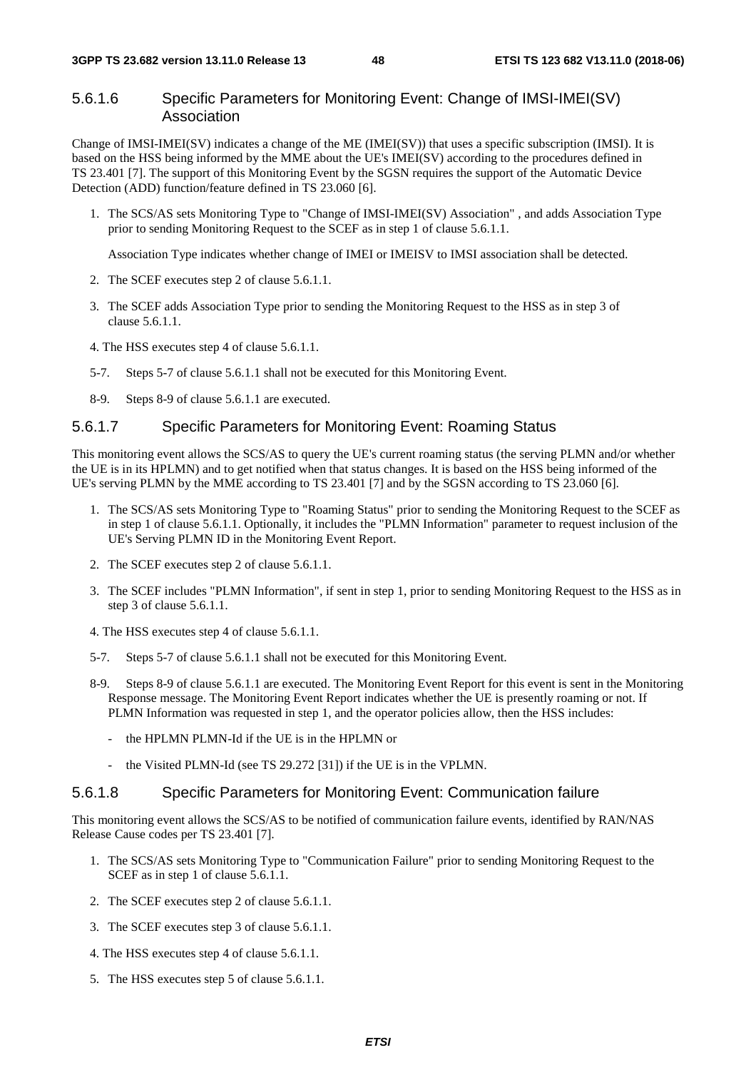### 5.6.1.6 Specific Parameters for Monitoring Event: Change of IMSI-IMEI(SV) Association

Change of IMSI-IMEI(SV) indicates a change of the ME (IMEI(SV)) that uses a specific subscription (IMSI). It is based on the HSS being informed by the MME about the UE's IMEI(SV) according to the procedures defined in TS 23.401 [7]. The support of this Monitoring Event by the SGSN requires the support of the Automatic Device Detection (ADD) function/feature defined in TS 23.060 [6].

1. The SCS/AS sets Monitoring Type to "Change of IMSI-IMEI(SV) Association" , and adds Association Type prior to sending Monitoring Request to the SCEF as in step 1 of clause 5.6.1.1.

   Association Type indicates whether change of IMEI or IMEISV to IMSI association shall be detected.

2. The SCEF executes step 2 of clause 5.6.1.1.

3. The SCEF adds Association Type prior to sending the Monitoring Request to the HSS as in step 3 of clause 5.6.1.1.

4. The HSS executes step 4 of clause 5.6.1.1.

5-7. Steps 5-7 of clause 5.6.1.1 shall not be executed for this Monitoring Event.

8-9. Steps 8-9 of clause 5.6.1.1 are executed.

### 5.6.1.7 Specific Parameters for Monitoring Event: Roaming Status

This monitoring event allows the SCS/AS to query the UE's current roaming status (the serving PLMN and/or whether the UE is in its HPLMN) and to get notified when that status changes. It is based on the HSS being informed of the UE's serving PLMN by the MME according to TS 23.401 [7] and by the SGSN according to TS 23.060 [6].

1. The SCS/AS sets Monitoring Type to "Roaming Status" prior to sending the Monitoring Request to the SCEF as in step 1 of clause 5.6.1.1. Optionally, it includes the "PLMN Information" parameter to request inclusion of the UE's Serving PLMN ID in the Monitoring Event Report.

2. The SCEF executes step 2 of clause 5.6.1.1.

3. The SCEF includes "PLMN Information", if sent in step 1, prior to sending Monitoring Request to the HSS as in step 3 of clause 5.6.1.1.

4. The HSS executes step 4 of clause 5.6.1.1.

5-7. Steps 5-7 of clause 5.6.1.1 shall not be executed for this Monitoring Event.

8-9. Steps 8-9 of clause 5.6.1.1 are executed. The Monitoring Event Report for this event is sent in the Monitoring Response message. The Monitoring Event Report indicates whether the UE is presently roaming or not. If PLMN Information was requested in step 1, and the operator policies allow, then the HSS includes:

   - the HPLMN PLMN-Id if the UE is in the HPLMN or
   - the Visited PLMN-Id (see TS 29.272 [31]) if the UE is in the VPLMN.

### 5.6.1.8 Specific Parameters for Monitoring Event: Communication failure

This monitoring event allows the SCS/AS to be notified of communication failure events, identified by RAN/NAS Release Cause codes per TS 23.401 [7].

1. The SCS/AS sets Monitoring Type to "Communication Failure" prior to sending Monitoring Request to the SCEF as in step 1 of clause 5.6.1.1.

2. The SCEF executes step 2 of clause 5.6.1.1.

3. The SCEF executes step 3 of clause 5.6.1.1.

4. The HSS executes step 4 of clause 5.6.1.1.

5. The HSS executes step 5 of clause 5.6.1.1.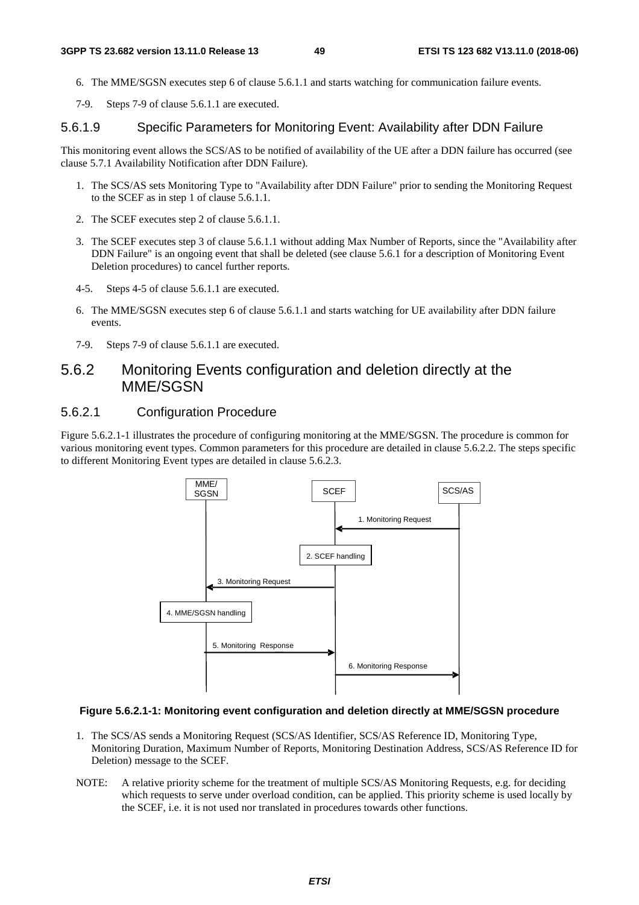6. The MME/SGSN executes step 6 of clause 5.6.1.1 and starts watching for communication failure events.

7-9. Steps 7-9 of clause 5.6.1.1 are executed.

#### 5.6.1.9 Specific Parameters for Monitoring Event: Availability after DDN Failure

This monitoring event allows the SCS/AS to be notified of availability of the UE after a DDN failure has occurred (see clause 5.7.1 Availability Notification after DDN Failure).

1. The SCS/AS sets Monitoring Type to "Availability after DDN Failure" prior to sending the Monitoring Request to the SCEF as in step 1 of clause 5.6.1.1.

2. The SCEF executes step 2 of clause 5.6.1.1.

3. The SCEF executes step 3 of clause 5.6.1.1 without adding Max Number of Reports, since the "Availability after DDN Failure" is an ongoing event that shall be deleted (see clause 5.6.1 for a description of Monitoring Event Deletion procedures) to cancel further reports.

4-5. Steps 4-5 of clause 5.6.1.1 are executed.

6. The MME/SGSN executes step 6 of clause 5.6.1.1 and starts watching for UE availability after DDN failure events.

7-9. Steps 7-9 of clause 5.6.1.1 are executed.

### 5.6.2 Monitoring Events configuration and deletion directly at the MME/SGSN

#### 5.6.2.1 Configuration Procedure

Figure 5.6.2.1-1 illustrates the procedure of configuring monitoring at the MME/SGSN. The procedure is common for various monitoring event types. Common parameters for this procedure are detailed in clause 5.6.2.2. The steps specific to different Monitoring Event types are detailed in clause 5.6.2.3.

**Figure 5.6.2.1-1: Monitoring event configuration and deletion directly at MME/SGSN procedure**

1. The SCS/AS sends a Monitoring Request (SCS/AS Identifier, SCS/AS Reference ID, Monitoring Type, Monitoring Duration, Maximum Number of Reports, Monitoring Destination Address, SCS/AS Reference ID for Deletion) message to the SCEF.

NOTE: A relative priority scheme for the treatment of multiple SCS/AS Monitoring Requests, e.g. for deciding which requests to serve under overload condition, can be applied. This priority scheme is used locally by the SCEF, i.e. it is not used nor translated in procedures towards other functions.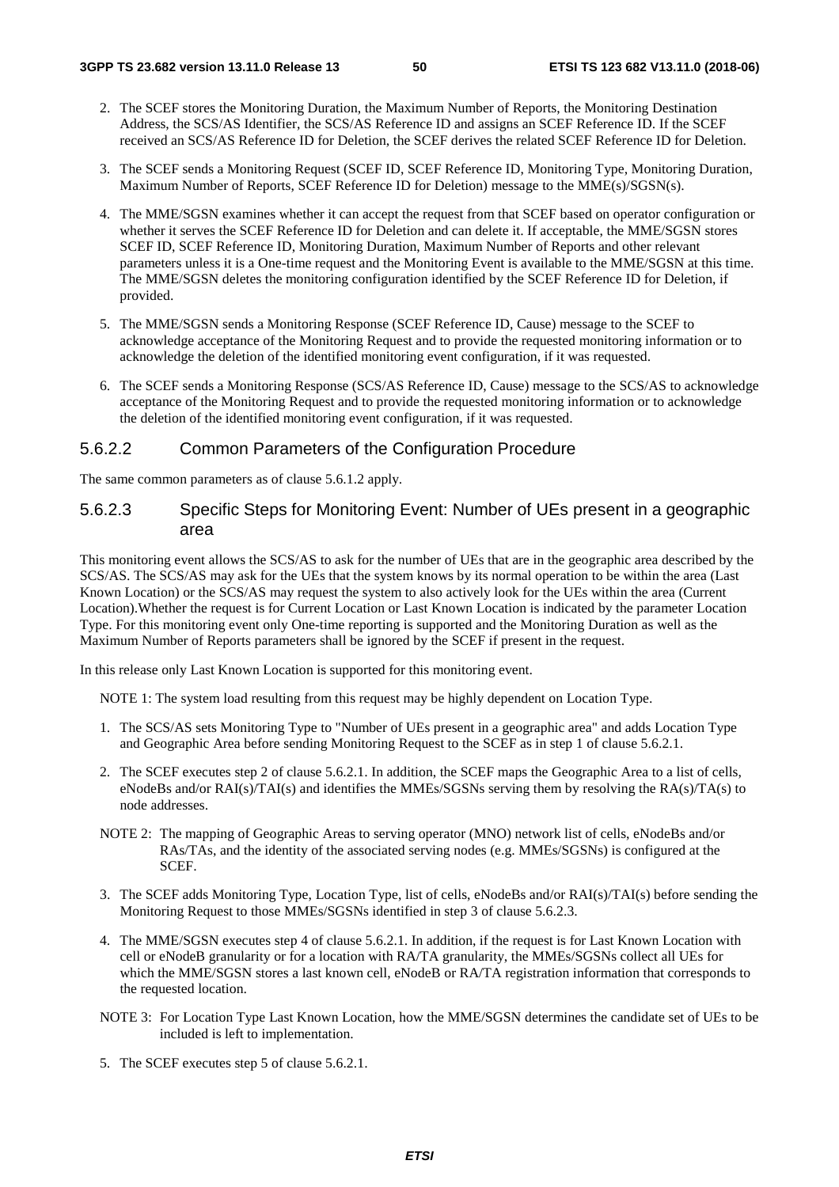2. The SCEF stores the Monitoring Duration, the Maximum Number of Reports, the Monitoring Destination Address, the SCS/AS Identifier, the SCS/AS Reference ID and assigns an SCEF Reference ID. If the SCEF received an SCS/AS Reference ID for Deletion, the SCEF derives the related SCEF Reference ID for Deletion.

3. The SCEF sends a Monitoring Request (SCEF ID, SCEF Reference ID, Monitoring Type, Monitoring Duration, Maximum Number of Reports, SCEF Reference ID for Deletion) message to the MME(s)/SGSN(s).

4. The MME/SGSN examines whether it can accept the request from that SCEF based on operator configuration or whether it serves the SCEF Reference ID for Deletion and can delete it. If acceptable, the MME/SGSN stores SCEF ID, SCEF Reference ID, Monitoring Duration, Maximum Number of Reports and other relevant parameters unless it is a One-time request and the Monitoring Event is available to the MME/SGSN at this time. The MME/SGSN deletes the monitoring configuration identified by the SCEF Reference ID for Deletion, if provided.

5. The MME/SGSN sends a Monitoring Response (SCEF Reference ID, Cause) message to the SCEF to acknowledge acceptance of the Monitoring Request and to provide the requested monitoring information or to acknowledge the deletion of the identified monitoring event configuration, if it was requested.

6. The SCEF sends a Monitoring Response (SCS/AS Reference ID, Cause) message to the SCS/AS to acknowledge acceptance of the Monitoring Request and to provide the requested monitoring information or to acknowledge the deletion of the identified monitoring event configuration, if it was requested.

#### 5.6.2.2 Common Parameters of the Configuration Procedure

The same common parameters as of clause 5.6.1.2 apply.

#### 5.6.2.3 Specific Steps for Monitoring Event: Number of UEs present in a geographic area

This monitoring event allows the SCS/AS to ask for the number of UEs that are in the geographic area described by the SCS/AS. The SCS/AS may ask for the UEs that the system knows by its normal operation to be within the area (Last Known Location) or the SCS/AS may request the system to also actively look for the UEs within the area (Current Location).Whether the request is for Current Location or Last Known Location is indicated by the parameter Location Type. For this monitoring event only One-time reporting is supported and the Monitoring Duration as well as the Maximum Number of Reports parameters shall be ignored by the SCEF if present in the request.

In this release only Last Known Location is supported for this monitoring event.

NOTE 1: The system load resulting from this request may be highly dependent on Location Type.

1. The SCS/AS sets Monitoring Type to "Number of UEs present in a geographic area" and adds Location Type and Geographic Area before sending Monitoring Request to the SCEF as in step 1 of clause 5.6.2.1.

2. The SCEF executes step 2 of clause 5.6.2.1. In addition, the SCEF maps the Geographic Area to a list of cells, eNodeBs and/or RAI(s)/TAI(s) and identifies the MMEs/SGSNs serving them by resolving the RA(s)/TA(s) to node addresses.

NOTE 2: The mapping of Geographic Areas to serving operator (MNO) network list of cells, eNodeBs and/or RAs/TAs, and the identity of the associated serving nodes (e.g. MMEs/SGSNs) is configured at the SCEF.

3. The SCEF adds Monitoring Type, Location Type, list of cells, eNodeBs and/or RAI(s)/TAI(s) before sending the Monitoring Request to those MMEs/SGSNs identified in step 3 of clause 5.6.2.3.

4. The MME/SGSN executes step 4 of clause 5.6.2.1. In addition, if the request is for Last Known Location with cell or eNodeB granularity or for a location with RA/TA granularity, the MMEs/SGSNs collect all UEs for which the MME/SGSN stores a last known cell, eNodeB or RA/TA registration information that corresponds to the requested location.

NOTE 3: For Location Type Last Known Location, how the MME/SGSN determines the candidate set of UEs to be included is left to implementation.

5. The SCEF executes step 5 of clause 5.6.2.1.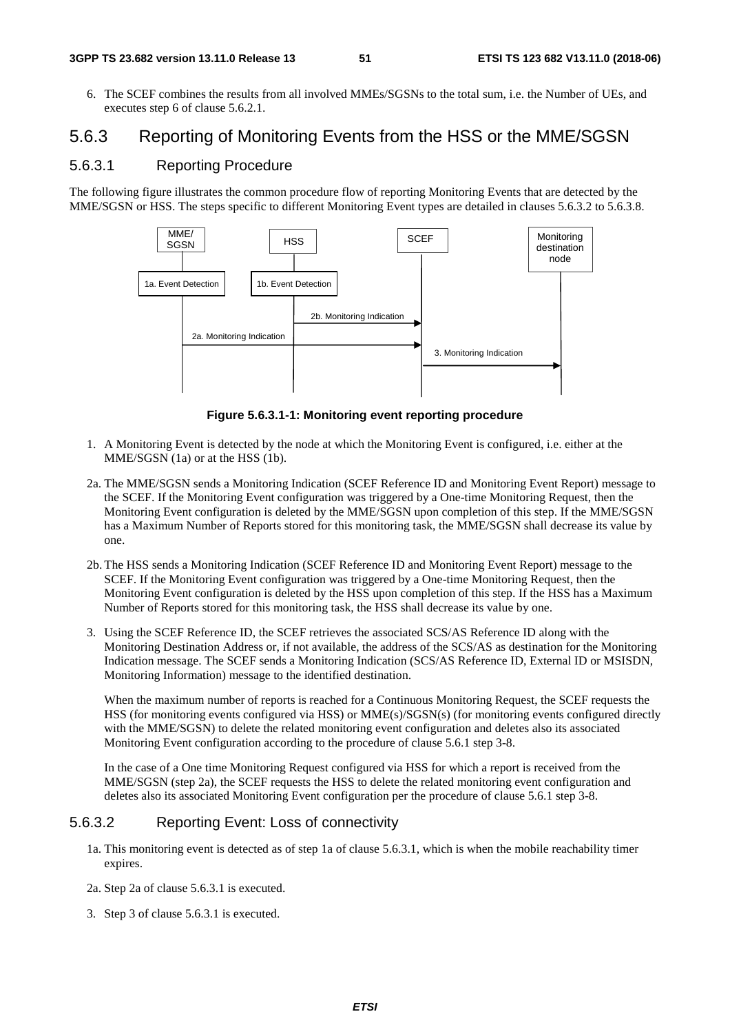6. The SCEF combines the results from all involved MMEs/SGSNs to the total sum, i.e. the Number of UEs, and executes step 6 of clause 5.6.2.1.

## 5.6.3 Reporting of Monitoring Events from the HSS or the MME/SGSN

### 5.6.3.1 Reporting Procedure

The following figure illustrates the common procedure flow of reporting Monitoring Events that are detected by the MME/SGSN or HSS. The steps specific to different Monitoring Event types are detailed in clauses 5.6.3.2 to 5.6.3.8.

**Figure 5.6.3.1-1: Monitoring event reporting procedure**

1. A Monitoring Event is detected by the node at which the Monitoring Event is configured, i.e. either at the MME/SGSN (1a) or at the HSS (1b).

2a. The MME/SGSN sends a Monitoring Indication (SCEF Reference ID and Monitoring Event Report) message to the SCEF. If the Monitoring Event configuration was triggered by a One-time Monitoring Request, then the Monitoring Event configuration is deleted by the MME/SGSN upon completion of this step. If the MME/SGSN has a Maximum Number of Reports stored for this monitoring task, the MME/SGSN shall decrease its value by one.

2b. The HSS sends a Monitoring Indication (SCEF Reference ID and Monitoring Event Report) message to the SCEF. If the Monitoring Event configuration was triggered by a One-time Monitoring Request, then the Monitoring Event configuration is deleted by the HSS upon completion of this step. If the HSS has a Maximum Number of Reports stored for this monitoring task, the HSS shall decrease its value by one.

3. Using the SCEF Reference ID, the SCEF retrieves the associated SCS/AS Reference ID along with the Monitoring Destination Address or, if not available, the address of the SCS/AS as destination for the Monitoring Indication message. The SCEF sends a Monitoring Indication (SCS/AS Reference ID, External ID or MSISDN, Monitoring Information) message to the identified destination.

   When the maximum number of reports is reached for a Continuous Monitoring Request, the SCEF requests the HSS (for monitoring events configured via HSS) or MME(s)/SGSN(s) (for monitoring events configured directly with the MME/SGSN) to delete the related monitoring event configuration and deletes also its associated Monitoring Event configuration according to the procedure of clause 5.6.1 step 3-8.

   In the case of a One time Monitoring Request configured via HSS for which a report is received from the MME/SGSN (step 2a), the SCEF requests the HSS to delete the related monitoring event configuration and deletes also its associated Monitoring Event configuration per the procedure of clause 5.6.1 step 3-8.

### 5.6.3.2 Reporting Event: Loss of connectivity

1a. This monitoring event is detected as of step 1a of clause 5.6.3.1, which is when the mobile reachability timer expires.

2a. Step 2a of clause 5.6.3.1 is executed.

3. Step 3 of clause 5.6.3.1 is executed.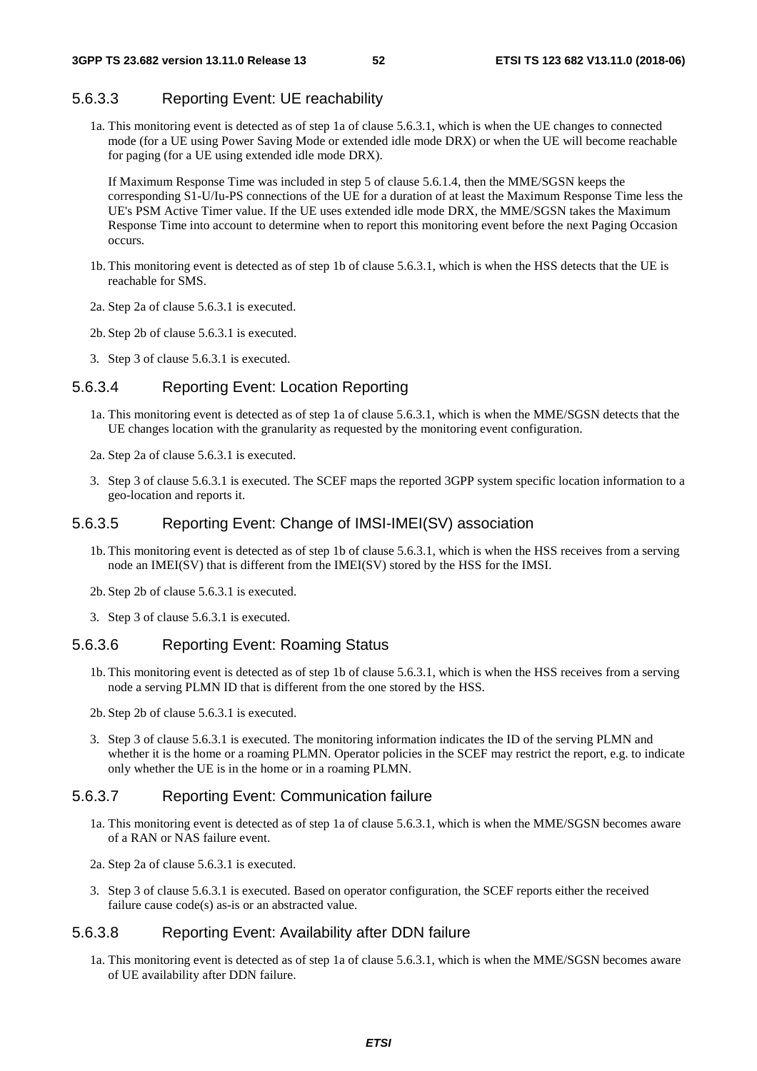#### 5.6.3.3 Reporting Event: UE reachability

1a. This monitoring event is detected as of step 1a of clause 5.6.3.1, which is when the UE changes to connected mode (for a UE using Power Saving Mode or extended idle mode DRX) or when the UE will become reachable for paging (for a UE using extended idle mode DRX).

If Maximum Response Time was included in step 5 of clause 5.6.1.4, then the MME/SGSN keeps the corresponding S1-U/Iu-PS connections of the UE for a duration of at least the Maximum Response Time less the UE's PSM Active Timer value. If the UE uses extended idle mode DRX, the MME/SGSN takes the Maximum Response Time into account to determine when to report this monitoring event before the next Paging Occasion occurs.

1b. This monitoring event is detected as of step 1b of clause 5.6.3.1, which is when the HSS detects that the UE is reachable for SMS.

2a. Step 2a of clause 5.6.3.1 is executed.

2b. Step 2b of clause 5.6.3.1 is executed.

3. Step 3 of clause 5.6.3.1 is executed.

#### 5.6.3.4 Reporting Event: Location Reporting

1a. This monitoring event is detected as of step 1a of clause 5.6.3.1, which is when the MME/SGSN detects that the UE changes location with the granularity as requested by the monitoring event configuration.

2a. Step 2a of clause 5.6.3.1 is executed.

3. Step 3 of clause 5.6.3.1 is executed. The SCEF maps the reported 3GPP system specific location information to a geo-location and reports it.

#### 5.6.3.5 Reporting Event: Change of IMSI-IMEI(SV) association

1b. This monitoring event is detected as of step 1b of clause 5.6.3.1, which is when the HSS receives from a serving node an IMEI(SV) that is different from the IMEI(SV) stored by the HSS for the IMSI.

2b. Step 2b of clause 5.6.3.1 is executed.

3. Step 3 of clause 5.6.3.1 is executed.

#### 5.6.3.6 Reporting Event: Roaming Status

1b. This monitoring event is detected as of step 1b of clause 5.6.3.1, which is when the HSS receives from a serving node a serving PLMN ID that is different from the one stored by the HSS.

2b. Step 2b of clause 5.6.3.1 is executed.

3. Step 3 of clause 5.6.3.1 is executed. The monitoring information indicates the ID of the serving PLMN and whether it is the home or a roaming PLMN. Operator policies in the SCEF may restrict the report, e.g. to indicate only whether the UE is in the home or in a roaming PLMN.

#### 5.6.3.7 Reporting Event: Communication failure

1a. This monitoring event is detected as of step 1a of clause 5.6.3.1, which is when the MME/SGSN becomes aware of a RAN or NAS failure event.

2a. Step 2a of clause 5.6.3.1 is executed.

3. Step 3 of clause 5.6.3.1 is executed. Based on operator configuration, the SCEF reports either the received failure cause code(s) as-is or an abstracted value.

#### 5.6.3.8 Reporting Event: Availability after DDN failure

1a. This monitoring event is detected as of step 1a of clause 5.6.3.1, which is when the MME/SGSN becomes aware of UE availability after DDN failure.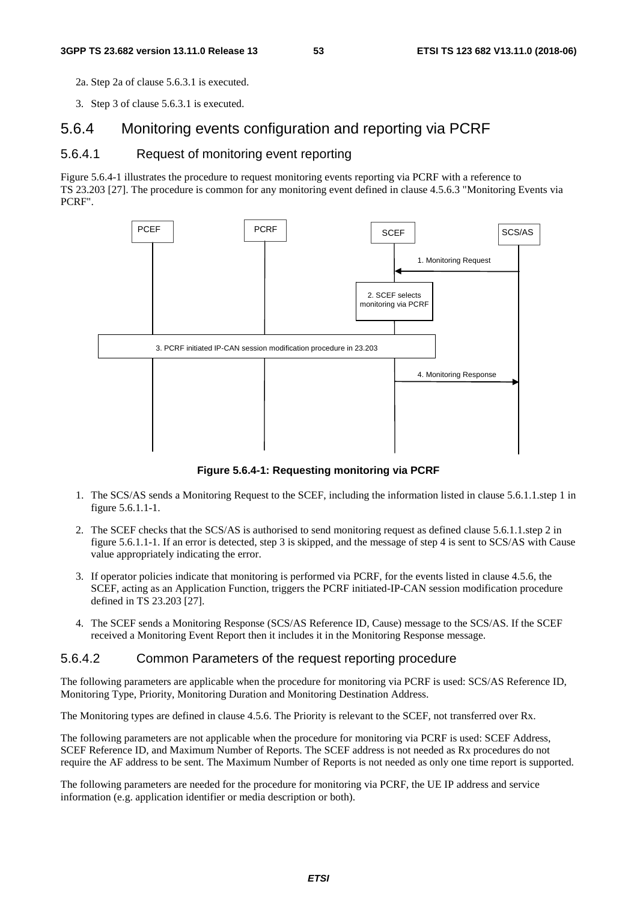2a. Step 2a of clause 5.6.3.1 is executed.

3. Step 3 of clause 5.6.3.1 is executed.

## 5.6.4 Monitoring events configuration and reporting via PCRF

### 5.6.4.1 Request of monitoring event reporting

Figure 5.6.4-1 illustrates the procedure to request monitoring events reporting via PCRF with a reference to TS 23.203 [27]. The procedure is common for any monitoring event defined in clause 4.5.6.3 "Monitoring Events via PCRF".

**Figure 5.6.4-1: Requesting monitoring via PCRF**

1. The SCS/AS sends a Monitoring Request to the SCEF, including the information listed in clause 5.6.1.1.step 1 in figure 5.6.1.1-1.

2. The SCEF checks that the SCS/AS is authorised to send monitoring request as defined clause 5.6.1.1.step 2 in figure 5.6.1.1-1. If an error is detected, step 3 is skipped, and the message of step 4 is sent to SCS/AS with Cause value appropriately indicating the error.

3. If operator policies indicate that monitoring is performed via PCRF, for the events listed in clause 4.5.6, the SCEF, acting as an Application Function, triggers the PCRF initiated-IP-CAN session modification procedure defined in TS 23.203 [27].

4. The SCEF sends a Monitoring Response (SCS/AS Reference ID, Cause) message to the SCS/AS. If the SCEF received a Monitoring Event Report then it includes it in the Monitoring Response message.

### 5.6.4.2 Common Parameters of the request reporting procedure

The following parameters are applicable when the procedure for monitoring via PCRF is used: SCS/AS Reference ID, Monitoring Type, Priority, Monitoring Duration and Monitoring Destination Address.

The Monitoring types are defined in clause 4.5.6. The Priority is relevant to the SCEF, not transferred over Rx.

The following parameters are not applicable when the procedure for monitoring via PCRF is used: SCEF Address, SCEF Reference ID, and Maximum Number of Reports. The SCEF address is not needed as Rx procedures do not require the AF address to be sent. The Maximum Number of Reports is not needed as only one time report is supported.

The following parameters are needed for the procedure for monitoring via PCRF, the UE IP address and service information (e.g. application identifier or media description or both).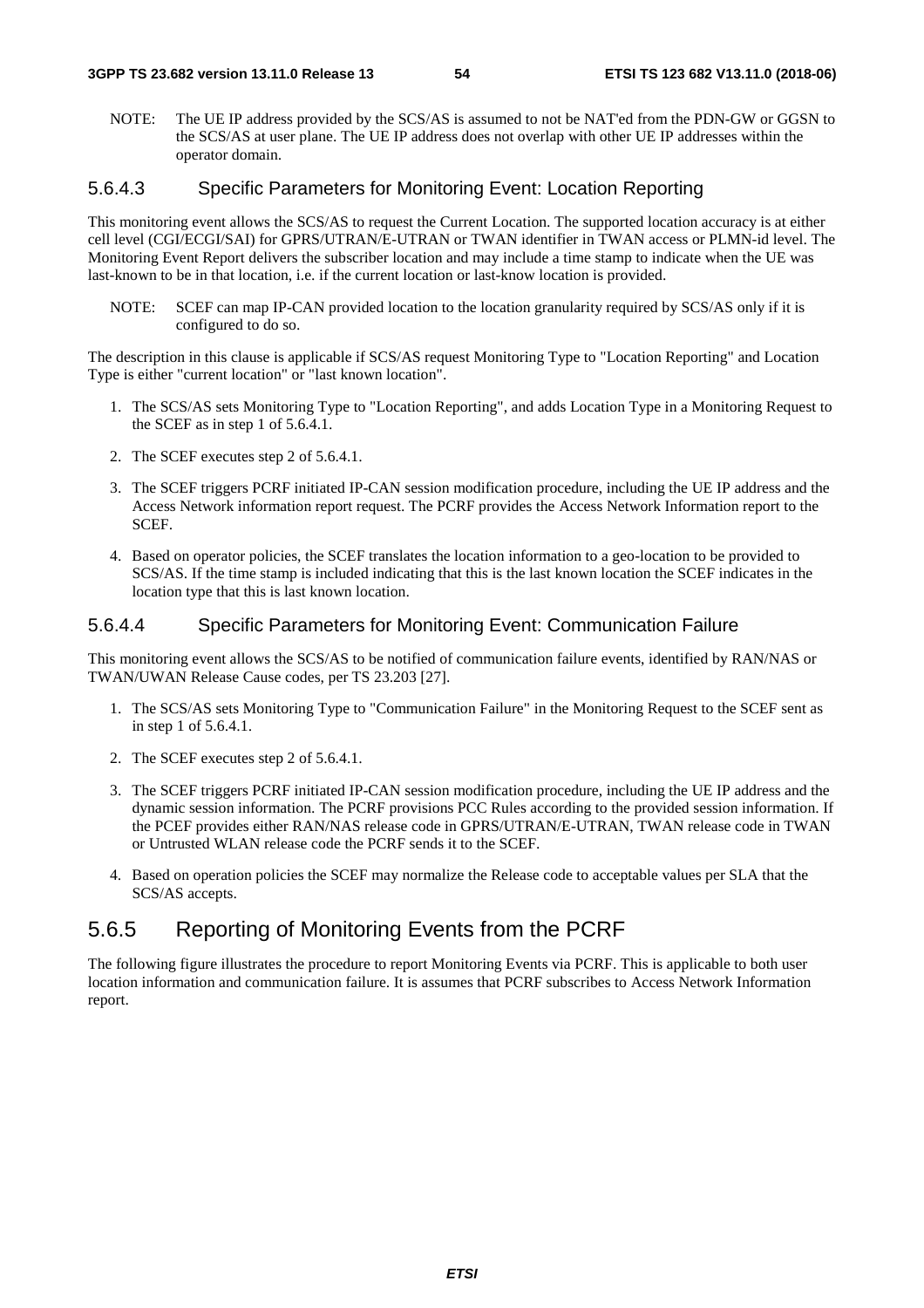NOTE: The UE IP address provided by the SCS/AS is assumed to not be NAT'ed from the PDN-GW or GGSN to the SCS/AS at user plane. The UE IP address does not overlap with other UE IP addresses within the operator domain.

#### 5.6.4.3 Specific Parameters for Monitoring Event: Location Reporting

This monitoring event allows the SCS/AS to request the Current Location. The supported location accuracy is at either cell level (CGI/ECGI/SAI) for GPRS/UTRAN/E-UTRAN or TWAN identifier in TWAN access or PLMN-id level. The Monitoring Event Report delivers the subscriber location and may include a time stamp to indicate when the UE was last-known to be in that location, i.e. if the current location or last-know location is provided.

NOTE: SCEF can map IP-CAN provided location to the location granularity required by SCS/AS only if it is configured to do so.

The description in this clause is applicable if SCS/AS request Monitoring Type to "Location Reporting" and Location Type is either "current location" or "last known location".

1. The SCS/AS sets Monitoring Type to "Location Reporting", and adds Location Type in a Monitoring Request to the SCEF as in step 1 of 5.6.4.1.
2. The SCEF executes step 2 of 5.6.4.1.
3. The SCEF triggers PCRF initiated IP-CAN session modification procedure, including the UE IP address and the Access Network information report request. The PCRF provides the Access Network Information report to the SCEF.
4. Based on operator policies, the SCEF translates the location information to a geo-location to be provided to SCS/AS. If the time stamp is included indicating that this is the last known location the SCEF indicates in the location type that this is last known location.

#### 5.6.4.4 Specific Parameters for Monitoring Event: Communication Failure

This monitoring event allows the SCS/AS to be notified of communication failure events, identified by RAN/NAS or TWAN/UWAN Release Cause codes, per TS 23.203 [27].

1. The SCS/AS sets Monitoring Type to "Communication Failure" in the Monitoring Request to the SCEF sent as in step 1 of 5.6.4.1.
2. The SCEF executes step 2 of 5.6.4.1.
3. The SCEF triggers PCRF initiated IP-CAN session modification procedure, including the UE IP address and the dynamic session information. The PCRF provisions PCC Rules according to the provided session information. If the PCEF provides either RAN/NAS release code in GPRS/UTRAN/E-UTRAN, TWAN release code in TWAN or Untrusted WLAN release code the PCRF sends it to the SCEF.
4. Based on operation policies the SCEF may normalize the Release code to acceptable values per SLA that the SCS/AS accepts.

### 5.6.5 Reporting of Monitoring Events from the PCRF

The following figure illustrates the procedure to report Monitoring Events via PCRF. This is applicable to both user location information and communication failure. It is assumes that PCRF subscribes to Access Network Information report.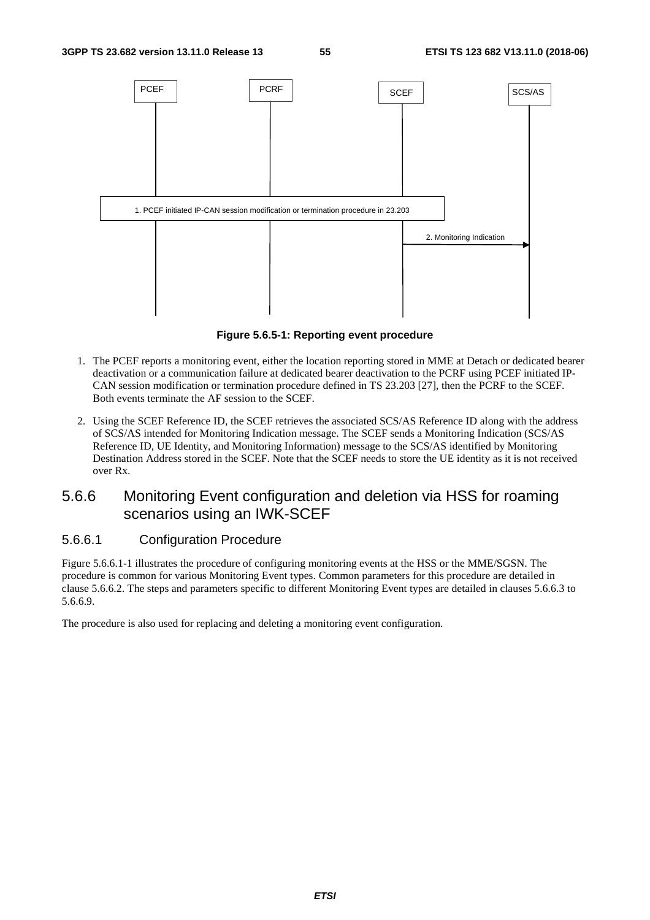PCEF PCRF SCEF SCS/AS

1. PCEF initiated IP-CAN session modification or termination procedure in 23.203

2. Monitoring Indication

**Figure 5.6.5-1: Reporting event procedure**

1. The PCEF reports a monitoring event, either the location reporting stored in MME at Detach or dedicated bearer deactivation or a communication failure at dedicated bearer deactivation to the PCRF using PCEF initiated IP-CAN session modification or termination procedure defined in TS 23.203 [27], then the PCRF to the SCEF. Both events terminate the AF session to the SCEF.

2. Using the SCEF Reference ID, the SCEF retrieves the associated SCS/AS Reference ID along with the address of SCS/AS intended for Monitoring Indication message. The SCEF sends a Monitoring Indication (SCS/AS Reference ID, UE Identity, and Monitoring Information) message to the SCS/AS identified by Monitoring Destination Address stored in the SCEF. Note that the SCEF needs to store the UE identity as it is not received over Rx.

## 5.6.6 Monitoring Event configuration and deletion via HSS for roaming scenarios using an IWK-SCEF

### 5.6.6.1 Configuration Procedure

Figure 5.6.6.1-1 illustrates the procedure of configuring monitoring events at the HSS or the MME/SGSN. The procedure is common for various Monitoring Event types. Common parameters for this procedure are detailed in clause 5.6.6.2. The steps and parameters specific to different Monitoring Event types are detailed in clauses 5.6.6.3 to 5.6.6.9.

The procedure is also used for replacing and deleting a monitoring event configuration.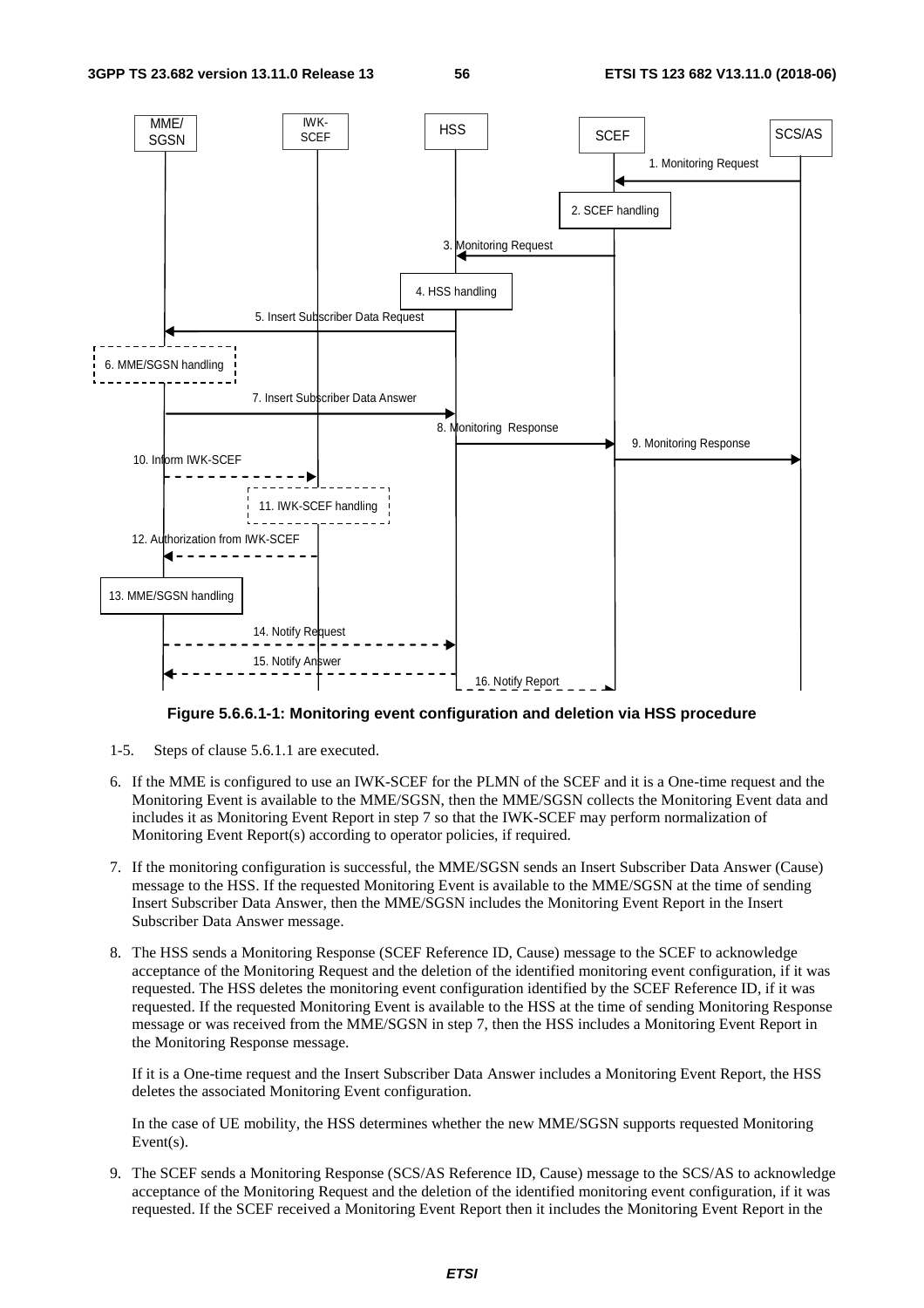**Figure 5.6.6.1-1: Monitoring event configuration and deletion via HSS procedure**

1-5. Steps of clause 5.6.1.1 are executed.

6. If the MME is configured to use an IWK-SCEF for the PLMN of the SCEF and it is a One-time request and the Monitoring Event is available to the MME/SGSN, then the MME/SGSN collects the Monitoring Event data and includes it as Monitoring Event Report in step 7 so that the IWK-SCEF may perform normalization of Monitoring Event Report(s) according to operator policies, if required.

7. If the monitoring configuration is successful, the MME/SGSN sends an Insert Subscriber Data Answer (Cause) message to the HSS. If the requested Monitoring Event is available to the MME/SGSN at the time of sending Insert Subscriber Data Answer, then the MME/SGSN includes the Monitoring Event Report in the Insert Subscriber Data Answer message.

8. The HSS sends a Monitoring Response (SCEF Reference ID, Cause) message to the SCEF to acknowledge acceptance of the Monitoring Request and the deletion of the identified monitoring event configuration, if it was requested. The HSS deletes the monitoring event configuration identified by the SCEF Reference ID, if it was requested. If the requested Monitoring Event is available to the HSS at the time of sending Monitoring Response message or was received from the MME/SGSN in step 7, then the HSS includes a Monitoring Event Report in the Monitoring Response message.

   If it is a One-time request and the Insert Subscriber Data Answer includes a Monitoring Event Report, the HSS deletes the associated Monitoring Event configuration.

   In the case of UE mobility, the HSS determines whether the new MME/SGSN supports requested Monitoring Event(s).

9. The SCEF sends a Monitoring Response (SCS/AS Reference ID, Cause) message to the SCS/AS to acknowledge acceptance of the Monitoring Request and the deletion of the identified monitoring event configuration, if it was requested. If the SCEF received a Monitoring Event Report then it includes the Monitoring Event Report in the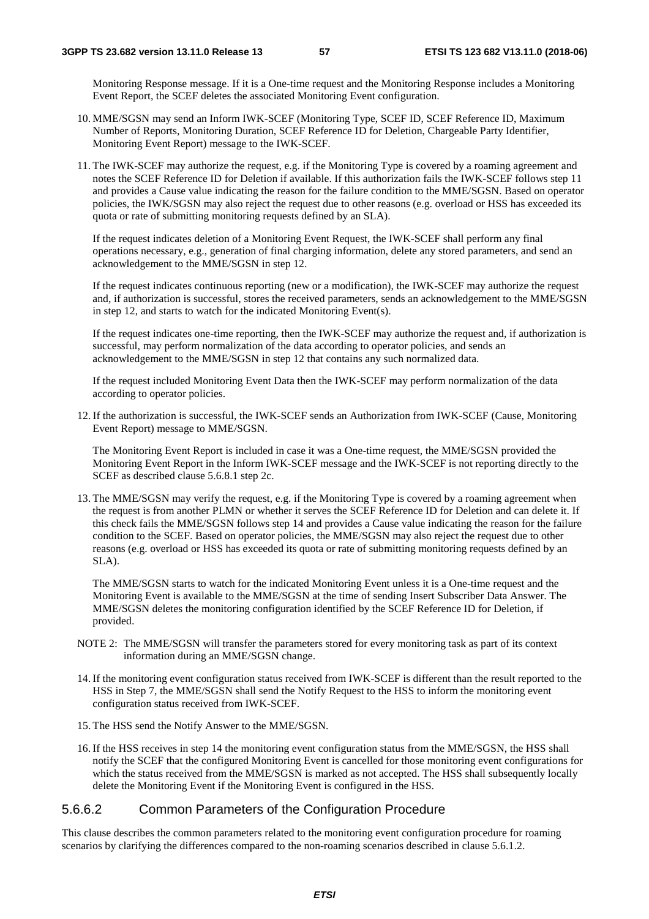Monitoring Response message. If it is a One-time request and the Monitoring Response includes a Monitoring Event Report, the SCEF deletes the associated Monitoring Event configuration.

10. MME/SGSN may send an Inform IWK-SCEF (Monitoring Type, SCEF ID, SCEF Reference ID, Maximum Number of Reports, Monitoring Duration, SCEF Reference ID for Deletion, Chargeable Party Identifier, Monitoring Event Report) message to the IWK-SCEF.

11. The IWK-SCEF may authorize the request, e.g. if the Monitoring Type is covered by a roaming agreement and notes the SCEF Reference ID for Deletion if available. If this authorization fails the IWK-SCEF follows step 11 and provides a Cause value indicating the reason for the failure condition to the MME/SGSN. Based on operator policies, the IWK/SGSN may also reject the request due to other reasons (e.g. overload or HSS has exceeded its quota or rate of submitting monitoring requests defined by an SLA).

    If the request indicates deletion of a Monitoring Event Request, the IWK-SCEF shall perform any final operations necessary, e.g., generation of final charging information, delete any stored parameters, and send an acknowledgement to the MME/SGSN in step 12.

    If the request indicates continuous reporting (new or a modification), the IWK-SCEF may authorize the request and, if authorization is successful, stores the received parameters, sends an acknowledgement to the MME/SGSN in step 12, and starts to watch for the indicated Monitoring Event(s).

    If the request indicates one-time reporting, then the IWK-SCEF may authorize the request and, if authorization is successful, may perform normalization of the data according to operator policies, and sends an acknowledgement to the MME/SGSN in step 12 that contains any such normalized data.

    If the request included Monitoring Event Data then the IWK-SCEF may perform normalization of the data according to operator policies.

12. If the authorization is successful, the IWK-SCEF sends an Authorization from IWK-SCEF (Cause, Monitoring Event Report) message to MME/SGSN.

    The Monitoring Event Report is included in case it was a One-time request, the MME/SGSN provided the Monitoring Event Report in the Inform IWK-SCEF message and the IWK-SCEF is not reporting directly to the SCEF as described clause 5.6.8.1 step 2c.

13. The MME/SGSN may verify the request, e.g. if the Monitoring Type is covered by a roaming agreement when the request is from another PLMN or whether it serves the SCEF Reference ID for Deletion and can delete it. If this check fails the MME/SGSN follows step 14 and provides a Cause value indicating the reason for the failure condition to the SCEF. Based on operator policies, the MME/SGSN may also reject the request due to other reasons (e.g. overload or HSS has exceeded its quota or rate of submitting monitoring requests defined by an SLA).

    The MME/SGSN starts to watch for the indicated Monitoring Event unless it is a One-time request and the Monitoring Event is available to the MME/SGSN at the time of sending Insert Subscriber Data Answer. The MME/SGSN deletes the monitoring configuration identified by the SCEF Reference ID for Deletion, if provided.

NOTE 2: The MME/SGSN will transfer the parameters stored for every monitoring task as part of its context information during an MME/SGSN change.

14. If the monitoring event configuration status received from IWK-SCEF is different than the result reported to the HSS in Step 7, the MME/SGSN shall send the Notify Request to the HSS to inform the monitoring event configuration status received from IWK-SCEF.

15. The HSS send the Notify Answer to the MME/SGSN.

16. If the HSS receives in step 14 the monitoring event configuration status from the MME/SGSN, the HSS shall notify the SCEF that the configured Monitoring Event is cancelled for those monitoring event configurations for which the status received from the MME/SGSN is marked as not accepted. The HSS shall subsequently locally delete the Monitoring Event if the Monitoring Event is configured in the HSS.

#### 5.6.6.2 Common Parameters of the Configuration Procedure

This clause describes the common parameters related to the monitoring event configuration procedure for roaming scenarios by clarifying the differences compared to the non-roaming scenarios described in clause 5.6.1.2.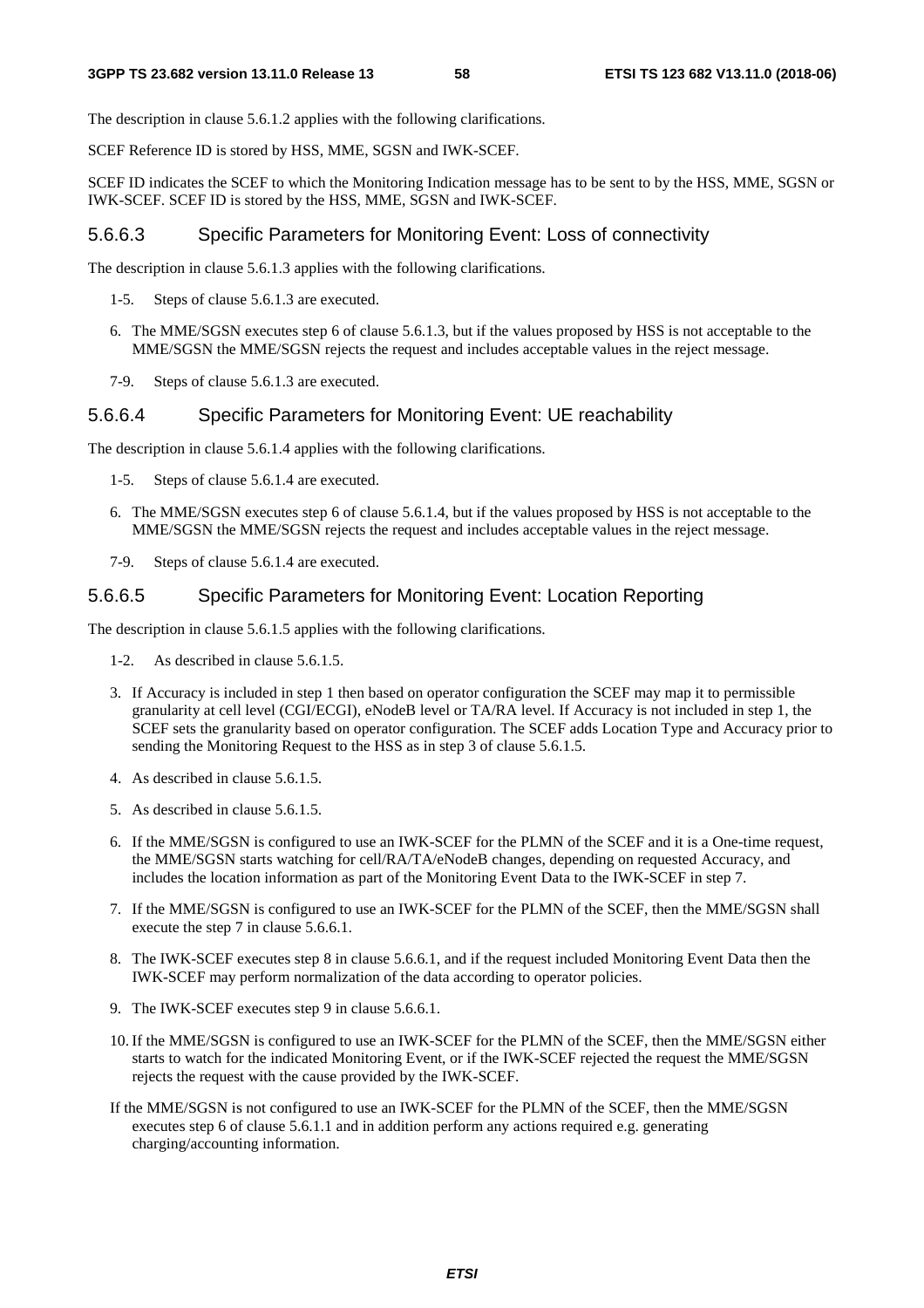The description in clause 5.6.1.2 applies with the following clarifications.

SCEF Reference ID is stored by HSS, MME, SGSN and IWK-SCEF.

SCEF ID indicates the SCEF to which the Monitoring Indication message has to be sent to by the HSS, MME, SGSN or IWK-SCEF. SCEF ID is stored by the HSS, MME, SGSN and IWK-SCEF.

#### 5.6.6.3 Specific Parameters for Monitoring Event: Loss of connectivity

The description in clause 5.6.1.3 applies with the following clarifications.

1-5. Steps of clause 5.6.1.3 are executed.

6. The MME/SGSN executes step 6 of clause 5.6.1.3, but if the values proposed by HSS is not acceptable to the MME/SGSN the MME/SGSN rejects the request and includes acceptable values in the reject message.

7-9. Steps of clause 5.6.1.3 are executed.

#### 5.6.6.4 Specific Parameters for Monitoring Event: UE reachability

The description in clause 5.6.1.4 applies with the following clarifications.

1-5. Steps of clause 5.6.1.4 are executed.

6. The MME/SGSN executes step 6 of clause 5.6.1.4, but if the values proposed by HSS is not acceptable to the MME/SGSN the MME/SGSN rejects the request and includes acceptable values in the reject message.

7-9. Steps of clause 5.6.1.4 are executed.

#### 5.6.6.5 Specific Parameters for Monitoring Event: Location Reporting

The description in clause 5.6.1.5 applies with the following clarifications.

1-2. As described in clause 5.6.1.5.

3. If Accuracy is included in step 1 then based on operator configuration the SCEF may map it to permissible granularity at cell level (CGI/ECGI), eNodeB level or TA/RA level. If Accuracy is not included in step 1, the SCEF sets the granularity based on operator configuration. The SCEF adds Location Type and Accuracy prior to sending the Monitoring Request to the HSS as in step 3 of clause 5.6.1.5.

4. As described in clause 5.6.1.5.

5. As described in clause 5.6.1.5.

6. If the MME/SGSN is configured to use an IWK-SCEF for the PLMN of the SCEF and it is a One-time request, the MME/SGSN starts watching for cell/RA/TA/eNodeB changes, depending on requested Accuracy, and includes the location information as part of the Monitoring Event Data to the IWK-SCEF in step 7.

7. If the MME/SGSN is configured to use an IWK-SCEF for the PLMN of the SCEF, then the MME/SGSN shall execute the step 7 in clause 5.6.6.1.

8. The IWK-SCEF executes step 8 in clause 5.6.6.1, and if the request included Monitoring Event Data then the IWK-SCEF may perform normalization of the data according to operator policies.

9. The IWK-SCEF executes step 9 in clause 5.6.6.1.

10. If the MME/SGSN is configured to use an IWK-SCEF for the PLMN of the SCEF, then the MME/SGSN either starts to watch for the indicated Monitoring Event, or if the IWK-SCEF rejected the request the MME/SGSN rejects the request with the cause provided by the IWK-SCEF.

If the MME/SGSN is not configured to use an IWK-SCEF for the PLMN of the SCEF, then the MME/SGSN executes step 6 of clause 5.6.1.1 and in addition perform any actions required e.g. generating charging/accounting information.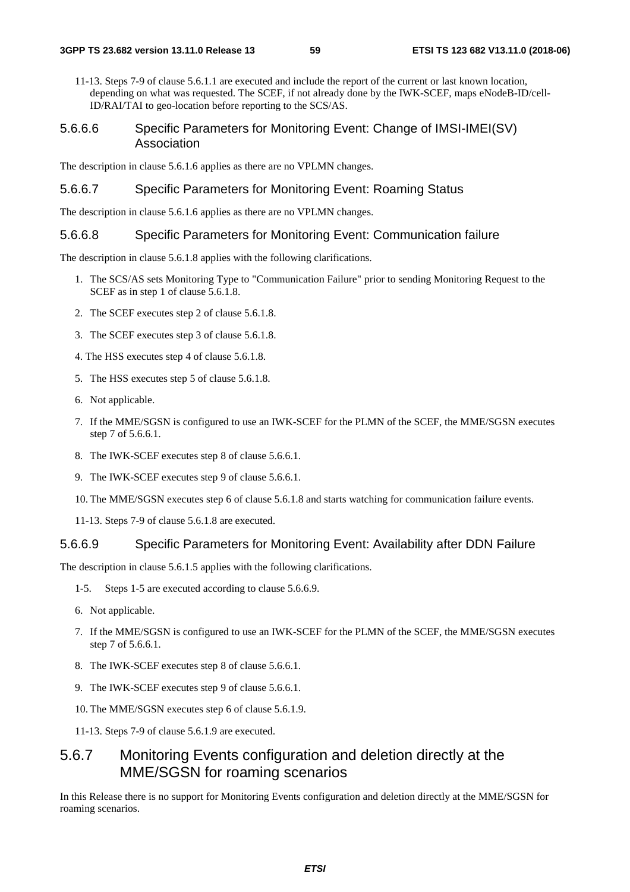11-13. Steps 7-9 of clause 5.6.1.1 are executed and include the report of the current or last known location, depending on what was requested. The SCEF, if not already done by the IWK-SCEF, maps eNodeB-ID/cell-ID/RAI/TAI to geo-location before reporting to the SCS/AS.

#### 5.6.6.6 Specific Parameters for Monitoring Event: Change of IMSI-IMEI(SV) Association

The description in clause 5.6.1.6 applies as there are no VPLMN changes.

#### 5.6.6.7 Specific Parameters for Monitoring Event: Roaming Status

The description in clause 5.6.1.6 applies as there are no VPLMN changes.

#### 5.6.6.8 Specific Parameters for Monitoring Event: Communication failure

The description in clause 5.6.1.8 applies with the following clarifications.

1. The SCS/AS sets Monitoring Type to "Communication Failure" prior to sending Monitoring Request to the SCEF as in step 1 of clause 5.6.1.8.
2. The SCEF executes step 2 of clause 5.6.1.8.
3. The SCEF executes step 3 of clause 5.6.1.8.
4. The HSS executes step 4 of clause 5.6.1.8.
5. The HSS executes step 5 of clause 5.6.1.8.
6. Not applicable.
7. If the MME/SGSN is configured to use an IWK-SCEF for the PLMN of the SCEF, the MME/SGSN executes step 7 of 5.6.6.1.
8. The IWK-SCEF executes step 8 of clause 5.6.6.1.
9. The IWK-SCEF executes step 9 of clause 5.6.6.1.
10. The MME/SGSN executes step 6 of clause 5.6.1.8 and starts watching for communication failure events.

11-13. Steps 7-9 of clause 5.6.1.8 are executed.

#### 5.6.6.9 Specific Parameters for Monitoring Event: Availability after DDN Failure

The description in clause 5.6.1.5 applies with the following clarifications.

1-5. Steps 1-5 are executed according to clause 5.6.6.9.

6. Not applicable.
7. If the MME/SGSN is configured to use an IWK-SCEF for the PLMN of the SCEF, the MME/SGSN executes step 7 of 5.6.6.1.
8. The IWK-SCEF executes step 8 of clause 5.6.6.1.
9. The IWK-SCEF executes step 9 of clause 5.6.6.1.
10. The MME/SGSN executes step 6 of clause 5.6.1.9.

11-13. Steps 7-9 of clause 5.6.1.9 are executed.

### 5.6.7 Monitoring Events configuration and deletion directly at the MME/SGSN for roaming scenarios

In this Release there is no support for Monitoring Events configuration and deletion directly at the MME/SGSN for roaming scenarios.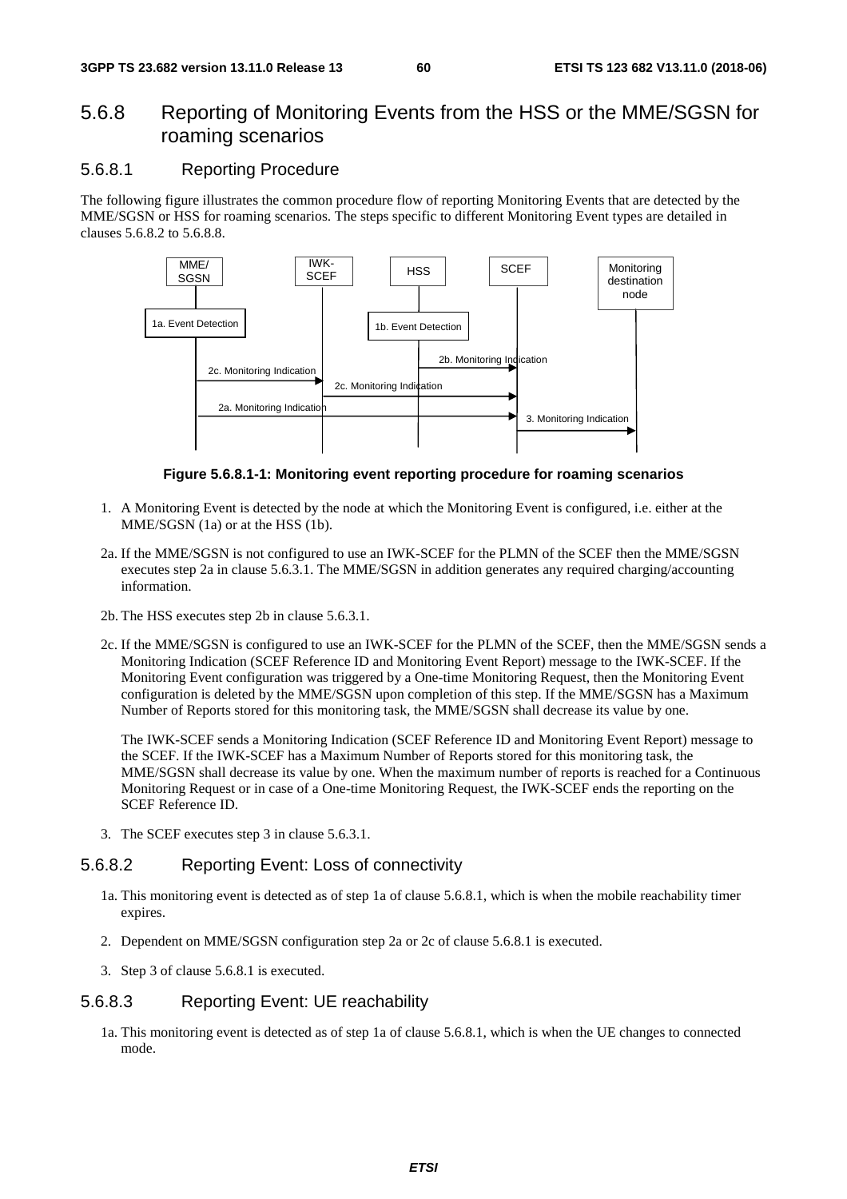### 5.6.8 Reporting of Monitoring Events from the HSS or the MME/SGSN for roaming scenarios

#### 5.6.8.1 Reporting Procedure

The following figure illustrates the common procedure flow of reporting Monitoring Events that are detected by the MME/SGSN or HSS for roaming scenarios. The steps specific to different Monitoring Event types are detailed in clauses 5.6.8.2 to 5.6.8.8.

**Figure 5.6.8.1-1: Monitoring event reporting procedure for roaming scenarios**

1. A Monitoring Event is detected by the node at which the Monitoring Event is configured, i.e. either at the MME/SGSN (1a) or at the HSS (1b).

2a. If the MME/SGSN is not configured to use an IWK-SCEF for the PLMN of the SCEF then the MME/SGSN executes step 2a in clause 5.6.3.1. The MME/SGSN in addition generates any required charging/accounting information.

2b. The HSS executes step 2b in clause 5.6.3.1.

2c. If the MME/SGSN is configured to use an IWK-SCEF for the PLMN of the SCEF, then the MME/SGSN sends a Monitoring Indication (SCEF Reference ID and Monitoring Event Report) message to the IWK-SCEF. If the Monitoring Event configuration was triggered by a One-time Monitoring Request, then the Monitoring Event configuration is deleted by the MME/SGSN upon completion of this step. If the MME/SGSN has a Maximum Number of Reports stored for this monitoring task, the MME/SGSN shall decrease its value by one.

The IWK-SCEF sends a Monitoring Indication (SCEF Reference ID and Monitoring Event Report) message to the SCEF. If the IWK-SCEF has a Maximum Number of Reports stored for this monitoring task, the MME/SGSN shall decrease its value by one. When the maximum number of reports is reached for a Continuous Monitoring Request or in case of a One-time Monitoring Request, the IWK-SCEF ends the reporting on the SCEF Reference ID.

3. The SCEF executes step 3 in clause 5.6.3.1.

#### 5.6.8.2 Reporting Event: Loss of connectivity

1a. This monitoring event is detected as of step 1a of clause 5.6.8.1, which is when the mobile reachability timer expires.

2. Dependent on MME/SGSN configuration step 2a or 2c of clause 5.6.8.1 is executed.

3. Step 3 of clause 5.6.8.1 is executed.

#### 5.6.8.3 Reporting Event: UE reachability

1a. This monitoring event is detected as of step 1a of clause 5.6.8.1, which is when the UE changes to connected mode.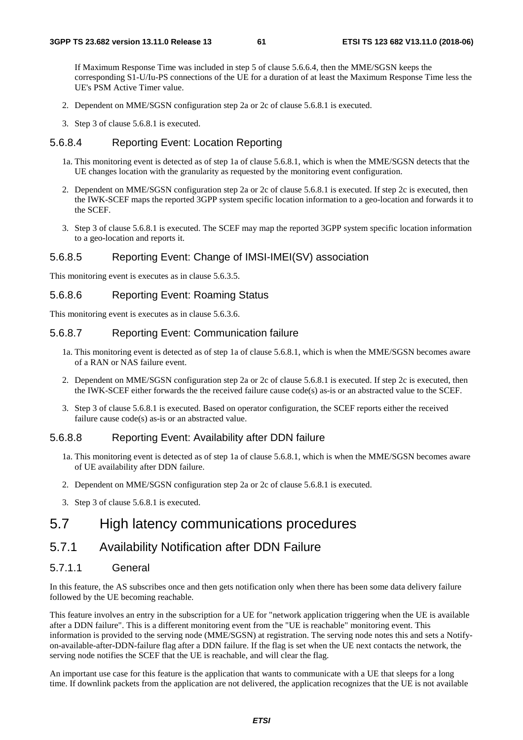If Maximum Response Time was included in step 5 of clause 5.6.6.4, then the MME/SGSN keeps the corresponding S1-U/Iu-PS connections of the UE for a duration of at least the Maximum Response Time less the UE's PSM Active Timer value.

2. Dependent on MME/SGSN configuration step 2a or 2c of clause 5.6.8.1 is executed.
3. Step 3 of clause 5.6.8.1 is executed.

#### 5.6.8.4 Reporting Event: Location Reporting

1a. This monitoring event is detected as of step 1a of clause 5.6.8.1, which is when the MME/SGSN detects that the UE changes location with the granularity as requested by the monitoring event configuration.

2. Dependent on MME/SGSN configuration step 2a or 2c of clause 5.6.8.1 is executed. If step 2c is executed, then the IWK-SCEF maps the reported 3GPP system specific location information to a geo-location and forwards it to the SCEF.
3. Step 3 of clause 5.6.8.1 is executed. The SCEF may map the reported 3GPP system specific location information to a geo-location and reports it.

#### 5.6.8.5 Reporting Event: Change of IMSI-IMEI(SV) association

This monitoring event is executes as in clause 5.6.3.5.

#### 5.6.8.6 Reporting Event: Roaming Status

This monitoring event is executes as in clause 5.6.3.6.

#### 5.6.8.7 Reporting Event: Communication failure

1a. This monitoring event is detected as of step 1a of clause 5.6.8.1, which is when the MME/SGSN becomes aware of a RAN or NAS failure event.

2. Dependent on MME/SGSN configuration step 2a or 2c of clause 5.6.8.1 is executed. If step 2c is executed, then the IWK-SCEF either forwards the the received failure cause code(s) as-is or an abstracted value to the SCEF.
3. Step 3 of clause 5.6.8.1 is executed. Based on operator configuration, the SCEF reports either the received failure cause code(s) as-is or an abstracted value.

#### 5.6.8.8 Reporting Event: Availability after DDN failure

1a. This monitoring event is detected as of step 1a of clause 5.6.8.1, which is when the MME/SGSN becomes aware of UE availability after DDN failure.

2. Dependent on MME/SGSN configuration step 2a or 2c of clause 5.6.8.1 is executed.
3. Step 3 of clause 5.6.8.1 is executed.

## 5.7 High latency communications procedures

### 5.7.1 Availability Notification after DDN Failure

#### 5.7.1.1 General

In this feature, the AS subscribes once and then gets notification only when there has been some data delivery failure followed by the UE becoming reachable.

This feature involves an entry in the subscription for a UE for "network application triggering when the UE is available after a DDN failure". This is a different monitoring event from the "UE is reachable" monitoring event. This information is provided to the serving node (MME/SGSN) at registration. The serving node notes this and sets a Notify-on-available-after-DDN-failure flag after a DDN failure. If the flag is set when the UE next contacts the network, the serving node notifies the SCEF that the UE is reachable, and will clear the flag.

An important use case for this feature is the application that wants to communicate with a UE that sleeps for a long time. If downlink packets from the application are not delivered, the application recognizes that the UE is not available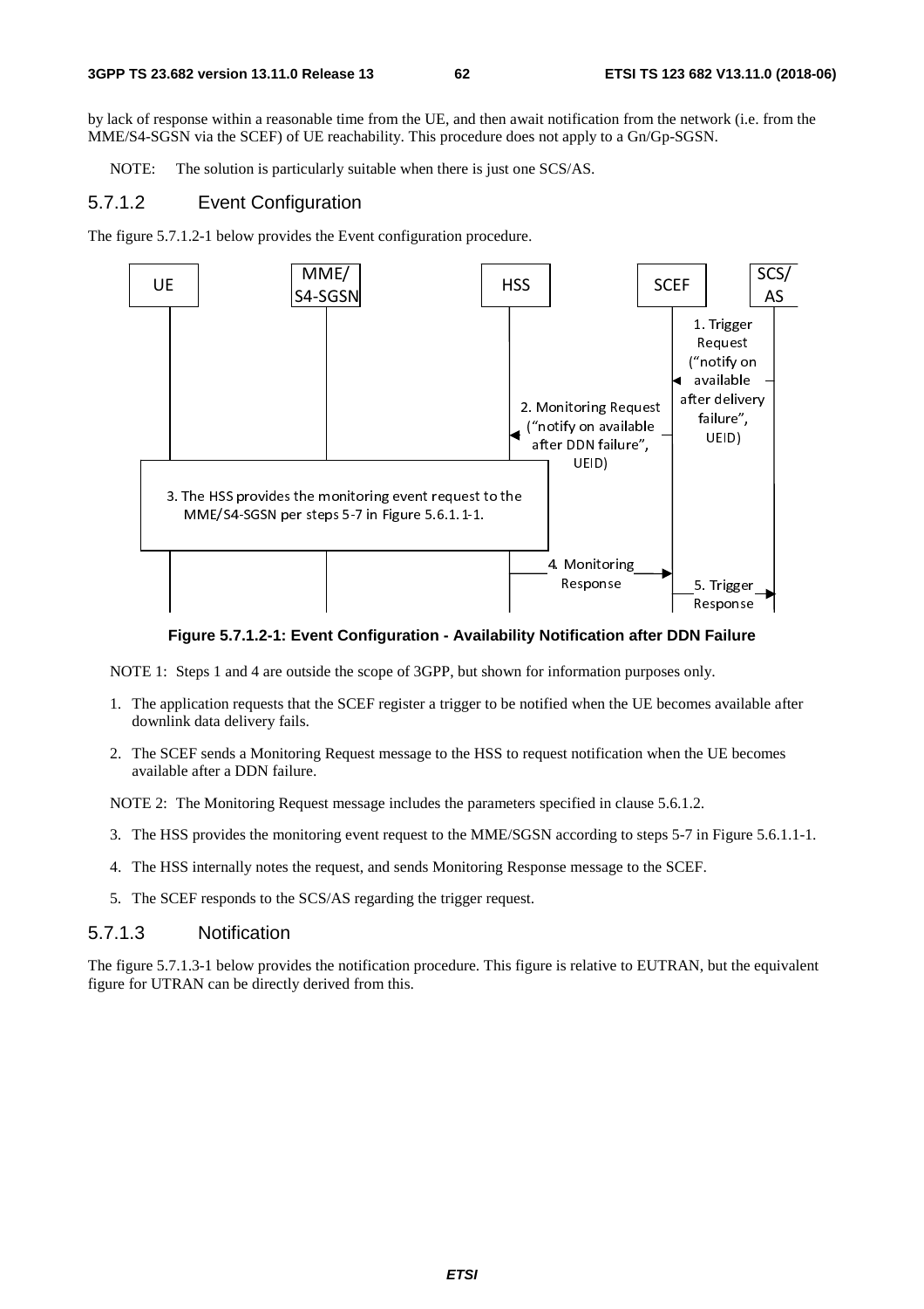by lack of response within a reasonable time from the UE, and then await notification from the network (i.e. from the MME/S4-SGSN via the SCEF) of UE reachability. This procedure does not apply to a Gn/Gp-SGSN.

NOTE: The solution is particularly suitable when there is just one SCS/AS.

### 5.7.1.2 Event Configuration

The figure 5.7.1.2-1 below provides the Event configuration procedure.

**Figure 5.7.1.2-1: Event Configuration - Availability Notification after DDN Failure**

NOTE 1: Steps 1 and 4 are outside the scope of 3GPP, but shown for information purposes only.

1. The application requests that the SCEF register a trigger to be notified when the UE becomes available after downlink data delivery fails.
2. The SCEF sends a Monitoring Request message to the HSS to request notification when the UE becomes available after a DDN failure.

NOTE 2: The Monitoring Request message includes the parameters specified in clause 5.6.1.2.

3. The HSS provides the monitoring event request to the MME/SGSN according to steps 5-7 in Figure 5.6.1.1-1.
4. The HSS internally notes the request, and sends Monitoring Response message to the SCEF.
5. The SCEF responds to the SCS/AS regarding the trigger request.

### 5.7.1.3 Notification

The figure 5.7.1.3-1 below provides the notification procedure. This figure is relative to EUTRAN, but the equivalent figure for UTRAN can be directly derived from this.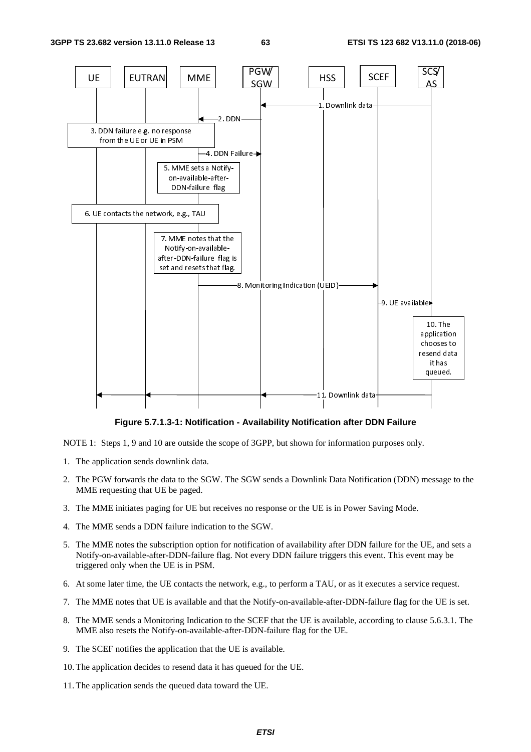**Figure 5.7.1.3-1: Notification - Availability Notification after DDN Failure**

NOTE 1: Steps 1, 9 and 10 are outside the scope of 3GPP, but shown for information purposes only.

1. The application sends downlink data.

2. The PGW forwards the data to the SGW. The SGW sends a Downlink Data Notification (DDN) message to the MME requesting that UE be paged.

3. The MME initiates paging for UE but receives no response or the UE is in Power Saving Mode.

4. The MME sends a DDN failure indication to the SGW.

5. The MME notes the subscription option for notification of availability after DDN failure for the UE, and sets a Notify-on-available-after-DDN-failure flag. Not every DDN failure triggers this event. This event may be triggered only when the UE is in PSM.

6. At some later time, the UE contacts the network, e.g., to perform a TAU, or as it executes a service request.

7. The MME notes that UE is available and that the Notify-on-available-after-DDN-failure flag for the UE is set.

8. The MME sends a Monitoring Indication to the SCEF that the UE is available, according to clause 5.6.3.1. The MME also resets the Notify-on-available-after-DDN-failure flag for the UE.

9. The SCEF notifies the application that the UE is available.

10. The application decides to resend data it has queued for the UE.

11. The application sends the queued data toward the UE.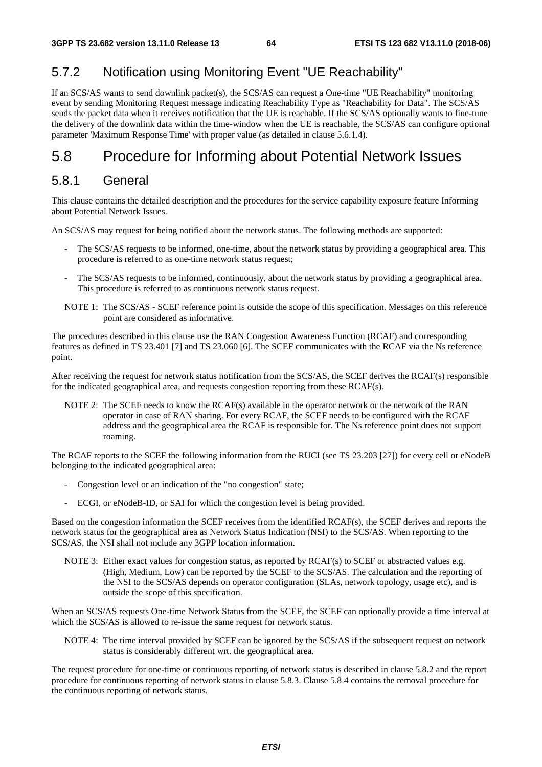### 5.7.2 Notification using Monitoring Event "UE Reachability"

If an SCS/AS wants to send downlink packet(s), the SCS/AS can request a One-time "UE Reachability" monitoring event by sending Monitoring Request message indicating Reachability Type as "Reachability for Data". The SCS/AS sends the packet data when it receives notification that the UE is reachable. If the SCS/AS optionally wants to fine-tune the delivery of the downlink data within the time-window when the UE is reachable, the SCS/AS can configure optional parameter 'Maximum Response Time' with proper value (as detailed in clause 5.6.1.4).

## 5.8 Procedure for Informing about Potential Network Issues

### 5.8.1 General

This clause contains the detailed description and the procedures for the service capability exposure feature Informing about Potential Network Issues.

An SCS/AS may request for being notified about the network status. The following methods are supported:

- The SCS/AS requests to be informed, one-time, about the network status by providing a geographical area. This procedure is referred to as one-time network status request;
- The SCS/AS requests to be informed, continuously, about the network status by providing a geographical area. This procedure is referred to as continuous network status request.

NOTE 1: The SCS/AS - SCEF reference point is outside the scope of this specification. Messages on this reference point are considered as informative.

The procedures described in this clause use the RAN Congestion Awareness Function (RCAF) and corresponding features as defined in TS 23.401 [7] and TS 23.060 [6]. The SCEF communicates with the RCAF via the Ns reference point.

After receiving the request for network status notification from the SCS/AS, the SCEF derives the RCAF(s) responsible for the indicated geographical area, and requests congestion reporting from these RCAF(s).

NOTE 2: The SCEF needs to know the RCAF(s) available in the operator network or the network of the RAN operator in case of RAN sharing. For every RCAF, the SCEF needs to be configured with the RCAF address and the geographical area the RCAF is responsible for. The Ns reference point does not support roaming.

The RCAF reports to the SCEF the following information from the RUCI (see TS 23.203 [27]) for every cell or eNodeB belonging to the indicated geographical area:

- Congestion level or an indication of the "no congestion" state;
- ECGI, or eNodeB-ID, or SAI for which the congestion level is being provided.

Based on the congestion information the SCEF receives from the identified RCAF(s), the SCEF derives and reports the network status for the geographical area as Network Status Indication (NSI) to the SCS/AS. When reporting to the SCS/AS, the NSI shall not include any 3GPP location information.

NOTE 3: Either exact values for congestion status, as reported by RCAF(s) to SCEF or abstracted values e.g. (High, Medium, Low) can be reported by the SCEF to the SCS/AS. The calculation and the reporting of the NSI to the SCS/AS depends on operator configuration (SLAs, network topology, usage etc), and is outside the scope of this specification.

When an SCS/AS requests One-time Network Status from the SCEF, the SCEF can optionally provide a time interval at which the SCS/AS is allowed to re-issue the same request for network status.

NOTE 4: The time interval provided by SCEF can be ignored by the SCS/AS if the subsequent request on network status is considerably different wrt. the geographical area.

The request procedure for one-time or continuous reporting of network status is described in clause 5.8.2 and the report procedure for continuous reporting of network status in clause 5.8.3. Clause 5.8.4 contains the removal procedure for the continuous reporting of network status.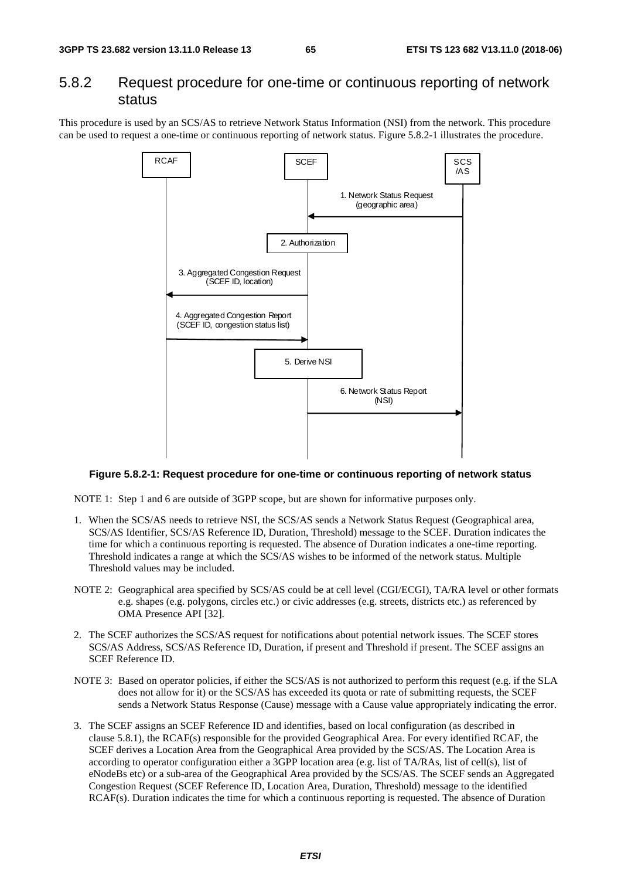## 5.8.2 Request procedure for one-time or continuous reporting of network status

This procedure is used by an SCS/AS to retrieve Network Status Information (NSI) from the network. This procedure can be used to request a one-time or continuous reporting of network status. Figure 5.8.2-1 illustrates the procedure.

**Figure 5.8.2-1: Request procedure for one-time or continuous reporting of network status**

NOTE 1: Step 1 and 6 are outside of 3GPP scope, but are shown for informative purposes only.

1. When the SCS/AS needs to retrieve NSI, the SCS/AS sends a Network Status Request (Geographical area, SCS/AS Identifier, SCS/AS Reference ID, Duration, Threshold) message to the SCEF. Duration indicates the time for which a continuous reporting is requested. The absence of Duration indicates a one-time reporting. Threshold indicates a range at which the SCS/AS wishes to be informed of the network status. Multiple Threshold values may be included.

NOTE 2: Geographical area specified by SCS/AS could be at cell level (CGI/ECGI), TA/RA level or other formats e.g. shapes (e.g. polygons, circles etc.) or civic addresses (e.g. streets, districts etc.) as referenced by OMA Presence API [32].

2. The SCEF authorizes the SCS/AS request for notifications about potential network issues. The SCEF stores SCS/AS Address, SCS/AS Reference ID, Duration, if present and Threshold if present. The SCEF assigns an SCEF Reference ID.

NOTE 3: Based on operator policies, if either the SCS/AS is not authorized to perform this request (e.g. if the SLA does not allow for it) or the SCS/AS has exceeded its quota or rate of submitting requests, the SCEF sends a Network Status Response (Cause) message with a Cause value appropriately indicating the error.

3. The SCEF assigns an SCEF Reference ID and identifies, based on local configuration (as described in clause 5.8.1), the RCAF(s) responsible for the provided Geographical Area. For every identified RCAF, the SCEF derives a Location Area from the Geographical Area provided by the SCS/AS. The Location Area is according to operator configuration either a 3GPP location area (e.g. list of TA/RAs, list of cell(s), list of eNodeBs etc) or a sub-area of the Geographical Area provided by the SCS/AS. The SCEF sends an Aggregated Congestion Request (SCEF Reference ID, Location Area, Duration, Threshold) message to the identified RCAF(s). Duration indicates the time for which a continuous reporting is requested. The absence of Duration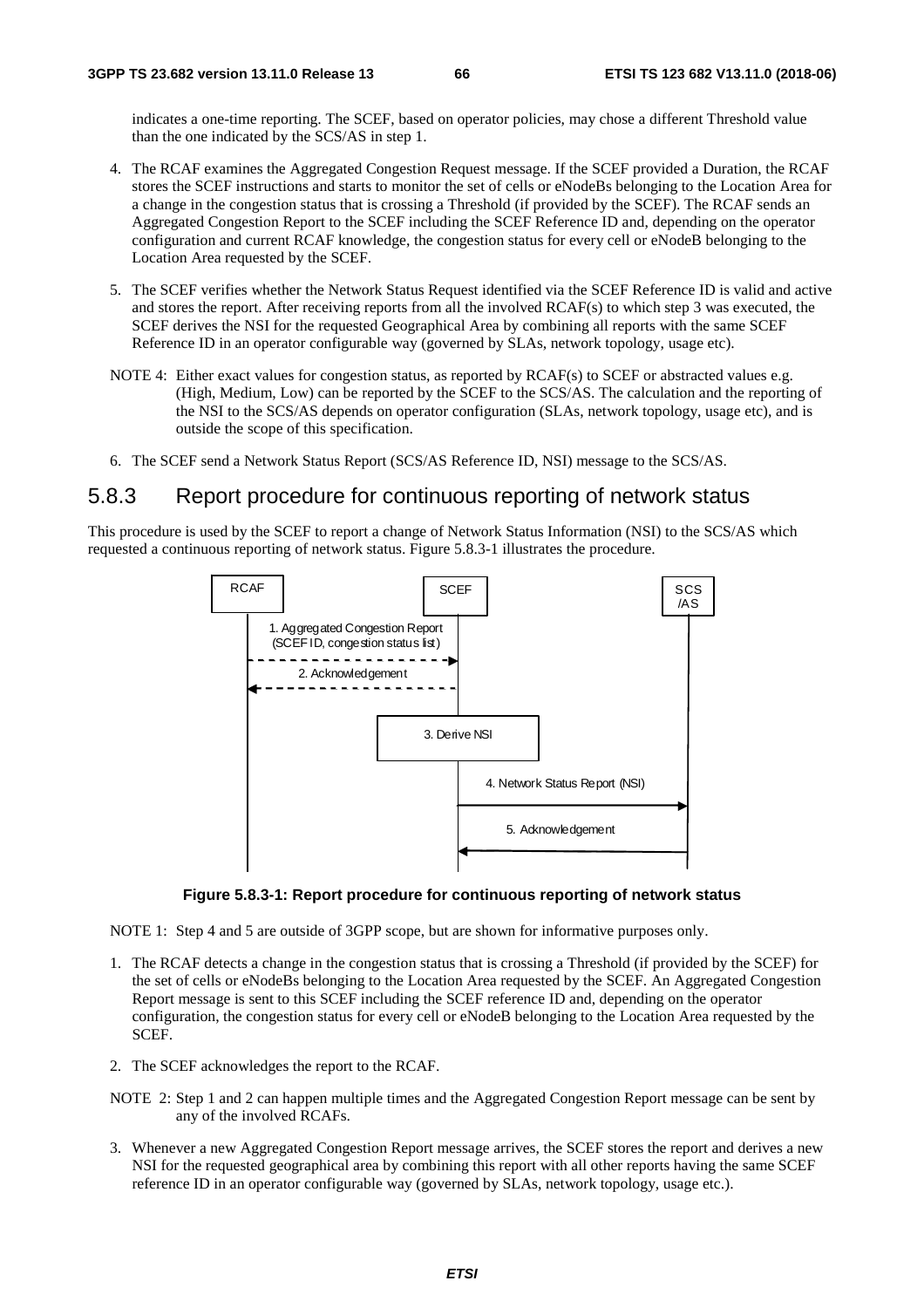indicates a one-time reporting. The SCEF, based on operator policies, may chose a different Threshold value than the one indicated by the SCS/AS in step 1.

4. The RCAF examines the Aggregated Congestion Request message. If the SCEF provided a Duration, the RCAF stores the SCEF instructions and starts to monitor the set of cells or eNodeBs belonging to the Location Area for a change in the congestion status that is crossing a Threshold (if provided by the SCEF). The RCAF sends an Aggregated Congestion Report to the SCEF including the SCEF Reference ID and, depending on the operator configuration and current RCAF knowledge, the congestion status for every cell or eNodeB belonging to the Location Area requested by the SCEF.

5. The SCEF verifies whether the Network Status Request identified via the SCEF Reference ID is valid and active and stores the report. After receiving reports from all the involved RCAF(s) to which step 3 was executed, the SCEF derives the NSI for the requested Geographical Area by combining all reports with the same SCEF Reference ID in an operator configurable way (governed by SLAs, network topology, usage etc).

NOTE 4: Either exact values for congestion status, as reported by RCAF(s) to SCEF or abstracted values e.g. (High, Medium, Low) can be reported by the SCEF to the SCS/AS. The calculation and the reporting of the NSI to the SCS/AS depends on operator configuration (SLAs, network topology, usage etc), and is outside the scope of this specification.

6. The SCEF send a Network Status Report (SCS/AS Reference ID, NSI) message to the SCS/AS.

## 5.8.3 Report procedure for continuous reporting of network status

This procedure is used by the SCEF to report a change of Network Status Information (NSI) to the SCS/AS which requested a continuous reporting of network status. Figure 5.8.3-1 illustrates the procedure.

RCAF | SCEF | SCS/AS

1. Aggregated Congestion Report (SCEF ID, congestion status list)
2. Acknowledgement
3. Derive NSI
4. Network Status Report (NSI)
5. Acknowledgement

**Figure 5.8.3-1: Report procedure for continuous reporting of network status**

NOTE 1: Step 4 and 5 are outside of 3GPP scope, but are shown for informative purposes only.

1. The RCAF detects a change in the congestion status that is crossing a Threshold (if provided by the SCEF) for the set of cells or eNodeBs belonging to the Location Area requested by the SCEF. An Aggregated Congestion Report message is sent to this SCEF including the SCEF reference ID and, depending on the operator configuration, the congestion status for every cell or eNodeB belonging to the Location Area requested by the SCEF.

2. The SCEF acknowledges the report to the RCAF.

NOTE 2: Step 1 and 2 can happen multiple times and the Aggregated Congestion Report message can be sent by any of the involved RCAFs.

3. Whenever a new Aggregated Congestion Report message arrives, the SCEF stores the report and derives a new NSI for the requested geographical area by combining this report with all other reports having the same SCEF reference ID in an operator configurable way (governed by SLAs, network topology, usage etc.).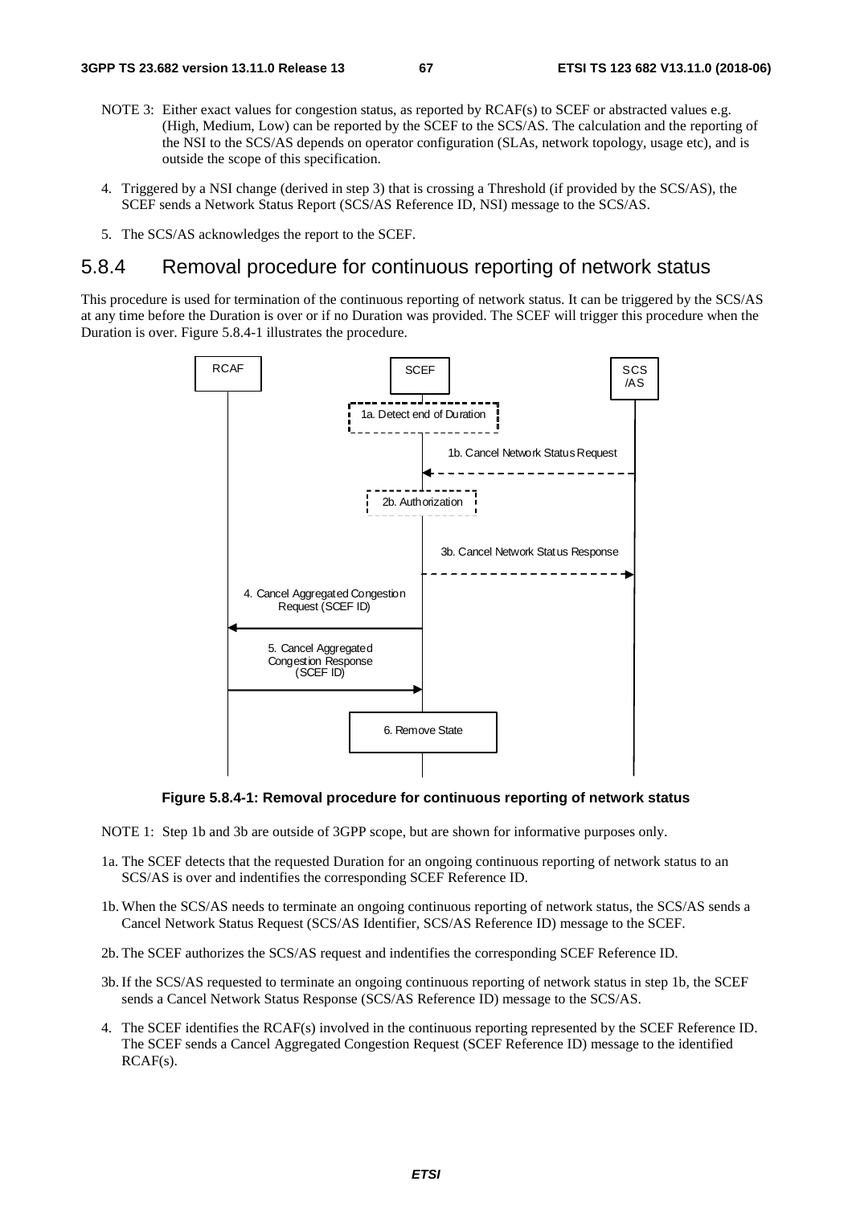NOTE 3: Either exact values for congestion status, as reported by RCAF(s) to SCEF or abstracted values e.g. (High, Medium, Low) can be reported by the SCEF to the SCS/AS. The calculation and the reporting of the NSI to the SCS/AS depends on operator configuration (SLAs, network topology, usage etc), and is outside the scope of this specification.

4. Triggered by a NSI change (derived in step 3) that is crossing a Threshold (if provided by the SCS/AS), the SCEF sends a Network Status Report (SCS/AS Reference ID, NSI) message to the SCS/AS.

5. The SCS/AS acknowledges the report to the SCEF.

### 5.8.4 Removal procedure for continuous reporting of network status

This procedure is used for termination of the continuous reporting of network status. It can be triggered by the SCS/AS at any time before the Duration is over or if no Duration was provided. The SCEF will trigger this procedure when the Duration is over. Figure 5.8.4-1 illustrates the procedure.

**Figure 5.8.4-1: Removal procedure for continuous reporting of network status**

NOTE 1: Step 1b and 3b are outside of 3GPP scope, but are shown for informative purposes only.

1a. The SCEF detects that the requested Duration for an ongoing continuous reporting of network status to an SCS/AS is over and indentifies the corresponding SCEF Reference ID.

1b. When the SCS/AS needs to terminate an ongoing continuous reporting of network status, the SCS/AS sends a Cancel Network Status Request (SCS/AS Identifier, SCS/AS Reference ID) message to the SCEF.

2b. The SCEF authorizes the SCS/AS request and indentifies the corresponding SCEF Reference ID.

3b. If the SCS/AS requested to terminate an ongoing continuous reporting of network status in step 1b, the SCEF sends a Cancel Network Status Response (SCS/AS Reference ID) message to the SCS/AS.

4. The SCEF identifies the RCAF(s) involved in the continuous reporting represented by the SCEF Reference ID. The SCEF sends a Cancel Aggregated Congestion Request (SCEF Reference ID) message to the identified RCAF(s).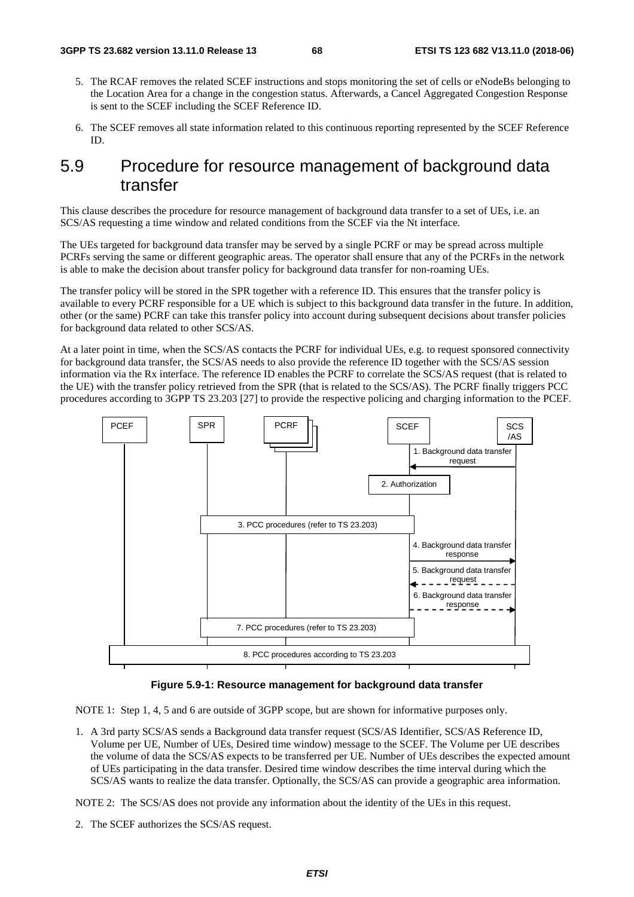5. The RCAF removes the related SCEF instructions and stops monitoring the set of cells or eNodeBs belonging to the Location Area for a change in the congestion status. Afterwards, a Cancel Aggregated Congestion Response is sent to the SCEF including the SCEF Reference ID.

6. The SCEF removes all state information related to this continuous reporting represented by the SCEF Reference ID.

## 5.9 Procedure for resource management of background data transfer

This clause describes the procedure for resource management of background data transfer to a set of UEs, i.e. an SCS/AS requesting a time window and related conditions from the SCEF via the Nt interface.

The UEs targeted for background data transfer may be served by a single PCRF or may be spread across multiple PCRFs serving the same or different geographic areas. The operator shall ensure that any of the PCRFs in the network is able to make the decision about transfer policy for background data transfer for non-roaming UEs.

The transfer policy will be stored in the SPR together with a reference ID. This ensures that the transfer policy is available to every PCRF responsible for a UE which is subject to this background data transfer in the future. In addition, other (or the same) PCRF can take this transfer policy into account during subsequent decisions about transfer policies for background data related to other SCS/AS.

At a later point in time, when the SCS/AS contacts the PCRF for individual UEs, e.g. to request sponsored connectivity for background data transfer, the SCS/AS needs to also provide the reference ID together with the SCS/AS session information via the Rx interface. The reference ID enables the PCRF to correlate the SCS/AS request (that is related to the UE) with the transfer policy retrieved from the SPR (that is related to the SCS/AS). The PCRF finally triggers PCC procedures according to 3GPP TS 23.203 [27] to provide the respective policing and charging information to the PCEF.

**Figure 5.9-1: Resource management for background data transfer**

NOTE 1: Step 1, 4, 5 and 6 are outside of 3GPP scope, but are shown for informative purposes only.

1. A 3rd party SCS/AS sends a Background data transfer request (SCS/AS Identifier, SCS/AS Reference ID, Volume per UE, Number of UEs, Desired time window) message to the SCEF. The Volume per UE describes the volume of data the SCS/AS expects to be transferred per UE. Number of UEs describes the expected amount of UEs participating in the data transfer. Desired time window describes the time interval during which the SCS/AS wants to realize the data transfer. Optionally, the SCS/AS can provide a geographic area information.

NOTE 2: The SCS/AS does not provide any information about the identity of the UEs in this request.

2. The SCEF authorizes the SCS/AS request.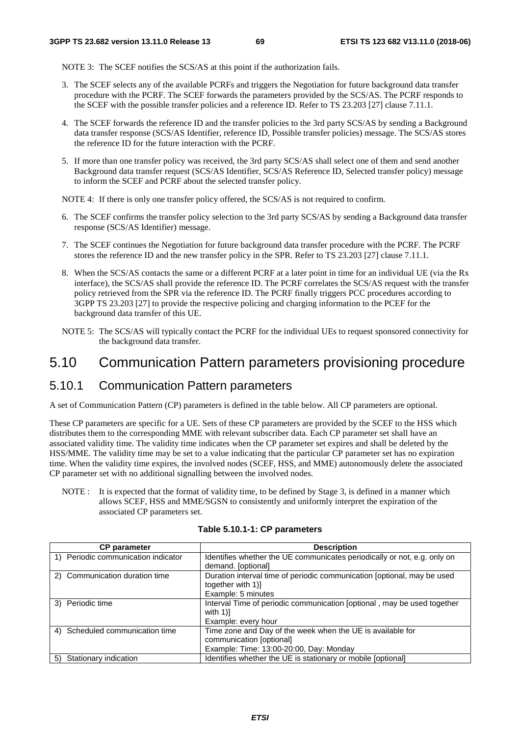NOTE 3: The SCEF notifies the SCS/AS at this point if the authorization fails.

3. The SCEF selects any of the available PCRFs and triggers the Negotiation for future background data transfer procedure with the PCRF. The SCEF forwards the parameters provided by the SCS/AS. The PCRF responds to the SCEF with the possible transfer policies and a reference ID. Refer to TS 23.203 [27] clause 7.11.1.

4. The SCEF forwards the reference ID and the transfer policies to the 3rd party SCS/AS by sending a Background data transfer response (SCS/AS Identifier, reference ID, Possible transfer policies) message. The SCS/AS stores the reference ID for the future interaction with the PCRF.

5. If more than one transfer policy was received, the 3rd party SCS/AS shall select one of them and send another Background data transfer request (SCS/AS Identifier, SCS/AS Reference ID, Selected transfer policy) message to inform the SCEF and PCRF about the selected transfer policy.

NOTE 4: If there is only one transfer policy offered, the SCS/AS is not required to confirm.

6. The SCEF confirms the transfer policy selection to the 3rd party SCS/AS by sending a Background data transfer response (SCS/AS Identifier) message.

7. The SCEF continues the Negotiation for future background data transfer procedure with the PCRF. The PCRF stores the reference ID and the new transfer policy in the SPR. Refer to TS 23.203 [27] clause 7.11.1.

8. When the SCS/AS contacts the same or a different PCRF at a later point in time for an individual UE (via the Rx interface), the SCS/AS shall provide the reference ID. The PCRF correlates the SCS/AS request with the transfer policy retrieved from the SPR via the reference ID. The PCRF finally triggers PCC procedures according to 3GPP TS 23.203 [27] to provide the respective policing and charging information to the PCEF for the background data transfer of this UE.

NOTE 5: The SCS/AS will typically contact the PCRF for the individual UEs to request sponsored connectivity for the background data transfer.

# 5.10 Communication Pattern parameters provisioning procedure

## 5.10.1 Communication Pattern parameters

A set of Communication Pattern (CP) parameters is defined in the table below. All CP parameters are optional.

These CP parameters are specific for a UE. Sets of these CP parameters are provided by the SCEF to the HSS which distributes them to the corresponding MME with relevant subscriber data. Each CP parameter set shall have an associated validity time. The validity time indicates when the CP parameter set expires and shall be deleted by the HSS/MME. The validity time may be set to a value indicating that the particular CP parameter set has no expiration time. When the validity time expires, the involved nodes (SCEF, HSS, and MME) autonomously delete the associated CP parameter set with no additional signalling between the involved nodes.

NOTE : It is expected that the format of validity time, to be defined by Stage 3, is defined in a manner which allows SCEF, HSS and MME/SGSN to consistently and uniformly interpret the expiration of the associated CP parameters set.

**Table 5.10.1-1: CP parameters**

| CP parameter | Description |
|---|---|
| 1) Periodic communication indicator | Identifies whether the UE communicates periodically or not, e.g. only on demand. [optional] |
| 2) Communication duration time | Duration interval time of periodic communication [optional, may be used together with 1)]<br>Example: 5 minutes |
| 3) Periodic time | Interval Time of periodic communication [optional , may be used together with 1)]<br>Example: every hour |
| 4) Scheduled communication time | Time zone and Day of the week when the UE is available for communication [optional]<br>Example: Time: 13:00-20:00, Day: Monday |
| 5) Stationary indication | Identifies whether the UE is stationary or mobile [optional] |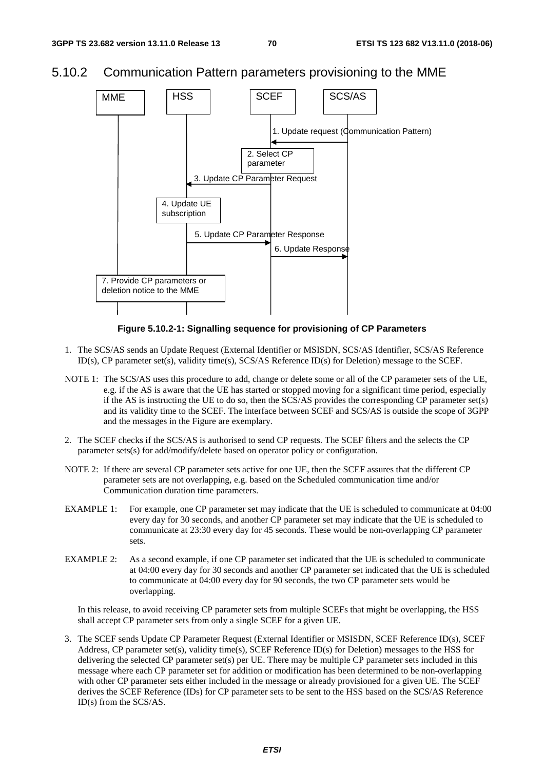## 5.10.2 Communication Pattern parameters provisioning to the MME

**Figure 5.10.2-1: Signalling sequence for provisioning of CP Parameters**

1. The SCS/AS sends an Update Request (External Identifier or MSISDN, SCS/AS Identifier, SCS/AS Reference ID(s), CP parameter set(s), validity time(s), SCS/AS Reference ID(s) for Deletion) message to the SCEF.

NOTE 1: The SCS/AS uses this procedure to add, change or delete some or all of the CP parameter sets of the UE, e.g. if the AS is aware that the UE has started or stopped moving for a significant time period, especially if the AS is instructing the UE to do so, then the SCS/AS provides the corresponding CP parameter set(s) and its validity time to the SCEF. The interface between SCEF and SCS/AS is outside the scope of 3GPP and the messages in the Figure are exemplary.

2. The SCEF checks if the SCS/AS is authorised to send CP requests. The SCEF filters and the selects the CP parameter sets(s) for add/modify/delete based on operator policy or configuration.

NOTE 2: If there are several CP parameter sets active for one UE, then the SCEF assures that the different CP parameter sets are not overlapping, e.g. based on the Scheduled communication time and/or Communication duration time parameters.

EXAMPLE 1: For example, one CP parameter set may indicate that the UE is scheduled to communicate at 04:00 every day for 30 seconds, and another CP parameter set may indicate that the UE is scheduled to communicate at 23:30 every day for 45 seconds. These would be non-overlapping CP parameter sets.

EXAMPLE 2: As a second example, if one CP parameter set indicated that the UE is scheduled to communicate at 04:00 every day for 30 seconds and another CP parameter set indicated that the UE is scheduled to communicate at 04:00 every day for 90 seconds, the two CP parameter sets would be overlapping.

In this release, to avoid receiving CP parameter sets from multiple SCEFs that might be overlapping, the HSS shall accept CP parameter sets from only a single SCEF for a given UE.

3. The SCEF sends Update CP Parameter Request (External Identifier or MSISDN, SCEF Reference ID(s), SCEF Address, CP parameter set(s), validity time(s), SCEF Reference ID(s) for Deletion) messages to the HSS for delivering the selected CP parameter set(s) per UE. There may be multiple CP parameter sets included in this message where each CP parameter set for addition or modification has been determined to be non-overlapping with other CP parameter sets either included in the message or already provisioned for a given UE. The SCEF derives the SCEF Reference (IDs) for CP parameter sets to be sent to the HSS based on the SCS/AS Reference ID(s) from the SCS/AS.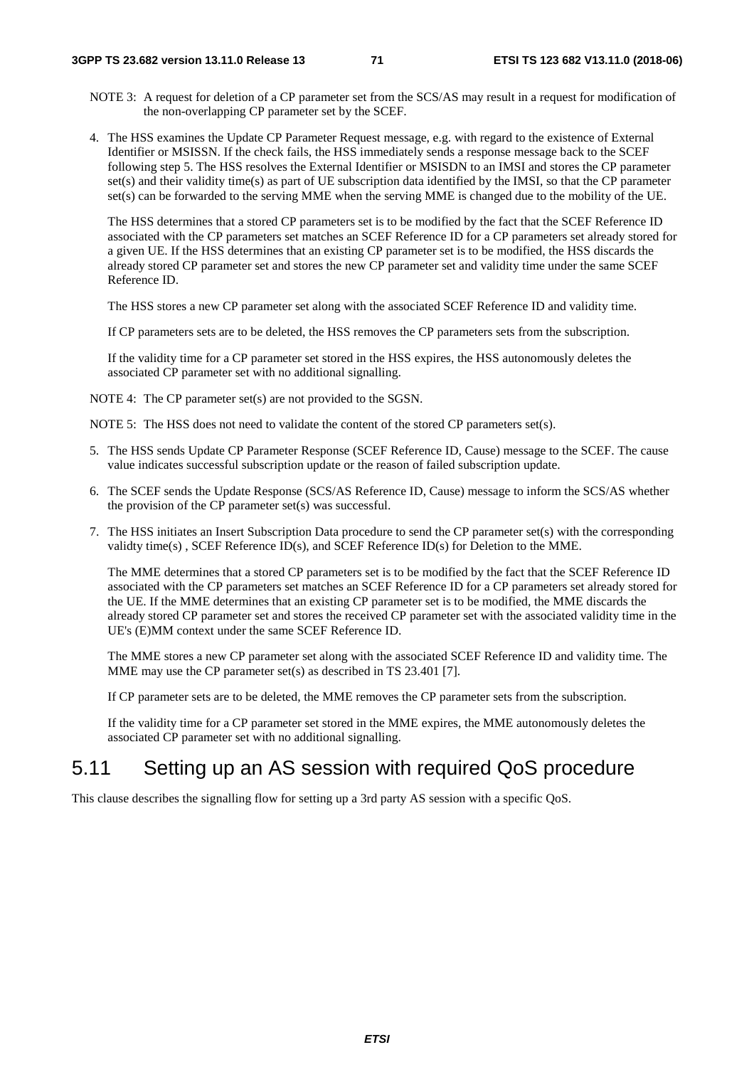NOTE 3: A request for deletion of a CP parameter set from the SCS/AS may result in a request for modification of the non-overlapping CP parameter set by the SCEF.

4. The HSS examines the Update CP Parameter Request message, e.g. with regard to the existence of External Identifier or MSISSN. If the check fails, the HSS immediately sends a response message back to the SCEF following step 5. The HSS resolves the External Identifier or MSISDN to an IMSI and stores the CP parameter set(s) and their validity time(s) as part of UE subscription data identified by the IMSI, so that the CP parameter set(s) can be forwarded to the serving MME when the serving MME is changed due to the mobility of the UE.

   The HSS determines that a stored CP parameters set is to be modified by the fact that the SCEF Reference ID associated with the CP parameters set matches an SCEF Reference ID for a CP parameters set already stored for a given UE. If the HSS determines that an existing CP parameter set is to be modified, the HSS discards the already stored CP parameter set and stores the new CP parameter set and validity time under the same SCEF Reference ID.

   The HSS stores a new CP parameter set along with the associated SCEF Reference ID and validity time.

   If CP parameters sets are to be deleted, the HSS removes the CP parameters sets from the subscription.

   If the validity time for a CP parameter set stored in the HSS expires, the HSS autonomously deletes the associated CP parameter set with no additional signalling.

NOTE 4: The CP parameter set(s) are not provided to the SGSN.

NOTE 5: The HSS does not need to validate the content of the stored CP parameters set(s).

5. The HSS sends Update CP Parameter Response (SCEF Reference ID, Cause) message to the SCEF. The cause value indicates successful subscription update or the reason of failed subscription update.

6. The SCEF sends the Update Response (SCS/AS Reference ID, Cause) message to inform the SCS/AS whether the provision of the CP parameter set(s) was successful.

7. The HSS initiates an Insert Subscription Data procedure to send the CP parameter set(s) with the corresponding validty time(s) , SCEF Reference ID(s), and SCEF Reference ID(s) for Deletion to the MME.

   The MME determines that a stored CP parameters set is to be modified by the fact that the SCEF Reference ID associated with the CP parameters set matches an SCEF Reference ID for a CP parameters set already stored for the UE. If the MME determines that an existing CP parameter set is to be modified, the MME discards the already stored CP parameter set and stores the received CP parameter set with the associated validity time in the UE's (E)MM context under the same SCEF Reference ID.

   The MME stores a new CP parameter set along with the associated SCEF Reference ID and validity time. The MME may use the CP parameter set(s) as described in TS 23.401 [7].

   If CP parameter sets are to be deleted, the MME removes the CP parameter sets from the subscription.

   If the validity time for a CP parameter set stored in the MME expires, the MME autonomously deletes the associated CP parameter set with no additional signalling.

## 5.11 Setting up an AS session with required QoS procedure

This clause describes the signalling flow for setting up a 3rd party AS session with a specific QoS.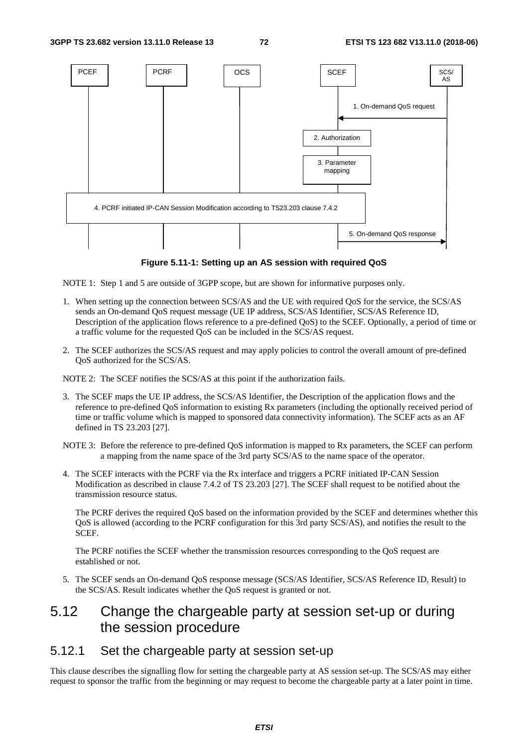Figure 5.11-1: Setting up an AS session with required QoS

NOTE 1: Step 1 and 5 are outside of 3GPP scope, but are shown for informative purposes only.

1. When setting up the connection between SCS/AS and the UE with required QoS for the service, the SCS/AS sends an On-demand QoS request message (UE IP address, SCS/AS Identifier, SCS/AS Reference ID, Description of the application flows reference to a pre-defined QoS) to the SCEF. Optionally, a period of time or a traffic volume for the requested QoS can be included in the SCS/AS request.

2. The SCEF authorizes the SCS/AS request and may apply policies to control the overall amount of pre-defined QoS authorized for the SCS/AS.

NOTE 2: The SCEF notifies the SCS/AS at this point if the authorization fails.

3. The SCEF maps the UE IP address, the SCS/AS Identifier, the Description of the application flows and the reference to pre-defined QoS information to existing Rx parameters (including the optionally received period of time or traffic volume which is mapped to sponsored data connectivity information). The SCEF acts as an AF defined in TS 23.203 [27].

NOTE 3: Before the reference to pre-defined QoS information is mapped to Rx parameters, the SCEF can perform a mapping from the name space of the 3rd party SCS/AS to the name space of the operator.

4. The SCEF interacts with the PCRF via the Rx interface and triggers a PCRF initiated IP-CAN Session Modification as described in clause 7.4.2 of TS 23.203 [27]. The SCEF shall request to be notified about the transmission resource status.

   The PCRF derives the required QoS based on the information provided by the SCEF and determines whether this QoS is allowed (according to the PCRF configuration for this 3rd party SCS/AS), and notifies the result to the SCEF.

   The PCRF notifies the SCEF whether the transmission resources corresponding to the QoS request are established or not.

5. The SCEF sends an On-demand QoS response message (SCS/AS Identifier, SCS/AS Reference ID, Result) to the SCS/AS. Result indicates whether the QoS request is granted or not.

## 5.12 Change the chargeable party at session set-up or during the session procedure

### 5.12.1 Set the chargeable party at session set-up

This clause describes the signalling flow for setting the chargeable party at AS session set-up. The SCS/AS may either request to sponsor the traffic from the beginning or may request to become the chargeable party at a later point in time.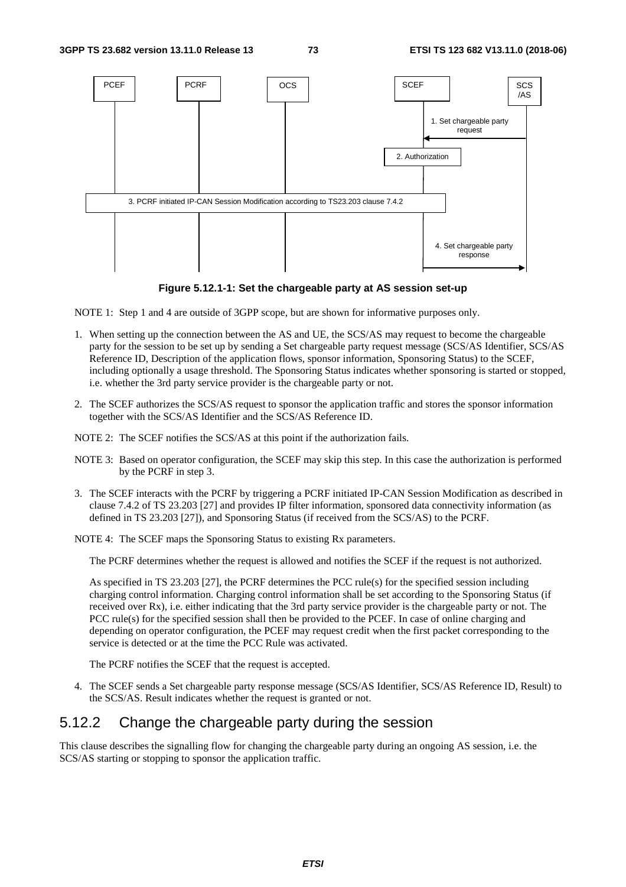Figure 5.12.1-1: Set the chargeable party at AS session set-up

NOTE 1: Step 1 and 4 are outside of 3GPP scope, but are shown for informative purposes only.

1. When setting up the connection between the AS and UE, the SCS/AS may request to become the chargeable party for the session to be set up by sending a Set chargeable party request message (SCS/AS Identifier, SCS/AS Reference ID, Description of the application flows, sponsor information, Sponsoring Status) to the SCEF, including optionally a usage threshold. The Sponsoring Status indicates whether sponsoring is started or stopped, i.e. whether the 3rd party service provider is the chargeable party or not.

2. The SCEF authorizes the SCS/AS request to sponsor the application traffic and stores the sponsor information together with the SCS/AS Identifier and the SCS/AS Reference ID.

NOTE 2: The SCEF notifies the SCS/AS at this point if the authorization fails.

NOTE 3: Based on operator configuration, the SCEF may skip this step. In this case the authorization is performed by the PCRF in step 3.

3. The SCEF interacts with the PCRF by triggering a PCRF initiated IP-CAN Session Modification as described in clause 7.4.2 of TS 23.203 [27] and provides IP filter information, sponsored data connectivity information (as defined in TS 23.203 [27]), and Sponsoring Status (if received from the SCS/AS) to the PCRF.

NOTE 4: The SCEF maps the Sponsoring Status to existing Rx parameters.

   The PCRF determines whether the request is allowed and notifies the SCEF if the request is not authorized.

   As specified in TS 23.203 [27], the PCRF determines the PCC rule(s) for the specified session including charging control information. Charging control information shall be set according to the Sponsoring Status (if received over Rx), i.e. either indicating that the 3rd party service provider is the chargeable party or not. The PCC rule(s) for the specified session shall then be provided to the PCEF. In case of online charging and depending on operator configuration, the PCEF may request credit when the first packet corresponding to the service is detected or at the time the PCC Rule was activated.

   The PCRF notifies the SCEF that the request is accepted.

4. The SCEF sends a Set chargeable party response message (SCS/AS Identifier, SCS/AS Reference ID, Result) to the SCS/AS. Result indicates whether the request is granted or not.

## 5.12.2 Change the chargeable party during the session

This clause describes the signalling flow for changing the chargeable party during an ongoing AS session, i.e. the SCS/AS starting or stopping to sponsor the application traffic.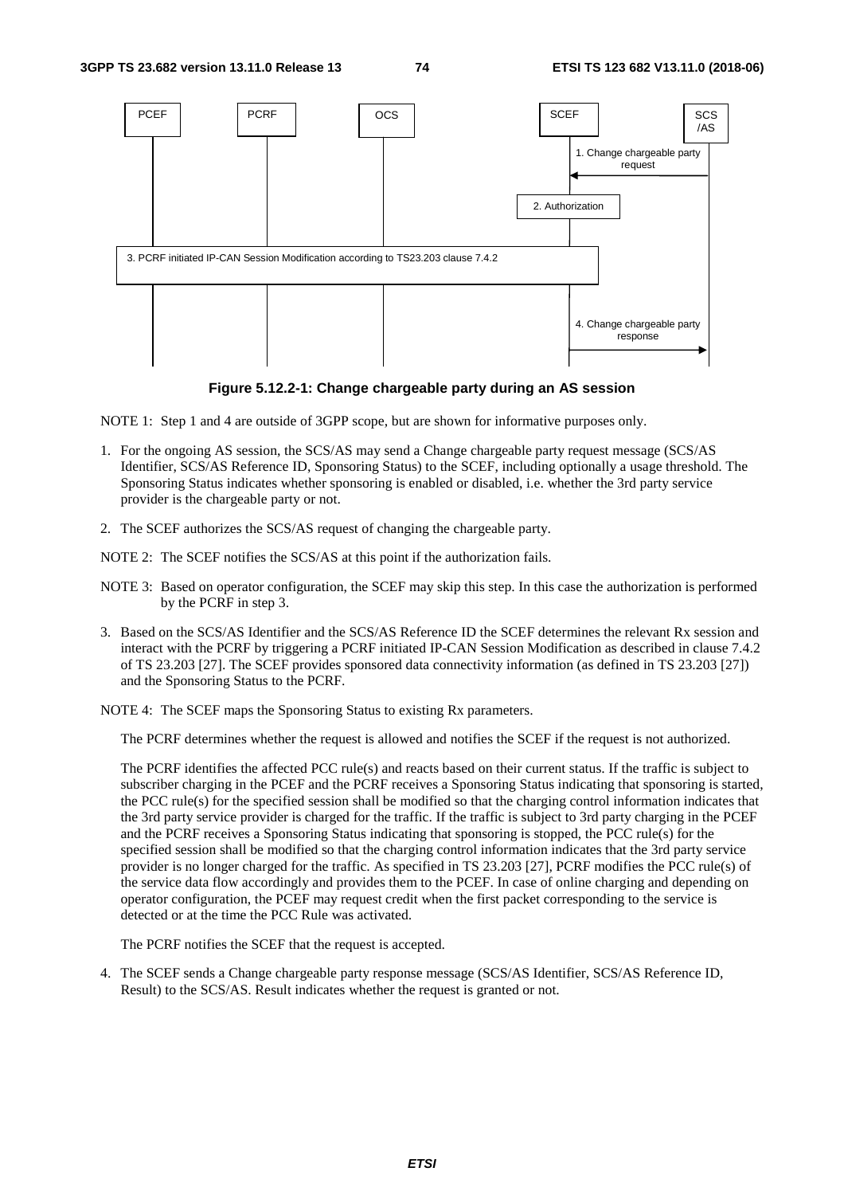**Figure 5.12.2-1: Change chargeable party during an AS session**

NOTE 1: Step 1 and 4 are outside of 3GPP scope, but are shown for informative purposes only.

1. For the ongoing AS session, the SCS/AS may send a Change chargeable party request message (SCS/AS Identifier, SCS/AS Reference ID, Sponsoring Status) to the SCEF, including optionally a usage threshold. The Sponsoring Status indicates whether sponsoring is enabled or disabled, i.e. whether the 3rd party service provider is the chargeable party or not.

2. The SCEF authorizes the SCS/AS request of changing the chargeable party.

NOTE 2: The SCEF notifies the SCS/AS at this point if the authorization fails.

NOTE 3: Based on operator configuration, the SCEF may skip this step. In this case the authorization is performed by the PCRF in step 3.

3. Based on the SCS/AS Identifier and the SCS/AS Reference ID the SCEF determines the relevant Rx session and interact with the PCRF by triggering a PCRF initiated IP-CAN Session Modification as described in clause 7.4.2 of TS 23.203 [27]. The SCEF provides sponsored data connectivity information (as defined in TS 23.203 [27]) and the Sponsoring Status to the PCRF.

NOTE 4: The SCEF maps the Sponsoring Status to existing Rx parameters.

The PCRF determines whether the request is allowed and notifies the SCEF if the request is not authorized.

The PCRF identifies the affected PCC rule(s) and reacts based on their current status. If the traffic is subject to subscriber charging in the PCEF and the PCRF receives a Sponsoring Status indicating that sponsoring is started, the PCC rule(s) for the specified session shall be modified so that the charging control information indicates that the 3rd party service provider is charged for the traffic. If the traffic is subject to 3rd party charging in the PCEF and the PCRF receives a Sponsoring Status indicating that sponsoring is stopped, the PCC rule(s) for the specified session shall be modified so that the charging control information indicates that the 3rd party service provider is no longer charged for the traffic. As specified in TS 23.203 [27], PCRF modifies the PCC rule(s) of the service data flow accordingly and provides them to the PCEF. In case of online charging and depending on operator configuration, the PCEF may request credit when the first packet corresponding to the service is detected or at the time the PCC Rule was activated.

The PCRF notifies the SCEF that the request is accepted.

4. The SCEF sends a Change chargeable party response message (SCS/AS Identifier, SCS/AS Reference ID, Result) to the SCS/AS. Result indicates whether the request is granted or not.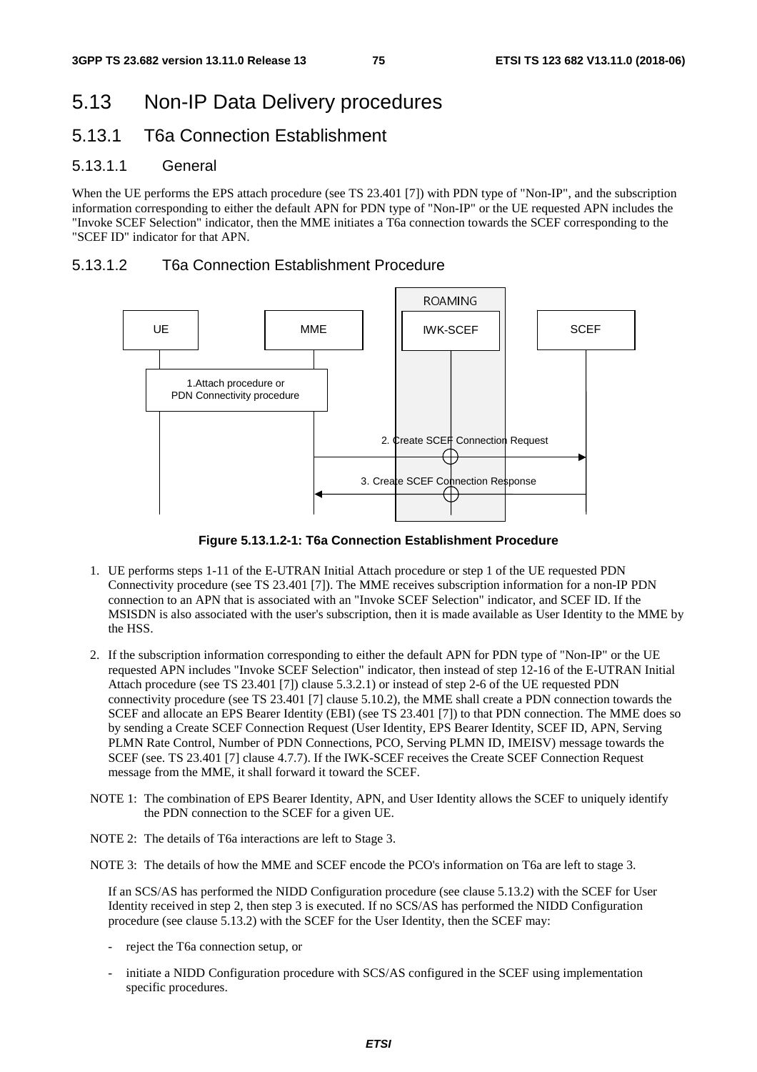# 5.13 Non-IP Data Delivery procedures

## 5.13.1 T6a Connection Establishment

### 5.13.1.1 General

When the UE performs the EPS attach procedure (see TS 23.401 [7]) with PDN type of "Non-IP", and the subscription information corresponding to either the default APN for PDN type of "Non-IP" or the UE requested APN includes the "Invoke SCEF Selection" indicator, then the MME initiates a T6a connection towards the SCEF corresponding to the "SCEF ID" indicator for that APN.

### 5.13.1.2 T6a Connection Establishment Procedure

**Figure 5.13.1.2-1: T6a Connection Establishment Procedure**

1. UE performs steps 1-11 of the E-UTRAN Initial Attach procedure or step 1 of the UE requested PDN Connectivity procedure (see TS 23.401 [7]). The MME receives subscription information for a non-IP PDN connection to an APN that is associated with an "Invoke SCEF Selection" indicator, and SCEF ID. If the MSISDN is also associated with the user's subscription, then it is made available as User Identity to the MME by the HSS.

2. If the subscription information corresponding to either the default APN for PDN type of "Non-IP" or the UE requested APN includes "Invoke SCEF Selection" indicator, then instead of step 12-16 of the E-UTRAN Initial Attach procedure (see TS 23.401 [7]) clause 5.3.2.1) or instead of step 2-6 of the UE requested PDN connectivity procedure (see TS 23.401 [7] clause 5.10.2), the MME shall create a PDN connection towards the SCEF and allocate an EPS Bearer Identity (EBI) (see TS 23.401 [7]) to that PDN connection. The MME does so by sending a Create SCEF Connection Request (User Identity, EPS Bearer Identity, SCEF ID, APN, Serving PLMN Rate Control, Number of PDN Connections, PCO, Serving PLMN ID, IMEISV) message towards the SCEF (see. TS 23.401 [7] clause 4.7.7). If the IWK-SCEF receives the Create SCEF Connection Request message from the MME, it shall forward it toward the SCEF.

NOTE 1: The combination of EPS Bearer Identity, APN, and User Identity allows the SCEF to uniquely identify the PDN connection to the SCEF for a given UE.

NOTE 2: The details of T6a interactions are left to Stage 3.

NOTE 3: The details of how the MME and SCEF encode the PCO's information on T6a are left to stage 3.

If an SCS/AS has performed the NIDD Configuration procedure (see clause 5.13.2) with the SCEF for User Identity received in step 2, then step 3 is executed. If no SCS/AS has performed the NIDD Configuration procedure (see clause 5.13.2) with the SCEF for the User Identity, then the SCEF may:

- reject the T6a connection setup, or

- initiate a NIDD Configuration procedure with SCS/AS configured in the SCEF using implementation specific procedures.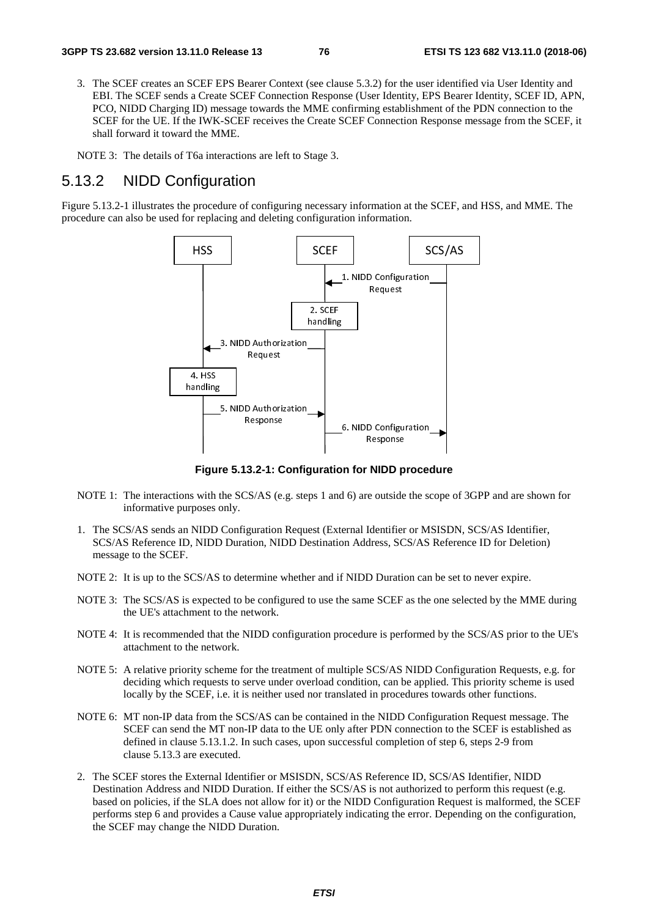3. The SCEF creates an SCEF EPS Bearer Context (see clause 5.3.2) for the user identified via User Identity and EBI. The SCEF sends a Create SCEF Connection Response (User Identity, EPS Bearer Identity, SCEF ID, APN, PCO, NIDD Charging ID) message towards the MME confirming establishment of the PDN connection to the SCEF for the UE. If the IWK-SCEF receives the Create SCEF Connection Response message from the SCEF, it shall forward it toward the MME.

NOTE 3: The details of T6a interactions are left to Stage 3.

## 5.13.2 NIDD Configuration

Figure 5.13.2-1 illustrates the procedure of configuring necessary information at the SCEF, and HSS, and MME. The procedure can also be used for replacing and deleting configuration information.

**Figure 5.13.2-1: Configuration for NIDD procedure**

NOTE 1: The interactions with the SCS/AS (e.g. steps 1 and 6) are outside the scope of 3GPP and are shown for informative purposes only.

1. The SCS/AS sends an NIDD Configuration Request (External Identifier or MSISDN, SCS/AS Identifier, SCS/AS Reference ID, NIDD Duration, NIDD Destination Address, SCS/AS Reference ID for Deletion) message to the SCEF.

NOTE 2: It is up to the SCS/AS to determine whether and if NIDD Duration can be set to never expire.

NOTE 3: The SCS/AS is expected to be configured to use the same SCEF as the one selected by the MME during the UE's attachment to the network.

NOTE 4: It is recommended that the NIDD configuration procedure is performed by the SCS/AS prior to the UE's attachment to the network.

NOTE 5: A relative priority scheme for the treatment of multiple SCS/AS NIDD Configuration Requests, e.g. for deciding which requests to serve under overload condition, can be applied. This priority scheme is used locally by the SCEF, i.e. it is neither used nor translated in procedures towards other functions.

NOTE 6: MT non-IP data from the SCS/AS can be contained in the NIDD Configuration Request message. The SCEF can send the MT non-IP data to the UE only after PDN connection to the SCEF is established as defined in clause 5.13.1.2. In such cases, upon successful completion of step 6, steps 2-9 from clause 5.13.3 are executed.

2. The SCEF stores the External Identifier or MSISDN, SCS/AS Reference ID, SCS/AS Identifier, NIDD Destination Address and NIDD Duration. If either the SCS/AS is not authorized to perform this request (e.g. based on policies, if the SLA does not allow for it) or the NIDD Configuration Request is malformed, the SCEF performs step 6 and provides a Cause value appropriately indicating the error. Depending on the configuration, the SCEF may change the NIDD Duration.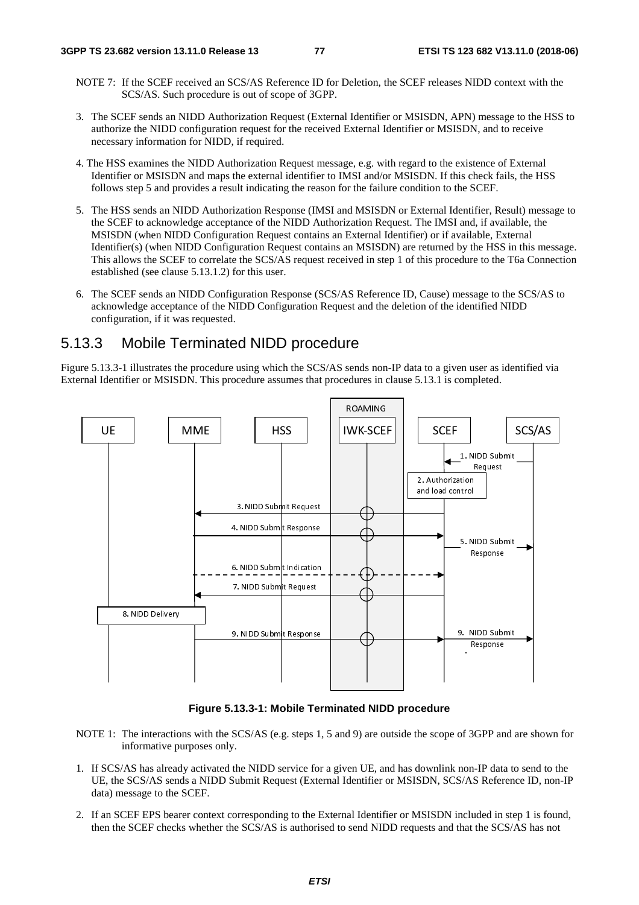NOTE 7: If the SCEF received an SCS/AS Reference ID for Deletion, the SCEF releases NIDD context with the SCS/AS. Such procedure is out of scope of 3GPP.

3. The SCEF sends an NIDD Authorization Request (External Identifier or MSISDN, APN) message to the HSS to authorize the NIDD configuration request for the received External Identifier or MSISDN, and to receive necessary information for NIDD, if required.

4. The HSS examines the NIDD Authorization Request message, e.g. with regard to the existence of External Identifier or MSISDN and maps the external identifier to IMSI and/or MSISDN. If this check fails, the HSS follows step 5 and provides a result indicating the reason for the failure condition to the SCEF.

5. The HSS sends an NIDD Authorization Response (IMSI and MSISDN or External Identifier, Result) message to the SCEF to acknowledge acceptance of the NIDD Authorization Request. The IMSI and, if available, the MSISDN (when NIDD Configuration Request contains an External Identifier) or if available, External Identifier(s) (when NIDD Configuration Request contains an MSISDN) are returned by the HSS in this message. This allows the SCEF to correlate the SCS/AS request received in step 1 of this procedure to the T6a Connection established (see clause 5.13.1.2) for this user.

6. The SCEF sends an NIDD Configuration Response (SCS/AS Reference ID, Cause) message to the SCS/AS to acknowledge acceptance of the NIDD Configuration Request and the deletion of the identified NIDD configuration, if it was requested.

## 5.13.3 Mobile Terminated NIDD procedure

Figure 5.13.3-1 illustrates the procedure using which the SCS/AS sends non-IP data to a given user as identified via External Identifier or MSISDN. This procedure assumes that procedures in clause 5.13.1 is completed.

**Figure 5.13.3-1: Mobile Terminated NIDD procedure**

NOTE 1: The interactions with the SCS/AS (e.g. steps 1, 5 and 9) are outside the scope of 3GPP and are shown for informative purposes only.

1. If SCS/AS has already activated the NIDD service for a given UE, and has downlink non-IP data to send to the UE, the SCS/AS sends a NIDD Submit Request (External Identifier or MSISDN, SCS/AS Reference ID, non-IP data) message to the SCEF.

2. If an SCEF EPS bearer context corresponding to the External Identifier or MSISDN included in step 1 is found, then the SCEF checks whether the SCS/AS is authorised to send NIDD requests and that the SCS/AS has not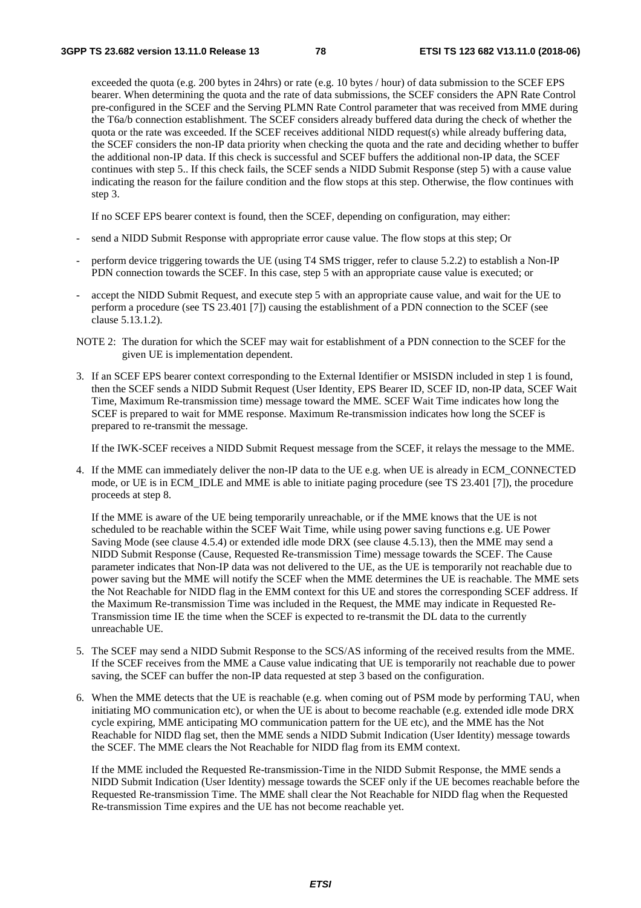exceeded the quota (e.g. 200 bytes in 24hrs) or rate (e.g. 10 bytes / hour) of data submission to the SCEF EPS bearer. When determining the quota and the rate of data submissions, the SCEF considers the APN Rate Control pre-configured in the SCEF and the Serving PLMN Rate Control parameter that was received from MME during the T6a/b connection establishment. The SCEF considers already buffered data during the check of whether the quota or the rate was exceeded. If the SCEF receives additional NIDD request(s) while already buffering data, the SCEF considers the non-IP data priority when checking the quota and the rate and deciding whether to buffer the additional non-IP data. If this check is successful and SCEF buffers the additional non-IP data, the SCEF continues with step 5.. If this check fails, the SCEF sends a NIDD Submit Response (step 5) with a cause value indicating the reason for the failure condition and the flow stops at this step. Otherwise, the flow continues with step 3.

If no SCEF EPS bearer context is found, then the SCEF, depending on configuration, may either:

- send a NIDD Submit Response with appropriate error cause value. The flow stops at this step; Or
- perform device triggering towards the UE (using T4 SMS trigger, refer to clause 5.2.2) to establish a Non-IP PDN connection towards the SCEF. In this case, step 5 with an appropriate cause value is executed; or
- accept the NIDD Submit Request, and execute step 5 with an appropriate cause value, and wait for the UE to perform a procedure (see TS 23.401 [7]) causing the establishment of a PDN connection to the SCEF (see clause 5.13.1.2).

NOTE 2: The duration for which the SCEF may wait for establishment of a PDN connection to the SCEF for the given UE is implementation dependent.

3. If an SCEF EPS bearer context corresponding to the External Identifier or MSISDN included in step 1 is found, then the SCEF sends a NIDD Submit Request (User Identity, EPS Bearer ID, SCEF ID, non-IP data, SCEF Wait Time, Maximum Re-transmission time) message toward the MME. SCEF Wait Time indicates how long the SCEF is prepared to wait for MME response. Maximum Re-transmission indicates how long the SCEF is prepared to re-transmit the message.

   If the IWK-SCEF receives a NIDD Submit Request message from the SCEF, it relays the message to the MME.

4. If the MME can immediately deliver the non-IP data to the UE e.g. when UE is already in ECM_CONNECTED mode, or UE is in ECM_IDLE and MME is able to initiate paging procedure (see TS 23.401 [7]), the procedure proceeds at step 8.

   If the MME is aware of the UE being temporarily unreachable, or if the MME knows that the UE is not scheduled to be reachable within the SCEF Wait Time, while using power saving functions e.g. UE Power Saving Mode (see clause 4.5.4) or extended idle mode DRX (see clause 4.5.13), then the MME may send a NIDD Submit Response (Cause, Requested Re-transmission Time) message towards the SCEF. The Cause parameter indicates that Non-IP data was not delivered to the UE, as the UE is temporarily not reachable due to power saving but the MME will notify the SCEF when the MME determines the UE is reachable. The MME sets the Not Reachable for NIDD flag in the EMM context for this UE and stores the corresponding SCEF address. If the Maximum Re-transmission Time was included in the Request, the MME may indicate in Requested Re-Transmission time IE the time when the SCEF is expected to re-transmit the DL data to the currently unreachable UE.

5. The SCEF may send a NIDD Submit Response to the SCS/AS informing of the received results from the MME. If the SCEF receives from the MME a Cause value indicating that UE is temporarily not reachable due to power saving, the SCEF can buffer the non-IP data requested at step 3 based on the configuration.

6. When the MME detects that the UE is reachable (e.g. when coming out of PSM mode by performing TAU, when initiating MO communication etc), or when the UE is about to become reachable (e.g. extended idle mode DRX cycle expiring, MME anticipating MO communication pattern for the UE etc), and the MME has the Not Reachable for NIDD flag set, then the MME sends a NIDD Submit Indication (User Identity) message towards the SCEF. The MME clears the Not Reachable for NIDD flag from its EMM context.

   If the MME included the Requested Re-transmission-Time in the NIDD Submit Response, the MME sends a NIDD Submit Indication (User Identity) message towards the SCEF only if the UE becomes reachable before the Requested Re-transmission Time. The MME shall clear the Not Reachable for NIDD flag when the Requested Re-transmission Time expires and the UE has not become reachable yet.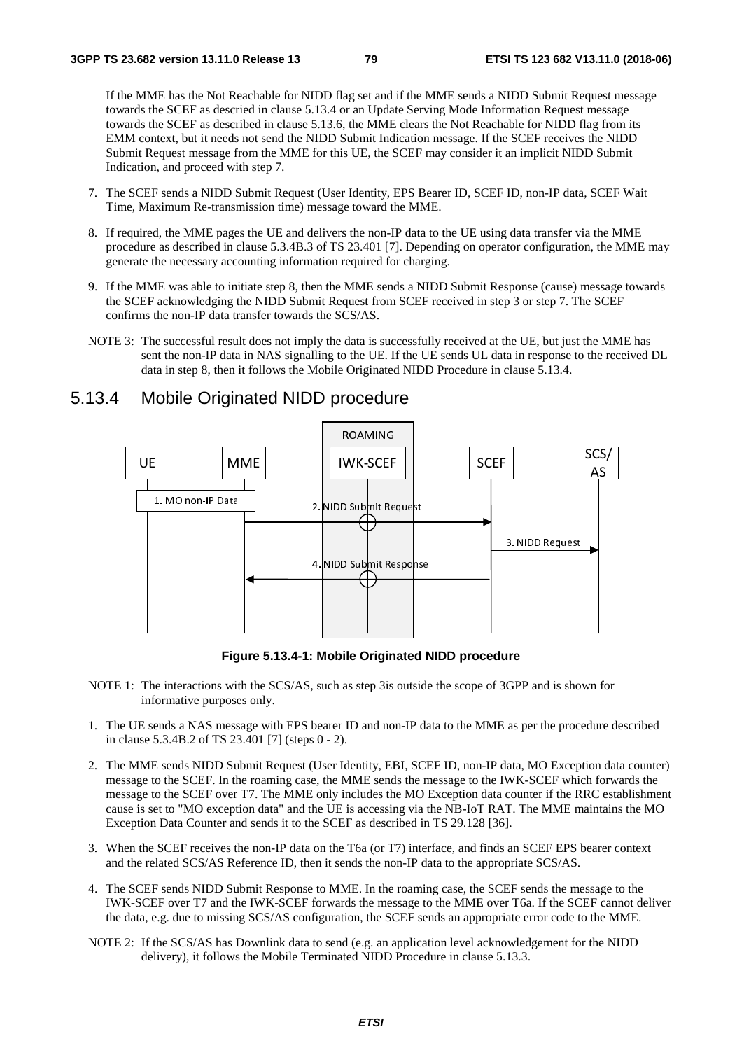If the MME has the Not Reachable for NIDD flag set and if the MME sends a NIDD Submit Request message towards the SCEF as descried in clause 5.13.4 or an Update Serving Mode Information Request message towards the SCEF as described in clause 5.13.6, the MME clears the Not Reachable for NIDD flag from its EMM context, but it needs not send the NIDD Submit Indication message. If the SCEF receives the NIDD Submit Request message from the MME for this UE, the SCEF may consider it an implicit NIDD Submit Indication, and proceed with step 7.

7. The SCEF sends a NIDD Submit Request (User Identity, EPS Bearer ID, SCEF ID, non-IP data, SCEF Wait Time, Maximum Re-transmission time) message toward the MME.

8. If required, the MME pages the UE and delivers the non-IP data to the UE using data transfer via the MME procedure as described in clause 5.3.4B.3 of TS 23.401 [7]. Depending on operator configuration, the MME may generate the necessary accounting information required for charging.

9. If the MME was able to initiate step 8, then the MME sends a NIDD Submit Response (cause) message towards the SCEF acknowledging the NIDD Submit Request from SCEF received in step 3 or step 7. The SCEF confirms the non-IP data transfer towards the SCS/AS.

NOTE 3: The successful result does not imply the data is successfully received at the UE, but just the MME has sent the non-IP data in NAS signalling to the UE. If the UE sends UL data in response to the received DL data in step 8, then it follows the Mobile Originated NIDD Procedure in clause 5.13.4.

## 5.13.4 Mobile Originated NIDD procedure

**Figure 5.13.4-1: Mobile Originated NIDD procedure**

NOTE 1: The interactions with the SCS/AS, such as step 3is outside the scope of 3GPP and is shown for informative purposes only.

1. The UE sends a NAS message with EPS bearer ID and non-IP data to the MME as per the procedure described in clause 5.3.4B.2 of TS 23.401 [7] (steps 0 - 2).

2. The MME sends NIDD Submit Request (User Identity, EBI, SCEF ID, non-IP data, MO Exception data counter) message to the SCEF. In the roaming case, the MME sends the message to the IWK-SCEF which forwards the message to the SCEF over T7. The MME only includes the MO Exception data counter if the RRC establishment cause is set to "MO exception data" and the UE is accessing via the NB-IoT RAT. The MME maintains the MO Exception Data Counter and sends it to the SCEF as described in TS 29.128 [36].

3. When the SCEF receives the non-IP data on the T6a (or T7) interface, and finds an SCEF EPS bearer context and the related SCS/AS Reference ID, then it sends the non-IP data to the appropriate SCS/AS.

4. The SCEF sends NIDD Submit Response to MME. In the roaming case, the SCEF sends the message to the IWK-SCEF over T7 and the IWK-SCEF forwards the message to the MME over T6a. If the SCEF cannot deliver the data, e.g. due to missing SCS/AS configuration, the SCEF sends an appropriate error code to the MME.

NOTE 2: If the SCS/AS has Downlink data to send (e.g. an application level acknowledgement for the NIDD delivery), it follows the Mobile Terminated NIDD Procedure in clause 5.13.3.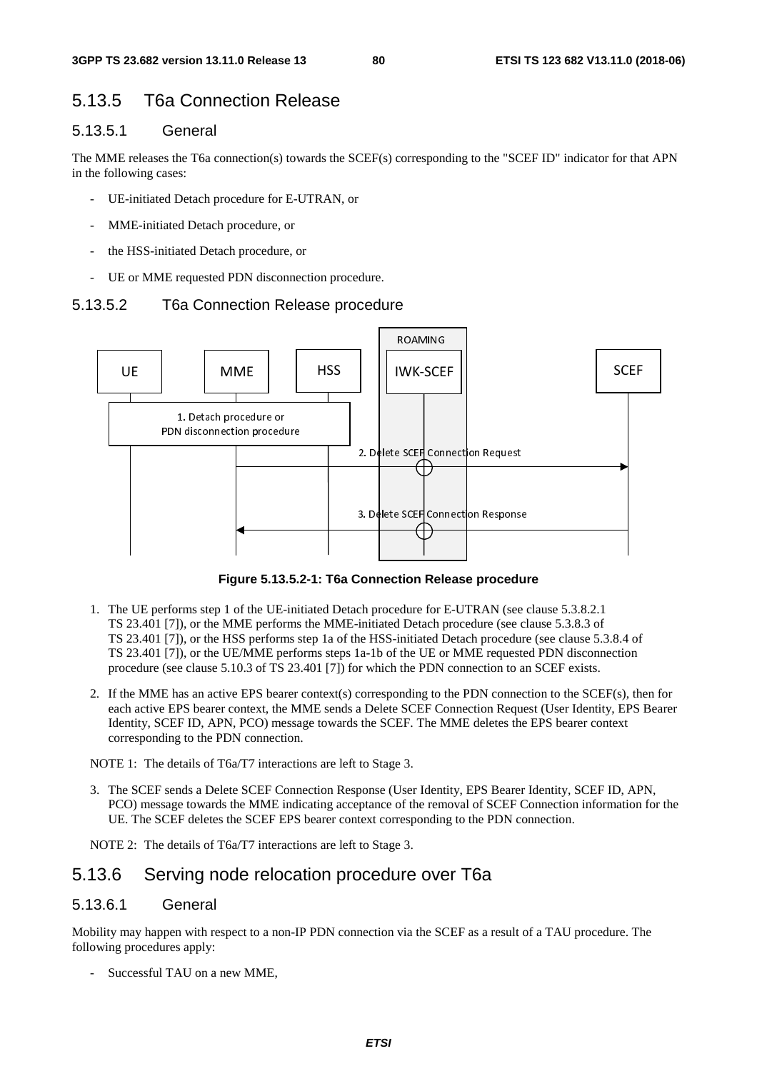## 5.13.5 T6a Connection Release

### 5.13.5.1 General

The MME releases the T6a connection(s) towards the SCEF(s) corresponding to the "SCEF ID" indicator for that APN in the following cases:

- UE-initiated Detach procedure for E-UTRAN, or
- MME-initiated Detach procedure, or
- the HSS-initiated Detach procedure, or
- UE or MME requested PDN disconnection procedure.

### 5.13.5.2 T6a Connection Release procedure

**Figure 5.13.5.2-1: T6a Connection Release procedure**

1. The UE performs step 1 of the UE-initiated Detach procedure for E-UTRAN (see clause 5.3.8.2.1 TS 23.401 [7]), or the MME performs the MME-initiated Detach procedure (see clause 5.3.8.3 of TS 23.401 [7]), or the HSS performs step 1a of the HSS-initiated Detach procedure (see clause 5.3.8.4 of TS 23.401 [7]), or the UE/MME performs steps 1a-1b of the UE or MME requested PDN disconnection procedure (see clause 5.10.3 of TS 23.401 [7]) for which the PDN connection to an SCEF exists.

2. If the MME has an active EPS bearer context(s) corresponding to the PDN connection to the SCEF(s), then for each active EPS bearer context, the MME sends a Delete SCEF Connection Request (User Identity, EPS Bearer Identity, SCEF ID, APN, PCO) message towards the SCEF. The MME deletes the EPS bearer context corresponding to the PDN connection.

NOTE 1: The details of T6a/T7 interactions are left to Stage 3.

3. The SCEF sends a Delete SCEF Connection Response (User Identity, EPS Bearer Identity, SCEF ID, APN, PCO) message towards the MME indicating acceptance of the removal of SCEF Connection information for the UE. The SCEF deletes the SCEF EPS bearer context corresponding to the PDN connection.

NOTE 2: The details of T6a/T7 interactions are left to Stage 3.

## 5.13.6 Serving node relocation procedure over T6a

### 5.13.6.1 General

Mobility may happen with respect to a non-IP PDN connection via the SCEF as a result of a TAU procedure. The following procedures apply:

- Successful TAU on a new MME,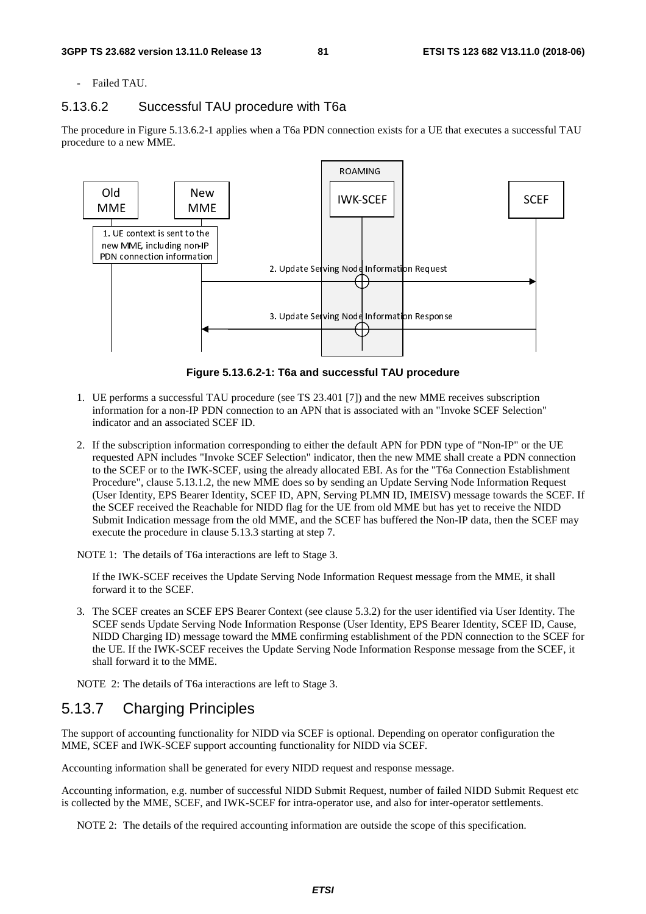- Failed TAU.

### 5.13.6.2 Successful TAU procedure with T6a

The procedure in Figure 5.13.6.2-1 applies when a T6a PDN connection exists for a UE that executes a successful TAU procedure to a new MME.

**Figure 5.13.6.2-1: T6a and successful TAU procedure**

1. UE performs a successful TAU procedure (see TS 23.401 [7]) and the new MME receives subscription information for a non-IP PDN connection to an APN that is associated with an "Invoke SCEF Selection" indicator and an associated SCEF ID.

2. If the subscription information corresponding to either the default APN for PDN type of "Non-IP" or the UE requested APN includes "Invoke SCEF Selection" indicator, then the new MME shall create a PDN connection to the SCEF or to the IWK-SCEF, using the already allocated EBI. As for the "T6a Connection Establishment Procedure", clause 5.13.1.2, the new MME does so by sending an Update Serving Node Information Request (User Identity, EPS Bearer Identity, SCEF ID, APN, Serving PLMN ID, IMEISV) message towards the SCEF. If the SCEF received the Reachable for NIDD flag for the UE from old MME but has yet to receive the NIDD Submit Indication message from the old MME, and the SCEF has buffered the Non-IP data, then the SCEF may execute the procedure in clause 5.13.3 starting at step 7.

NOTE 1: The details of T6a interactions are left to Stage 3.

   If the IWK-SCEF receives the Update Serving Node Information Request message from the MME, it shall forward it to the SCEF.

3. The SCEF creates an SCEF EPS Bearer Context (see clause 5.3.2) for the user identified via User Identity. The SCEF sends Update Serving Node Information Response (User Identity, EPS Bearer Identity, SCEF ID, Cause, NIDD Charging ID) message toward the MME confirming establishment of the PDN connection to the SCEF for the UE. If the IWK-SCEF receives the Update Serving Node Information Response message from the SCEF, it shall forward it to the MME.

NOTE 2: The details of T6a interactions are left to Stage 3.

## 5.13.7 Charging Principles

The support of accounting functionality for NIDD via SCEF is optional. Depending on operator configuration the MME, SCEF and IWK-SCEF support accounting functionality for NIDD via SCEF.

Accounting information shall be generated for every NIDD request and response message.

Accounting information, e.g. number of successful NIDD Submit Request, number of failed NIDD Submit Request etc is collected by the MME, SCEF, and IWK-SCEF for intra-operator use, and also for inter-operator settlements.

NOTE 2: The details of the required accounting information are outside the scope of this specification.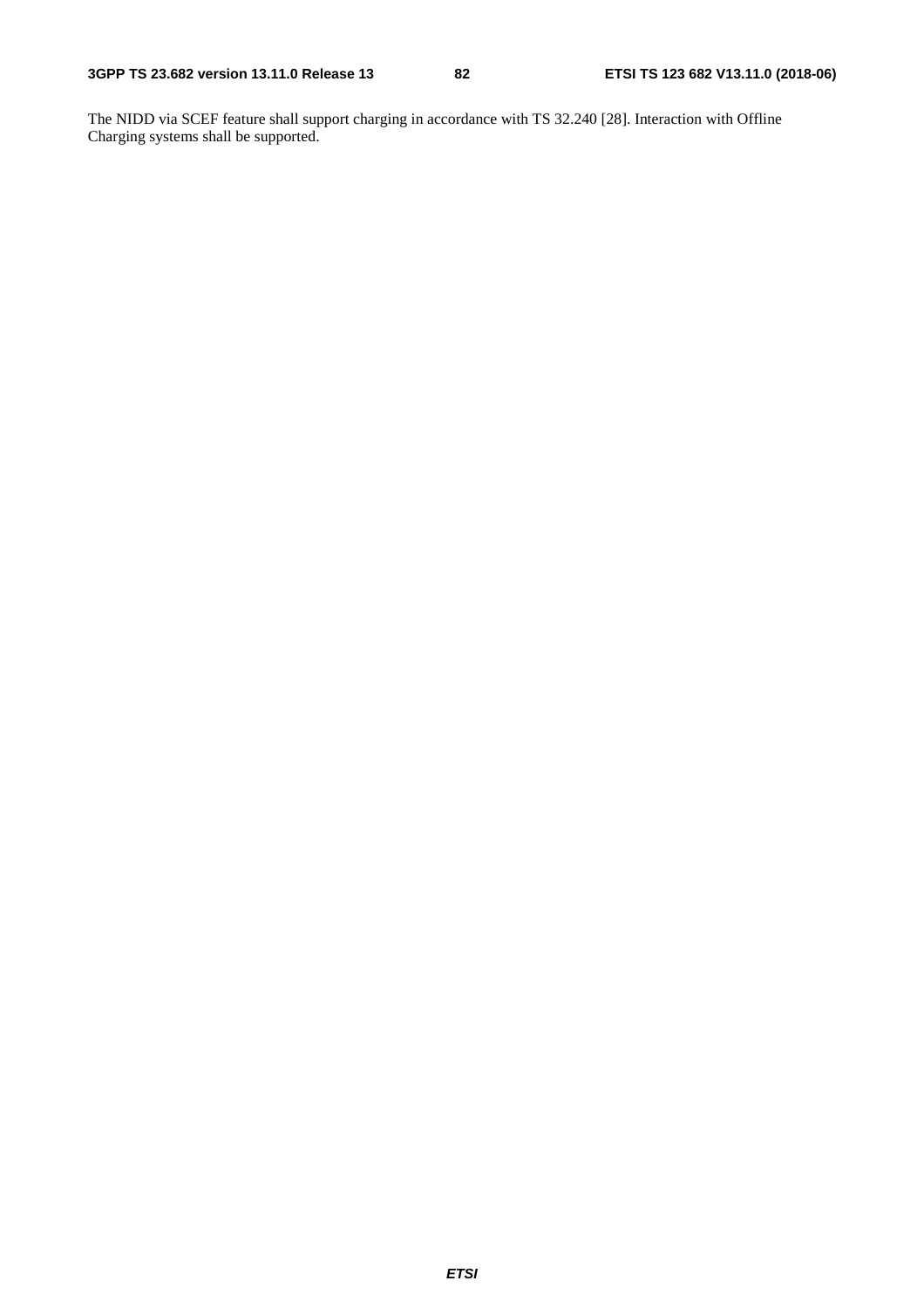The NIDD via SCEF feature shall support charging in accordance with TS 32.240 [28]. Interaction with Offline Charging systems shall be supported.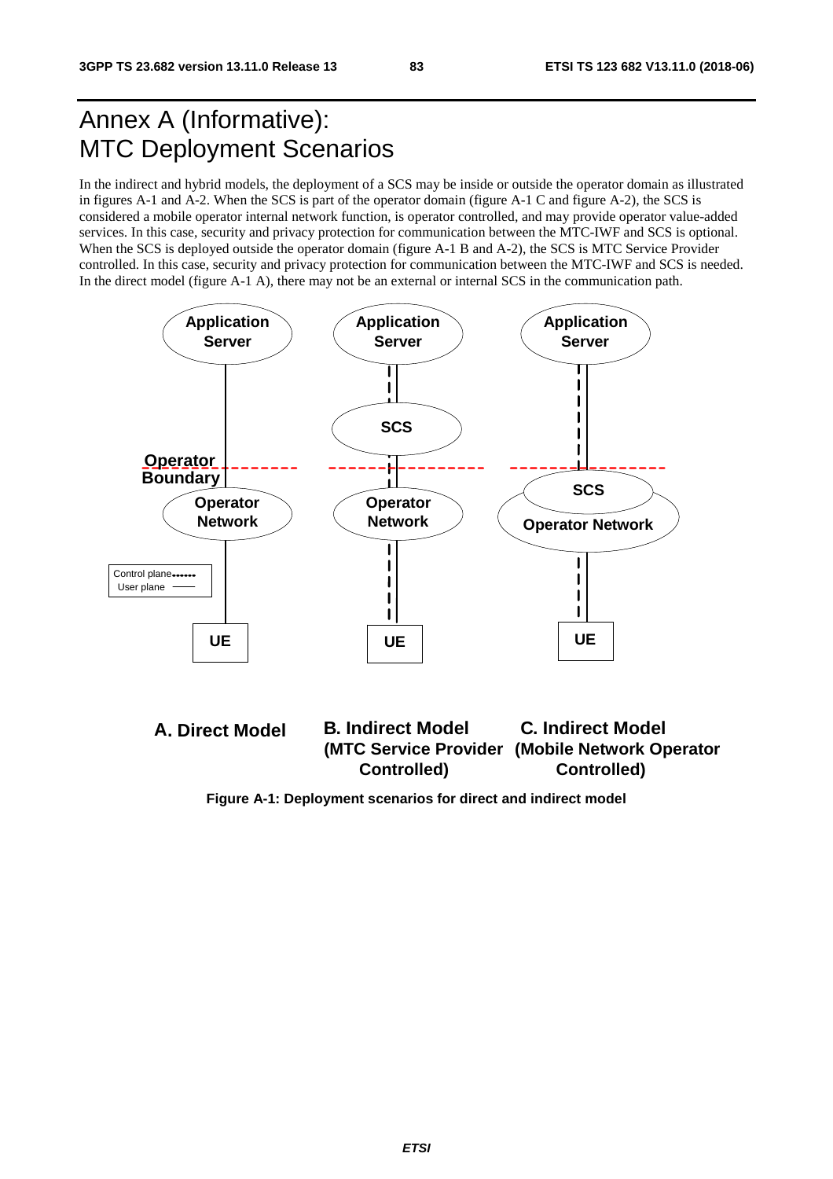# Annex A (Informative): MTC Deployment Scenarios

In the indirect and hybrid models, the deployment of a SCS may be inside or outside the operator domain as illustrated in figures A-1 and A-2. When the SCS is part of the operator domain (figure A-1 C and figure A-2), the SCS is considered a mobile operator internal network function, is operator controlled, and may provide operator value-added services. In this case, security and privacy protection for communication between the MTC-IWF and SCS is optional. When the SCS is deployed outside the operator domain (figure A-1 B and A-2), the SCS is MTC Service Provider controlled. In this case, security and privacy protection for communication between the MTC-IWF and SCS is needed. In the direct model (figure A-1 A), there may not be an external or internal SCS in the communication path.

**Figure A-1: Deployment scenarios for direct and indirect model**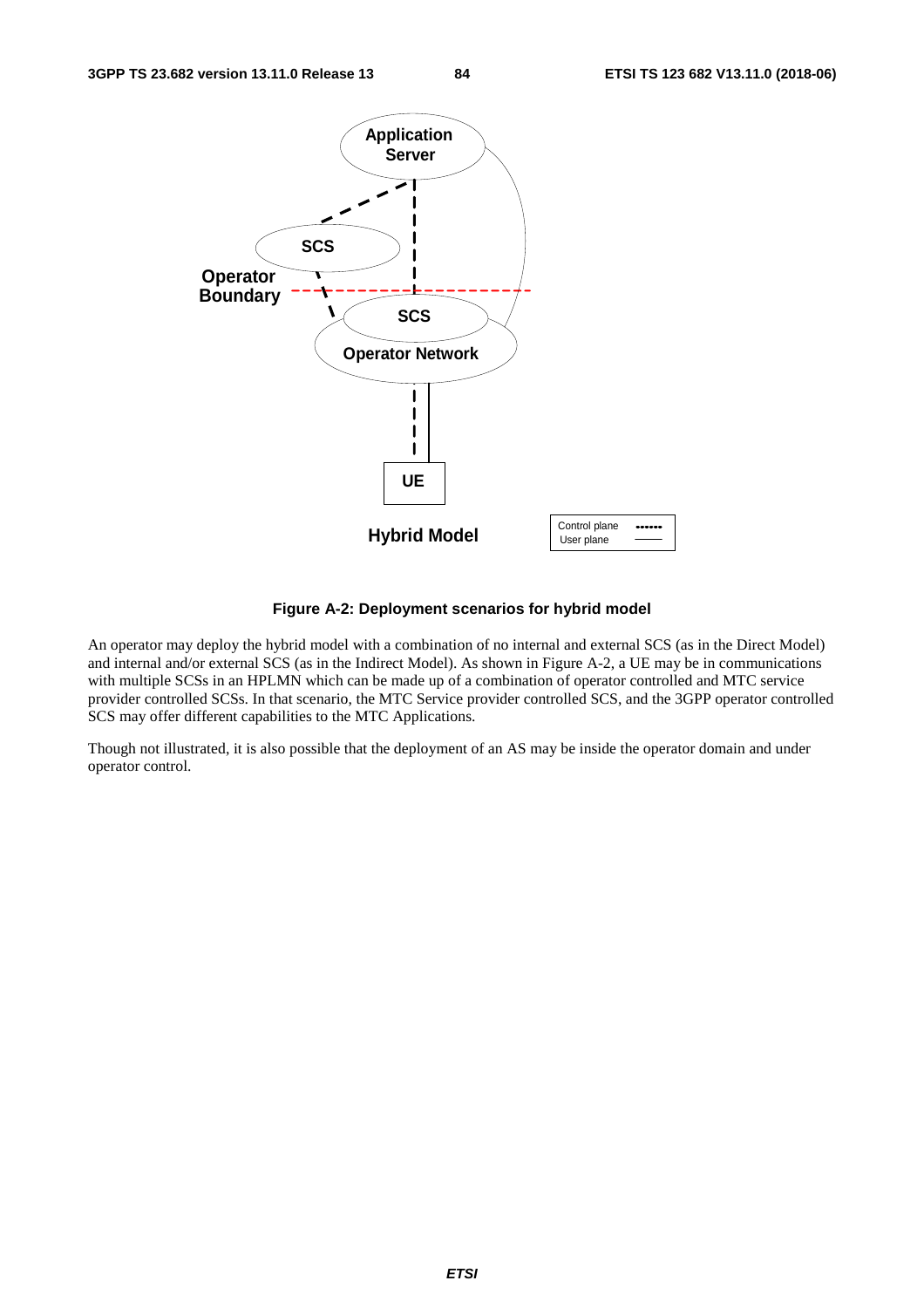**Figure A-2: Deployment scenarios for hybrid model**

An operator may deploy the hybrid model with a combination of no internal and external SCS (as in the Direct Model) and internal and/or external SCS (as in the Indirect Model). As shown in Figure A-2, a UE may be in communications with multiple SCSs in an HPLMN which can be made up of a combination of operator controlled and MTC service provider controlled SCSs. In that scenario, the MTC Service provider controlled SCS, and the 3GPP operator controlled SCS may offer different capabilities to the MTC Applications.

Though not illustrated, it is also possible that the deployment of an AS may be inside the operator domain and under operator control.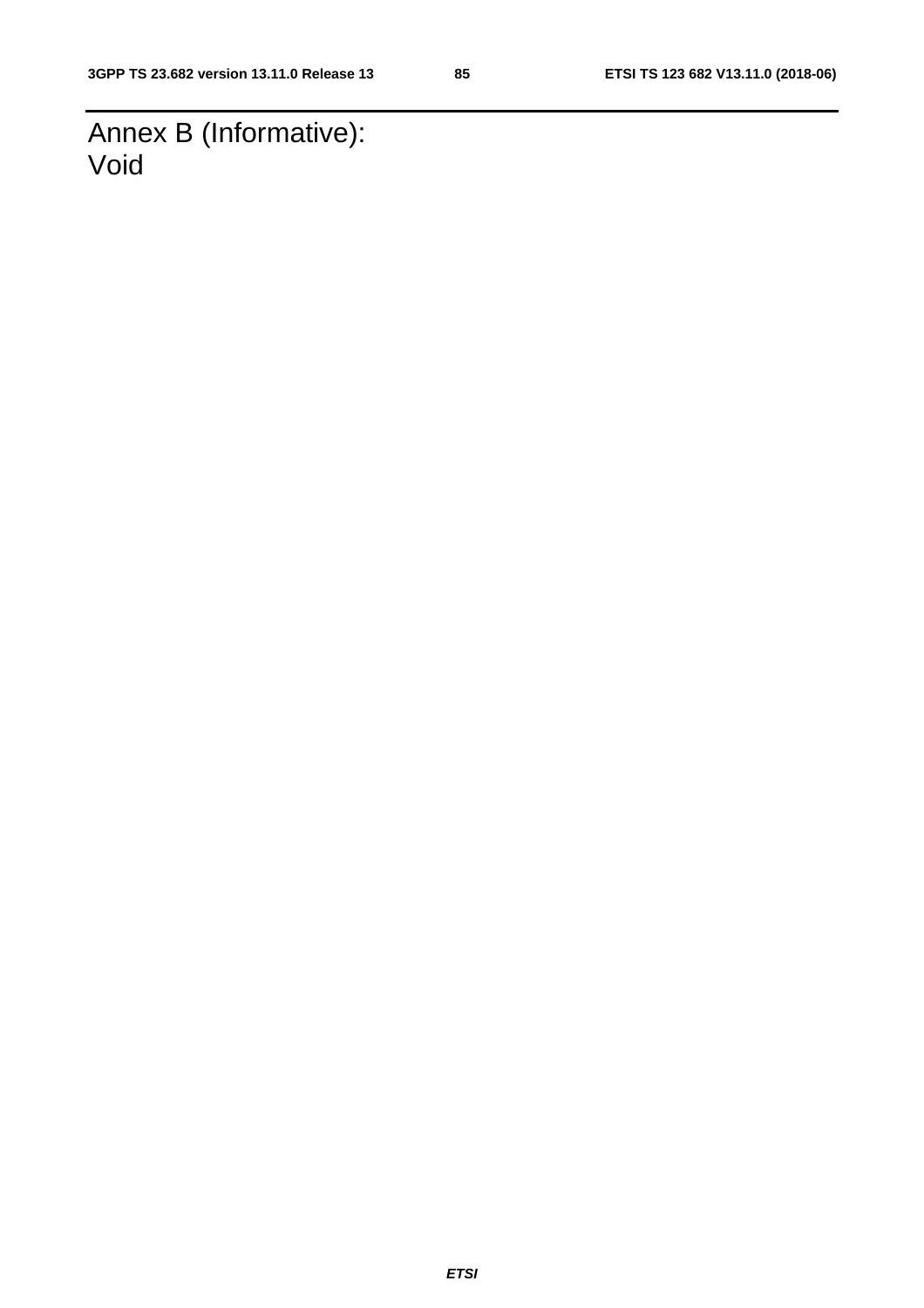# Annex B (Informative): Void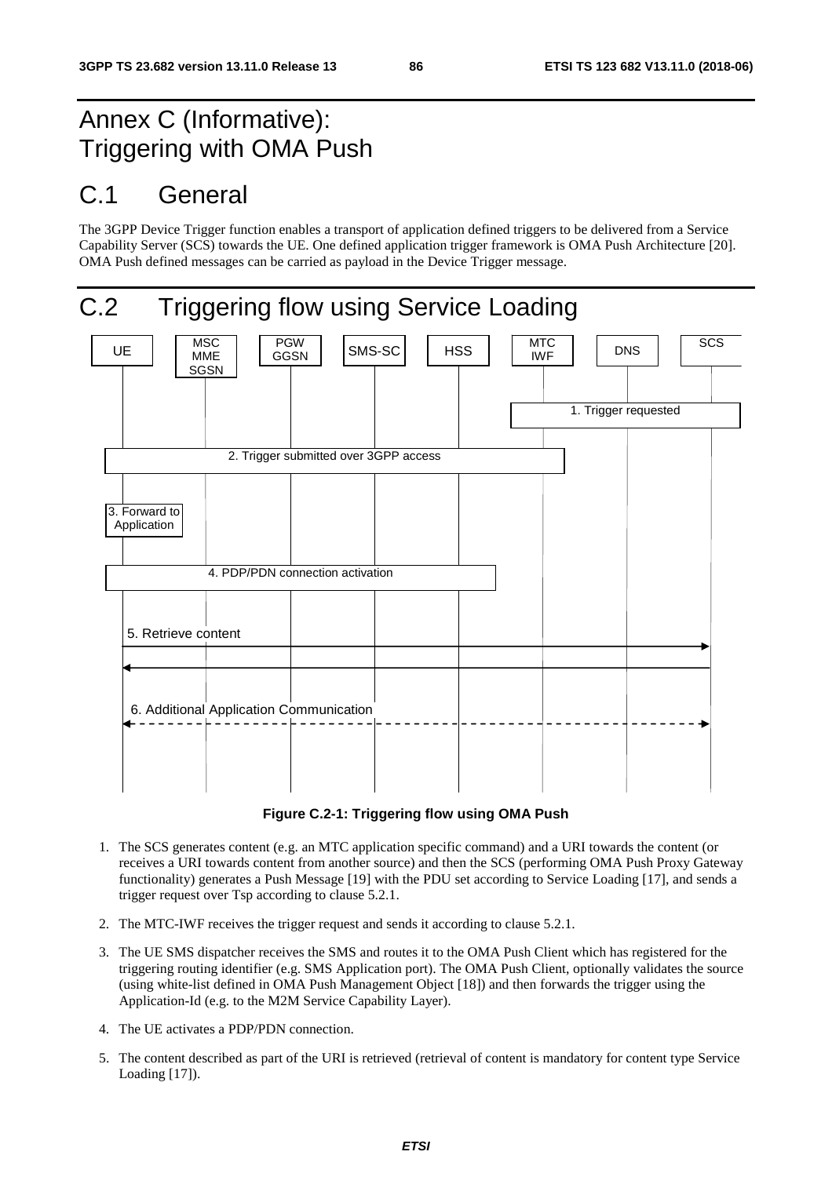# Annex C (Informative): Triggering with OMA Push

# C.1 General

The 3GPP Device Trigger function enables a transport of application defined triggers to be delivered from a Service Capability Server (SCS) towards the UE. One defined application trigger framework is OMA Push Architecture [20]. OMA Push defined messages can be carried as payload in the Device Trigger message.

# C.2 Triggering flow using Service Loading

**Figure C.2-1: Triggering flow using OMA Push**

1. The SCS generates content (e.g. an MTC application specific command) and a URI towards the content (or receives a URI towards content from another source) and then the SCS (performing OMA Push Proxy Gateway functionality) generates a Push Message [19] with the PDU set according to Service Loading [17], and sends a trigger request over Tsp according to clause 5.2.1.

2. The MTC-IWF receives the trigger request and sends it according to clause 5.2.1.

3. The UE SMS dispatcher receives the SMS and routes it to the OMA Push Client which has registered for the triggering routing identifier (e.g. SMS Application port). The OMA Push Client, optionally validates the source (using white-list defined in OMA Push Management Object [18]) and then forwards the trigger using the Application-Id (e.g. to the M2M Service Capability Layer).

4. The UE activates a PDP/PDN connection.

5. The content described as part of the URI is retrieved (retrieval of content is mandatory for content type Service Loading [17]).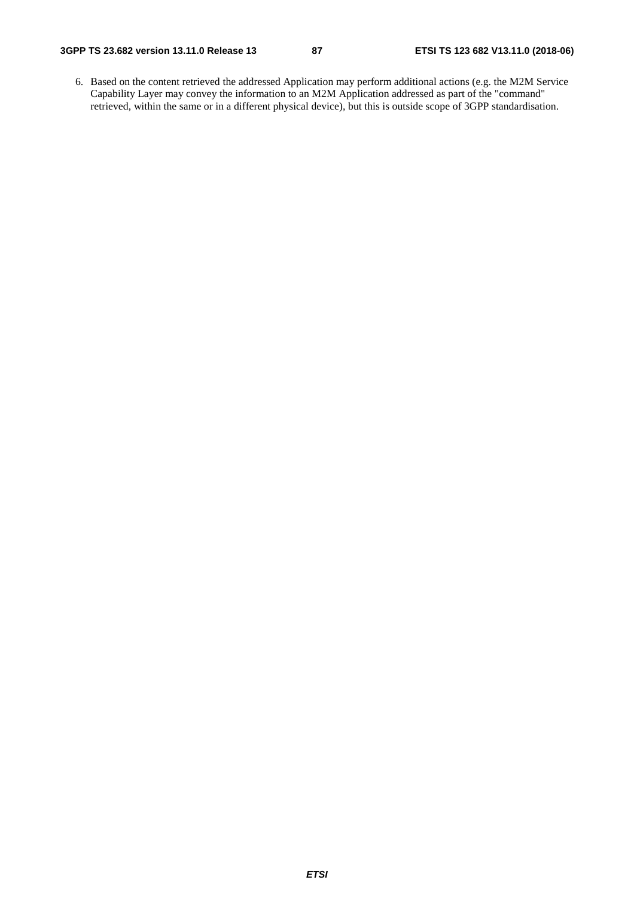6. Based on the content retrieved the addressed Application may perform additional actions (e.g. the M2M Service Capability Layer may convey the information to an M2M Application addressed as part of the "command" retrieved, within the same or in a different physical device), but this is outside scope of 3GPP standardisation.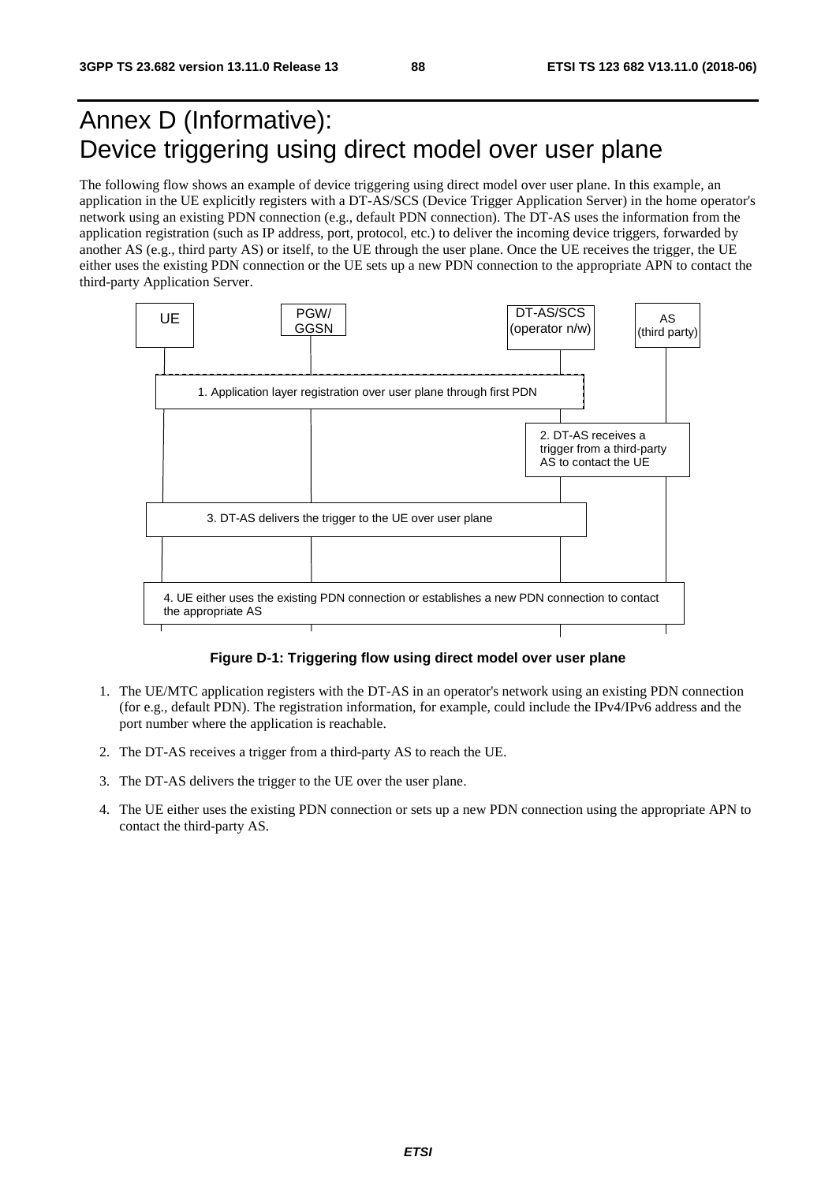# Annex D (Informative): Device triggering using direct model over user plane

The following flow shows an example of device triggering using direct model over user plane. In this example, an application in the UE explicitly registers with a DT-AS/SCS (Device Trigger Application Server) in the home operator's network using an existing PDN connection (e.g., default PDN connection). The DT-AS uses the information from the application registration (such as IP address, port, protocol, etc.) to deliver the incoming device triggers, forwarded by another AS (e.g., third party AS) or itself, to the UE through the user plane. Once the UE receives the trigger, the UE either uses the existing PDN connection or the UE sets up a new PDN connection to the appropriate APN to contact the third-party Application Server.

UE | PGW/GGSN | DT-AS/SCS (operator n/w) | AS (third party)

1. Application layer registration over user plane through first PDN

2. DT-AS receives a trigger from a third-party AS to contact the UE

3. DT-AS delivers the trigger to the UE over user plane

4. UE either uses the existing PDN connection or establishes a new PDN connection to contact the appropriate AS

**Figure D-1: Triggering flow using direct model over user plane**

1. The UE/MTC application registers with the DT-AS in an operator's network using an existing PDN connection (for e.g., default PDN). The registration information, for example, could include the IPv4/IPv6 address and the port number where the application is reachable.

2. The DT-AS receives a trigger from a third-party AS to reach the UE.

3. The DT-AS delivers the trigger to the UE over the user plane.

4. The UE either uses the existing PDN connection or sets up a new PDN connection using the appropriate APN to contact the third-party AS.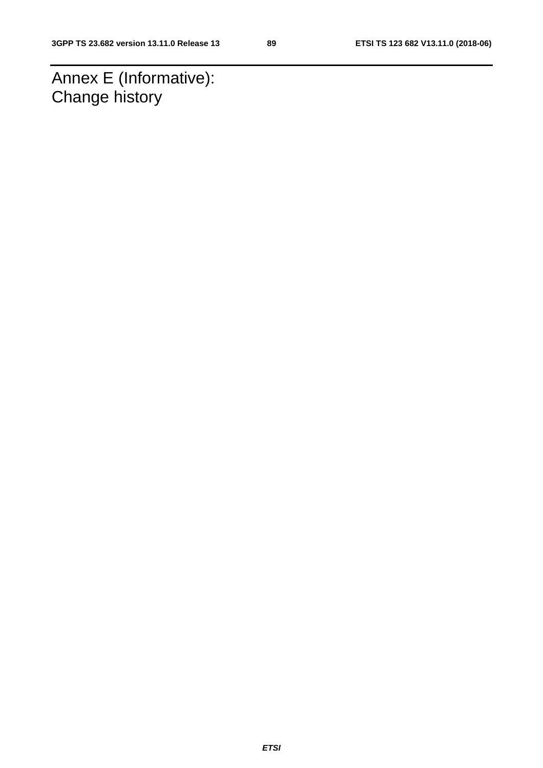# Annex E (Informative): Change history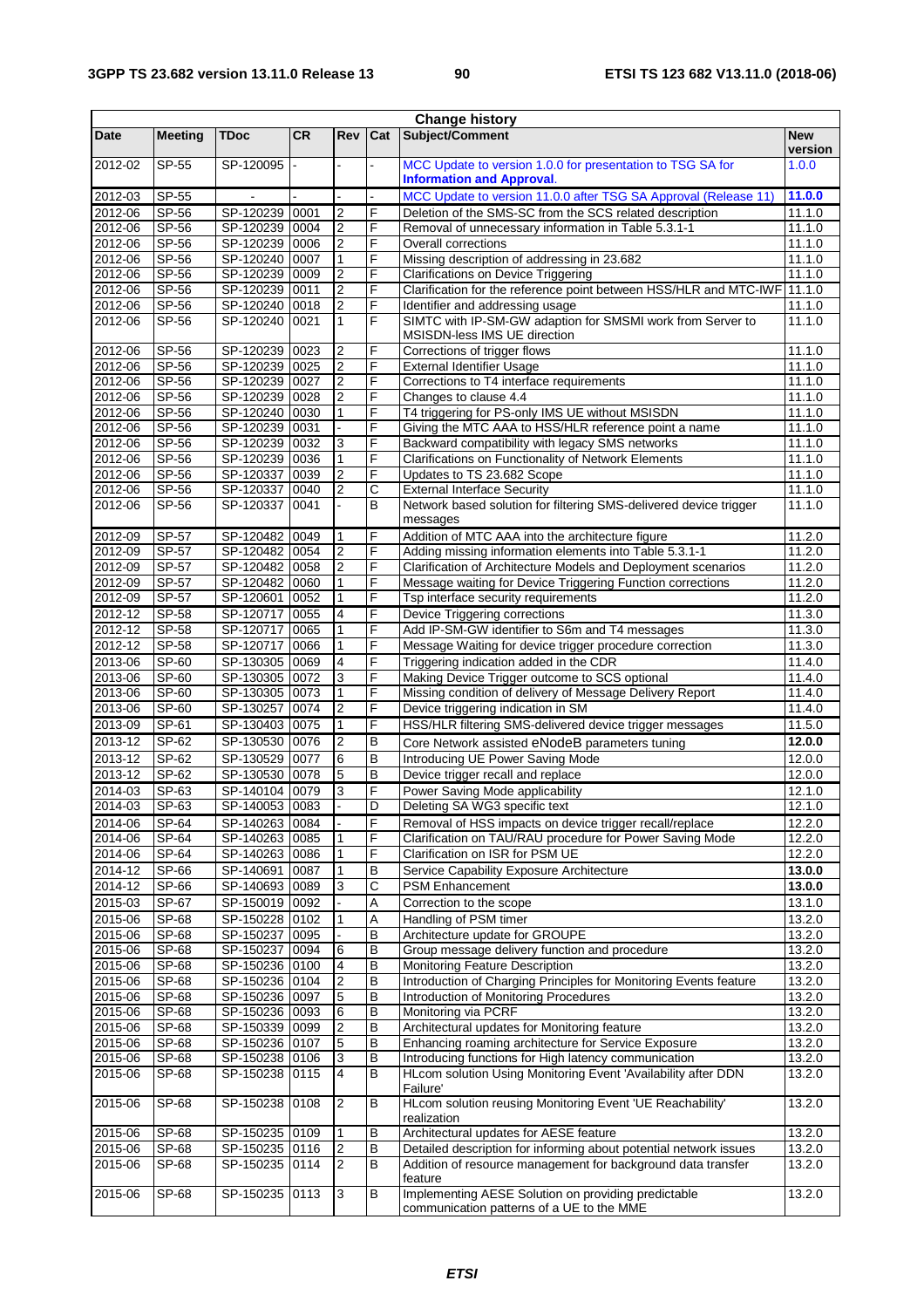| Change history | | | | | | | |
|---|---|---|---|---|---|---|---|
| **Date** | **Meeting** | **TDoc** | **CR** | **Rev** | **Cat** | **Subject/Comment** | **New version** |
| 2012-02 | SP-55 | SP-120095 | - | - | - | MCC Update to version 1.0.0 for presentation to TSG SA for **Information and Approval**. | 1.0.0 |
| 2012-03 | SP-55 | - | - | - | - | MCC Update to version 11.0.0 after TSG SA Approval (Release 11) | **11.0.0** |
| 2012-06 | SP-56 | SP-120239 | 0001 | 2 | F | Deletion of the SMS-SC from the SCS related description | 11.1.0 |
| 2012-06 | SP-56 | SP-120239 | 0004 | 2 | F | Removal of unnecessary information in Table 5.3.1-1 | 11.1.0 |
| 2012-06 | SP-56 | SP-120239 | 0006 | 2 | F | Overall corrections | 11.1.0 |
| 2012-06 | SP-56 | SP-120240 | 0007 | 1 | F | Missing description of addressing in 23.682 | 11.1.0 |
| 2012-06 | SP-56 | SP-120239 | 0009 | 2 | F | Clarifications on Device Triggering | 11.1.0 |
| 2012-06 | SP-56 | SP-120239 | 0011 | 2 | F | Clarification for the reference point between HSS/HLR and MTC-IWF | 11.1.0 |
| 2012-06 | SP-56 | SP-120240 | 0018 | 2 | F | Identifier and addressing usage | 11.1.0 |
| 2012-06 | SP-56 | SP-120240 | 0021 | 1 | F | SIMTC with IP-SM-GW adaption for SMSMI work from Server to MSISDN-less IMS UE direction | 11.1.0 |
| 2012-06 | SP-56 | SP-120239 | 0023 | 2 | F | Corrections of trigger flows | 11.1.0 |
| 2012-06 | SP-56 | SP-120239 | 0025 | 2 | F | External Identifier Usage | 11.1.0 |
| 2012-06 | SP-56 | SP-120239 | 0027 | 2 | F | Corrections to T4 interface requirements | 11.1.0 |
| 2012-06 | SP-56 | SP-120239 | 0028 | 2 | F | Changes to clause 4.4 | 11.1.0 |
| 2012-06 | SP-56 | SP-120240 | 0030 | 1 | F | T4 triggering for PS-only IMS UE without MSISDN | 11.1.0 |
| 2012-06 | SP-56 | SP-120239 | 0031 | - | F | Giving the MTC AAA to HSS/HLR reference point a name | 11.1.0 |
| 2012-06 | SP-56 | SP-120239 | 0032 | 3 | F | Backward compatibility with legacy SMS networks | 11.1.0 |
| 2012-06 | SP-56 | SP-120239 | 0036 | 1 | F | Clarifications on Functionality of Network Elements | 11.1.0 |
| 2012-06 | SP-56 | SP-120337 | 0039 | 2 | F | Updates to TS 23.682 Scope | 11.1.0 |
| 2012-06 | SP-56 | SP-120337 | 0040 | 2 | C | External Interface Security | 11.1.0 |
| 2012-06 | SP-56 | SP-120337 | 0041 | - | B | Network based solution for filtering SMS-delivered device trigger messages | 11.1.0 |
| 2012-09 | SP-57 | SP-120482 | 0049 | 1 | F | Addition of MTC AAA into the architecture figure | 11.2.0 |
| 2012-09 | SP-57 | SP-120482 | 0054 | 2 | F | Adding missing information elements into Table 5.3.1-1 | 11.2.0 |
| 2012-09 | SP-57 | SP-120482 | 0058 | 2 | F | Clarification of Architecture Models and Deployment scenarios | 11.2.0 |
| 2012-09 | SP-57 | SP-120482 | 0060 | 1 | F | Message waiting for Device Triggering Function corrections | 11.2.0 |
| 2012-09 | SP-57 | SP-120601 | 0052 | 1 | F | Tsp interface security requirements | 11.2.0 |
| 2012-12 | SP-58 | SP-120717 | 0055 | 4 | F | Device Triggering corrections | 11.3.0 |
| 2012-12 | SP-58 | SP-120717 | 0065 | 1 | F | Add IP-SM-GW identifier to S6m and T4 messages | 11.3.0 |
| 2012-12 | SP-58 | SP-120717 | 0066 | 1 | F | Message Waiting for device trigger procedure correction | 11.3.0 |
| 2013-06 | SP-60 | SP-130305 | 0069 | 4 | F | Triggering indication added in the CDR | 11.4.0 |
| 2013-06 | SP-60 | SP-130305 | 0072 | 3 | F | Making Device Trigger outcome to SCS optional | 11.4.0 |
| 2013-06 | SP-60 | SP-130305 | 0073 | 1 | F | Missing condition of delivery of Message Delivery Report | 11.4.0 |
| 2013-06 | SP-60 | SP-130257 | 0074 | 2 | F | Device triggering indication in SM | 11.4.0 |
| 2013-09 | SP-61 | SP-130403 | 0075 | 1 | F | HSS/HLR filtering SMS-delivered device trigger messages | 11.5.0 |
| 2013-12 | SP-62 | SP-130530 | 0076 | 2 | B | Core Network assisted eNodeB parameters tuning | **12.0.0** |
| 2013-12 | SP-62 | SP-130529 | 0077 | 6 | B | Introducing UE Power Saving Mode | 12.0.0 |
| 2013-12 | SP-62 | SP-130530 | 0078 | 5 | B | Device trigger recall and replace | 12.0.0 |
| 2014-03 | SP-63 | SP-140104 | 0079 | 3 | F | Power Saving Mode applicability | 12.1.0 |
| 2014-03 | SP-63 | SP-140053 | 0083 | - | D | Deleting SA WG3 specific text | 12.1.0 |
| 2014-06 | SP-64 | SP-140263 | 0084 | - | F | Removal of HSS impacts on device trigger recall/replace | 12.2.0 |
| 2014-06 | SP-64 | SP-140263 | 0085 | 1 | F | Clarification on TAU/RAU procedure for Power Saving Mode | 12.2.0 |
| 2014-06 | SP-64 | SP-140263 | 0086 | 1 | F | Clarification on ISR for PSM UE | 12.2.0 |
| 2014-12 | SP-66 | SP-140691 | 0087 | 1 | B | Service Capability Exposure Architecture | **13.0.0** |
| 2014-12 | SP-66 | SP-140693 | 0089 | 3 | C | PSM Enhancement | **13.0.0** |
| 2015-03 | SP-67 | SP-150019 | 0092 | - | A | Correction to the scope | 13.1.0 |
| 2015-06 | SP-68 | SP-150228 | 0102 | 1 | A | Handling of PSM timer | 13.2.0 |
| 2015-06 | SP-68 | SP-150237 | 0095 | - | B | Architecture update for GROUPE | 13.2.0 |
| 2015-06 | SP-68 | SP-150237 | 0094 | 6 | B | Group message delivery function and procedure | 13.2.0 |
| 2015-06 | SP-68 | SP-150236 | 0100 | 4 | B | Monitoring Feature Description | 13.2.0 |
| 2015-06 | SP-68 | SP-150236 | 0104 | 2 | B | Introduction of Charging Principles for Monitoring Events feature | 13.2.0 |
| 2015-06 | SP-68 | SP-150236 | 0097 | 5 | B | Introduction of Monitoring Procedures | 13.2.0 |
| 2015-06 | SP-68 | SP-150236 | 0093 | 6 | B | Monitoring via PCRF | 13.2.0 |
| 2015-06 | SP-68 | SP-150339 | 0099 | 2 | B | Architectural updates for Monitoring feature | 13.2.0 |
| 2015-06 | SP-68 | SP-150236 | 0107 | 5 | B | Enhancing roaming architecture for Service Exposure | 13.2.0 |
| 2015-06 | SP-68 | SP-150238 | 0106 | 3 | B | Introducing functions for High latency communication | 13.2.0 |
| 2015-06 | SP-68 | SP-150238 | 0115 | 4 | B | HLcom solution Using Monitoring Event 'Availability after DDN Failure' | 13.2.0 |
| 2015-06 | SP-68 | SP-150238 | 0108 | 2 | B | HLcom solution reusing Monitoring Event 'UE Reachability' realization | 13.2.0 |
| 2015-06 | SP-68 | SP-150235 | 0109 | 1 | B | Architectural updates for AESE feature | 13.2.0 |
| 2015-06 | SP-68 | SP-150235 | 0116 | 2 | B | Detailed description for informing about potential network issues | 13.2.0 |
| 2015-06 | SP-68 | SP-150235 | 0114 | 2 | B | Addition of resource management for background data transfer feature | 13.2.0 |
| 2015-06 | SP-68 | SP-150235 | 0113 | 3 | B | Implementing AESE Solution on providing predictable communication patterns of a UE to the MME | 13.2.0 |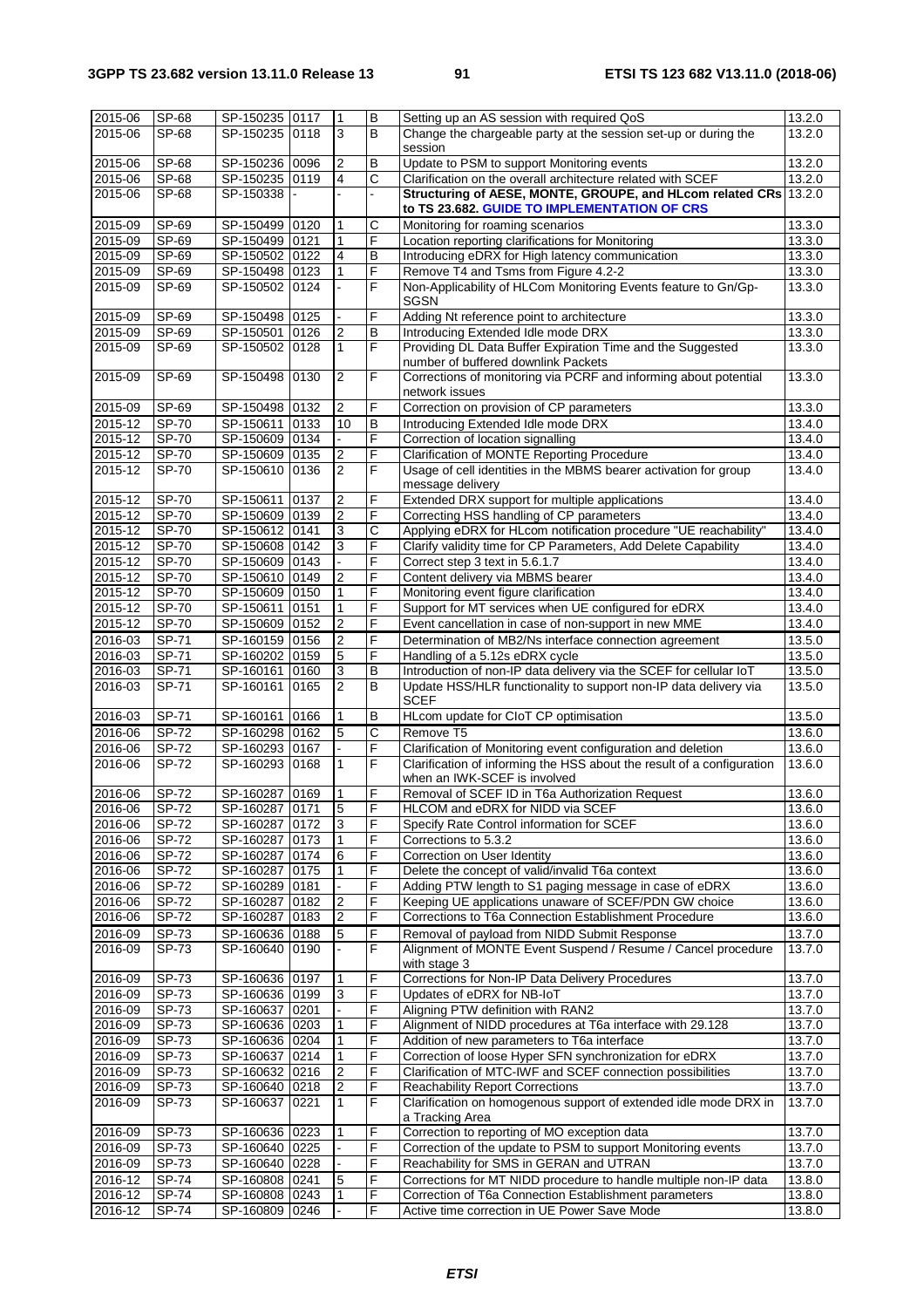| 2015-06 | SP-68 | SP-150235 | 0117 | 1 | B | Setting up an AS session with required QoS | 13.2.0 |
|---|---|---|---|---|---|---|---|
| 2015-06 | SP-68 | SP-150235 | 0118 | 3 | B | Change the chargeable party at the session set-up or during the session | 13.2.0 |
| 2015-06 | SP-68 | SP-150236 | 0096 | 2 | B | Update to PSM to support Monitoring events | 13.2.0 |
| 2015-06 | SP-68 | SP-150235 | 0119 | 4 | C | Clarification on the overall architecture related with SCEF | 13.2.0 |
| 2015-06 | SP-68 | SP-150338 | - | - | - | **Structuring of AESE, MONTE, GROUPE, and HLcom related CRs to TS 23.682. GUIDE TO IMPLEMENTATION OF CRS** | 13.2.0 |
| 2015-09 | SP-69 | SP-150499 | 0120 | 1 | C | Monitoring for roaming scenarios | 13.3.0 |
| 2015-09 | SP-69 | SP-150499 | 0121 | 1 | F | Location reporting clarifications for Monitoring | 13.3.0 |
| 2015-09 | SP-69 | SP-150502 | 0122 | 4 | B | Introducing eDRX for High latency communication | 13.3.0 |
| 2015-09 | SP-69 | SP-150498 | 0123 | 1 | F | Remove T4 and Tsms from Figure 4.2-2 | 13.3.0 |
| 2015-09 | SP-69 | SP-150502 | 0124 | - | F | Non-Applicability of HLCom Monitoring Events feature to Gn/Gp-SGSN | 13.3.0 |
| 2015-09 | SP-69 | SP-150498 | 0125 | - | F | Adding Nt reference point to architecture | 13.3.0 |
| 2015-09 | SP-69 | SP-150501 | 0126 | 2 | B | Introducing Extended Idle mode DRX | 13.3.0 |
| 2015-09 | SP-69 | SP-150502 | 0128 | 1 | F | Providing DL Data Buffer Expiration Time and the Suggested number of buffered downlink Packets | 13.3.0 |
| 2015-09 | SP-69 | SP-150498 | 0130 | 2 | F | Corrections of monitoring via PCRF and informing about potential network issues | 13.3.0 |
| 2015-09 | SP-69 | SP-150498 | 0132 | 2 | F | Correction on provision of CP parameters | 13.3.0 |
| 2015-12 | SP-70 | SP-150611 | 0133 | 10 | B | Introducing Extended Idle mode DRX | 13.4.0 |
| 2015-12 | SP-70 | SP-150609 | 0134 | - | F | Correction of location signalling | 13.4.0 |
| 2015-12 | SP-70 | SP-150609 | 0135 | 2 | F | Clarification of MONTE Reporting Procedure | 13.4.0 |
| 2015-12 | SP-70 | SP-150610 | 0136 | 2 | F | Usage of cell identities in the MBMS bearer activation for group message delivery | 13.4.0 |
| 2015-12 | SP-70 | SP-150611 | 0137 | 2 | F | Extended DRX support for multiple applications | 13.4.0 |
| 2015-12 | SP-70 | SP-150609 | 0139 | 2 | F | Correcting HSS handling of CP parameters | 13.4.0 |
| 2015-12 | SP-70 | SP-150612 | 0141 | 3 | C | Applying eDRX for HLcom notification procedure "UE reachability" | 13.4.0 |
| 2015-12 | SP-70 | SP-150608 | 0142 | 3 | F | Clarify validity time for CP Parameters, Add Delete Capability | 13.4.0 |
| 2015-12 | SP-70 | SP-150609 | 0143 | - | F | Correct step 3 text in 5.6.1.7 | 13.4.0 |
| 2015-12 | SP-70 | SP-150610 | 0149 | 2 | F | Content delivery via MBMS bearer | 13.4.0 |
| 2015-12 | SP-70 | SP-150609 | 0150 | 1 | F | Monitoring event figure clarification | 13.4.0 |
| 2015-12 | SP-70 | SP-150611 | 0151 | 1 | F | Support for MT services when UE configured for eDRX | 13.4.0 |
| 2015-12 | SP-70 | SP-150609 | 0152 | 2 | F | Event cancellation in case of non-support in new MME | 13.4.0 |
| 2016-03 | SP-71 | SP-160159 | 0156 | 2 | F | Determination of MB2/Ns interface connection agreement | 13.5.0 |
| 2016-03 | SP-71 | SP-160202 | 0159 | 5 | F | Handling of a 5.12s eDRX cycle | 13.5.0 |
| 2016-03 | SP-71 | SP-160161 | 0160 | 3 | B | Introduction of non-IP data delivery via the SCEF for cellular IoT | 13.5.0 |
| 2016-03 | SP-71 | SP-160161 | 0165 | 2 | B | Update HSS/HLR functionality to support non-IP data delivery via SCEF | 13.5.0 |
| 2016-03 | SP-71 | SP-160161 | 0166 | 1 | B | HLcom update for CIoT CP optimisation | 13.5.0 |
| 2016-06 | SP-72 | SP-160298 | 0162 | 5 | C | Remove T5 | 13.6.0 |
| 2016-06 | SP-72 | SP-160293 | 0167 | - | F | Clarification of Monitoring event configuration and deletion | 13.6.0 |
| 2016-06 | SP-72 | SP-160293 | 0168 | 1 | F | Clarification of informing the HSS about the result of a configuration when an IWK-SCEF is involved | 13.6.0 |
| 2016-06 | SP-72 | SP-160287 | 0169 | 1 | F | Removal of SCEF ID in T6a Authorization Request | 13.6.0 |
| 2016-06 | SP-72 | SP-160287 | 0171 | 5 | F | HLCOM and eDRX for NIDD via SCEF | 13.6.0 |
| 2016-06 | SP-72 | SP-160287 | 0172 | 3 | F | Specify Rate Control information for SCEF | 13.6.0 |
| 2016-06 | SP-72 | SP-160287 | 0173 | 1 | F | Corrections to 5.3.2 | 13.6.0 |
| 2016-06 | SP-72 | SP-160287 | 0174 | 6 | F | Correction on User Identity | 13.6.0 |
| 2016-06 | SP-72 | SP-160287 | 0175 | 1 | F | Delete the concept of valid/invalid T6a context | 13.6.0 |
| 2016-06 | SP-72 | SP-160289 | 0181 | - | F | Adding PTW length to S1 paging message in case of eDRX | 13.6.0 |
| 2016-06 | SP-72 | SP-160287 | 0182 | 2 | F | Keeping UE applications unaware of SCEF/PDN GW choice | 13.6.0 |
| 2016-06 | SP-72 | SP-160287 | 0183 | 2 | F | Corrections to T6a Connection Establishment Procedure | 13.6.0 |
| 2016-09 | SP-73 | SP-160636 | 0188 | 5 | F | Removal of payload from NIDD Submit Response | 13.7.0 |
| 2016-09 | SP-73 | SP-160640 | 0190 | - | F | Alignment of MONTE Event Suspend / Resume / Cancel procedure with stage 3 | 13.7.0 |
| 2016-09 | SP-73 | SP-160636 | 0197 | 1 | F | Corrections for Non-IP Data Delivery Procedures | 13.7.0 |
| 2016-09 | SP-73 | SP-160636 | 0199 | 3 | F | Updates of eDRX for NB-IoT | 13.7.0 |
| 2016-09 | SP-73 | SP-160637 | 0201 | - | F | Aligning PTW definition with RAN2 | 13.7.0 |
| 2016-09 | SP-73 | SP-160636 | 0203 | 1 | F | Alignment of NIDD procedures at T6a interface with 29.128 | 13.7.0 |
| 2016-09 | SP-73 | SP-160636 | 0204 | 1 | F | Addition of new parameters to T6a interface | 13.7.0 |
| 2016-09 | SP-73 | SP-160637 | 0214 | 1 | F | Correction of loose Hyper SFN synchronization for eDRX | 13.7.0 |
| 2016-09 | SP-73 | SP-160632 | 0216 | 2 | F | Clarification of MTC-IWF and SCEF connection possibilities | 13.7.0 |
| 2016-09 | SP-73 | SP-160640 | 0218 | 2 | F | Reachability Report Corrections | 13.7.0 |
| 2016-09 | SP-73 | SP-160637 | 0221 | 1 | F | Clarification on homogenous support of extended idle mode DRX in a Tracking Area | 13.7.0 |
| 2016-09 | SP-73 | SP-160636 | 0223 | 1 | F | Correction to reporting of MO exception data | 13.7.0 |
| 2016-09 | SP-73 | SP-160640 | 0225 | - | F | Correction of the update to PSM to support Monitoring events | 13.7.0 |
| 2016-09 | SP-73 | SP-160640 | 0228 | - | F | Reachability for SMS in GERAN and UTRAN | 13.7.0 |
| 2016-12 | SP-74 | SP-160808 | 0241 | 5 | F | Corrections for MT NIDD procedure to handle multiple non-IP data | 13.8.0 |
| 2016-12 | SP-74 | SP-160808 | 0243 | 1 | F | Correction of T6a Connection Establishment parameters | 13.8.0 |
| 2016-12 | SP-74 | SP-160809 | 0246 | - | F | Active time correction in UE Power Save Mode | 13.8.0 |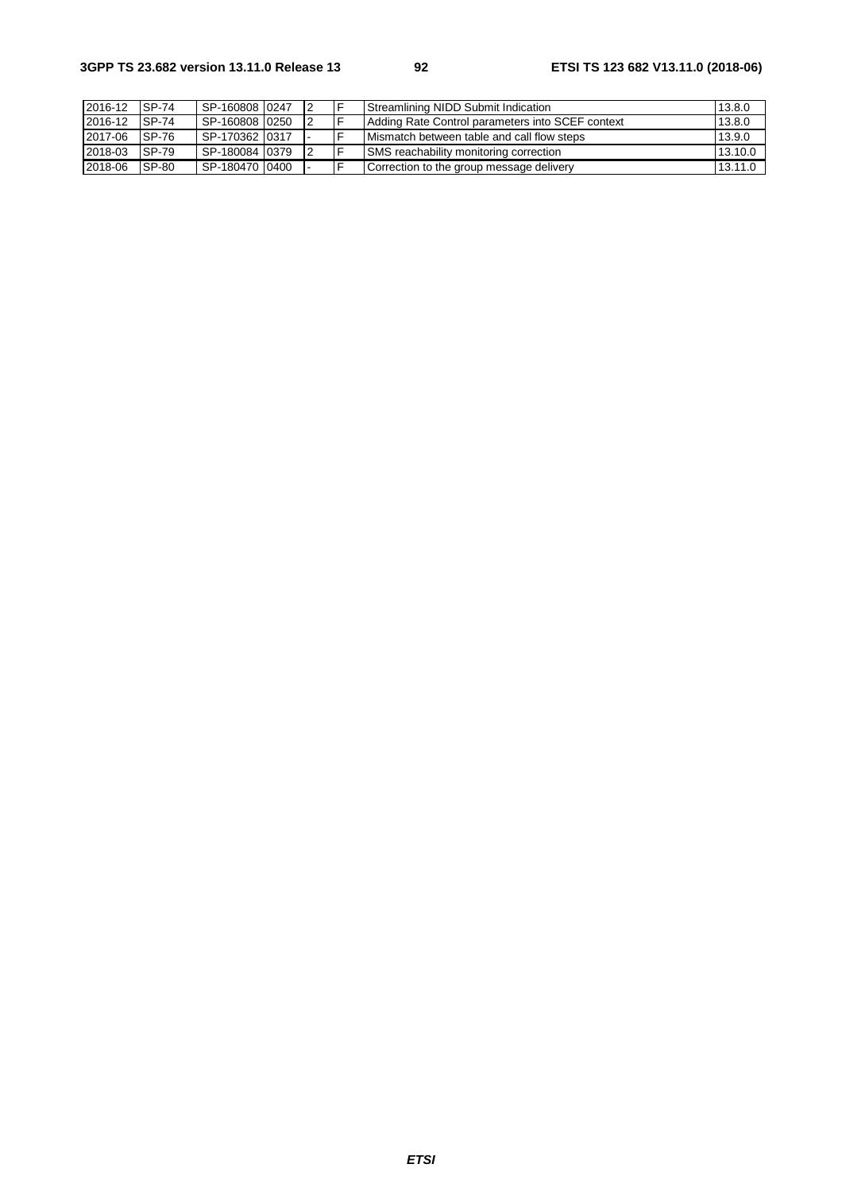| 2016-12 | SP-74 | SP-160808 | 0247 | 2 | F | Streamlining NIDD Submit Indication | 13.8.0 |
|---|---|---|---|---|---|---|---|
| 2016-12 | SP-74 | SP-160808 | 0250 | 2 | F | Adding Rate Control parameters into SCEF context | 13.8.0 |
| 2017-06 | SP-76 | SP-170362 | 0317 | - | F | Mismatch between table and call flow steps | 13.9.0 |
| 2018-03 | SP-79 | SP-180084 | 0379 | 2 | F | SMS reachability monitoring correction | 13.10.0 |
| 2018-06 | SP-80 | SP-180470 | 0400 | - | F | Correction to the group message delivery | 13.11.0 |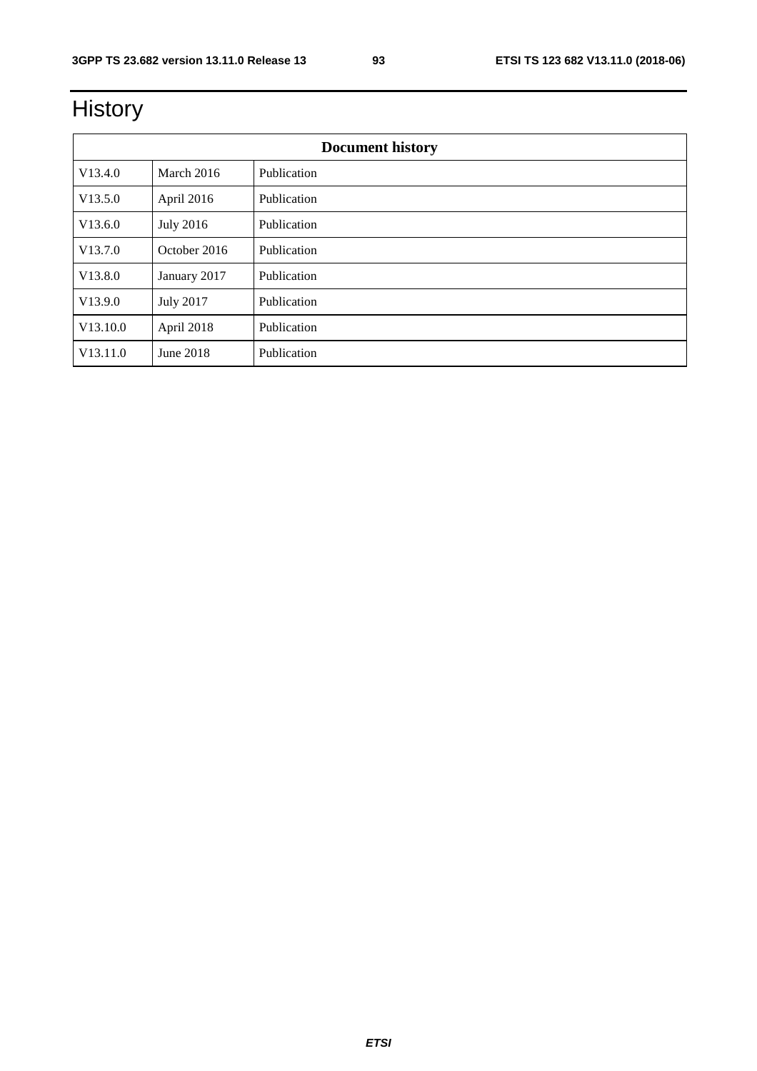# History

| Document history | | |
|---|---|---|
| V13.4.0 | March 2016 | Publication |
| V13.5.0 | April 2016 | Publication |
| V13.6.0 | July 2016 | Publication |
| V13.7.0 | October 2016 | Publication |
| V13.8.0 | January 2017 | Publication |
| V13.9.0 | July 2017 | Publication |
| V13.10.0 | April 2018 | Publication |
| V13.11.0 | June 2018 | Publication |